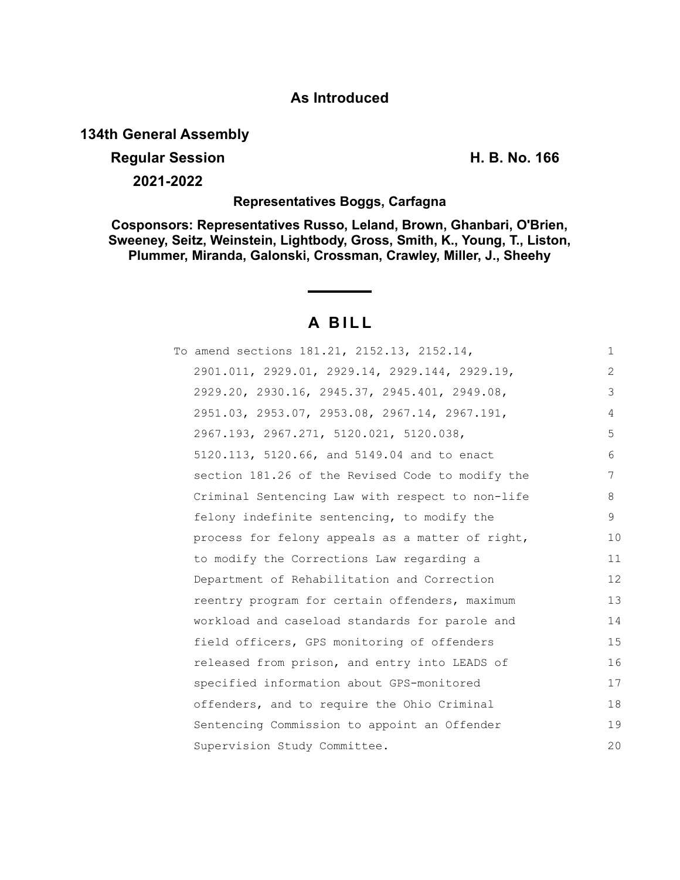**As Introduced**

**134th General Assembly**

**Regular Session** **H. B. No. 166**

**2021-2022**

**Representatives Boggs, Carfagna**

**Cosponsors: Representatives Russo, Leland, Brown, Ghanbari, O'Brien, Sweeney, Seitz, Weinstein, Lightbody, Gross, Smith, K., Young, T., Liston, Plummer, Miranda, Galonski, Crossman, Crawley, Miller, J., Sheehy**

# A BILL

To amend sections 181.21, 2152.13, 2152.14, 2901.011, 2929.01, 2929.14, 2929.144, 2929.19, 2929.20, 2930.16, 2945.37, 2945.401, 2949.08, 2951.03, 2953.07, 2953.08, 2967.14, 2967.191, 2967.193, 2967.271, 5120.021, 5120.038, 5120.113, 5120.66, and 5149.04 and to enact section 181.26 of the Revised Code to modify the Criminal Sentencing Law with respect to non-life felony indefinite sentencing, to modify the process for felony appeals as a matter of right, to modify the Corrections Law regarding a Department of Rehabilitation and Correction reentry program for certain offenders, maximum workload and caseload standards for parole and field officers, GPS monitoring of offenders released from prison, and entry into LEADS of specified information about GPS-monitored offenders, and to require the Ohio Criminal Sentencing Commission to appoint an Offender Supervision Study Committee.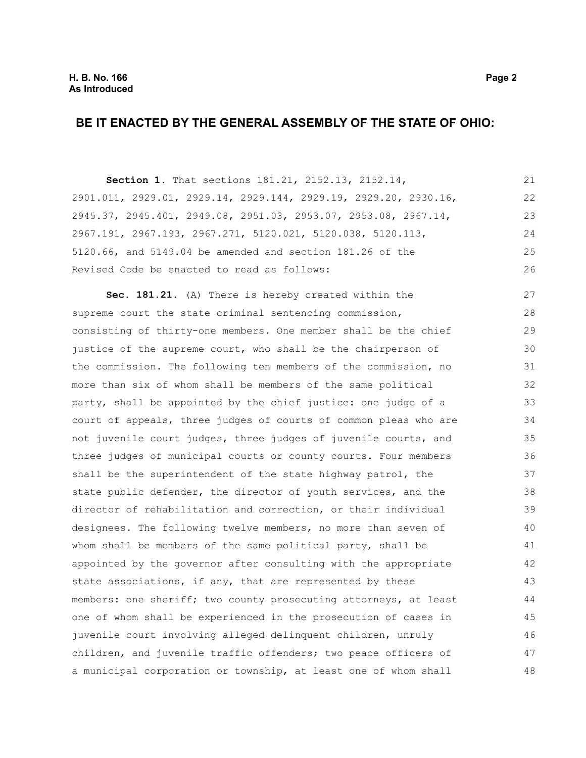## BE IT ENACTED BY THE GENERAL ASSEMBLY OF THE STATE OF OHIO:

**Section 1.** That sections 181.21, 2152.13, 2152.14, 2901.011, 2929.01, 2929.14, 2929.144, 2929.19, 2929.20, 2930.16, 2945.37, 2945.401, 2949.08, 2951.03, 2953.07, 2953.08, 2967.14, 2967.191, 2967.193, 2967.271, 5120.021, 5120.038, 5120.113, 5120.66, and 5149.04 be amended and section 181.26 of the Revised Code be enacted to read as follows:

**Sec. 181.21.** (A) There is hereby created within the supreme court the state criminal sentencing commission, consisting of thirty-one members. One member shall be the chief justice of the supreme court, who shall be the chairperson of the commission. The following ten members of the commission, no more than six of whom shall be members of the same political party, shall be appointed by the chief justice: one judge of a court of appeals, three judges of courts of common pleas who are not juvenile court judges, three judges of juvenile courts, and three judges of municipal courts or county courts. Four members shall be the superintendent of the state highway patrol, the state public defender, the director of youth services, and the director of rehabilitation and correction, or their individual designees. The following twelve members, no more than seven of whom shall be members of the same political party, shall be appointed by the governor after consulting with the appropriate state associations, if any, that are represented by these members: one sheriff; two county prosecuting attorneys, at least one of whom shall be experienced in the prosecution of cases in juvenile court involving alleged delinquent children, unruly children, and juvenile traffic offenders; two peace officers of a municipal corporation or township, at least one of whom shall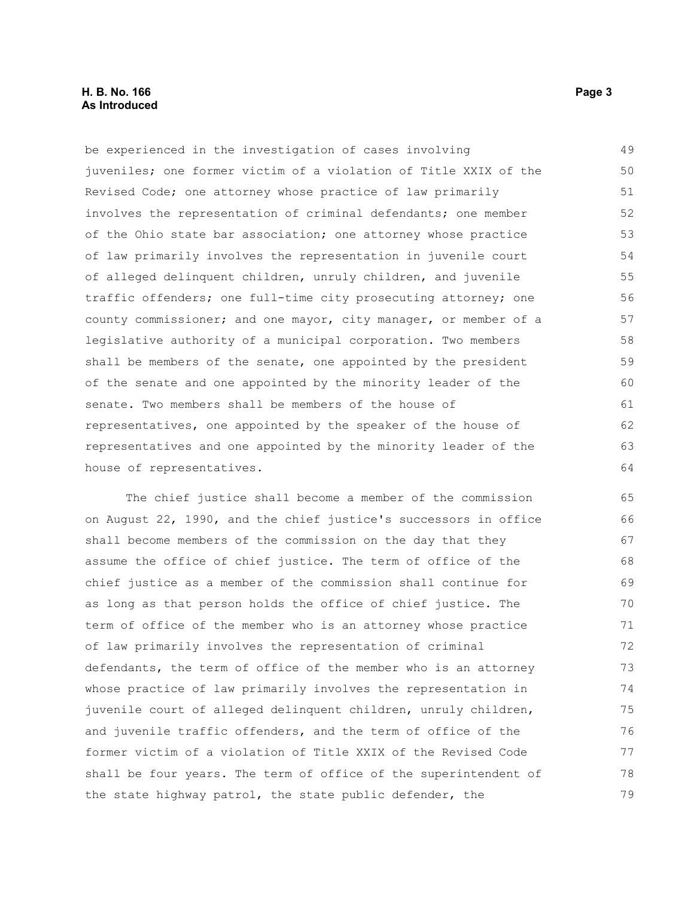be experienced in the investigation of cases involving juveniles; one former victim of a violation of Title XXIX of the Revised Code; one attorney whose practice of law primarily involves the representation of criminal defendants; one member of the Ohio state bar association; one attorney whose practice of law primarily involves the representation in juvenile court of alleged delinquent children, unruly children, and juvenile traffic offenders; one full-time city prosecuting attorney; one county commissioner; and one mayor, city manager, or member of a legislative authority of a municipal corporation. Two members shall be members of the senate, one appointed by the president of the senate and one appointed by the minority leader of the senate. Two members shall be members of the house of representatives, one appointed by the speaker of the house of representatives and one appointed by the minority leader of the house of representatives.

The chief justice shall become a member of the commission on August 22, 1990, and the chief justice's successors in office shall become members of the commission on the day that they assume the office of chief justice. The term of office of the chief justice as a member of the commission shall continue for as long as that person holds the office of chief justice. The term of office of the member who is an attorney whose practice of law primarily involves the representation of criminal defendants, the term of office of the member who is an attorney whose practice of law primarily involves the representation in juvenile court of alleged delinquent children, unruly children, and juvenile traffic offenders, and the term of office of the former victim of a violation of Title XXIX of the Revised Code shall be four years. The term of office of the superintendent of the state highway patrol, the state public defender, the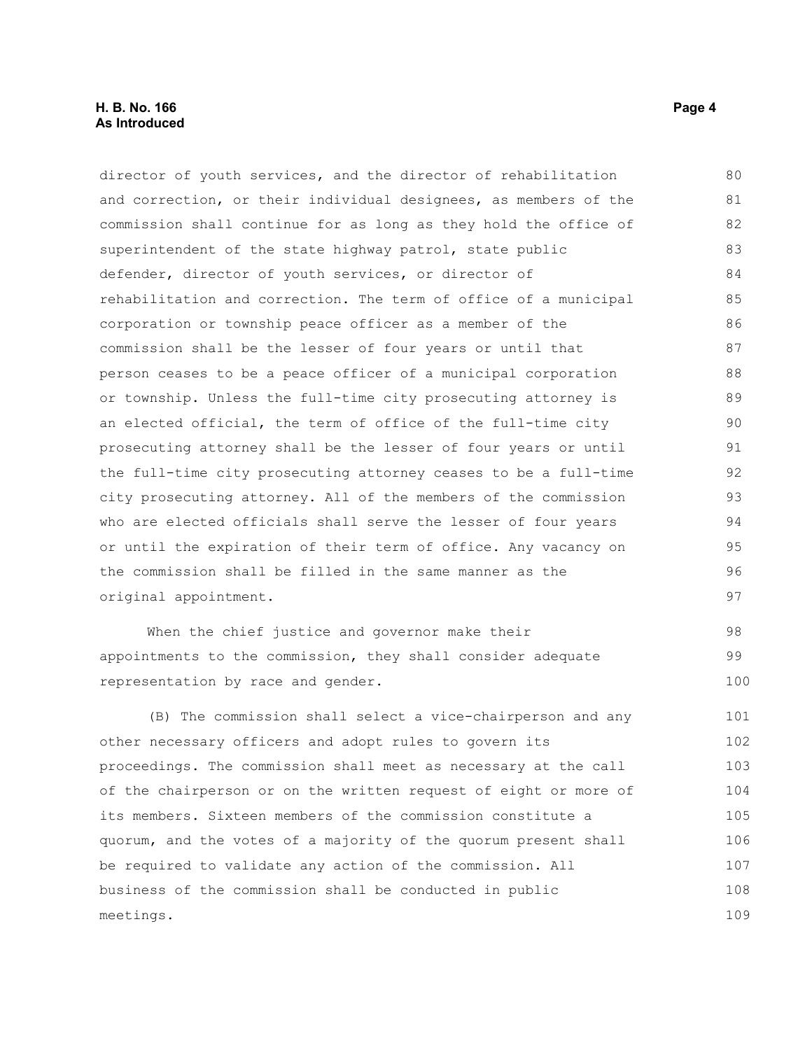director of youth services, and the director of rehabilitation and correction, or their individual designees, as members of the commission shall continue for as long as they hold the office of superintendent of the state highway patrol, state public defender, director of youth services, or director of rehabilitation and correction. The term of office of a municipal corporation or township peace officer as a member of the commission shall be the lesser of four years or until that person ceases to be a peace officer of a municipal corporation or township. Unless the full-time city prosecuting attorney is an elected official, the term of office of the full-time city prosecuting attorney shall be the lesser of four years or until the full-time city prosecuting attorney ceases to be a full-time city prosecuting attorney. All of the members of the commission who are elected officials shall serve the lesser of four years or until the expiration of their term of office. Any vacancy on the commission shall be filled in the same manner as the original appointment.

When the chief justice and governor make their appointments to the commission, they shall consider adequate representation by race and gender.

(B) The commission shall select a vice-chairperson and any other necessary officers and adopt rules to govern its proceedings. The commission shall meet as necessary at the call of the chairperson or on the written request of eight or more of its members. Sixteen members of the commission constitute a quorum, and the votes of a majority of the quorum present shall be required to validate any action of the commission. All business of the commission shall be conducted in public meetings.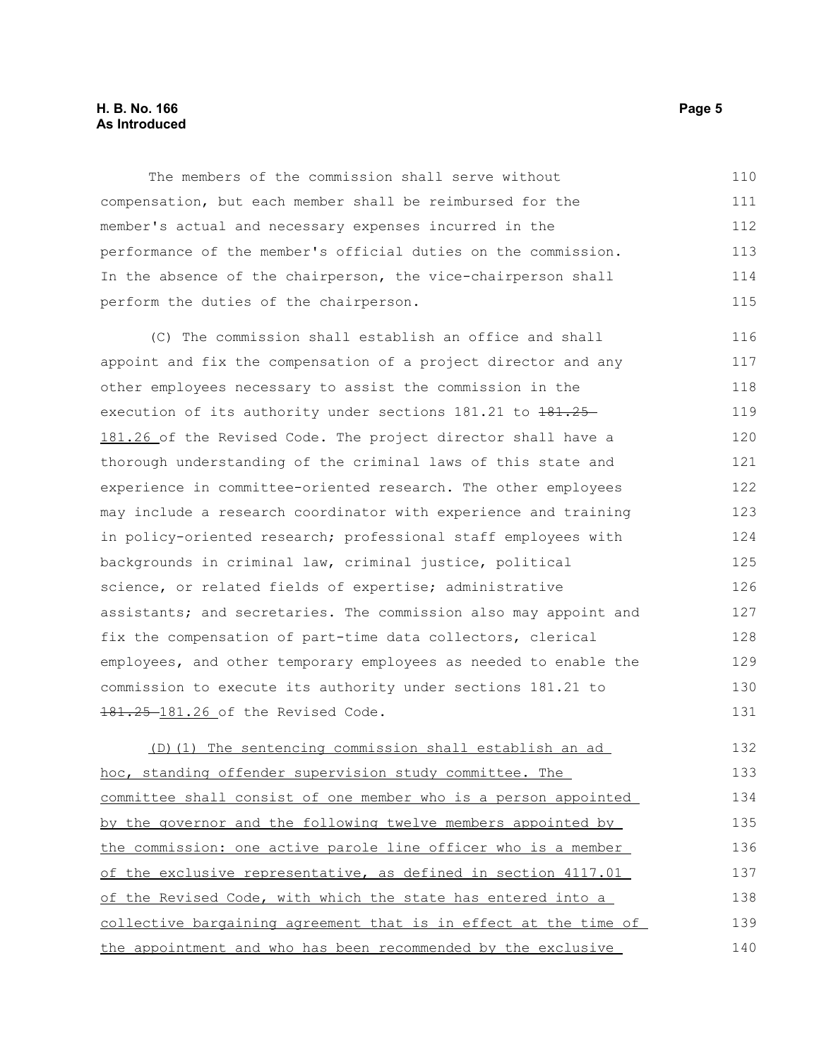The members of the commission shall serve without compensation, but each member shall be reimbursed for the member's actual and necessary expenses incurred in the performance of the member's official duties on the commission. In the absence of the chairperson, the vice-chairperson shall perform the duties of the chairperson.

(C) The commission shall establish an office and shall appoint and fix the compensation of a project director and any other employees necessary to assist the commission in the execution of its authority under sections 181.21 to ~~181.25~~ 181.26 of the Revised Code. The project director shall have a thorough understanding of the criminal laws of this state and experience in committee-oriented research. The other employees may include a research coordinator with experience and training in policy-oriented research; professional staff employees with backgrounds in criminal law, criminal justice, political science, or related fields of expertise; administrative assistants; and secretaries. The commission also may appoint and fix the compensation of part-time data collectors, clerical employees, and other temporary employees as needed to enable the commission to execute its authority under sections 181.21 to ~~181.25~~ 181.26 of the Revised Code.

<u>(D)(1) The sentencing commission shall establish an ad hoc, standing offender supervision study committee. The committee shall consist of one member who is a person appointed by the governor and the following twelve members appointed by the commission: one active parole line officer who is a member of the exclusive representative, as defined in section 4117.01 of the Revised Code, with which the state has entered into a collective bargaining agreement that is in effect at the time of the appointment and who has been recommended by the exclusive</u>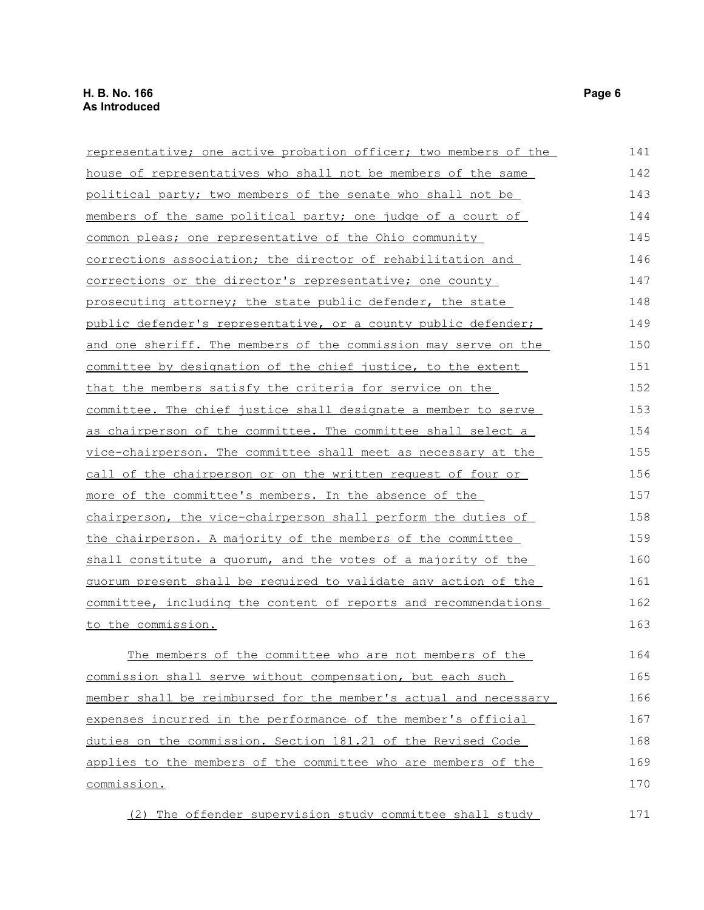representative; one active probation officer; two members of the house of representatives who shall not be members of the same political party; two members of the senate who shall not be members of the same political party; one judge of a court of common pleas; one representative of the Ohio community corrections association; the director of rehabilitation and corrections or the director's representative; one county prosecuting attorney; the state public defender, the state public defender's representative, or a county public defender; and one sheriff. The members of the commission may serve on the committee by designation of the chief justice, to the extent that the members satisfy the criteria for service on the committee. The chief justice shall designate a member to serve as chairperson of the committee. The committee shall select a vice-chairperson. The committee shall meet as necessary at the call of the chairperson or on the written request of four or more of the committee's members. In the absence of the chairperson, the vice-chairperson shall perform the duties of the chairperson. A majority of the members of the committee shall constitute a quorum, and the votes of a majority of the quorum present shall be required to validate any action of the committee, including the content of reports and recommendations to the commission.

The members of the committee who are not members of the commission shall serve without compensation, but each such member shall be reimbursed for the member's actual and necessary expenses incurred in the performance of the member's official duties on the commission. Section 181.21 of the Revised Code applies to the members of the committee who are members of the commission.

(2) The offender supervision study committee shall study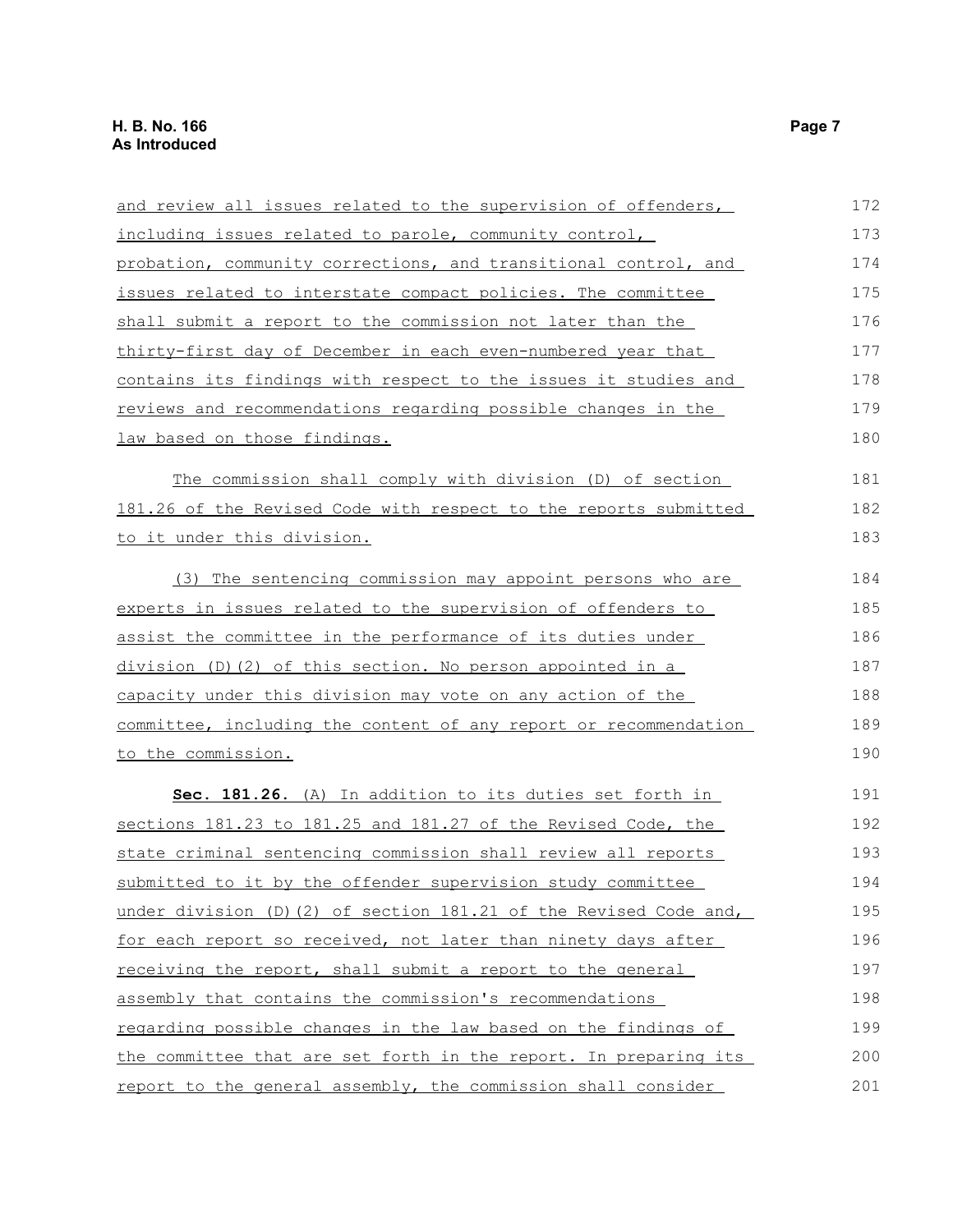and review all issues related to the supervision of offenders, including issues related to parole, community control, probation, community corrections, and transitional control, and issues related to interstate compact policies. The committee shall submit a report to the commission not later than the thirty-first day of December in each even-numbered year that contains its findings with respect to the issues it studies and reviews and recommendations regarding possible changes in the law based on those findings.

The commission shall comply with division (D) of section 181.26 of the Revised Code with respect to the reports submitted to it under this division.

(3) The sentencing commission may appoint persons who are experts in issues related to the supervision of offenders to assist the committee in the performance of its duties under division (D)(2) of this section. No person appointed in a capacity under this division may vote on any action of the committee, including the content of any report or recommendation to the commission.

**Sec. 181.26.** (A) In addition to its duties set forth in sections 181.23 to 181.25 and 181.27 of the Revised Code, the state criminal sentencing commission shall review all reports submitted to it by the offender supervision study committee under division (D)(2) of section 181.21 of the Revised Code and, for each report so received, not later than ninety days after receiving the report, shall submit a report to the general assembly that contains the commission's recommendations regarding possible changes in the law based on the findings of the committee that are set forth in the report. In preparing its report to the general assembly, the commission shall consider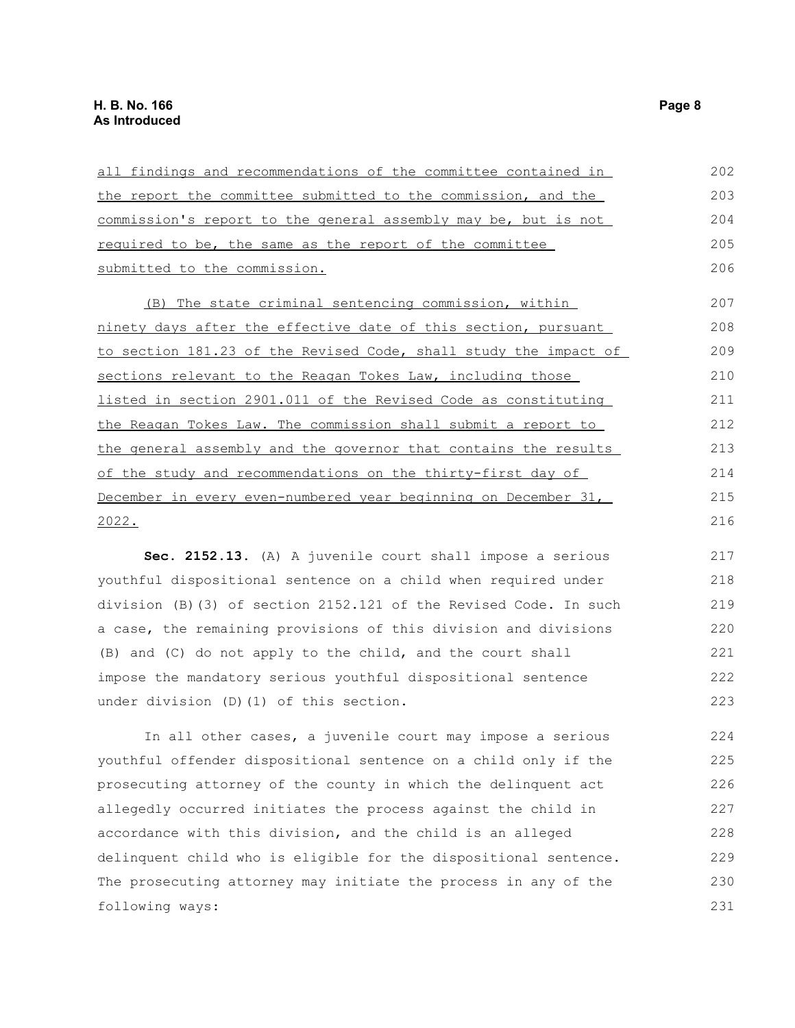all findings and recommendations of the committee contained in the report the committee submitted to the commission, and the commission's report to the general assembly may be, but is not required to be, the same as the report of the committee submitted to the commission.

(B) The state criminal sentencing commission, within ninety days after the effective date of this section, pursuant to section 181.23 of the Revised Code, shall study the impact of sections relevant to the Reagan Tokes Law, including those listed in section 2901.011 of the Revised Code as constituting the Reagan Tokes Law. The commission shall submit a report to the general assembly and the governor that contains the results of the study and recommendations on the thirty-first day of December in every even-numbered year beginning on December 31, 2022.

**Sec. 2152.13.** (A) A juvenile court shall impose a serious youthful dispositional sentence on a child when required under division (B)(3) of section 2152.121 of the Revised Code. In such a case, the remaining provisions of this division and divisions (B) and (C) do not apply to the child, and the court shall impose the mandatory serious youthful dispositional sentence under division (D)(1) of this section.

In all other cases, a juvenile court may impose a serious youthful offender dispositional sentence on a child only if the prosecuting attorney of the county in which the delinquent act allegedly occurred initiates the process against the child in accordance with this division, and the child is an alleged delinquent child who is eligible for the dispositional sentence. The prosecuting attorney may initiate the process in any of the following ways: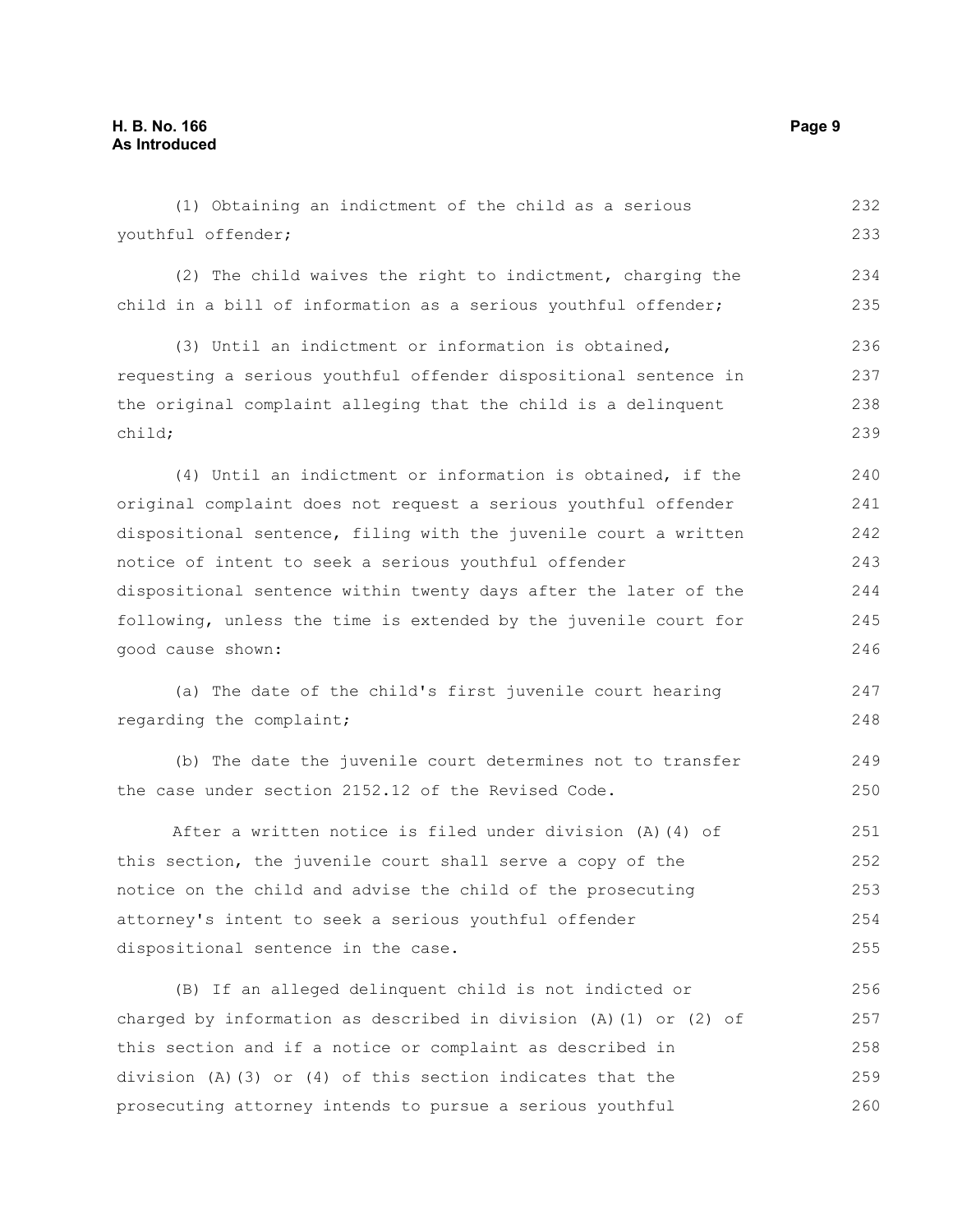(1) Obtaining an indictment of the child as a serious youthful offender;

(2) The child waives the right to indictment, charging the child in a bill of information as a serious youthful offender;

(3) Until an indictment or information is obtained, requesting a serious youthful offender dispositional sentence in the original complaint alleging that the child is a delinquent child;

(4) Until an indictment or information is obtained, if the original complaint does not request a serious youthful offender dispositional sentence, filing with the juvenile court a written notice of intent to seek a serious youthful offender dispositional sentence within twenty days after the later of the following, unless the time is extended by the juvenile court for good cause shown:

(a) The date of the child's first juvenile court hearing regarding the complaint;

(b) The date the juvenile court determines not to transfer the case under section 2152.12 of the Revised Code.

After a written notice is filed under division (A)(4) of this section, the juvenile court shall serve a copy of the notice on the child and advise the child of the prosecuting attorney's intent to seek a serious youthful offender dispositional sentence in the case.

(B) If an alleged delinquent child is not indicted or charged by information as described in division (A)(1) or (2) of this section and if a notice or complaint as described in division (A)(3) or (4) of this section indicates that the prosecuting attorney intends to pursue a serious youthful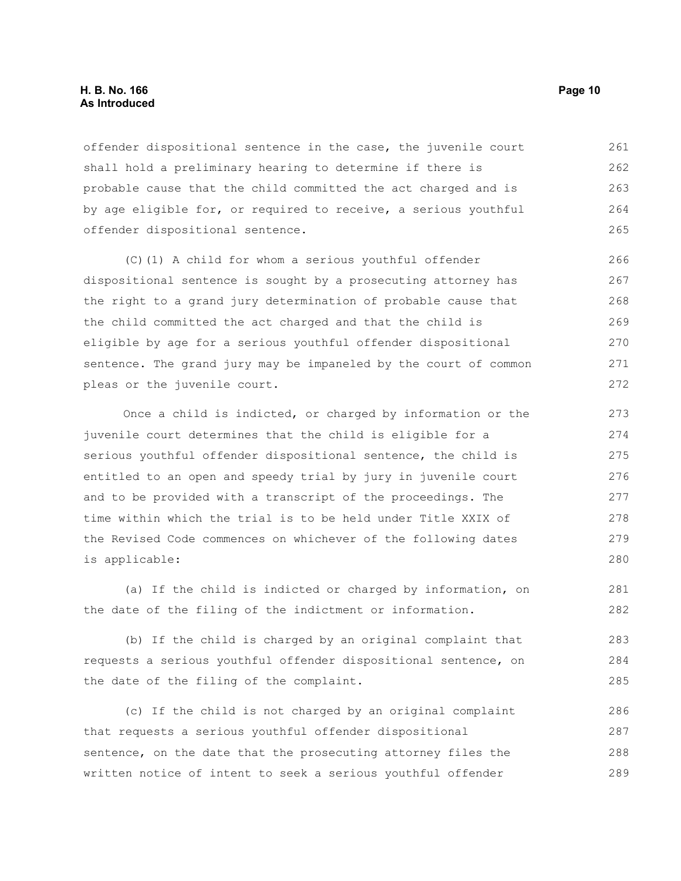offender dispositional sentence in the case, the juvenile court shall hold a preliminary hearing to determine if there is probable cause that the child committed the act charged and is by age eligible for, or required to receive, a serious youthful offender dispositional sentence.

(C)(1) A child for whom a serious youthful offender dispositional sentence is sought by a prosecuting attorney has the right to a grand jury determination of probable cause that the child committed the act charged and that the child is eligible by age for a serious youthful offender dispositional sentence. The grand jury may be impaneled by the court of common pleas or the juvenile court.

Once a child is indicted, or charged by information or the juvenile court determines that the child is eligible for a serious youthful offender dispositional sentence, the child is entitled to an open and speedy trial by jury in juvenile court and to be provided with a transcript of the proceedings. The time within which the trial is to be held under Title XXIX of the Revised Code commences on whichever of the following dates is applicable:

(a) If the child is indicted or charged by information, on the date of the filing of the indictment or information.

(b) If the child is charged by an original complaint that requests a serious youthful offender dispositional sentence, on the date of the filing of the complaint.

(c) If the child is not charged by an original complaint that requests a serious youthful offender dispositional sentence, on the date that the prosecuting attorney files the written notice of intent to seek a serious youthful offender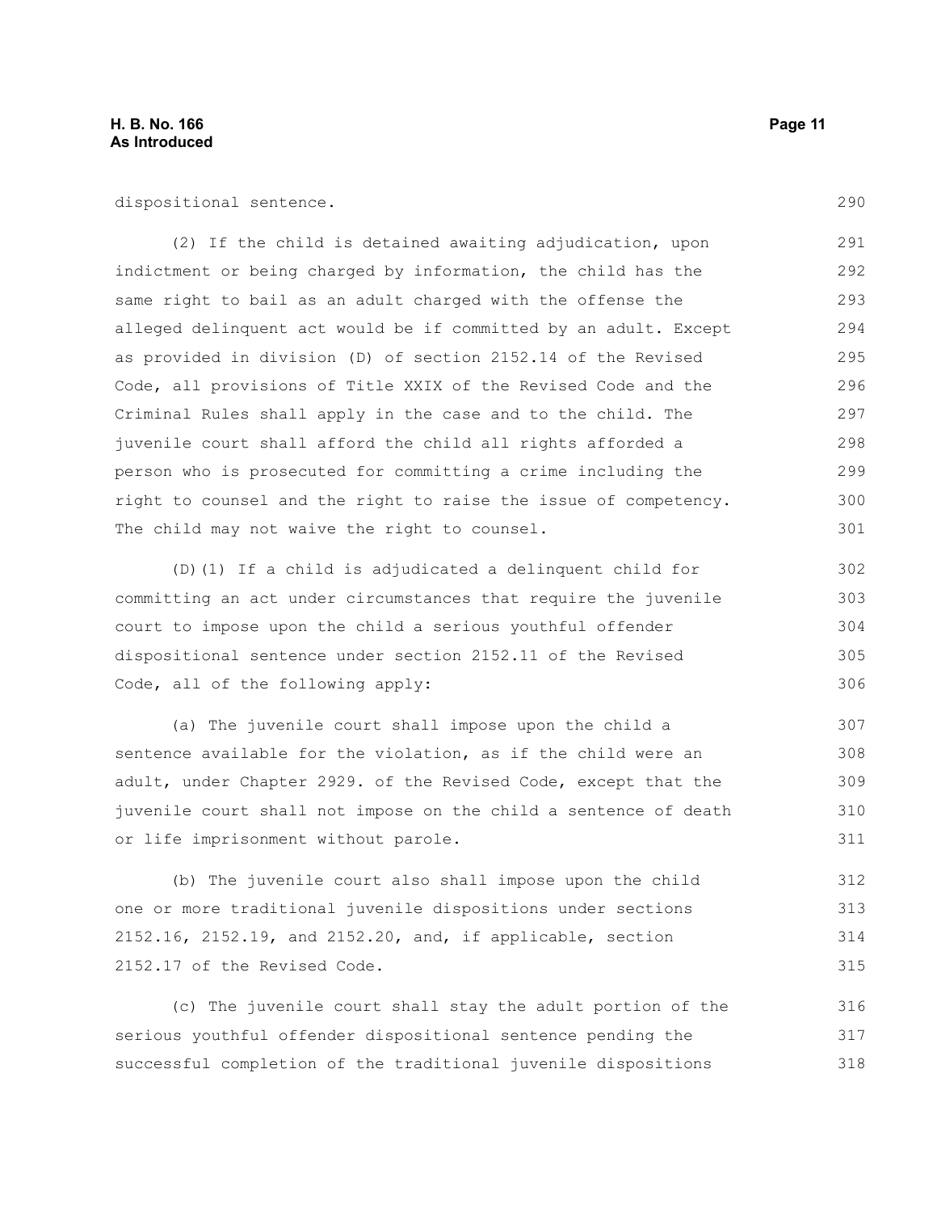dispositional sentence.

(2) If the child is detained awaiting adjudication, upon indictment or being charged by information, the child has the same right to bail as an adult charged with the offense the alleged delinquent act would be if committed by an adult. Except as provided in division (D) of section 2152.14 of the Revised Code, all provisions of Title XXIX of the Revised Code and the Criminal Rules shall apply in the case and to the child. The juvenile court shall afford the child all rights afforded a person who is prosecuted for committing a crime including the right to counsel and the right to raise the issue of competency. The child may not waive the right to counsel.

(D)(1) If a child is adjudicated a delinquent child for committing an act under circumstances that require the juvenile court to impose upon the child a serious youthful offender dispositional sentence under section 2152.11 of the Revised Code, all of the following apply:

(a) The juvenile court shall impose upon the child a sentence available for the violation, as if the child were an adult, under Chapter 2929. of the Revised Code, except that the juvenile court shall not impose on the child a sentence of death or life imprisonment without parole.

(b) The juvenile court also shall impose upon the child one or more traditional juvenile dispositions under sections 2152.16, 2152.19, and 2152.20, and, if applicable, section 2152.17 of the Revised Code.

(c) The juvenile court shall stay the adult portion of the serious youthful offender dispositional sentence pending the successful completion of the traditional juvenile dispositions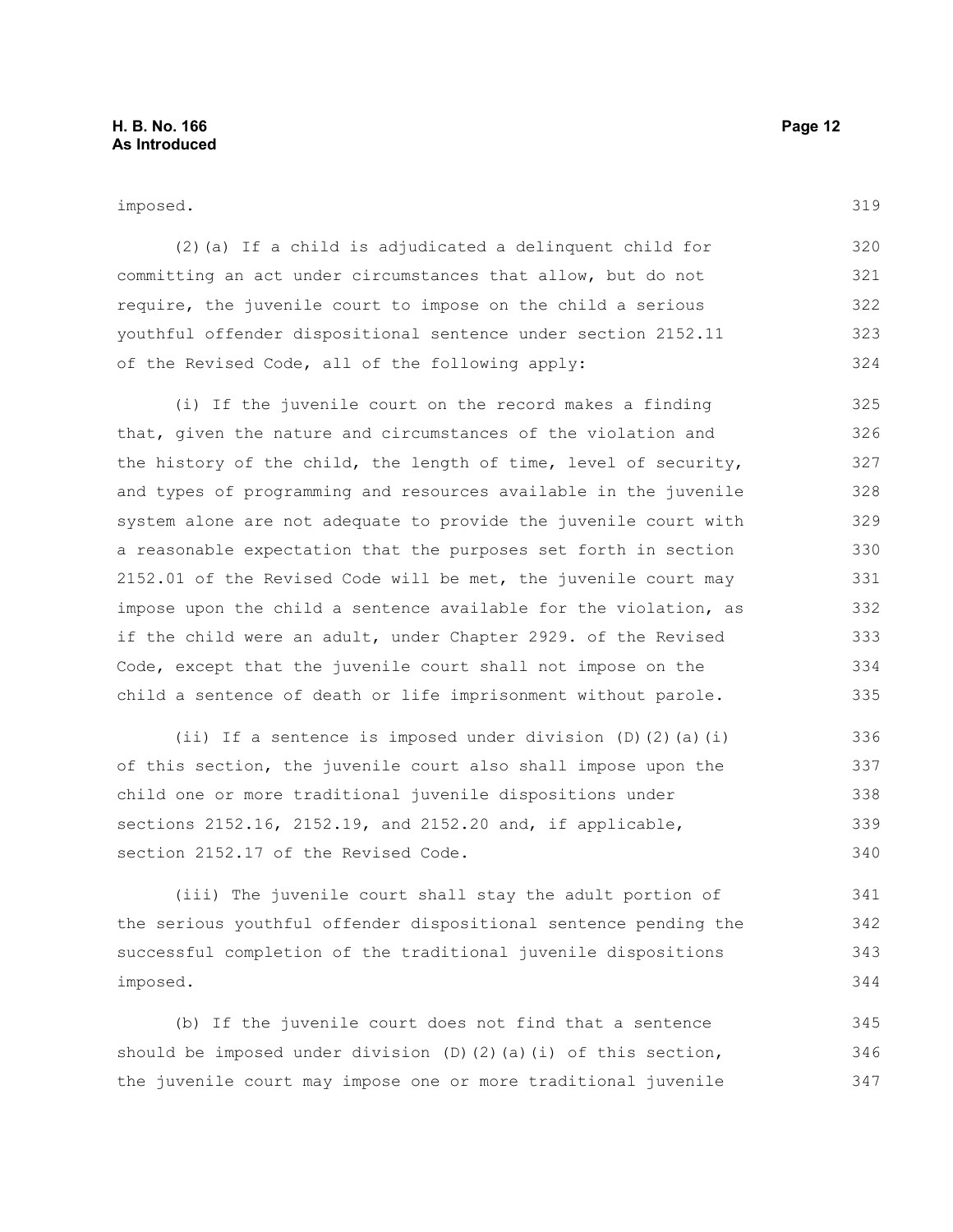imposed.

(2)(a) If a child is adjudicated a delinquent child for committing an act under circumstances that allow, but do not require, the juvenile court to impose on the child a serious youthful offender dispositional sentence under section 2152.11 of the Revised Code, all of the following apply:

(i) If the juvenile court on the record makes a finding that, given the nature and circumstances of the violation and the history of the child, the length of time, level of security, and types of programming and resources available in the juvenile system alone are not adequate to provide the juvenile court with a reasonable expectation that the purposes set forth in section 2152.01 of the Revised Code will be met, the juvenile court may impose upon the child a sentence available for the violation, as if the child were an adult, under Chapter 2929. of the Revised Code, except that the juvenile court shall not impose on the child a sentence of death or life imprisonment without parole.

(ii) If a sentence is imposed under division (D)(2)(a)(i) of this section, the juvenile court also shall impose upon the child one or more traditional juvenile dispositions under sections 2152.16, 2152.19, and 2152.20 and, if applicable, section 2152.17 of the Revised Code.

(iii) The juvenile court shall stay the adult portion of the serious youthful offender dispositional sentence pending the successful completion of the traditional juvenile dispositions imposed.

(b) If the juvenile court does not find that a sentence should be imposed under division (D)(2)(a)(i) of this section, the juvenile court may impose one or more traditional juvenile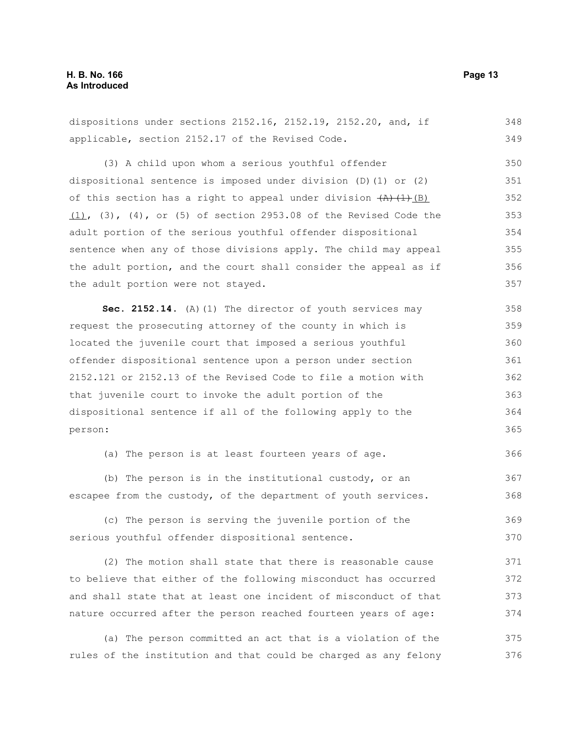dispositions under sections 2152.16, 2152.19, 2152.20, and, if applicable, section 2152.17 of the Revised Code.

(3) A child upon whom a serious youthful offender dispositional sentence is imposed under division (D)(1) or (2) of this section has a right to appeal under division ~~(A)(1)~~(B)(1), (3), (4), or (5) of section 2953.08 of the Revised Code the adult portion of the serious youthful offender dispositional sentence when any of those divisions apply. The child may appeal the adult portion, and the court shall consider the appeal as if the adult portion were not stayed.

**Sec. 2152.14.** (A)(1) The director of youth services may request the prosecuting attorney of the county in which is located the juvenile court that imposed a serious youthful offender dispositional sentence upon a person under section 2152.121 or 2152.13 of the Revised Code to file a motion with that juvenile court to invoke the adult portion of the dispositional sentence if all of the following apply to the person:

(a) The person is at least fourteen years of age.

(b) The person is in the institutional custody, or an escapee from the custody, of the department of youth services.

(c) The person is serving the juvenile portion of the serious youthful offender dispositional sentence.

(2) The motion shall state that there is reasonable cause to believe that either of the following misconduct has occurred and shall state that at least one incident of misconduct of that nature occurred after the person reached fourteen years of age:

(a) The person committed an act that is a violation of the rules of the institution and that could be charged as any felony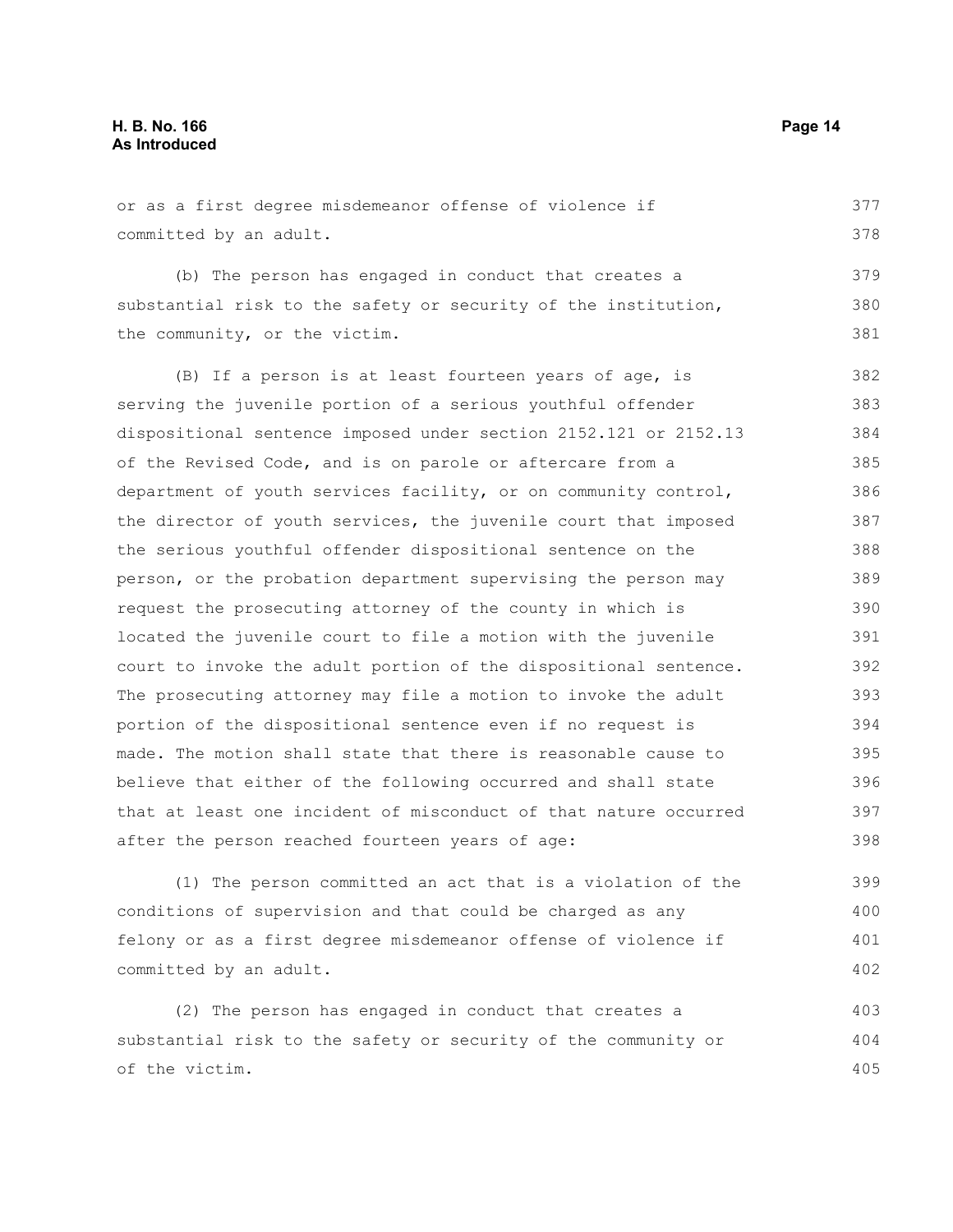or as a first degree misdemeanor offense of violence if committed by an adult.

(b) The person has engaged in conduct that creates a substantial risk to the safety or security of the institution, the community, or the victim.

(B) If a person is at least fourteen years of age, is serving the juvenile portion of a serious youthful offender dispositional sentence imposed under section 2152.121 or 2152.13 of the Revised Code, and is on parole or aftercare from a department of youth services facility, or on community control, the director of youth services, the juvenile court that imposed the serious youthful offender dispositional sentence on the person, or the probation department supervising the person may request the prosecuting attorney of the county in which is located the juvenile court to file a motion with the juvenile court to invoke the adult portion of the dispositional sentence. The prosecuting attorney may file a motion to invoke the adult portion of the dispositional sentence even if no request is made. The motion shall state that there is reasonable cause to believe that either of the following occurred and shall state that at least one incident of misconduct of that nature occurred after the person reached fourteen years of age:

(1) The person committed an act that is a violation of the conditions of supervision and that could be charged as any felony or as a first degree misdemeanor offense of violence if committed by an adult.

(2) The person has engaged in conduct that creates a substantial risk to the safety or security of the community or of the victim.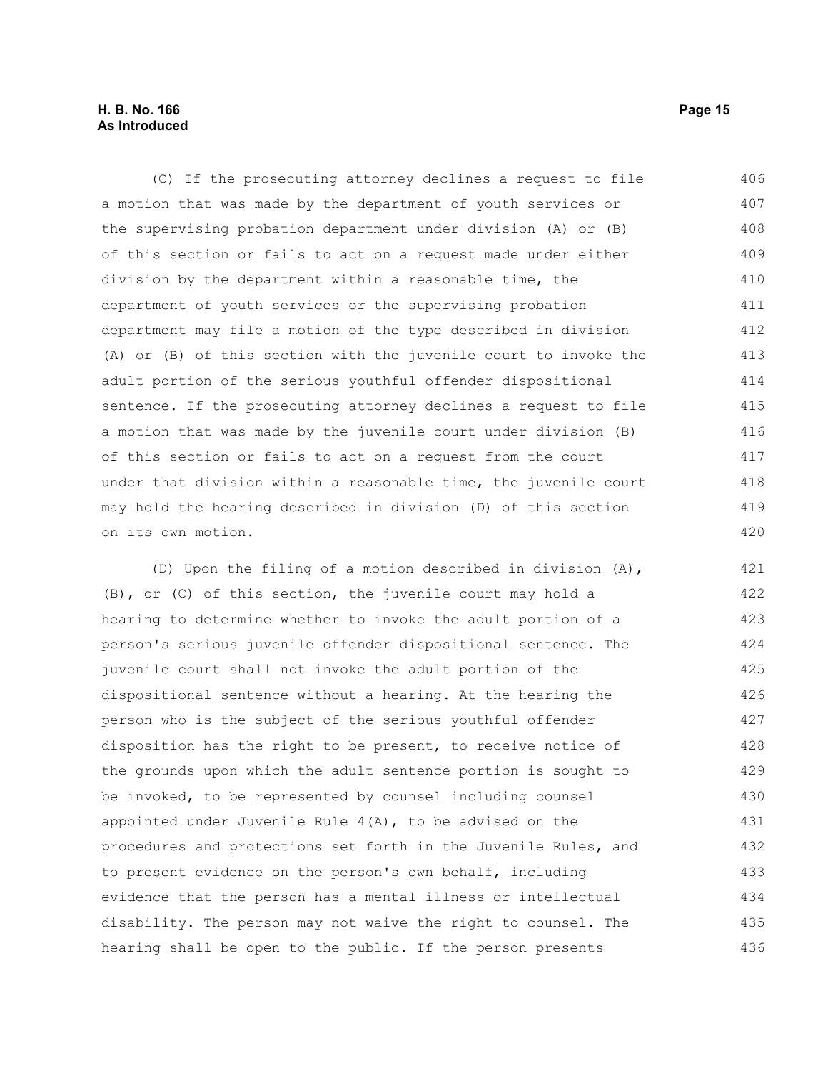(C) If the prosecuting attorney declines a request to file a motion that was made by the department of youth services or the supervising probation department under division (A) or (B) of this section or fails to act on a request made under either division by the department within a reasonable time, the department of youth services or the supervising probation department may file a motion of the type described in division (A) or (B) of this section with the juvenile court to invoke the adult portion of the serious youthful offender dispositional sentence. If the prosecuting attorney declines a request to file a motion that was made by the juvenile court under division (B) of this section or fails to act on a request from the court under that division within a reasonable time, the juvenile court may hold the hearing described in division (D) of this section on its own motion.

(D) Upon the filing of a motion described in division (A), (B), or (C) of this section, the juvenile court may hold a hearing to determine whether to invoke the adult portion of a person's serious juvenile offender dispositional sentence. The juvenile court shall not invoke the adult portion of the dispositional sentence without a hearing. At the hearing the person who is the subject of the serious youthful offender disposition has the right to be present, to receive notice of the grounds upon which the adult sentence portion is sought to be invoked, to be represented by counsel including counsel appointed under Juvenile Rule 4(A), to be advised on the procedures and protections set forth in the Juvenile Rules, and to present evidence on the person's own behalf, including evidence that the person has a mental illness or intellectual disability. The person may not waive the right to counsel. The hearing shall be open to the public. If the person presents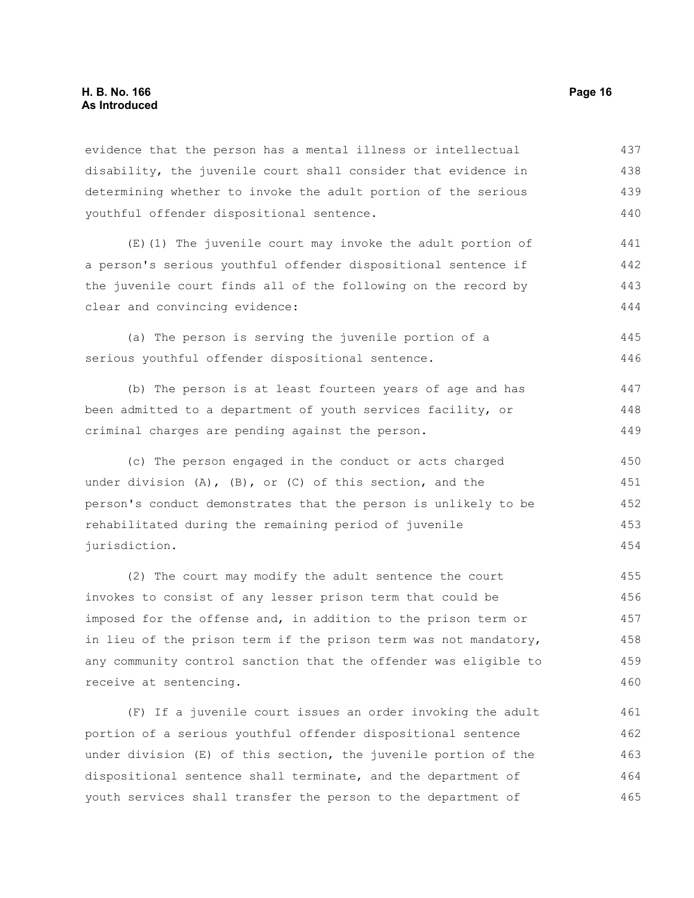evidence that the person has a mental illness or intellectual disability, the juvenile court shall consider that evidence in determining whether to invoke the adult portion of the serious youthful offender dispositional sentence.

(E)(1) The juvenile court may invoke the adult portion of a person's serious youthful offender dispositional sentence if the juvenile court finds all of the following on the record by clear and convincing evidence:

(a) The person is serving the juvenile portion of a serious youthful offender dispositional sentence.

(b) The person is at least fourteen years of age and has been admitted to a department of youth services facility, or criminal charges are pending against the person.

(c) The person engaged in the conduct or acts charged under division (A), (B), or (C) of this section, and the person's conduct demonstrates that the person is unlikely to be rehabilitated during the remaining period of juvenile jurisdiction.

(2) The court may modify the adult sentence the court invokes to consist of any lesser prison term that could be imposed for the offense and, in addition to the prison term or in lieu of the prison term if the prison term was not mandatory, any community control sanction that the offender was eligible to receive at sentencing.

(F) If a juvenile court issues an order invoking the adult portion of a serious youthful offender dispositional sentence under division (E) of this section, the juvenile portion of the dispositional sentence shall terminate, and the department of youth services shall transfer the person to the department of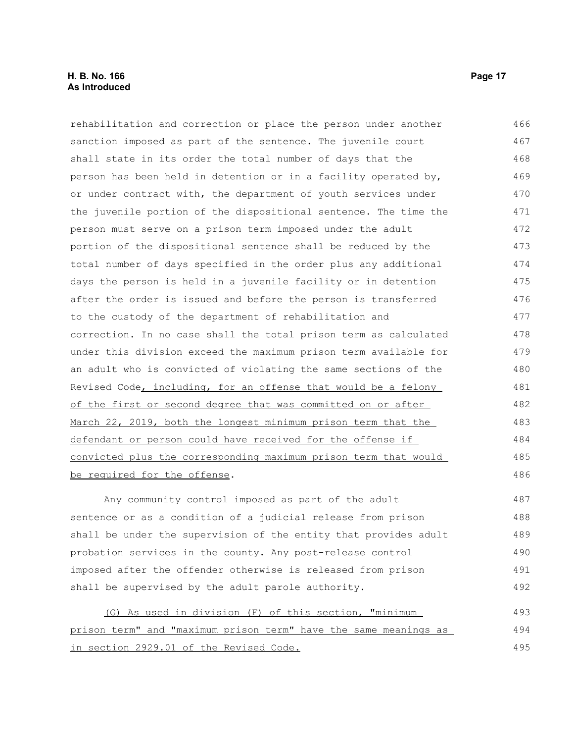rehabilitation and correction or place the person under another sanction imposed as part of the sentence. The juvenile court shall state in its order the total number of days that the person has been held in detention or in a facility operated by, or under contract with, the department of youth services under the juvenile portion of the dispositional sentence. The time the person must serve on a prison term imposed under the adult portion of the dispositional sentence shall be reduced by the total number of days specified in the order plus any additional days the person is held in a juvenile facility or in detention after the order is issued and before the person is transferred to the custody of the department of rehabilitation and correction. In no case shall the total prison term as calculated under this division exceed the maximum prison term available for an adult who is convicted of violating the same sections of the Revised Code, including, for an offense that would be a felony of the first or second degree that was committed on or after March 22, 2019, both the longest minimum prison term that the defendant or person could have received for the offense if convicted plus the corresponding maximum prison term that would be required for the offense.

Any community control imposed as part of the adult sentence or as a condition of a judicial release from prison shall be under the supervision of the entity that provides adult probation services in the county. Any post-release control imposed after the offender otherwise is released from prison shall be supervised by the adult parole authority.

(G) As used in division (F) of this section, "minimum prison term" and "maximum prison term" have the same meanings as in section 2929.01 of the Revised Code.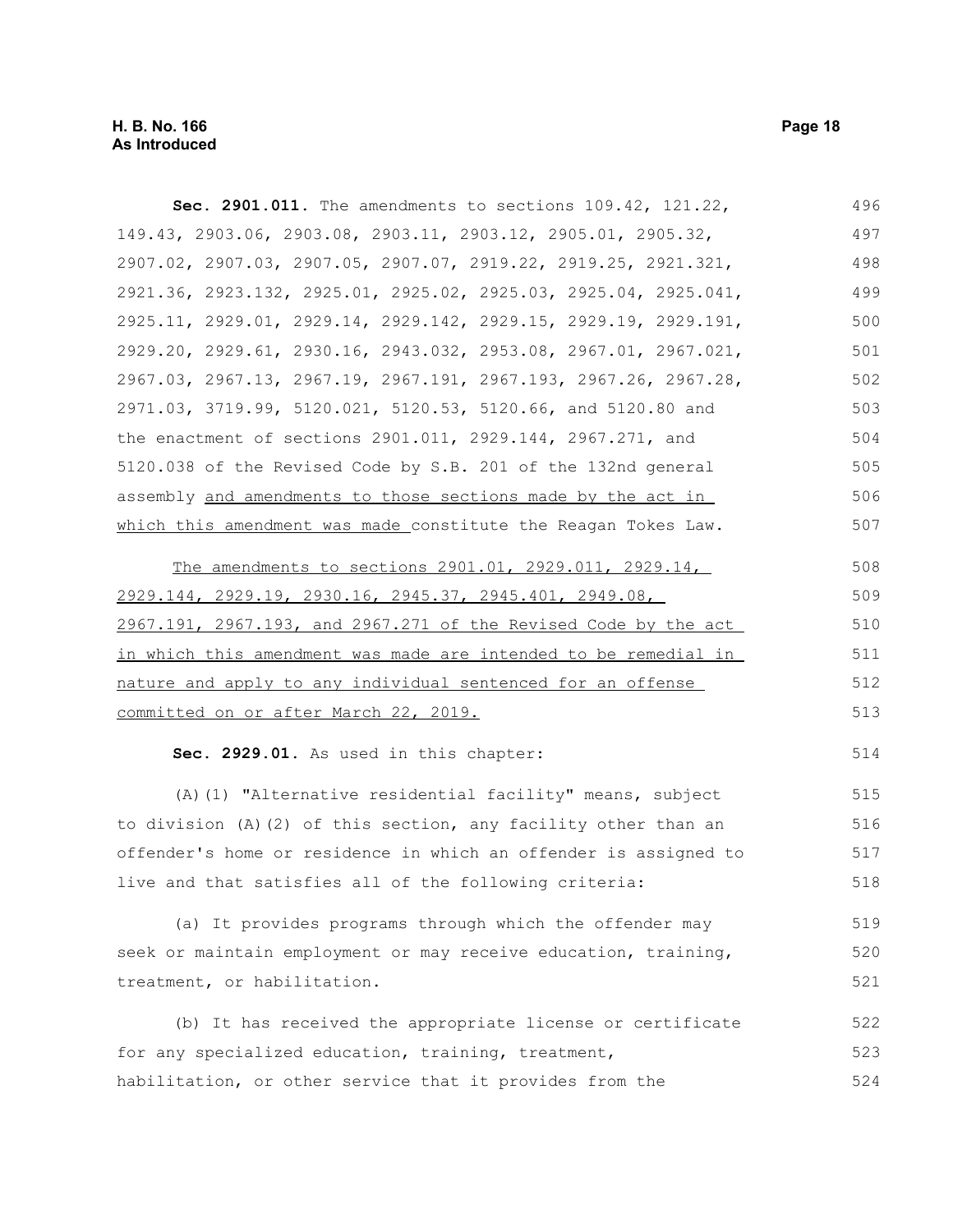**Sec. 2901.011.** The amendments to sections 109.42, 121.22, 149.43, 2903.06, 2903.08, 2903.11, 2903.12, 2905.01, 2905.32, 2907.02, 2907.03, 2907.05, 2907.07, 2919.22, 2919.25, 2921.321, 2921.36, 2923.132, 2925.01, 2925.02, 2925.03, 2925.04, 2925.041, 2925.11, 2929.01, 2929.14, 2929.142, 2929.15, 2929.19, 2929.191, 2929.20, 2929.61, 2930.16, 2943.032, 2953.08, 2967.01, 2967.021, 2967.03, 2967.13, 2967.19, 2967.191, 2967.193, 2967.26, 2967.28, 2971.03, 3719.99, 5120.021, 5120.53, 5120.66, and 5120.80 and the enactment of sections 2901.011, 2929.144, 2967.271, and 5120.038 of the Revised Code by S.B. 201 of the 132nd general assembly <u>and amendments to those sections made by the act in which this amendment was made</u> constitute the Reagan Tokes Law.

<u>The amendments to sections 2901.01, 2929.011, 2929.14, 2929.144, 2929.19, 2930.16, 2945.37, 2945.401, 2949.08, 2967.191, 2967.193, and 2967.271 of the Revised Code by the act in which this amendment was made are intended to be remedial in nature and apply to any individual sentenced for an offense committed on or after March 22, 2019.</u>

**Sec. 2929.01.** As used in this chapter:

(A)(1) "Alternative residential facility" means, subject to division (A)(2) of this section, any facility other than an offender's home or residence in which an offender is assigned to live and that satisfies all of the following criteria:

(a) It provides programs through which the offender may seek or maintain employment or may receive education, training, treatment, or habilitation.

(b) It has received the appropriate license or certificate for any specialized education, training, treatment, habilitation, or other service that it provides from the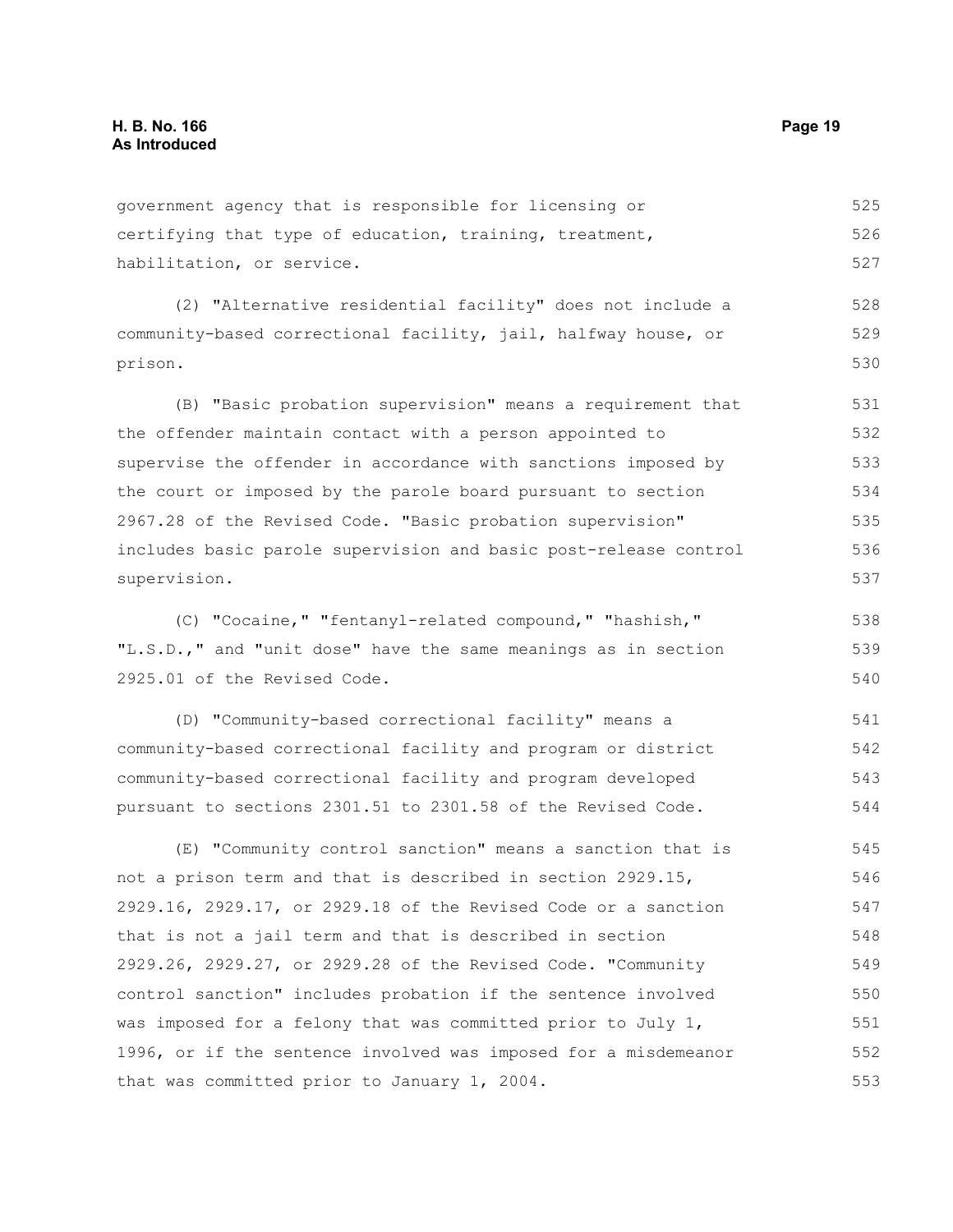government agency that is responsible for licensing or certifying that type of education, training, treatment, habilitation, or service.

(2) "Alternative residential facility" does not include a community-based correctional facility, jail, halfway house, or prison.

(B) "Basic probation supervision" means a requirement that the offender maintain contact with a person appointed to supervise the offender in accordance with sanctions imposed by the court or imposed by the parole board pursuant to section 2967.28 of the Revised Code. "Basic probation supervision" includes basic parole supervision and basic post-release control supervision.

(C) "Cocaine," "fentanyl-related compound," "hashish," "L.S.D.," and "unit dose" have the same meanings as in section 2925.01 of the Revised Code.

(D) "Community-based correctional facility" means a community-based correctional facility and program or district community-based correctional facility and program developed pursuant to sections 2301.51 to 2301.58 of the Revised Code.

(E) "Community control sanction" means a sanction that is not a prison term and that is described in section 2929.15, 2929.16, 2929.17, or 2929.18 of the Revised Code or a sanction that is not a jail term and that is described in section 2929.26, 2929.27, or 2929.28 of the Revised Code. "Community control sanction" includes probation if the sentence involved was imposed for a felony that was committed prior to July 1, 1996, or if the sentence involved was imposed for a misdemeanor that was committed prior to January 1, 2004.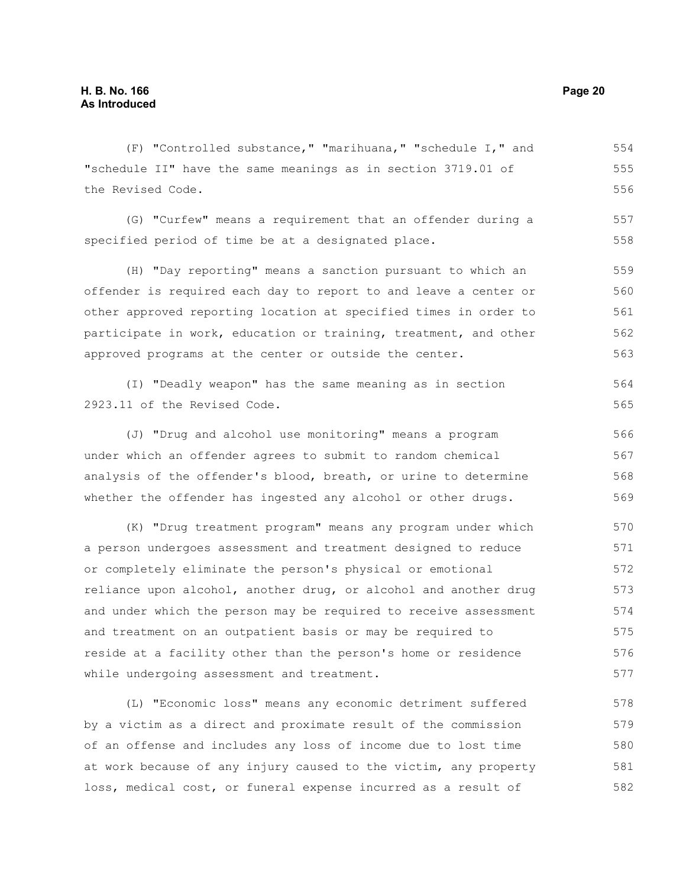(F) "Controlled substance," "marihuana," "schedule I," and "schedule II" have the same meanings as in section 3719.01 of the Revised Code.

(G) "Curfew" means a requirement that an offender during a specified period of time be at a designated place.

(H) "Day reporting" means a sanction pursuant to which an offender is required each day to report to and leave a center or other approved reporting location at specified times in order to participate in work, education or training, treatment, and other approved programs at the center or outside the center.

(I) "Deadly weapon" has the same meaning as in section 2923.11 of the Revised Code.

(J) "Drug and alcohol use monitoring" means a program under which an offender agrees to submit to random chemical analysis of the offender's blood, breath, or urine to determine whether the offender has ingested any alcohol or other drugs.

(K) "Drug treatment program" means any program under which a person undergoes assessment and treatment designed to reduce or completely eliminate the person's physical or emotional reliance upon alcohol, another drug, or alcohol and another drug and under which the person may be required to receive assessment and treatment on an outpatient basis or may be required to reside at a facility other than the person's home or residence while undergoing assessment and treatment.

(L) "Economic loss" means any economic detriment suffered by a victim as a direct and proximate result of the commission of an offense and includes any loss of income due to lost time at work because of any injury caused to the victim, any property loss, medical cost, or funeral expense incurred as a result of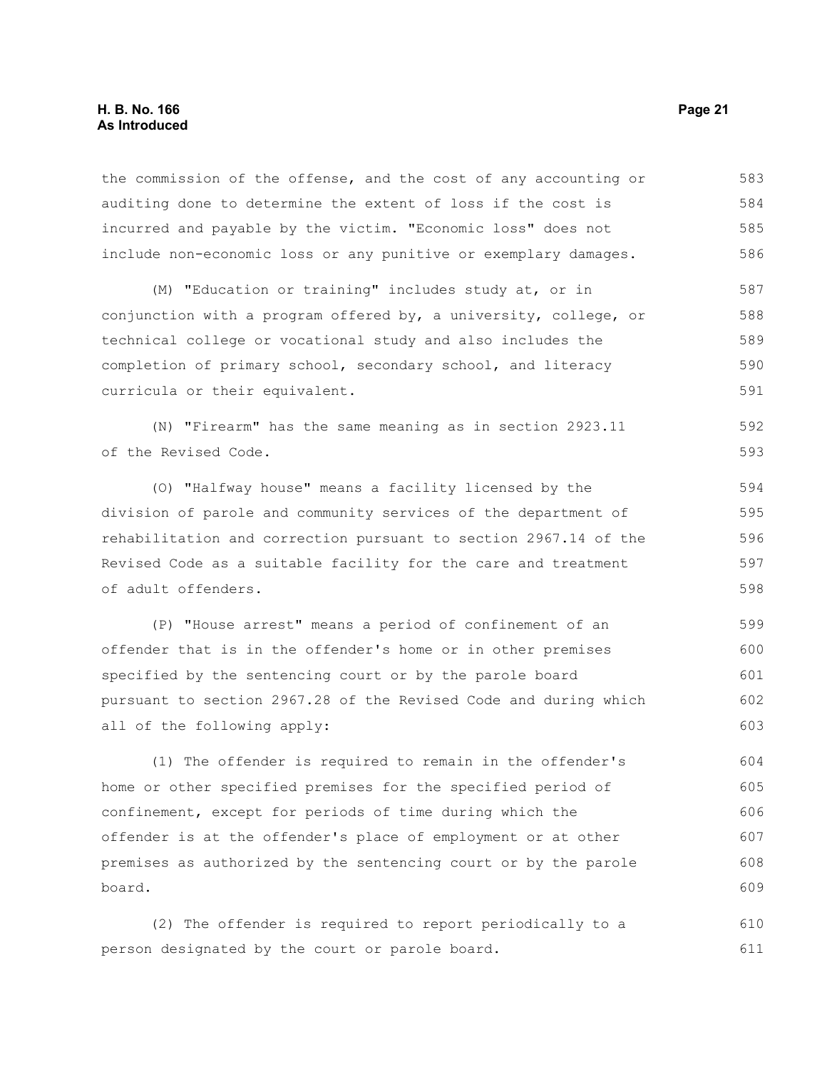the commission of the offense, and the cost of any accounting or auditing done to determine the extent of loss if the cost is incurred and payable by the victim. "Economic loss" does not include non-economic loss or any punitive or exemplary damages.

(M) "Education or training" includes study at, or in conjunction with a program offered by, a university, college, or technical college or vocational study and also includes the completion of primary school, secondary school, and literacy curricula or their equivalent.

(N) "Firearm" has the same meaning as in section 2923.11 of the Revised Code.

(O) "Halfway house" means a facility licensed by the division of parole and community services of the department of rehabilitation and correction pursuant to section 2967.14 of the Revised Code as a suitable facility for the care and treatment of adult offenders.

(P) "House arrest" means a period of confinement of an offender that is in the offender's home or in other premises specified by the sentencing court or by the parole board pursuant to section 2967.28 of the Revised Code and during which all of the following apply:

(1) The offender is required to remain in the offender's home or other specified premises for the specified period of confinement, except for periods of time during which the offender is at the offender's place of employment or at other premises as authorized by the sentencing court or by the parole board.

(2) The offender is required to report periodically to a person designated by the court or parole board.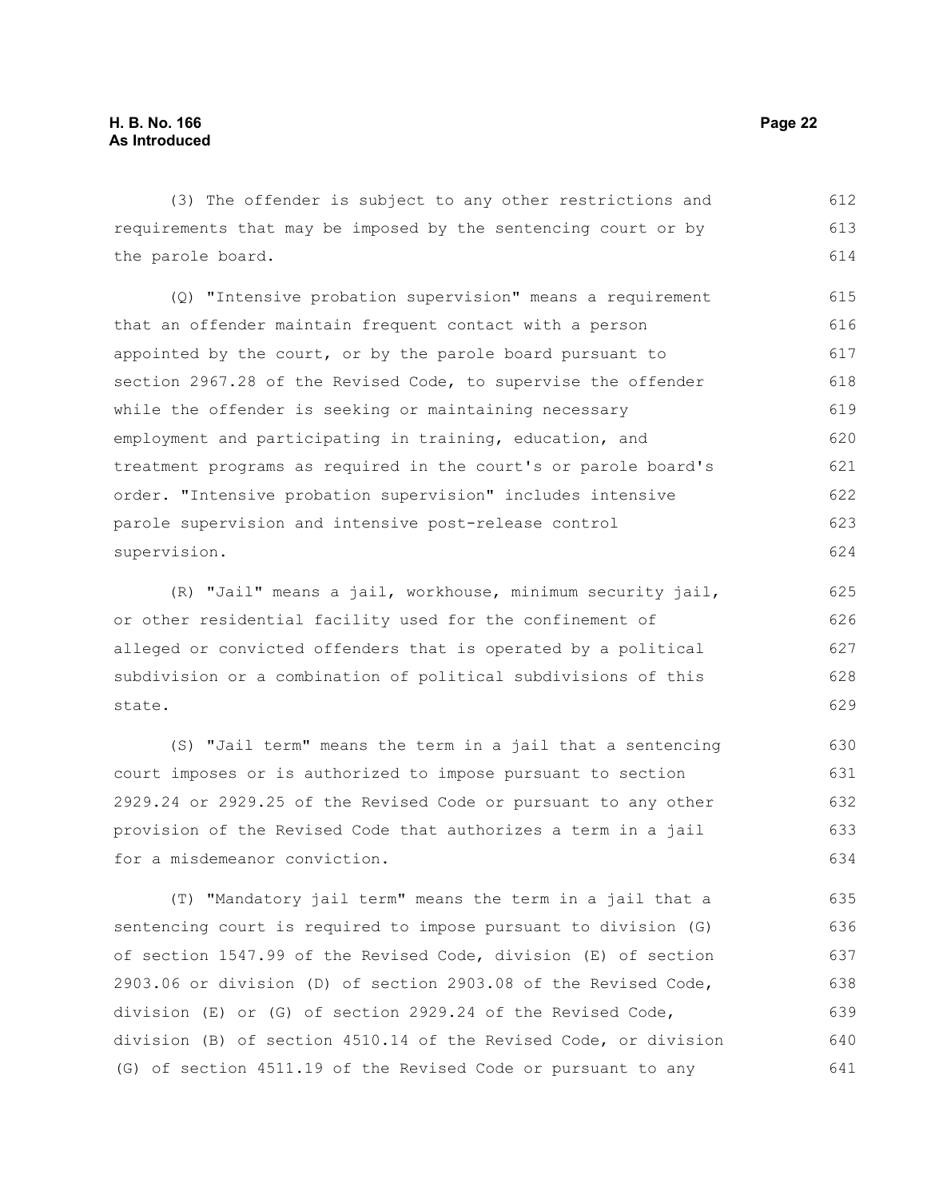(3) The offender is subject to any other restrictions and requirements that may be imposed by the sentencing court or by the parole board.

(Q) "Intensive probation supervision" means a requirement that an offender maintain frequent contact with a person appointed by the court, or by the parole board pursuant to section 2967.28 of the Revised Code, to supervise the offender while the offender is seeking or maintaining necessary employment and participating in training, education, and treatment programs as required in the court's or parole board's order. "Intensive probation supervision" includes intensive parole supervision and intensive post-release control supervision.

(R) "Jail" means a jail, workhouse, minimum security jail, or other residential facility used for the confinement of alleged or convicted offenders that is operated by a political subdivision or a combination of political subdivisions of this state.

(S) "Jail term" means the term in a jail that a sentencing court imposes or is authorized to impose pursuant to section 2929.24 or 2929.25 of the Revised Code or pursuant to any other provision of the Revised Code that authorizes a term in a jail for a misdemeanor conviction.

(T) "Mandatory jail term" means the term in a jail that a sentencing court is required to impose pursuant to division (G) of section 1547.99 of the Revised Code, division (E) of section 2903.06 or division (D) of section 2903.08 of the Revised Code, division (E) or (G) of section 2929.24 of the Revised Code, division (B) of section 4510.14 of the Revised Code, or division (G) of section 4511.19 of the Revised Code or pursuant to any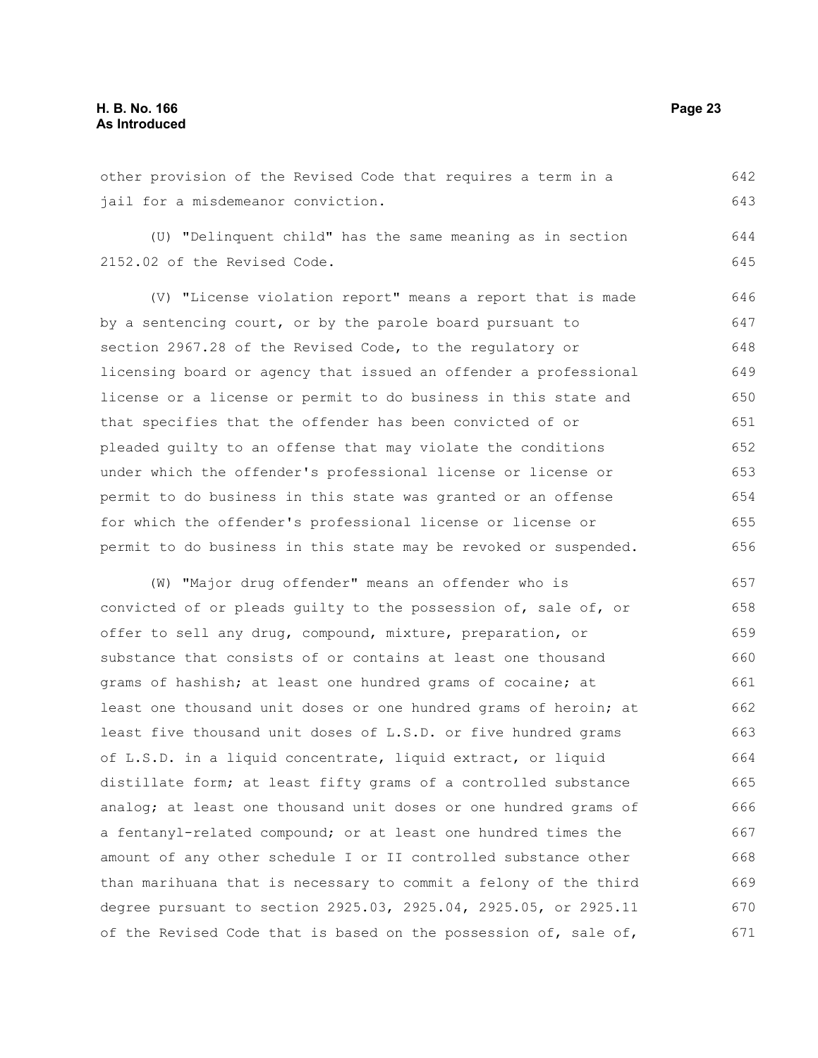other provision of the Revised Code that requires a term in a jail for a misdemeanor conviction.

(U) "Delinquent child" has the same meaning as in section 2152.02 of the Revised Code.

(V) "License violation report" means a report that is made by a sentencing court, or by the parole board pursuant to section 2967.28 of the Revised Code, to the regulatory or licensing board or agency that issued an offender a professional license or a license or permit to do business in this state and that specifies that the offender has been convicted of or pleaded guilty to an offense that may violate the conditions under which the offender's professional license or license or permit to do business in this state was granted or an offense for which the offender's professional license or license or permit to do business in this state may be revoked or suspended.

(W) "Major drug offender" means an offender who is convicted of or pleads guilty to the possession of, sale of, or offer to sell any drug, compound, mixture, preparation, or substance that consists of or contains at least one thousand grams of hashish; at least one hundred grams of cocaine; at least one thousand unit doses or one hundred grams of heroin; at least five thousand unit doses of L.S.D. or five hundred grams of L.S.D. in a liquid concentrate, liquid extract, or liquid distillate form; at least fifty grams of a controlled substance analog; at least one thousand unit doses or one hundred grams of a fentanyl-related compound; or at least one hundred times the amount of any other schedule I or II controlled substance other than marihuana that is necessary to commit a felony of the third degree pursuant to section 2925.03, 2925.04, 2925.05, or 2925.11 of the Revised Code that is based on the possession of, sale of,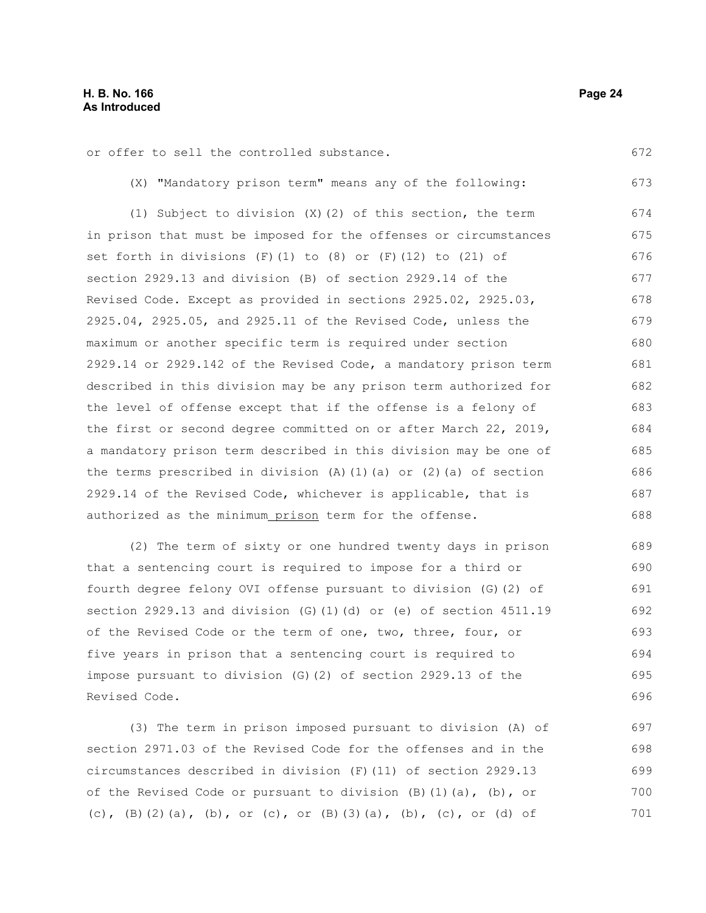or offer to sell the controlled substance.

(X) "Mandatory prison term" means any of the following:

(1) Subject to division (X)(2) of this section, the term in prison that must be imposed for the offenses or circumstances set forth in divisions (F)(1) to (8) or (F)(12) to (21) of section 2929.13 and division (B) of section 2929.14 of the Revised Code. Except as provided in sections 2925.02, 2925.03, 2925.04, 2925.05, and 2925.11 of the Revised Code, unless the maximum or another specific term is required under section 2929.14 or 2929.142 of the Revised Code, a mandatory prison term described in this division may be any prison term authorized for the level of offense except that if the offense is a felony of the first or second degree committed on or after March 22, 2019, a mandatory prison term described in this division may be one of the terms prescribed in division (A)(1)(a) or (2)(a) of section 2929.14 of the Revised Code, whichever is applicable, that is authorized as the minimum prison term for the offense.

(2) The term of sixty or one hundred twenty days in prison that a sentencing court is required to impose for a third or fourth degree felony OVI offense pursuant to division (G)(2) of section 2929.13 and division (G)(1)(d) or (e) of section 4511.19 of the Revised Code or the term of one, two, three, four, or five years in prison that a sentencing court is required to impose pursuant to division (G)(2) of section 2929.13 of the Revised Code.

(3) The term in prison imposed pursuant to division (A) of section 2971.03 of the Revised Code for the offenses and in the circumstances described in division (F)(11) of section 2929.13 of the Revised Code or pursuant to division (B)(1)(a), (b), or (c), (B)(2)(a), (b), or (c), or (B)(3)(a), (b), (c), or (d) of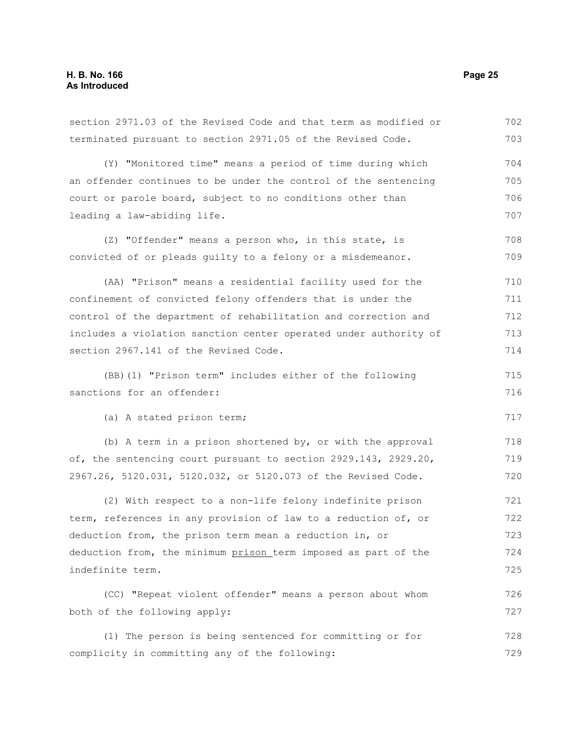section 2971.03 of the Revised Code and that term as modified or terminated pursuant to section 2971.05 of the Revised Code.

(Y) "Monitored time" means a period of time during which an offender continues to be under the control of the sentencing court or parole board, subject to no conditions other than leading a law-abiding life.

(Z) "Offender" means a person who, in this state, is convicted of or pleads guilty to a felony or a misdemeanor.

(AA) "Prison" means a residential facility used for the confinement of convicted felony offenders that is under the control of the department of rehabilitation and correction and includes a violation sanction center operated under authority of section 2967.141 of the Revised Code.

(BB)(1) "Prison term" includes either of the following sanctions for an offender:

(a) A stated prison term;

(b) A term in a prison shortened by, or with the approval of, the sentencing court pursuant to section 2929.143, 2929.20, 2967.26, 5120.031, 5120.032, or 5120.073 of the Revised Code.

(2) With respect to a non-life felony indefinite prison term, references in any provision of law to a reduction of, or deduction from, the prison term mean a reduction in, or deduction from, the minimum prison term imposed as part of the indefinite term.

(CC) "Repeat violent offender" means a person about whom both of the following apply:

(1) The person is being sentenced for committing or for complicity in committing any of the following: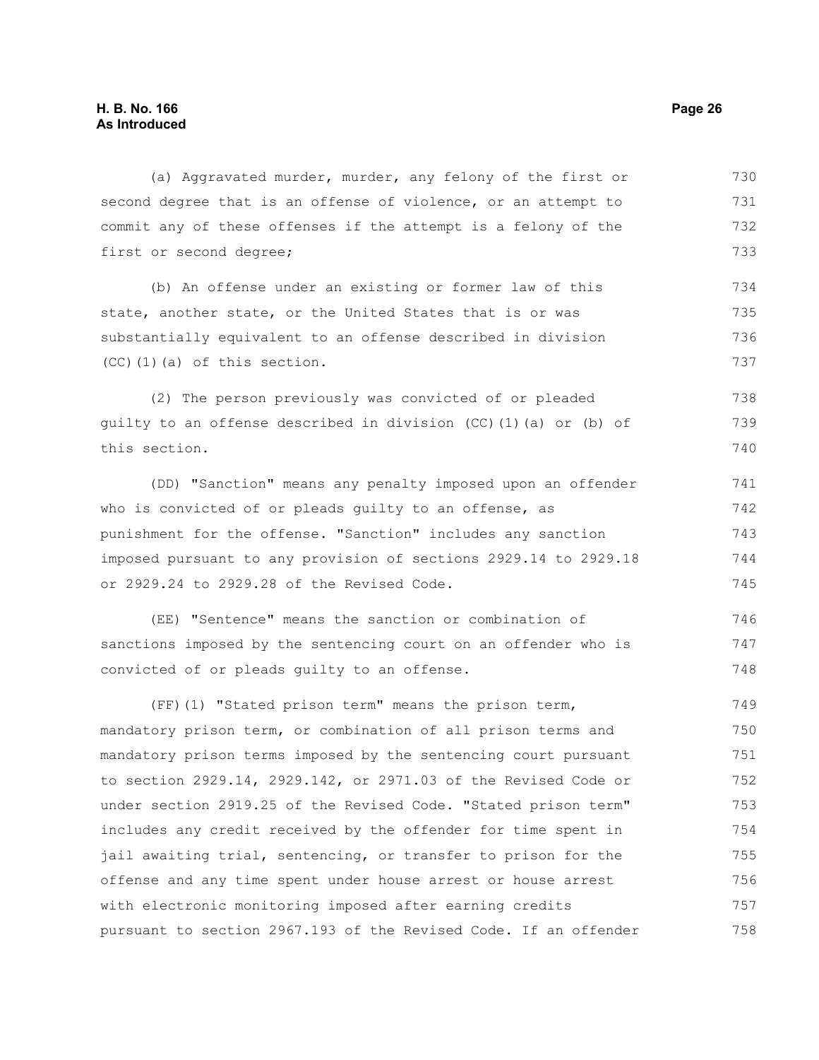(a) Aggravated murder, murder, any felony of the first or second degree that is an offense of violence, or an attempt to commit any of these offenses if the attempt is a felony of the first or second degree;

(b) An offense under an existing or former law of this state, another state, or the United States that is or was substantially equivalent to an offense described in division (CC)(1)(a) of this section.

(2) The person previously was convicted of or pleaded guilty to an offense described in division (CC)(1)(a) or (b) of this section.

(DD) "Sanction" means any penalty imposed upon an offender who is convicted of or pleads guilty to an offense, as punishment for the offense. "Sanction" includes any sanction imposed pursuant to any provision of sections 2929.14 to 2929.18 or 2929.24 to 2929.28 of the Revised Code.

(EE) "Sentence" means the sanction or combination of sanctions imposed by the sentencing court on an offender who is convicted of or pleads guilty to an offense.

(FF)(1) "Stated prison term" means the prison term, mandatory prison term, or combination of all prison terms and mandatory prison terms imposed by the sentencing court pursuant to section 2929.14, 2929.142, or 2971.03 of the Revised Code or under section 2919.25 of the Revised Code. "Stated prison term" includes any credit received by the offender for time spent in jail awaiting trial, sentencing, or transfer to prison for the offense and any time spent under house arrest or house arrest with electronic monitoring imposed after earning credits pursuant to section 2967.193 of the Revised Code. If an offender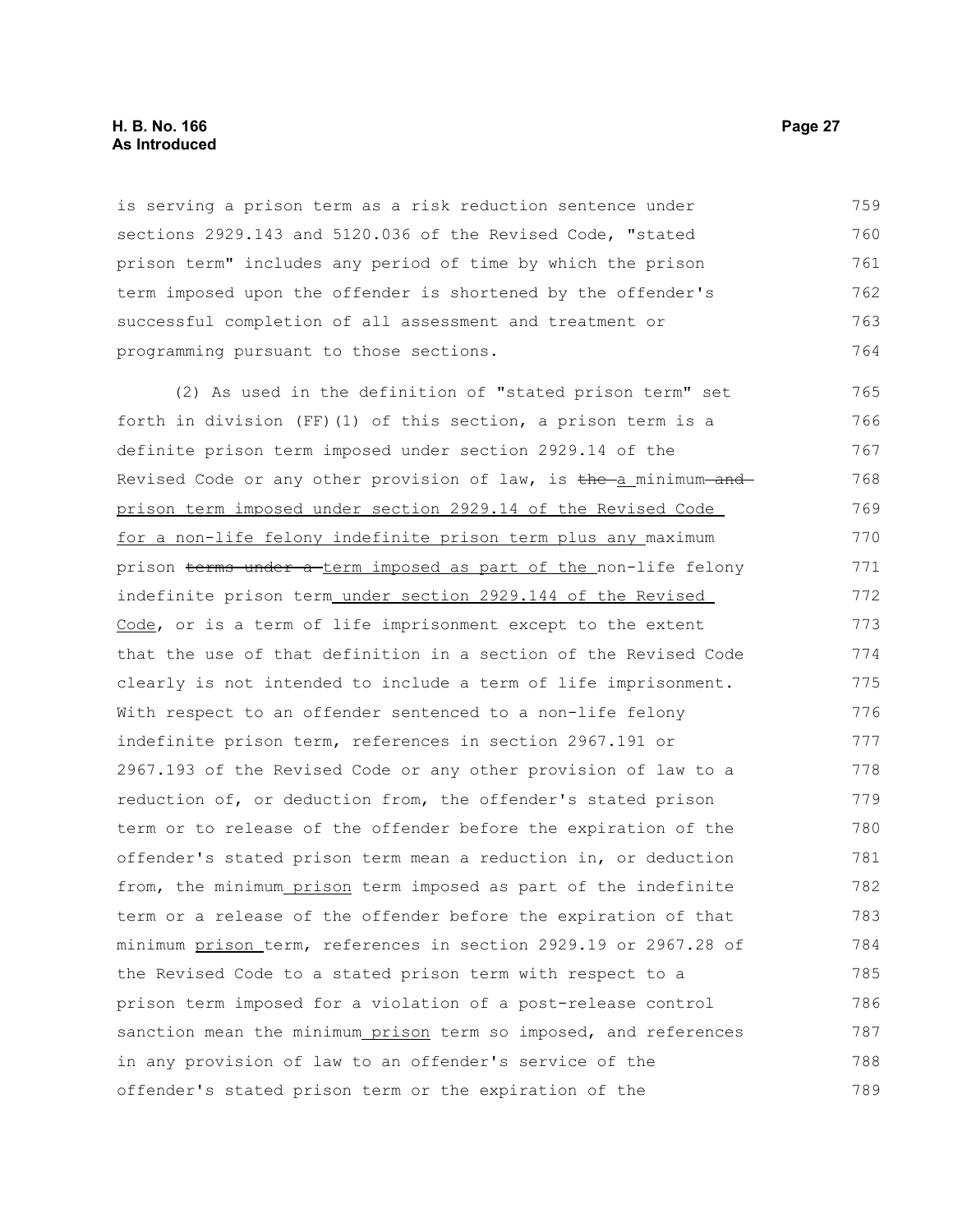is serving a prison term as a risk reduction sentence under sections 2929.143 and 5120.036 of the Revised Code, "stated prison term" includes any period of time by which the prison term imposed upon the offender is shortened by the offender's successful completion of all assessment and treatment or programming pursuant to those sections.

(2) As used in the definition of "stated prison term" set forth in division (FF)(1) of this section, a prison term is a definite prison term imposed under section 2929.14 of the Revised Code or any other provision of law, is ~~the~~ a minimum ~~and~~ prison term imposed under section 2929.14 of the Revised Code for a non-life felony indefinite prison term plus any maximum prison ~~terms under a~~ term imposed as part of the non-life felony indefinite prison term under section 2929.144 of the Revised Code, or is a term of life imprisonment except to the extent that the use of that definition in a section of the Revised Code clearly is not intended to include a term of life imprisonment. With respect to an offender sentenced to a non-life felony indefinite prison term, references in section 2967.191 or 2967.193 of the Revised Code or any other provision of law to a reduction of, or deduction from, the offender's stated prison term or to release of the offender before the expiration of the offender's stated prison term mean a reduction in, or deduction from, the minimum prison term imposed as part of the indefinite term or a release of the offender before the expiration of that minimum prison term, references in section 2929.19 or 2967.28 of the Revised Code to a stated prison term with respect to a prison term imposed for a violation of a post-release control sanction mean the minimum prison term so imposed, and references in any provision of law to an offender's service of the offender's stated prison term or the expiration of the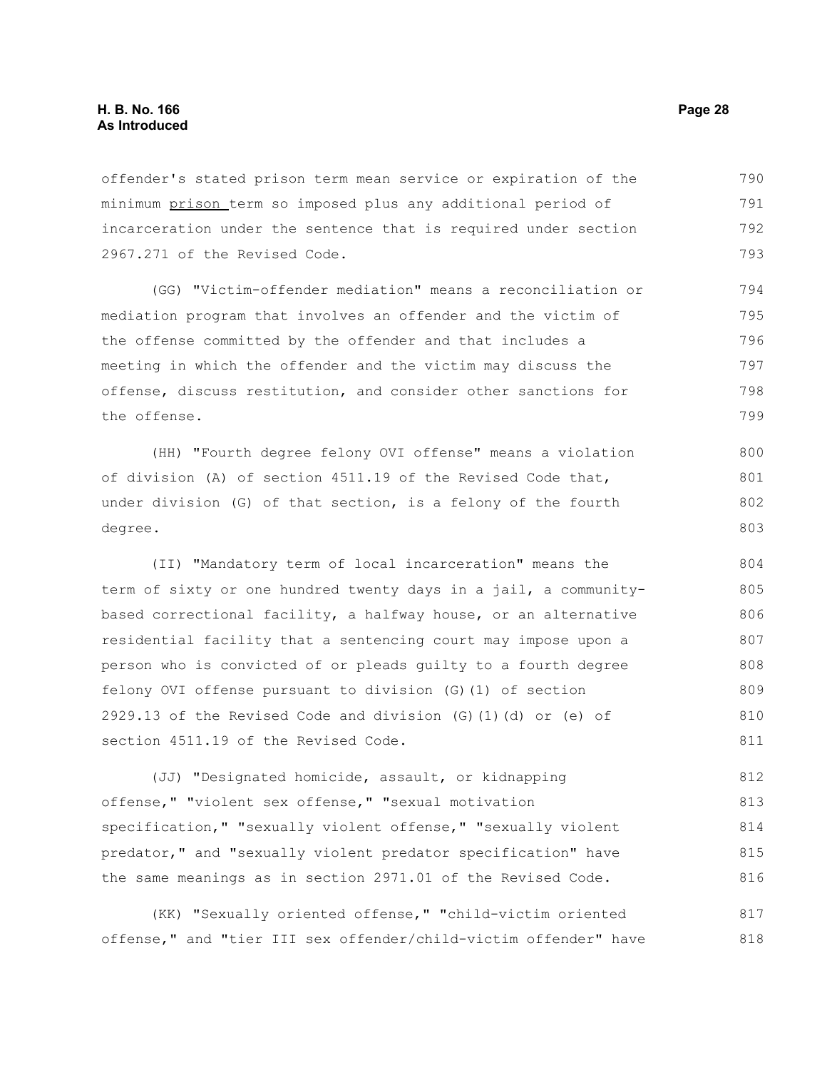offender's stated prison term mean service or expiration of the minimum <u>prison</u> term so imposed plus any additional period of incarceration under the sentence that is required under section 2967.271 of the Revised Code.

(GG) "Victim-offender mediation" means a reconciliation or mediation program that involves an offender and the victim of the offense committed by the offender and that includes a meeting in which the offender and the victim may discuss the offense, discuss restitution, and consider other sanctions for the offense.

(HH) "Fourth degree felony OVI offense" means a violation of division (A) of section 4511.19 of the Revised Code that, under division (G) of that section, is a felony of the fourth degree.

(II) "Mandatory term of local incarceration" means the term of sixty or one hundred twenty days in a jail, a community-based correctional facility, a halfway house, or an alternative residential facility that a sentencing court may impose upon a person who is convicted of or pleads guilty to a fourth degree felony OVI offense pursuant to division (G)(1) of section 2929.13 of the Revised Code and division (G)(1)(d) or (e) of section 4511.19 of the Revised Code.

(JJ) "Designated homicide, assault, or kidnapping offense," "violent sex offense," "sexual motivation specification," "sexually violent offense," "sexually violent predator," and "sexually violent predator specification" have the same meanings as in section 2971.01 of the Revised Code.

(KK) "Sexually oriented offense," "child-victim oriented offense," and "tier III sex offender/child-victim offender" have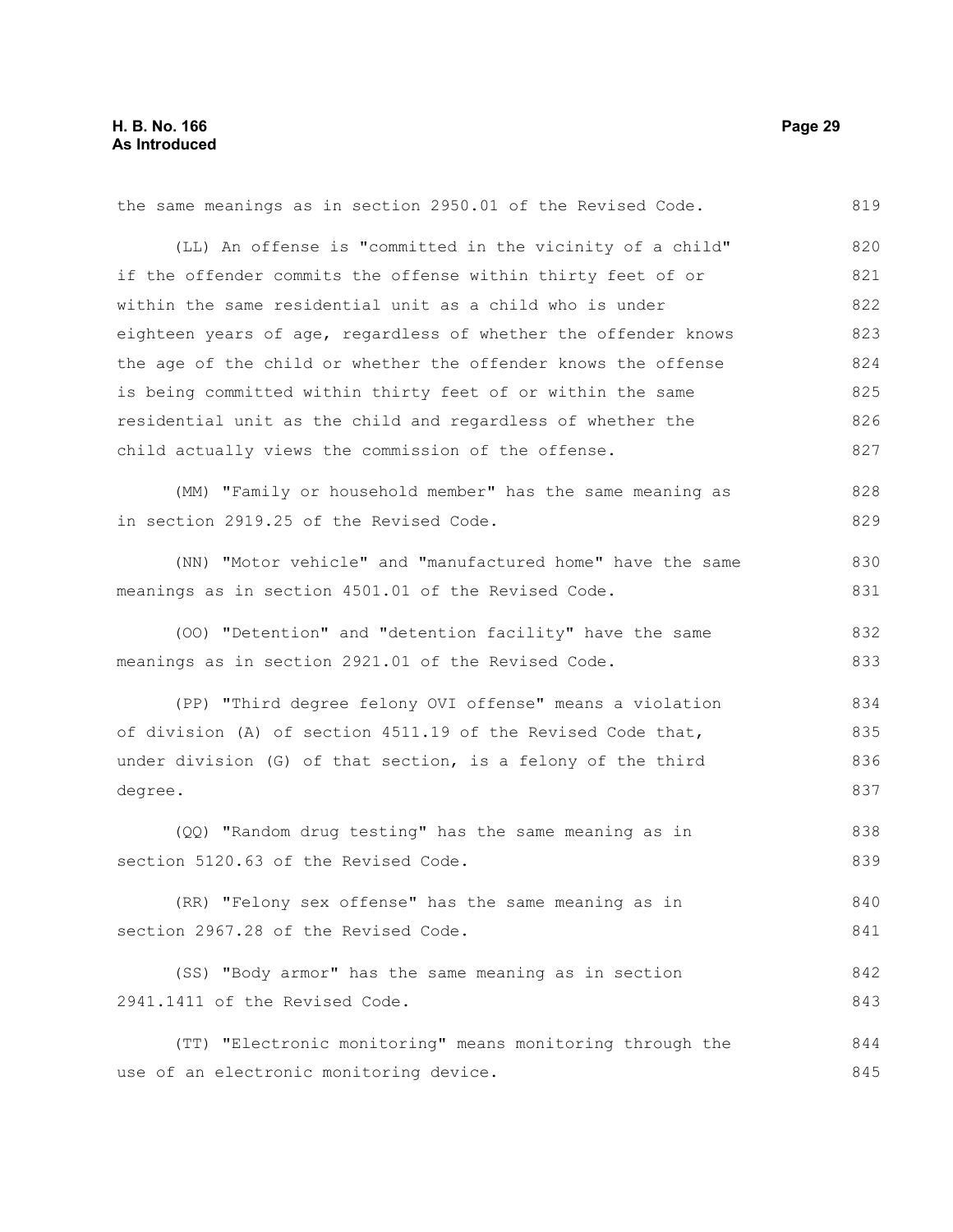the same meanings as in section 2950.01 of the Revised Code.

(LL) An offense is "committed in the vicinity of a child" if the offender commits the offense within thirty feet of or within the same residential unit as a child who is under eighteen years of age, regardless of whether the offender knows the age of the child or whether the offender knows the offense is being committed within thirty feet of or within the same residential unit as the child and regardless of whether the child actually views the commission of the offense.

(MM) "Family or household member" has the same meaning as in section 2919.25 of the Revised Code.

(NN) "Motor vehicle" and "manufactured home" have the same meanings as in section 4501.01 of the Revised Code.

(OO) "Detention" and "detention facility" have the same meanings as in section 2921.01 of the Revised Code.

(PP) "Third degree felony OVI offense" means a violation of division (A) of section 4511.19 of the Revised Code that, under division (G) of that section, is a felony of the third degree.

(QQ) "Random drug testing" has the same meaning as in section 5120.63 of the Revised Code.

(RR) "Felony sex offense" has the same meaning as in section 2967.28 of the Revised Code.

(SS) "Body armor" has the same meaning as in section 2941.1411 of the Revised Code.

(TT) "Electronic monitoring" means monitoring through the use of an electronic monitoring device.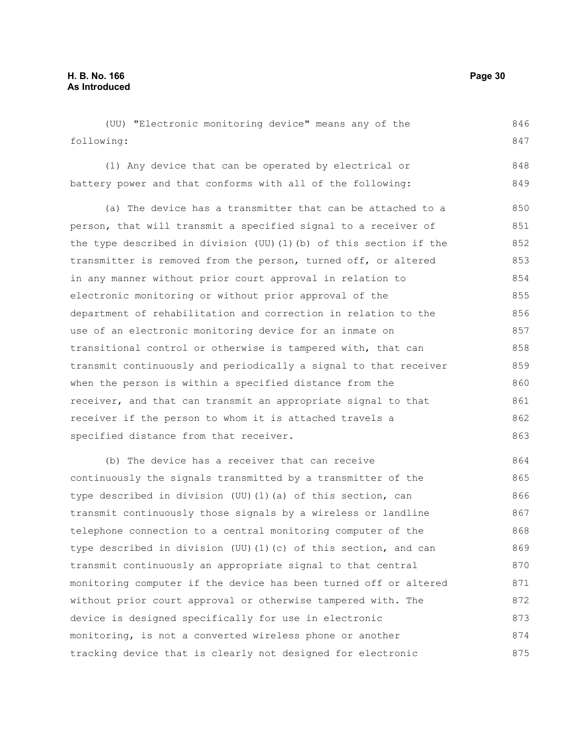(UU) "Electronic monitoring device" means any of the following:

(1) Any device that can be operated by electrical or battery power and that conforms with all of the following:

(a) The device has a transmitter that can be attached to a person, that will transmit a specified signal to a receiver of the type described in division (UU)(1)(b) of this section if the transmitter is removed from the person, turned off, or altered in any manner without prior court approval in relation to electronic monitoring or without prior approval of the department of rehabilitation and correction in relation to the use of an electronic monitoring device for an inmate on transitional control or otherwise is tampered with, that can transmit continuously and periodically a signal to that receiver when the person is within a specified distance from the receiver, and that can transmit an appropriate signal to that receiver if the person to whom it is attached travels a specified distance from that receiver.

(b) The device has a receiver that can receive continuously the signals transmitted by a transmitter of the type described in division (UU)(1)(a) of this section, can transmit continuously those signals by a wireless or landline telephone connection to a central monitoring computer of the type described in division (UU)(1)(c) of this section, and can transmit continuously an appropriate signal to that central monitoring computer if the device has been turned off or altered without prior court approval or otherwise tampered with. The device is designed specifically for use in electronic monitoring, is not a converted wireless phone or another tracking device that is clearly not designed for electronic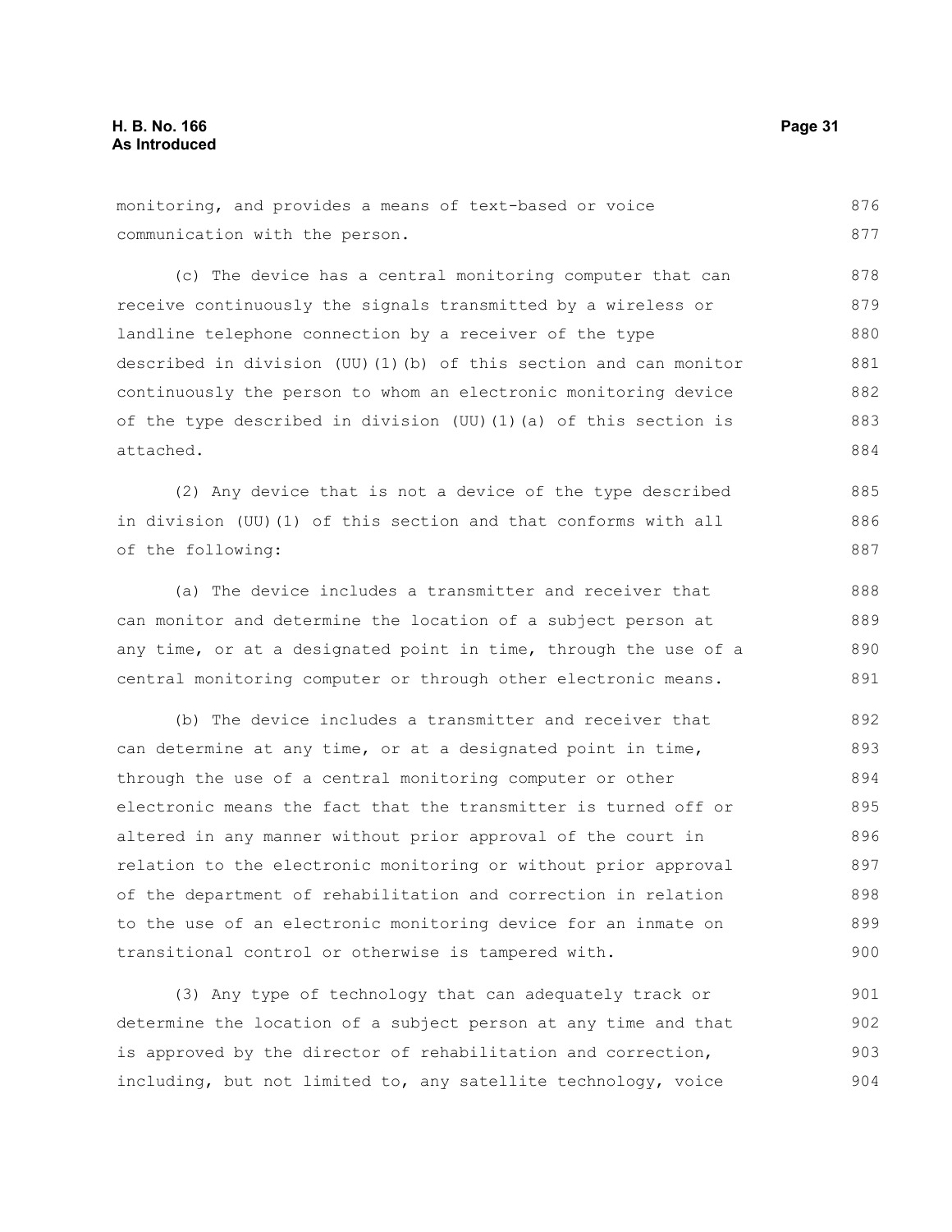monitoring, and provides a means of text-based or voice communication with the person.

(c) The device has a central monitoring computer that can receive continuously the signals transmitted by a wireless or landline telephone connection by a receiver of the type described in division (UU)(1)(b) of this section and can monitor continuously the person to whom an electronic monitoring device of the type described in division (UU)(1)(a) of this section is attached.

(2) Any device that is not a device of the type described in division (UU)(1) of this section and that conforms with all of the following:

(a) The device includes a transmitter and receiver that can monitor and determine the location of a subject person at any time, or at a designated point in time, through the use of a central monitoring computer or through other electronic means.

(b) The device includes a transmitter and receiver that can determine at any time, or at a designated point in time, through the use of a central monitoring computer or other electronic means the fact that the transmitter is turned off or altered in any manner without prior approval of the court in relation to the electronic monitoring or without prior approval of the department of rehabilitation and correction in relation to the use of an electronic monitoring device for an inmate on transitional control or otherwise is tampered with.

(3) Any type of technology that can adequately track or determine the location of a subject person at any time and that is approved by the director of rehabilitation and correction, including, but not limited to, any satellite technology, voice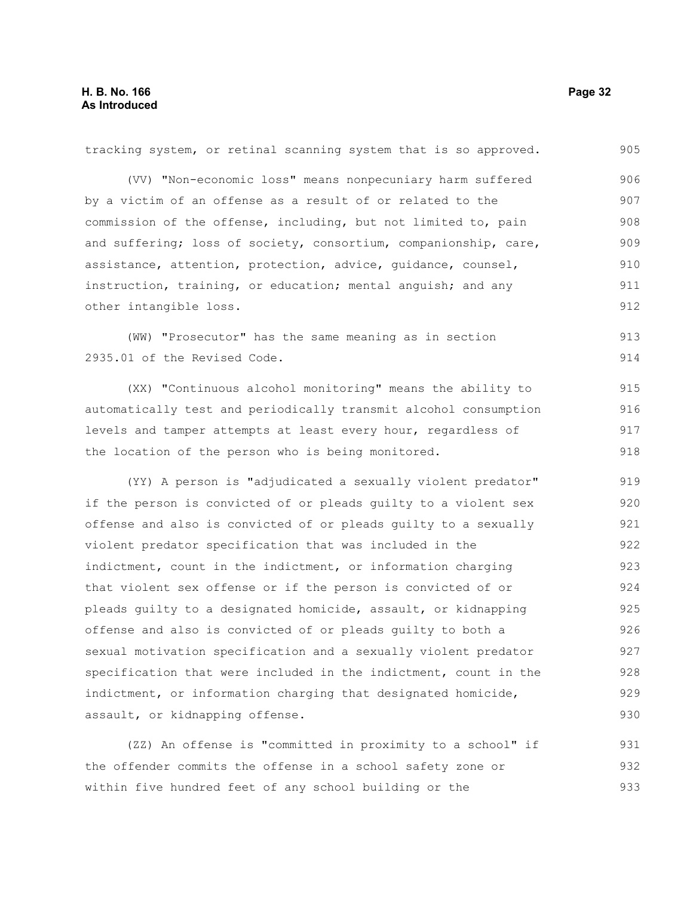tracking system, or retinal scanning system that is so approved.

(VV) "Non-economic loss" means nonpecuniary harm suffered by a victim of an offense as a result of or related to the commission of the offense, including, but not limited to, pain and suffering; loss of society, consortium, companionship, care, assistance, attention, protection, advice, guidance, counsel, instruction, training, or education; mental anguish; and any other intangible loss.

(WW) "Prosecutor" has the same meaning as in section 2935.01 of the Revised Code.

(XX) "Continuous alcohol monitoring" means the ability to automatically test and periodically transmit alcohol consumption levels and tamper attempts at least every hour, regardless of the location of the person who is being monitored.

(YY) A person is "adjudicated a sexually violent predator" if the person is convicted of or pleads guilty to a violent sex offense and also is convicted of or pleads guilty to a sexually violent predator specification that was included in the indictment, count in the indictment, or information charging that violent sex offense or if the person is convicted of or pleads guilty to a designated homicide, assault, or kidnapping offense and also is convicted of or pleads guilty to both a sexual motivation specification and a sexually violent predator specification that were included in the indictment, count in the indictment, or information charging that designated homicide, assault, or kidnapping offense.

(ZZ) An offense is "committed in proximity to a school" if the offender commits the offense in a school safety zone or within five hundred feet of any school building or the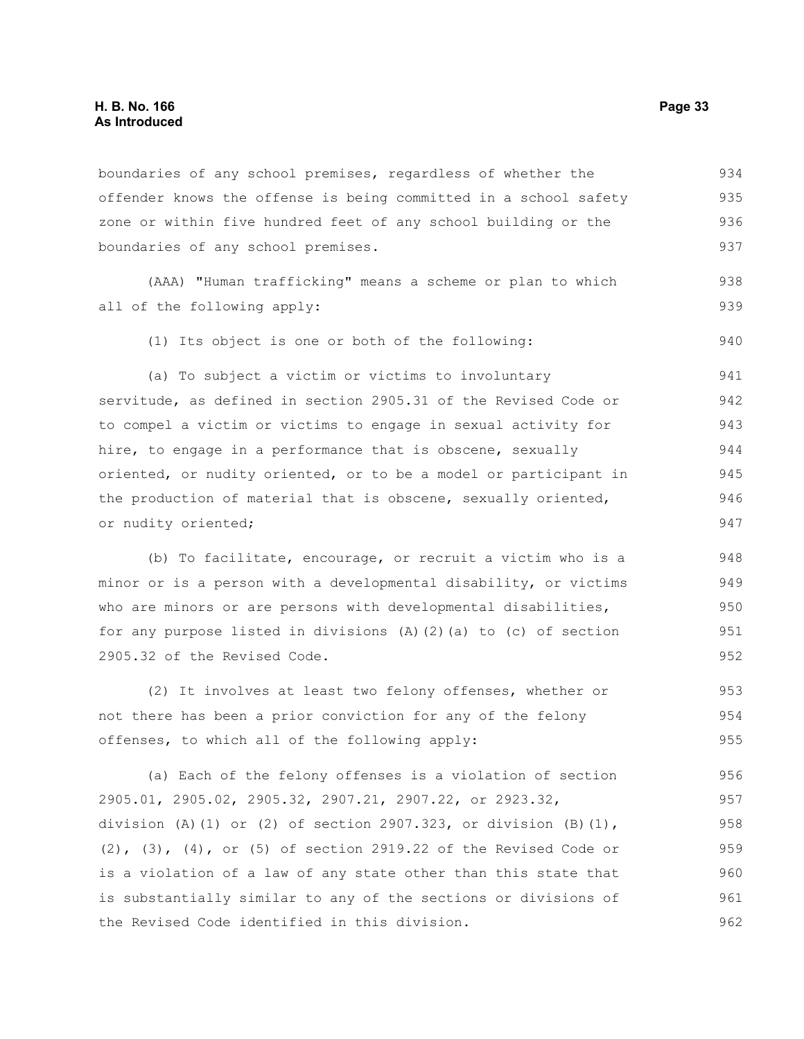boundaries of any school premises, regardless of whether the offender knows the offense is being committed in a school safety zone or within five hundred feet of any school building or the boundaries of any school premises.

(AAA) "Human trafficking" means a scheme or plan to which all of the following apply:

(1) Its object is one or both of the following:

(a) To subject a victim or victims to involuntary servitude, as defined in section 2905.31 of the Revised Code or to compel a victim or victims to engage in sexual activity for hire, to engage in a performance that is obscene, sexually oriented, or nudity oriented, or to be a model or participant in the production of material that is obscene, sexually oriented, or nudity oriented;

(b) To facilitate, encourage, or recruit a victim who is a minor or is a person with a developmental disability, or victims who are minors or are persons with developmental disabilities, for any purpose listed in divisions (A)(2)(a) to (c) of section 2905.32 of the Revised Code.

(2) It involves at least two felony offenses, whether or not there has been a prior conviction for any of the felony offenses, to which all of the following apply:

(a) Each of the felony offenses is a violation of section 2905.01, 2905.02, 2905.32, 2907.21, 2907.22, or 2923.32, division (A)(1) or (2) of section 2907.323, or division (B)(1), (2), (3), (4), or (5) of section 2919.22 of the Revised Code or is a violation of a law of any state other than this state that is substantially similar to any of the sections or divisions of the Revised Code identified in this division.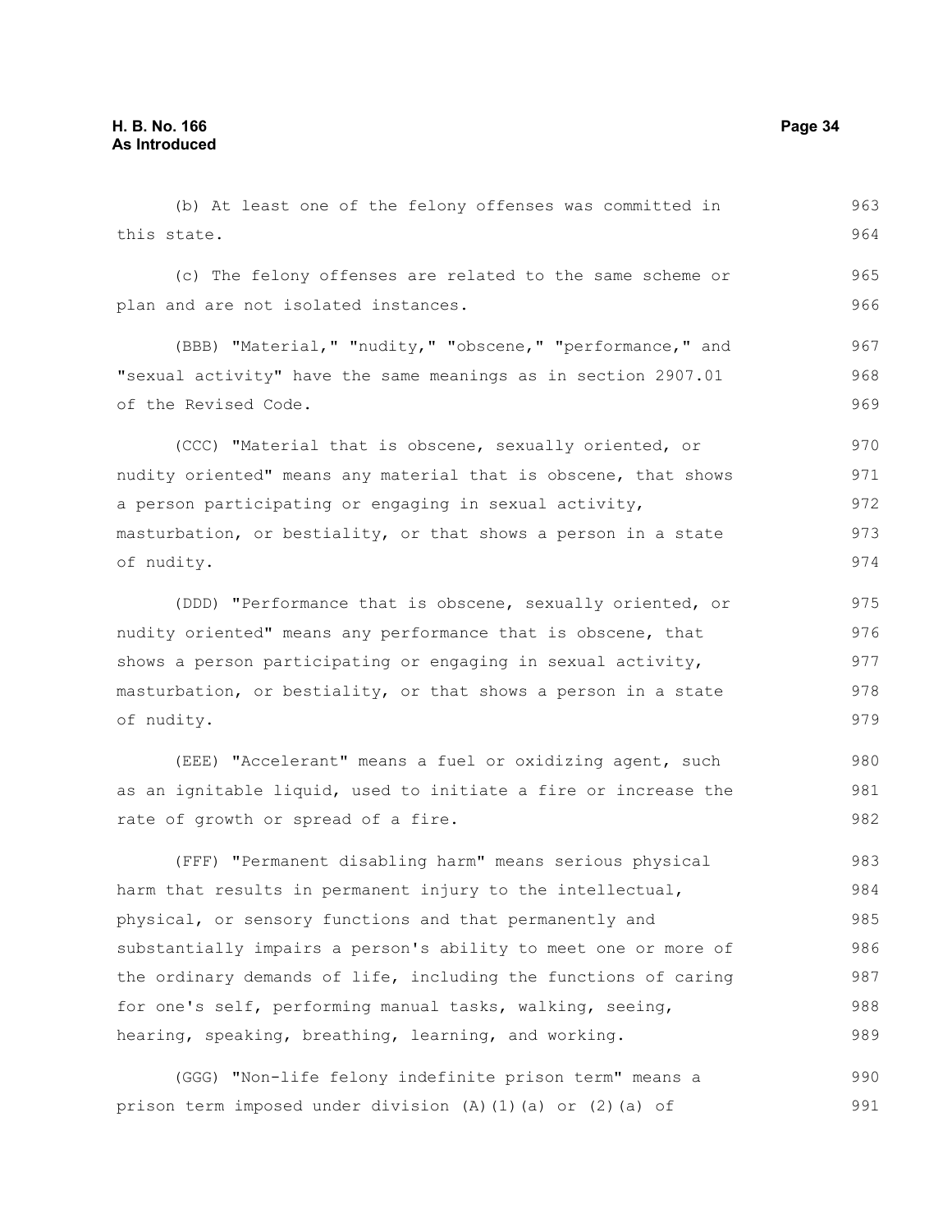(b) At least one of the felony offenses was committed in this state.

(c) The felony offenses are related to the same scheme or plan and are not isolated instances.

(BBB) "Material," "nudity," "obscene," "performance," and "sexual activity" have the same meanings as in section 2907.01 of the Revised Code.

(CCC) "Material that is obscene, sexually oriented, or nudity oriented" means any material that is obscene, that shows a person participating or engaging in sexual activity, masturbation, or bestiality, or that shows a person in a state of nudity.

(DDD) "Performance that is obscene, sexually oriented, or nudity oriented" means any performance that is obscene, that shows a person participating or engaging in sexual activity, masturbation, or bestiality, or that shows a person in a state of nudity.

(EEE) "Accelerant" means a fuel or oxidizing agent, such as an ignitable liquid, used to initiate a fire or increase the rate of growth or spread of a fire.

(FFF) "Permanent disabling harm" means serious physical harm that results in permanent injury to the intellectual, physical, or sensory functions and that permanently and substantially impairs a person's ability to meet one or more of the ordinary demands of life, including the functions of caring for one's self, performing manual tasks, walking, seeing, hearing, speaking, breathing, learning, and working.

(GGG) "Non-life felony indefinite prison term" means a prison term imposed under division (A)(1)(a) or (2)(a) of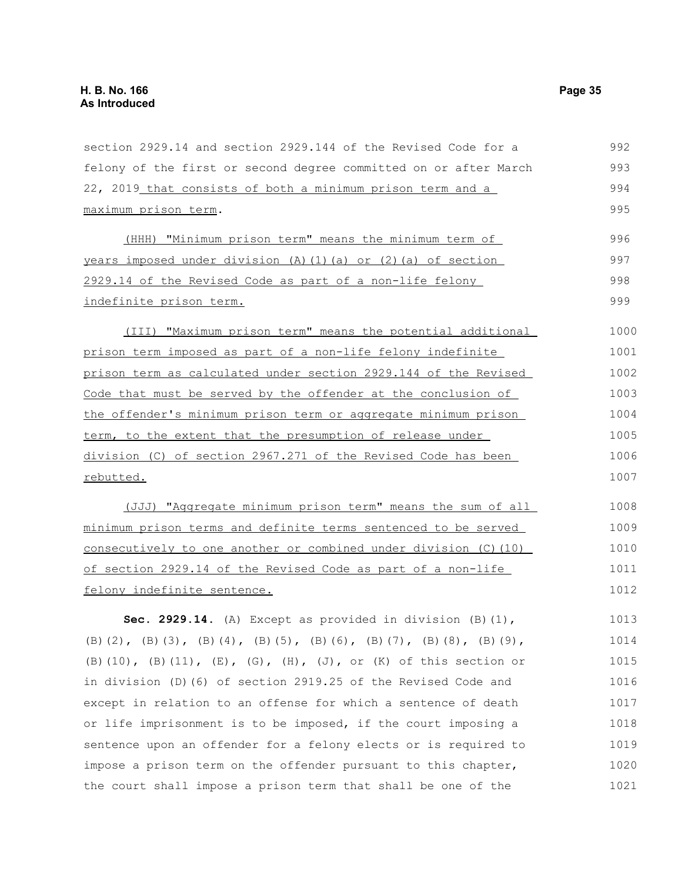section 2929.14 and section 2929.144 of the Revised Code for a felony of the first or second degree committed on or after March 22, 2019 that consists of both a minimum prison term and a maximum prison term.

(HHH) "Minimum prison term" means the minimum term of years imposed under division (A)(1)(a) or (2)(a) of section 2929.14 of the Revised Code as part of a non-life felony indefinite prison term.

(III) "Maximum prison term" means the potential additional prison term imposed as part of a non-life felony indefinite prison term as calculated under section 2929.144 of the Revised Code that must be served by the offender at the conclusion of the offender's minimum prison term or aggregate minimum prison term, to the extent that the presumption of release under division (C) of section 2967.271 of the Revised Code has been rebutted.

(JJJ) "Aggregate minimum prison term" means the sum of all minimum prison terms and definite terms sentenced to be served consecutively to one another or combined under division (C)(10) of section 2929.14 of the Revised Code as part of a non-life felony indefinite sentence.

**Sec. 2929.14.** (A) Except as provided in division (B)(1), (B)(2), (B)(3), (B)(4), (B)(5), (B)(6), (B)(7), (B)(8), (B)(9), (B)(10), (B)(11), (E), (G), (H), (J), or (K) of this section or in division (D)(6) of section 2919.25 of the Revised Code and except in relation to an offense for which a sentence of death or life imprisonment is to be imposed, if the court imposing a sentence upon an offender for a felony elects or is required to impose a prison term on the offender pursuant to this chapter, the court shall impose a prison term that shall be one of the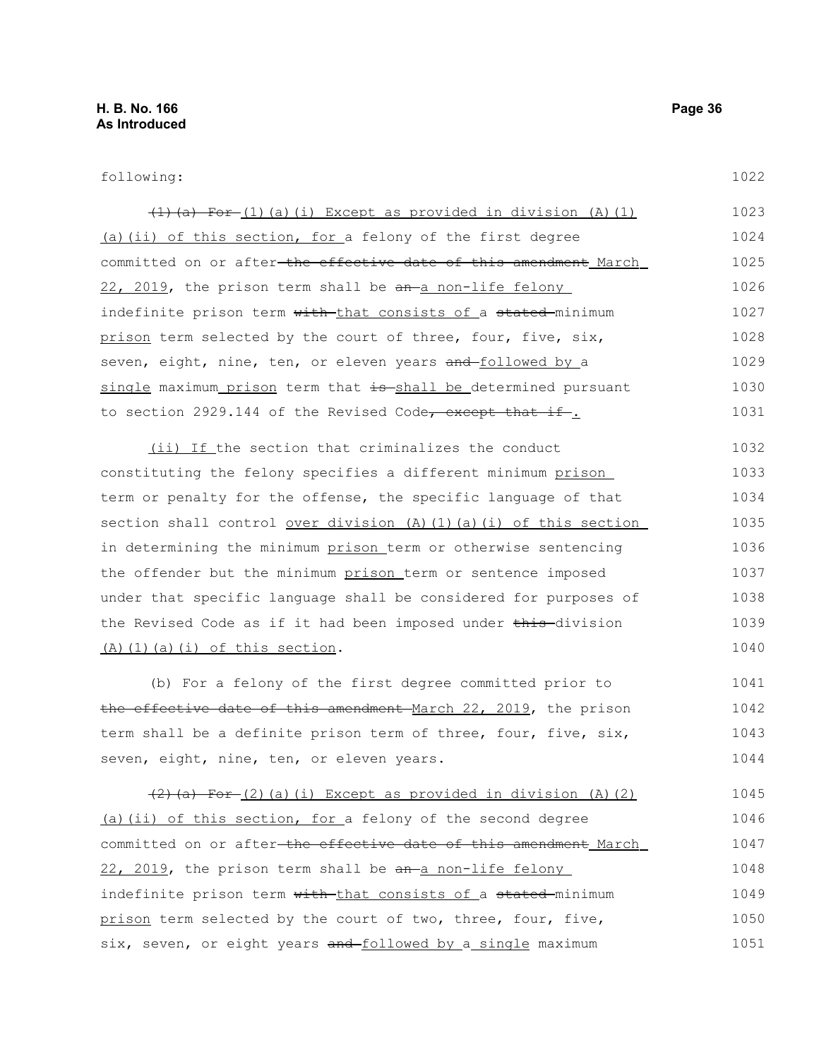following:

~~(1)(a) For~~ (1)(a)(i) Except as provided in division (A)(1)(a)(ii) of this section, for a felony of the first degree committed on or after ~~the effective date of this amendment~~ March 22, 2019, the prison term shall be ~~an~~ a non-life felony indefinite prison term ~~with~~ that consists of a ~~stated~~ minimum prison term selected by the court of three, four, five, six, seven, eight, nine, ten, or eleven years ~~and~~ followed by a single maximum prison term that ~~is~~ shall be determined pursuant to section 2929.144 of the Revised Code~~, except that if~~ .

(ii) If the section that criminalizes the conduct constituting the felony specifies a different minimum prison term or penalty for the offense, the specific language of that section shall control over division (A)(1)(a)(i) of this section in determining the minimum prison term or otherwise sentencing the offender but the minimum prison term or sentence imposed under that specific language shall be considered for purposes of the Revised Code as if it had been imposed under ~~this~~ division (A)(1)(a)(i) of this section.

(b) For a felony of the first degree committed prior to ~~the effective date of this amendment~~ March 22, 2019, the prison term shall be a definite prison term of three, four, five, six, seven, eight, nine, ten, or eleven years.

~~(2)(a) For~~ (2)(a)(i) Except as provided in division (A)(2)(a)(ii) of this section, for a felony of the second degree committed on or after ~~the effective date of this amendment~~ March 22, 2019, the prison term shall be ~~an~~ a non-life felony indefinite prison term ~~with~~ that consists of a ~~stated~~ minimum prison term selected by the court of two, three, four, five, six, seven, or eight years ~~and~~ followed by a single maximum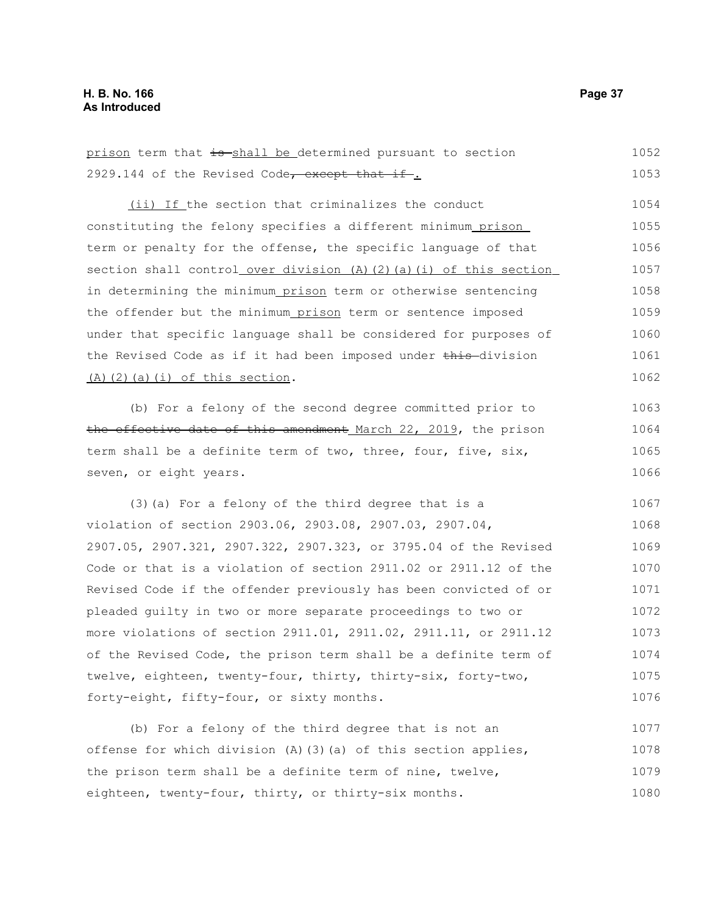prison term that ~~is~~ shall be determined pursuant to section 2929.144 of the Revised Code~~, except that if~~.

(ii) If the section that criminalizes the conduct constituting the felony specifies a different minimum prison term or penalty for the offense, the specific language of that section shall control over division (A)(2)(a)(i) of this section in determining the minimum prison term or otherwise sentencing the offender but the minimum prison term or sentence imposed under that specific language shall be considered for purposes of the Revised Code as if it had been imposed under ~~this~~ division (A)(2)(a)(i) of this section.

(b) For a felony of the second degree committed prior to ~~the effective date of this amendment~~ March 22, 2019, the prison term shall be a definite term of two, three, four, five, six, seven, or eight years.

(3)(a) For a felony of the third degree that is a violation of section 2903.06, 2903.08, 2907.03, 2907.04, 2907.05, 2907.321, 2907.322, 2907.323, or 3795.04 of the Revised Code or that is a violation of section 2911.02 or 2911.12 of the Revised Code if the offender previously has been convicted of or pleaded guilty in two or more separate proceedings to two or more violations of section 2911.01, 2911.02, 2911.11, or 2911.12 of the Revised Code, the prison term shall be a definite term of twelve, eighteen, twenty-four, thirty, thirty-six, forty-two, forty-eight, fifty-four, or sixty months.

(b) For a felony of the third degree that is not an offense for which division (A)(3)(a) of this section applies, the prison term shall be a definite term of nine, twelve, eighteen, twenty-four, thirty, or thirty-six months.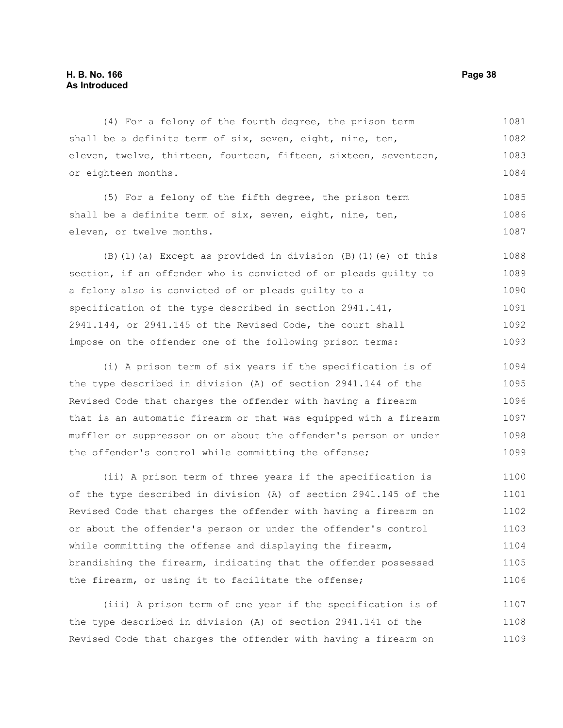(4) For a felony of the fourth degree, the prison term shall be a definite term of six, seven, eight, nine, ten, eleven, twelve, thirteen, fourteen, fifteen, sixteen, seventeen, or eighteen months.

(5) For a felony of the fifth degree, the prison term shall be a definite term of six, seven, eight, nine, ten, eleven, or twelve months.

(B)(1)(a) Except as provided in division (B)(1)(e) of this section, if an offender who is convicted of or pleads guilty to a felony also is convicted of or pleads guilty to a specification of the type described in section 2941.141, 2941.144, or 2941.145 of the Revised Code, the court shall impose on the offender one of the following prison terms:

(i) A prison term of six years if the specification is of the type described in division (A) of section 2941.144 of the Revised Code that charges the offender with having a firearm that is an automatic firearm or that was equipped with a firearm muffler or suppressor on or about the offender's person or under the offender's control while committing the offense;

(ii) A prison term of three years if the specification is of the type described in division (A) of section 2941.145 of the Revised Code that charges the offender with having a firearm on or about the offender's person or under the offender's control while committing the offense and displaying the firearm, brandishing the firearm, indicating that the offender possessed the firearm, or using it to facilitate the offense;

(iii) A prison term of one year if the specification is of the type described in division (A) of section 2941.141 of the Revised Code that charges the offender with having a firearm on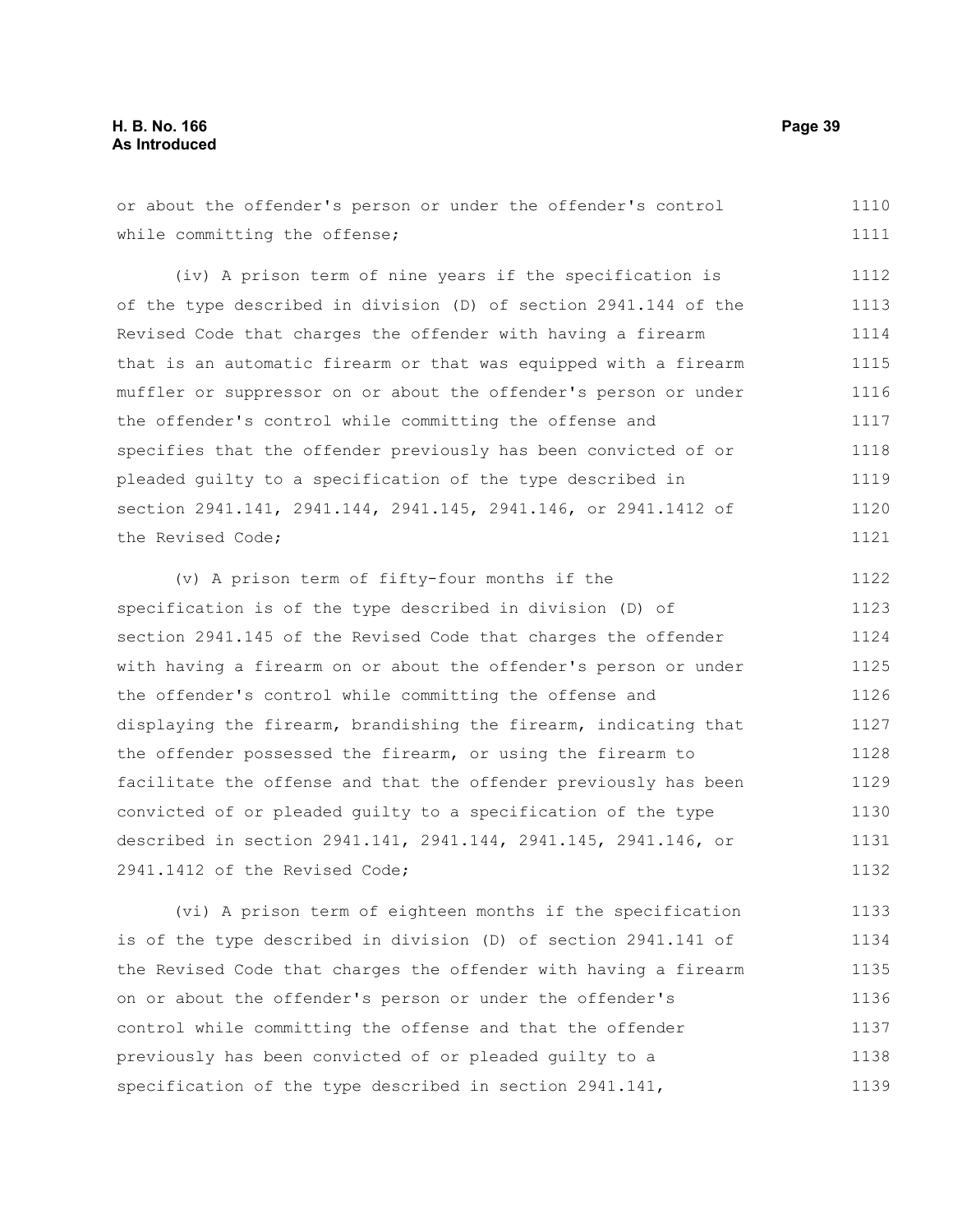or about the offender's person or under the offender's control while committing the offense;

(iv) A prison term of nine years if the specification is of the type described in division (D) of section 2941.144 of the Revised Code that charges the offender with having a firearm that is an automatic firearm or that was equipped with a firearm muffler or suppressor on or about the offender's person or under the offender's control while committing the offense and specifies that the offender previously has been convicted of or pleaded guilty to a specification of the type described in section 2941.141, 2941.144, 2941.145, 2941.146, or 2941.1412 of the Revised Code;

(v) A prison term of fifty-four months if the specification is of the type described in division (D) of section 2941.145 of the Revised Code that charges the offender with having a firearm on or about the offender's person or under the offender's control while committing the offense and displaying the firearm, brandishing the firearm, indicating that the offender possessed the firearm, or using the firearm to facilitate the offense and that the offender previously has been convicted of or pleaded guilty to a specification of the type described in section 2941.141, 2941.144, 2941.145, 2941.146, or 2941.1412 of the Revised Code;

(vi) A prison term of eighteen months if the specification is of the type described in division (D) of section 2941.141 of the Revised Code that charges the offender with having a firearm on or about the offender's person or under the offender's control while committing the offense and that the offender previously has been convicted of or pleaded guilty to a specification of the type described in section 2941.141,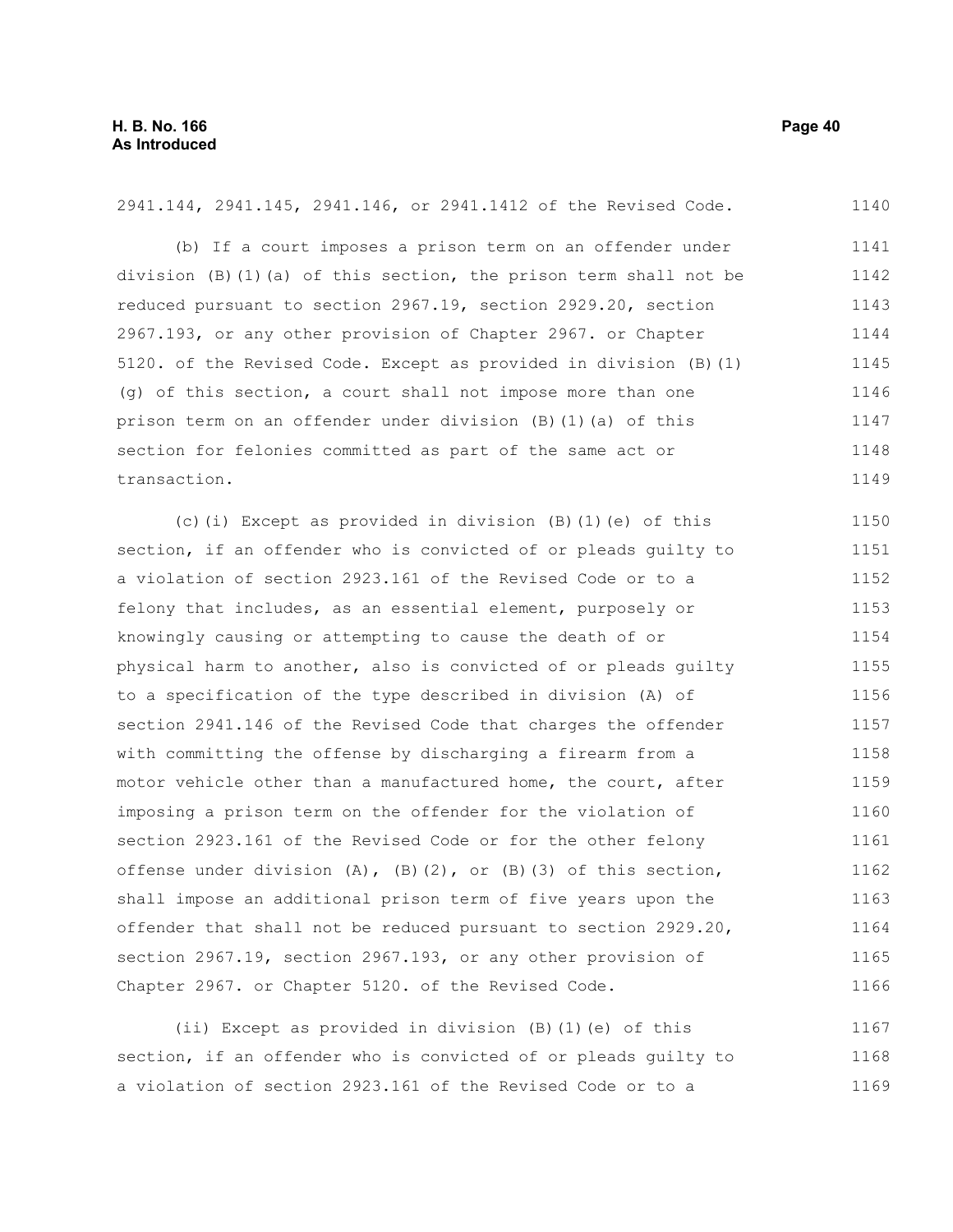2941.144, 2941.145, 2941.146, or 2941.1412 of the Revised Code.

(b) If a court imposes a prison term on an offender under division (B)(1)(a) of this section, the prison term shall not be reduced pursuant to section 2967.19, section 2929.20, section 2967.193, or any other provision of Chapter 2967. or Chapter 5120. of the Revised Code. Except as provided in division (B)(1)(g) of this section, a court shall not impose more than one prison term on an offender under division (B)(1)(a) of this section for felonies committed as part of the same act or transaction.

(c)(i) Except as provided in division (B)(1)(e) of this section, if an offender who is convicted of or pleads guilty to a violation of section 2923.161 of the Revised Code or to a felony that includes, as an essential element, purposely or knowingly causing or attempting to cause the death of or physical harm to another, also is convicted of or pleads guilty to a specification of the type described in division (A) of section 2941.146 of the Revised Code that charges the offender with committing the offense by discharging a firearm from a motor vehicle other than a manufactured home, the court, after imposing a prison term on the offender for the violation of section 2923.161 of the Revised Code or for the other felony offense under division (A), (B)(2), or (B)(3) of this section, shall impose an additional prison term of five years upon the offender that shall not be reduced pursuant to section 2929.20, section 2967.19, section 2967.193, or any other provision of Chapter 2967. or Chapter 5120. of the Revised Code.

(ii) Except as provided in division (B)(1)(e) of this section, if an offender who is convicted of or pleads guilty to a violation of section 2923.161 of the Revised Code or to a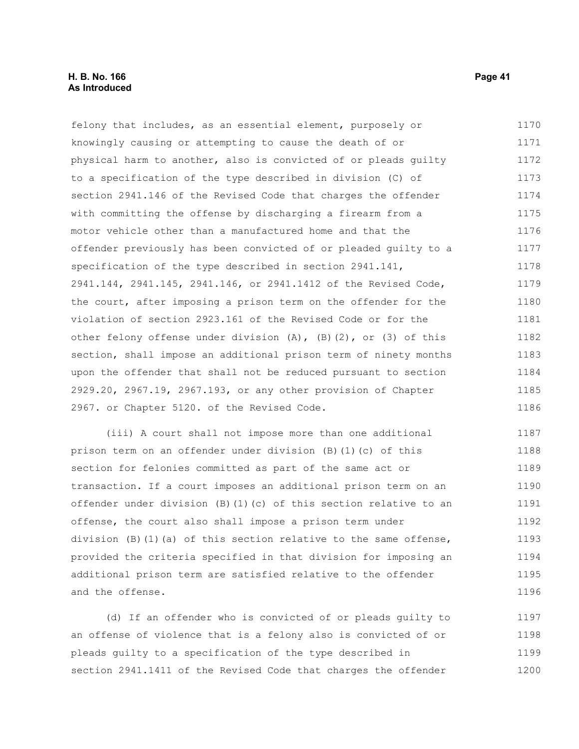felony that includes, as an essential element, purposely or knowingly causing or attempting to cause the death of or physical harm to another, also is convicted of or pleads guilty to a specification of the type described in division (C) of section 2941.146 of the Revised Code that charges the offender with committing the offense by discharging a firearm from a motor vehicle other than a manufactured home and that the offender previously has been convicted of or pleaded guilty to a specification of the type described in section 2941.141, 2941.144, 2941.145, 2941.146, or 2941.1412 of the Revised Code, the court, after imposing a prison term on the offender for the violation of section 2923.161 of the Revised Code or for the other felony offense under division (A), (B)(2), or (3) of this section, shall impose an additional prison term of ninety months upon the offender that shall not be reduced pursuant to section 2929.20, 2967.19, 2967.193, or any other provision of Chapter 2967. or Chapter 5120. of the Revised Code.

(iii) A court shall not impose more than one additional prison term on an offender under division (B)(1)(c) of this section for felonies committed as part of the same act or transaction. If a court imposes an additional prison term on an offender under division (B)(1)(c) of this section relative to an offense, the court also shall impose a prison term under division (B)(1)(a) of this section relative to the same offense, provided the criteria specified in that division for imposing an additional prison term are satisfied relative to the offender and the offense.

(d) If an offender who is convicted of or pleads guilty to an offense of violence that is a felony also is convicted of or pleads guilty to a specification of the type described in section 2941.1411 of the Revised Code that charges the offender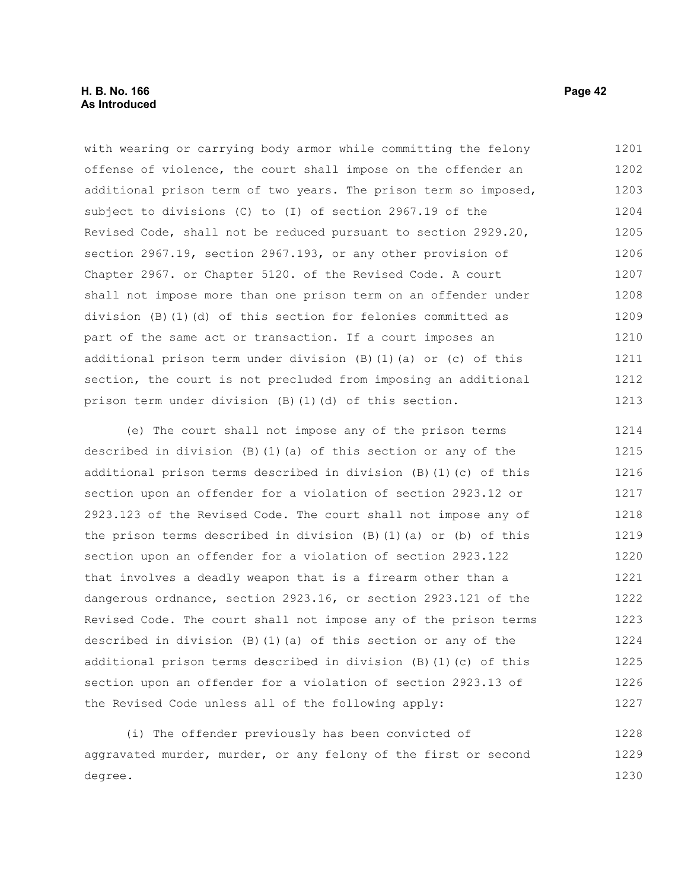with wearing or carrying body armor while committing the felony offense of violence, the court shall impose on the offender an additional prison term of two years. The prison term so imposed, subject to divisions (C) to (I) of section 2967.19 of the Revised Code, shall not be reduced pursuant to section 2929.20, section 2967.19, section 2967.193, or any other provision of Chapter 2967. or Chapter 5120. of the Revised Code. A court shall not impose more than one prison term on an offender under division (B)(1)(d) of this section for felonies committed as part of the same act or transaction. If a court imposes an additional prison term under division (B)(1)(a) or (c) of this section, the court is not precluded from imposing an additional prison term under division (B)(1)(d) of this section.

(e) The court shall not impose any of the prison terms described in division (B)(1)(a) of this section or any of the additional prison terms described in division (B)(1)(c) of this section upon an offender for a violation of section 2923.12 or 2923.123 of the Revised Code. The court shall not impose any of the prison terms described in division (B)(1)(a) or (b) of this section upon an offender for a violation of section 2923.122 that involves a deadly weapon that is a firearm other than a dangerous ordnance, section 2923.16, or section 2923.121 of the Revised Code. The court shall not impose any of the prison terms described in division (B)(1)(a) of this section or any of the additional prison terms described in division (B)(1)(c) of this section upon an offender for a violation of section 2923.13 of the Revised Code unless all of the following apply:

(i) The offender previously has been convicted of aggravated murder, murder, or any felony of the first or second degree.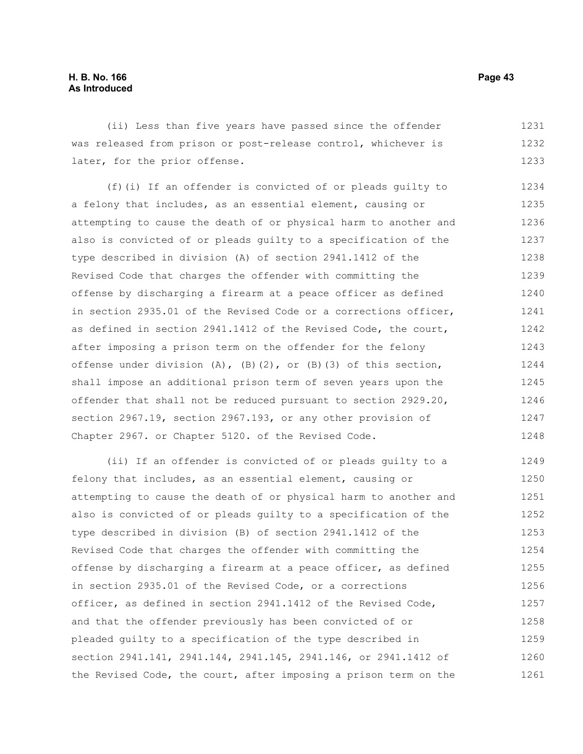(ii) Less than five years have passed since the offender was released from prison or post-release control, whichever is later, for the prior offense.

(f)(i) If an offender is convicted of or pleads guilty to a felony that includes, as an essential element, causing or attempting to cause the death of or physical harm to another and also is convicted of or pleads guilty to a specification of the type described in division (A) of section 2941.1412 of the Revised Code that charges the offender with committing the offense by discharging a firearm at a peace officer as defined in section 2935.01 of the Revised Code or a corrections officer, as defined in section 2941.1412 of the Revised Code, the court, after imposing a prison term on the offender for the felony offense under division (A), (B)(2), or (B)(3) of this section, shall impose an additional prison term of seven years upon the offender that shall not be reduced pursuant to section 2929.20, section 2967.19, section 2967.193, or any other provision of Chapter 2967. or Chapter 5120. of the Revised Code.

(ii) If an offender is convicted of or pleads guilty to a felony that includes, as an essential element, causing or attempting to cause the death of or physical harm to another and also is convicted of or pleads guilty to a specification of the type described in division (B) of section 2941.1412 of the Revised Code that charges the offender with committing the offense by discharging a firearm at a peace officer, as defined in section 2935.01 of the Revised Code, or a corrections officer, as defined in section 2941.1412 of the Revised Code, and that the offender previously has been convicted of or pleaded guilty to a specification of the type described in section 2941.141, 2941.144, 2941.145, 2941.146, or 2941.1412 of the Revised Code, the court, after imposing a prison term on the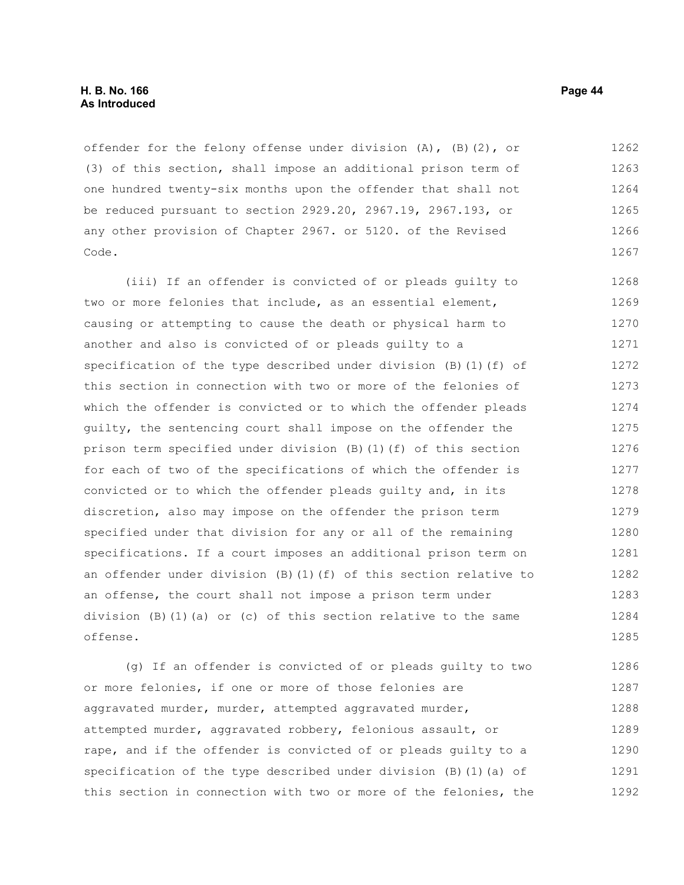offender for the felony offense under division (A), (B)(2), or (3) of this section, shall impose an additional prison term of one hundred twenty-six months upon the offender that shall not be reduced pursuant to section 2929.20, 2967.19, 2967.193, or any other provision of Chapter 2967. or 5120. of the Revised Code.

(iii) If an offender is convicted of or pleads guilty to two or more felonies that include, as an essential element, causing or attempting to cause the death or physical harm to another and also is convicted of or pleads guilty to a specification of the type described under division (B)(1)(f) of this section in connection with two or more of the felonies of which the offender is convicted or to which the offender pleads guilty, the sentencing court shall impose on the offender the prison term specified under division (B)(1)(f) of this section for each of two of the specifications of which the offender is convicted or to which the offender pleads guilty and, in its discretion, also may impose on the offender the prison term specified under that division for any or all of the remaining specifications. If a court imposes an additional prison term on an offender under division (B)(1)(f) of this section relative to an offense, the court shall not impose a prison term under division (B)(1)(a) or (c) of this section relative to the same offense.

(g) If an offender is convicted of or pleads guilty to two or more felonies, if one or more of those felonies are aggravated murder, murder, attempted aggravated murder, attempted murder, aggravated robbery, felonious assault, or rape, and if the offender is convicted of or pleads guilty to a specification of the type described under division (B)(1)(a) of this section in connection with two or more of the felonies, the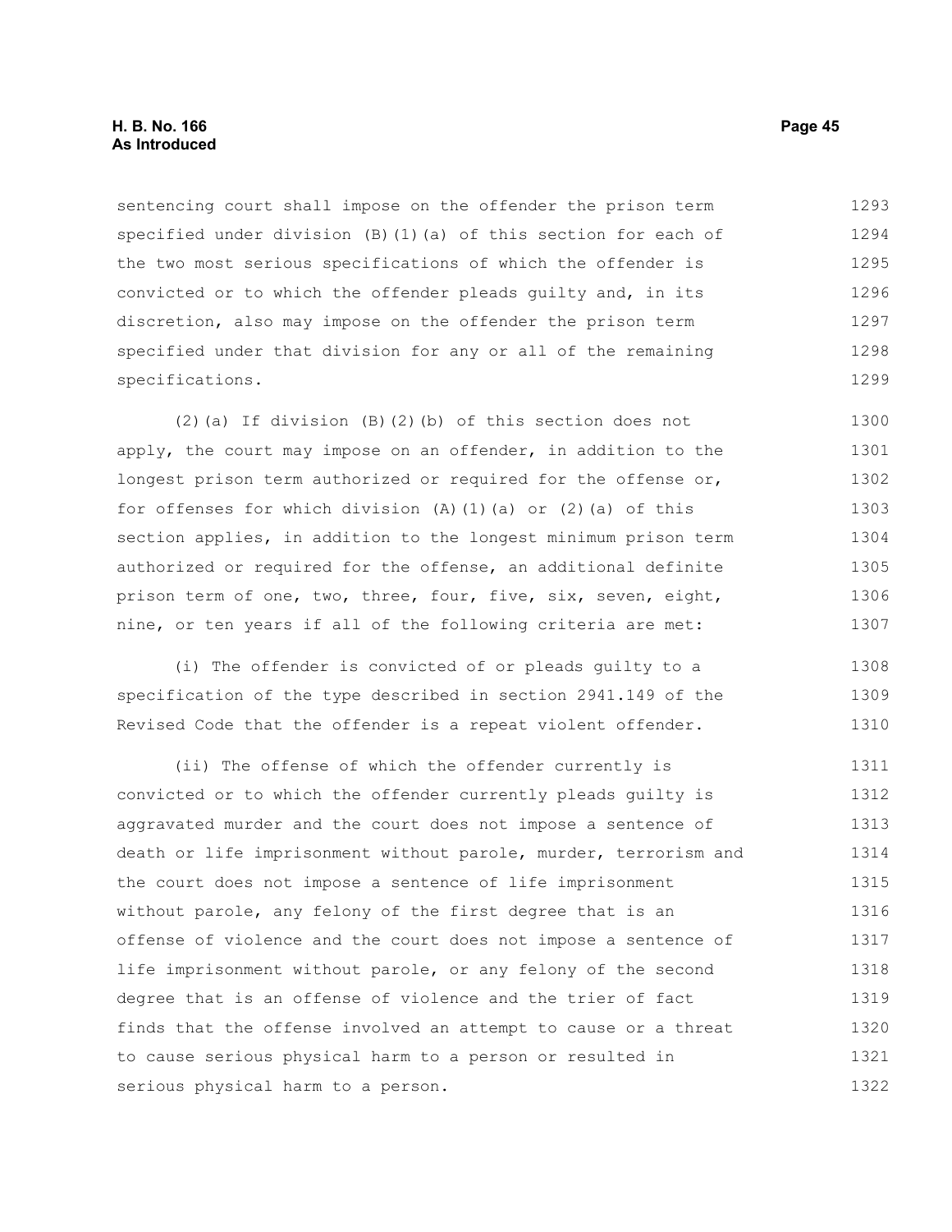sentencing court shall impose on the offender the prison term specified under division (B)(1)(a) of this section for each of the two most serious specifications of which the offender is convicted or to which the offender pleads guilty and, in its discretion, also may impose on the offender the prison term specified under that division for any or all of the remaining specifications.

(2)(a) If division (B)(2)(b) of this section does not apply, the court may impose on an offender, in addition to the longest prison term authorized or required for the offense or, for offenses for which division (A)(1)(a) or (2)(a) of this section applies, in addition to the longest minimum prison term authorized or required for the offense, an additional definite prison term of one, two, three, four, five, six, seven, eight, nine, or ten years if all of the following criteria are met:

(i) The offender is convicted of or pleads guilty to a specification of the type described in section 2941.149 of the Revised Code that the offender is a repeat violent offender.

(ii) The offense of which the offender currently is convicted or to which the offender currently pleads guilty is aggravated murder and the court does not impose a sentence of death or life imprisonment without parole, murder, terrorism and the court does not impose a sentence of life imprisonment without parole, any felony of the first degree that is an offense of violence and the court does not impose a sentence of life imprisonment without parole, or any felony of the second degree that is an offense of violence and the trier of fact finds that the offense involved an attempt to cause or a threat to cause serious physical harm to a person or resulted in serious physical harm to a person.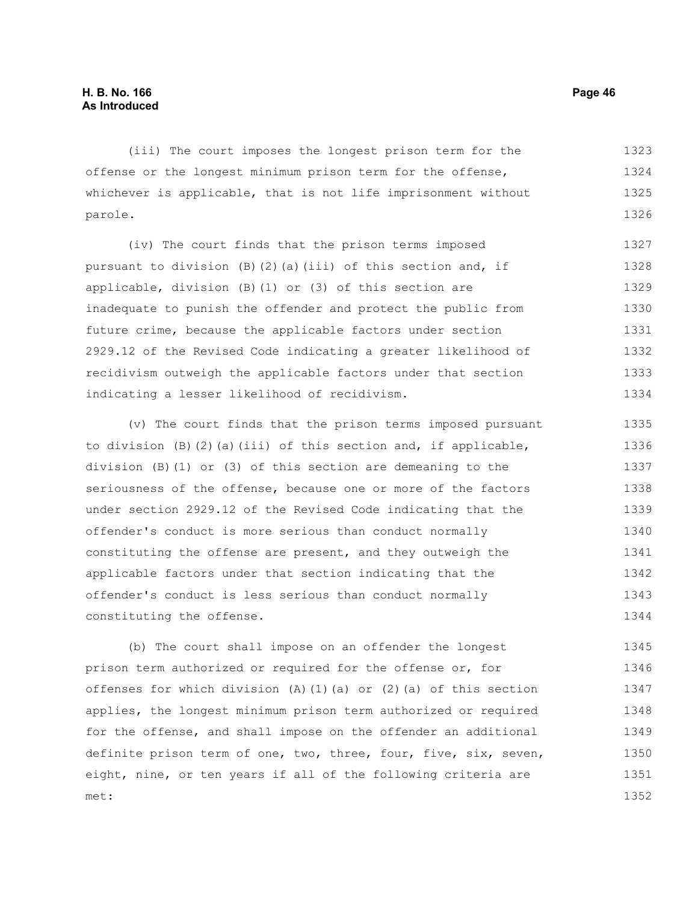(iii) The court imposes the longest prison term for the offense or the longest minimum prison term for the offense, whichever is applicable, that is not life imprisonment without parole.

(iv) The court finds that the prison terms imposed pursuant to division (B)(2)(a)(iii) of this section and, if applicable, division (B)(1) or (3) of this section are inadequate to punish the offender and protect the public from future crime, because the applicable factors under section 2929.12 of the Revised Code indicating a greater likelihood of recidivism outweigh the applicable factors under that section indicating a lesser likelihood of recidivism.

(v) The court finds that the prison terms imposed pursuant to division (B)(2)(a)(iii) of this section and, if applicable, division (B)(1) or (3) of this section are demeaning to the seriousness of the offense, because one or more of the factors under section 2929.12 of the Revised Code indicating that the offender's conduct is more serious than conduct normally constituting the offense are present, and they outweigh the applicable factors under that section indicating that the offender's conduct is less serious than conduct normally constituting the offense.

(b) The court shall impose on an offender the longest prison term authorized or required for the offense or, for offenses for which division (A)(1)(a) or (2)(a) of this section applies, the longest minimum prison term authorized or required for the offense, and shall impose on the offender an additional definite prison term of one, two, three, four, five, six, seven, eight, nine, or ten years if all of the following criteria are met: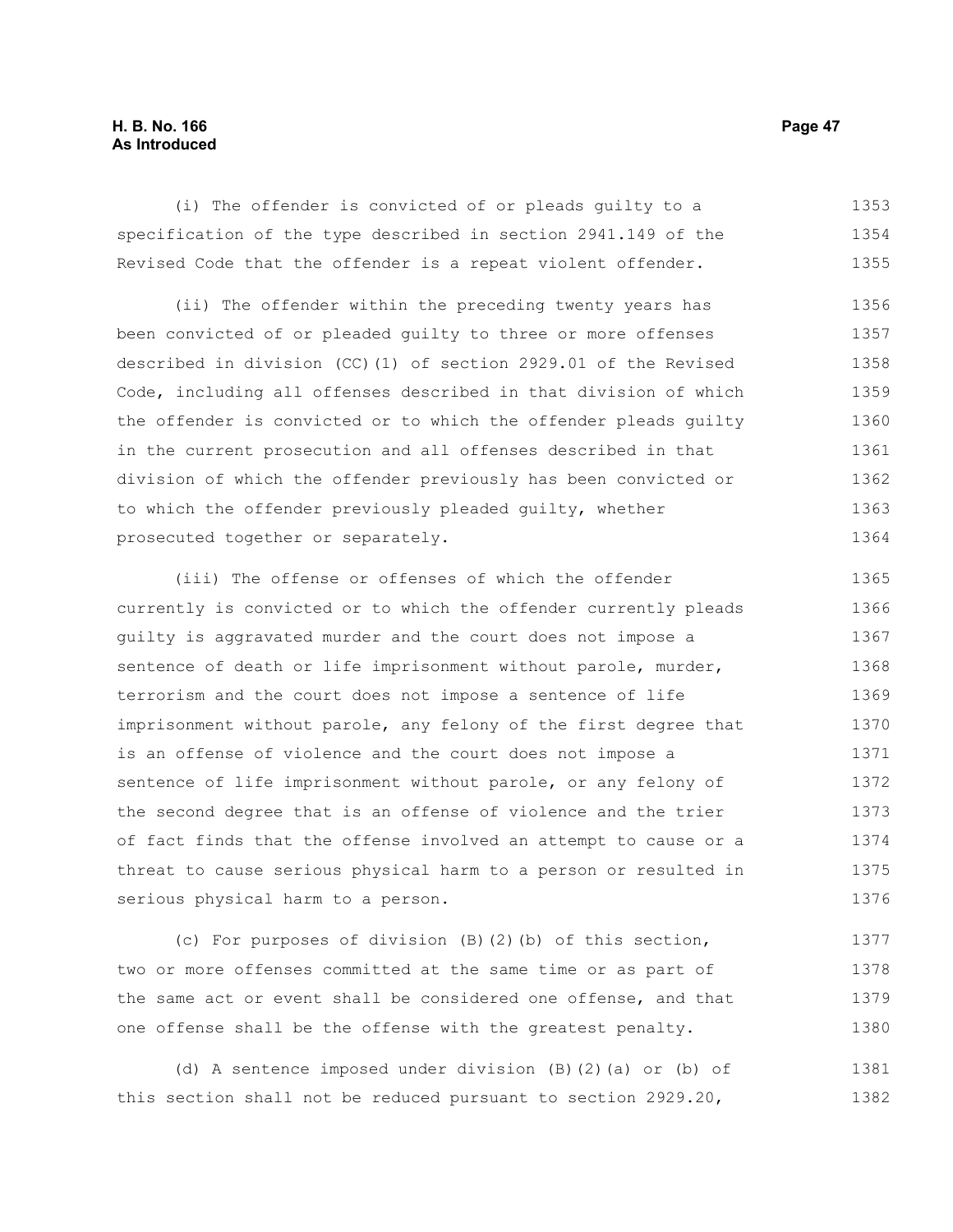(i) The offender is convicted of or pleads guilty to a specification of the type described in section 2941.149 of the Revised Code that the offender is a repeat violent offender.

(ii) The offender within the preceding twenty years has been convicted of or pleaded guilty to three or more offenses described in division (CC)(1) of section 2929.01 of the Revised Code, including all offenses described in that division of which the offender is convicted or to which the offender pleads guilty in the current prosecution and all offenses described in that division of which the offender previously has been convicted or to which the offender previously pleaded guilty, whether prosecuted together or separately.

(iii) The offense or offenses of which the offender currently is convicted or to which the offender currently pleads guilty is aggravated murder and the court does not impose a sentence of death or life imprisonment without parole, murder, terrorism and the court does not impose a sentence of life imprisonment without parole, any felony of the first degree that is an offense of violence and the court does not impose a sentence of life imprisonment without parole, or any felony of the second degree that is an offense of violence and the trier of fact finds that the offense involved an attempt to cause or a threat to cause serious physical harm to a person or resulted in serious physical harm to a person.

(c) For purposes of division (B)(2)(b) of this section, two or more offenses committed at the same time or as part of the same act or event shall be considered one offense, and that one offense shall be the offense with the greatest penalty.

(d) A sentence imposed under division (B)(2)(a) or (b) of this section shall not be reduced pursuant to section 2929.20,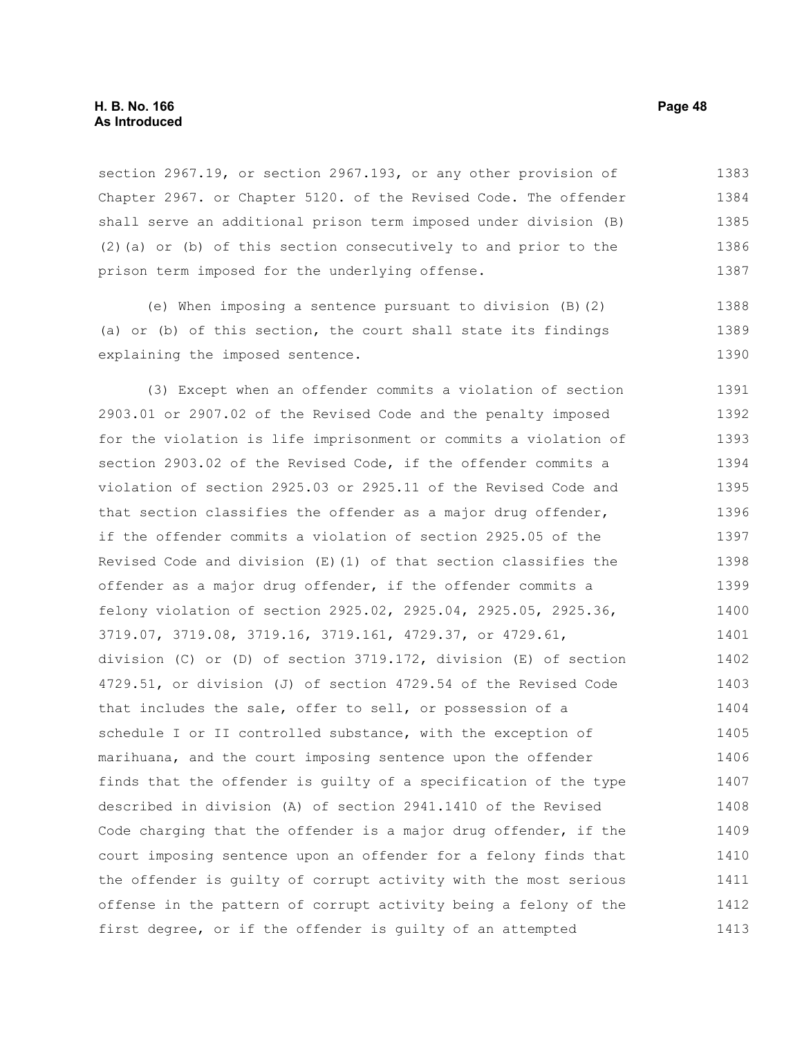section 2967.19, or section 2967.193, or any other provision of Chapter 2967. or Chapter 5120. of the Revised Code. The offender shall serve an additional prison term imposed under division (B)(2)(a) or (b) of this section consecutively to and prior to the prison term imposed for the underlying offense.

(e) When imposing a sentence pursuant to division (B)(2)(a) or (b) of this section, the court shall state its findings explaining the imposed sentence.

(3) Except when an offender commits a violation of section 2903.01 or 2907.02 of the Revised Code and the penalty imposed for the violation is life imprisonment or commits a violation of section 2903.02 of the Revised Code, if the offender commits a violation of section 2925.03 or 2925.11 of the Revised Code and that section classifies the offender as a major drug offender, if the offender commits a violation of section 2925.05 of the Revised Code and division (E)(1) of that section classifies the offender as a major drug offender, if the offender commits a felony violation of section 2925.02, 2925.04, 2925.05, 2925.36, 3719.07, 3719.08, 3719.16, 3719.161, 4729.37, or 4729.61, division (C) or (D) of section 3719.172, division (E) of section 4729.51, or division (J) of section 4729.54 of the Revised Code that includes the sale, offer to sell, or possession of a schedule I or II controlled substance, with the exception of marihuana, and the court imposing sentence upon the offender finds that the offender is guilty of a specification of the type described in division (A) of section 2941.1410 of the Revised Code charging that the offender is a major drug offender, if the court imposing sentence upon an offender for a felony finds that the offender is guilty of corrupt activity with the most serious offense in the pattern of corrupt activity being a felony of the first degree, or if the offender is guilty of an attempted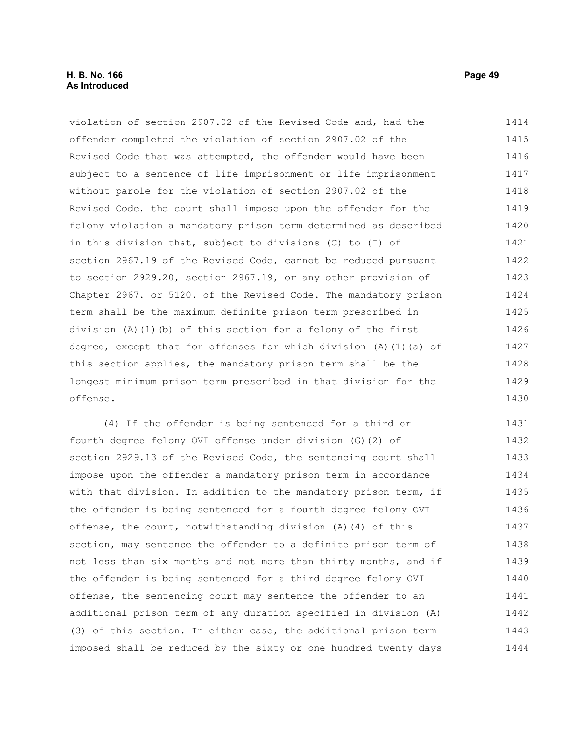violation of section 2907.02 of the Revised Code and, had the offender completed the violation of section 2907.02 of the Revised Code that was attempted, the offender would have been subject to a sentence of life imprisonment or life imprisonment without parole for the violation of section 2907.02 of the Revised Code, the court shall impose upon the offender for the felony violation a mandatory prison term determined as described in this division that, subject to divisions (C) to (I) of section 2967.19 of the Revised Code, cannot be reduced pursuant to section 2929.20, section 2967.19, or any other provision of Chapter 2967. or 5120. of the Revised Code. The mandatory prison term shall be the maximum definite prison term prescribed in division (A)(1)(b) of this section for a felony of the first degree, except that for offenses for which division (A)(1)(a) of this section applies, the mandatory prison term shall be the longest minimum prison term prescribed in that division for the offense.

(4) If the offender is being sentenced for a third or fourth degree felony OVI offense under division (G)(2) of section 2929.13 of the Revised Code, the sentencing court shall impose upon the offender a mandatory prison term in accordance with that division. In addition to the mandatory prison term, if the offender is being sentenced for a fourth degree felony OVI offense, the court, notwithstanding division (A)(4) of this section, may sentence the offender to a definite prison term of not less than six months and not more than thirty months, and if the offender is being sentenced for a third degree felony OVI offense, the sentencing court may sentence the offender to an additional prison term of any duration specified in division (A)(3) of this section. In either case, the additional prison term imposed shall be reduced by the sixty or one hundred twenty days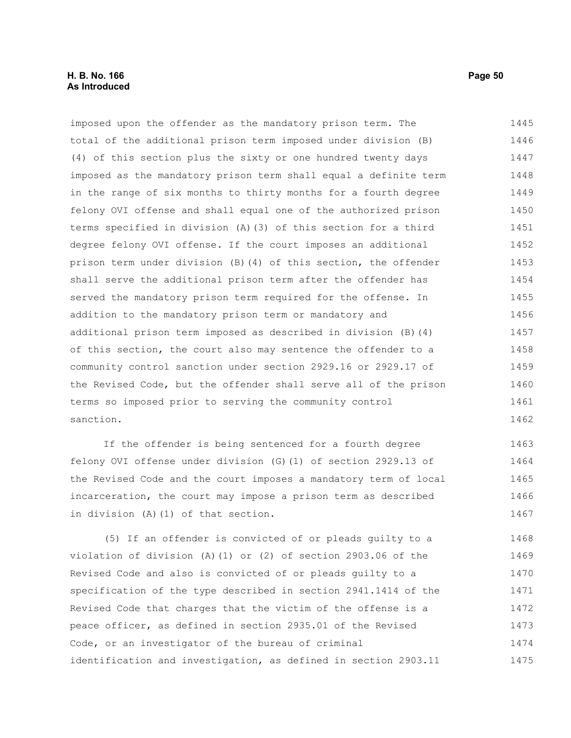imposed upon the offender as the mandatory prison term. The total of the additional prison term imposed under division (B)(4) of this section plus the sixty or one hundred twenty days imposed as the mandatory prison term shall equal a definite term in the range of six months to thirty months for a fourth degree felony OVI offense and shall equal one of the authorized prison terms specified in division (A)(3) of this section for a third degree felony OVI offense. If the court imposes an additional prison term under division (B)(4) of this section, the offender shall serve the additional prison term after the offender has served the mandatory prison term required for the offense. In addition to the mandatory prison term or mandatory and additional prison term imposed as described in division (B)(4) of this section, the court also may sentence the offender to a community control sanction under section 2929.16 or 2929.17 of the Revised Code, but the offender shall serve all of the prison terms so imposed prior to serving the community control sanction.

If the offender is being sentenced for a fourth degree felony OVI offense under division (G)(1) of section 2929.13 of the Revised Code and the court imposes a mandatory term of local incarceration, the court may impose a prison term as described in division (A)(1) of that section.

(5) If an offender is convicted of or pleads guilty to a violation of division (A)(1) or (2) of section 2903.06 of the Revised Code and also is convicted of or pleads guilty to a specification of the type described in section 2941.1414 of the Revised Code that charges that the victim of the offense is a peace officer, as defined in section 2935.01 of the Revised Code, or an investigator of the bureau of criminal identification and investigation, as defined in section 2903.11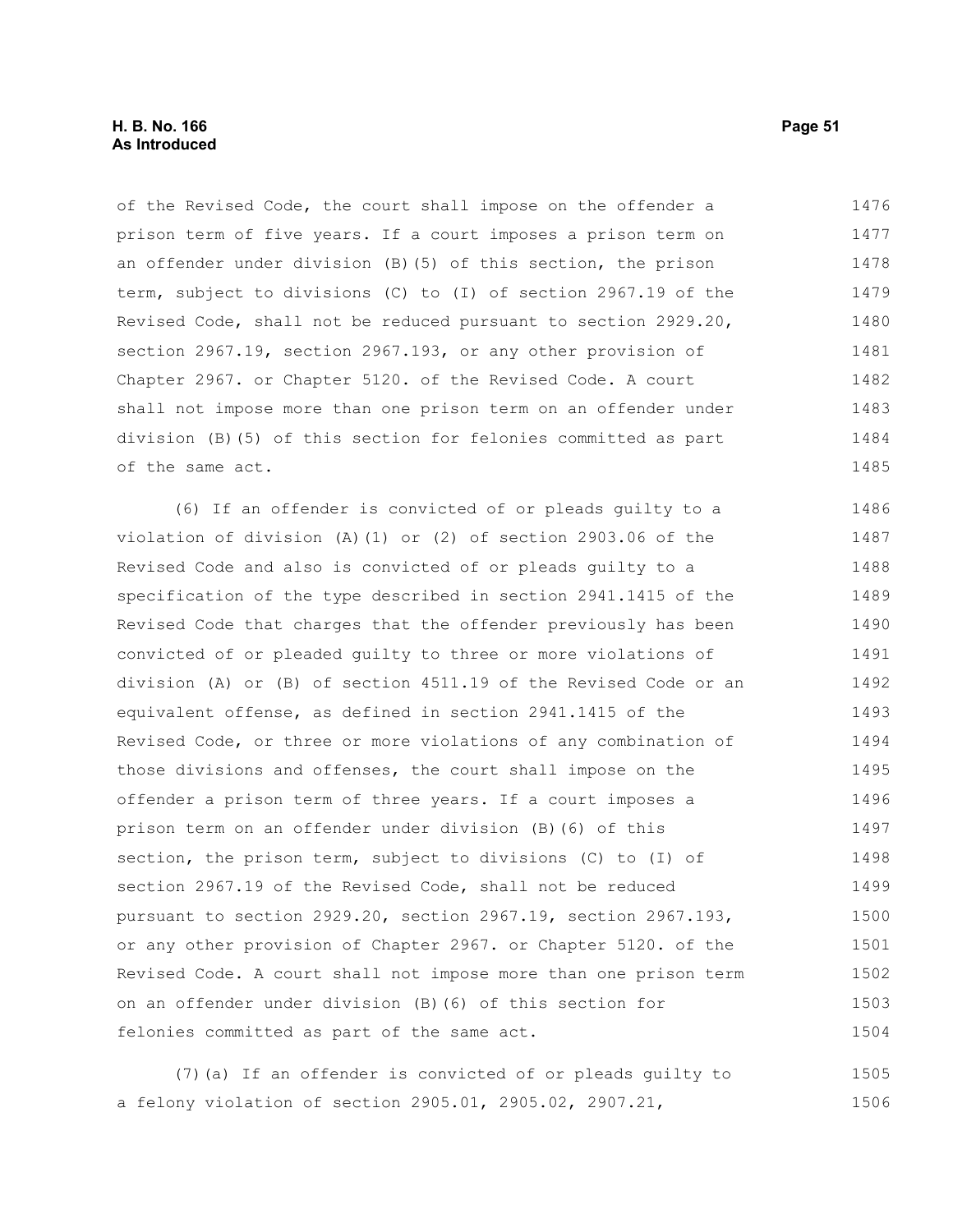of the Revised Code, the court shall impose on the offender a prison term of five years. If a court imposes a prison term on an offender under division (B)(5) of this section, the prison term, subject to divisions (C) to (I) of section 2967.19 of the Revised Code, shall not be reduced pursuant to section 2929.20, section 2967.19, section 2967.193, or any other provision of Chapter 2967. or Chapter 5120. of the Revised Code. A court shall not impose more than one prison term on an offender under division (B)(5) of this section for felonies committed as part of the same act.

(6) If an offender is convicted of or pleads guilty to a violation of division (A)(1) or (2) of section 2903.06 of the Revised Code and also is convicted of or pleads guilty to a specification of the type described in section 2941.1415 of the Revised Code that charges that the offender previously has been convicted of or pleaded guilty to three or more violations of division (A) or (B) of section 4511.19 of the Revised Code or an equivalent offense, as defined in section 2941.1415 of the Revised Code, or three or more violations of any combination of those divisions and offenses, the court shall impose on the offender a prison term of three years. If a court imposes a prison term on an offender under division (B)(6) of this section, the prison term, subject to divisions (C) to (I) of section 2967.19 of the Revised Code, shall not be reduced pursuant to section 2929.20, section 2967.19, section 2967.193, or any other provision of Chapter 2967. or Chapter 5120. of the Revised Code. A court shall not impose more than one prison term on an offender under division (B)(6) of this section for felonies committed as part of the same act.

(7)(a) If an offender is convicted of or pleads guilty to a felony violation of section 2905.01, 2905.02, 2907.21,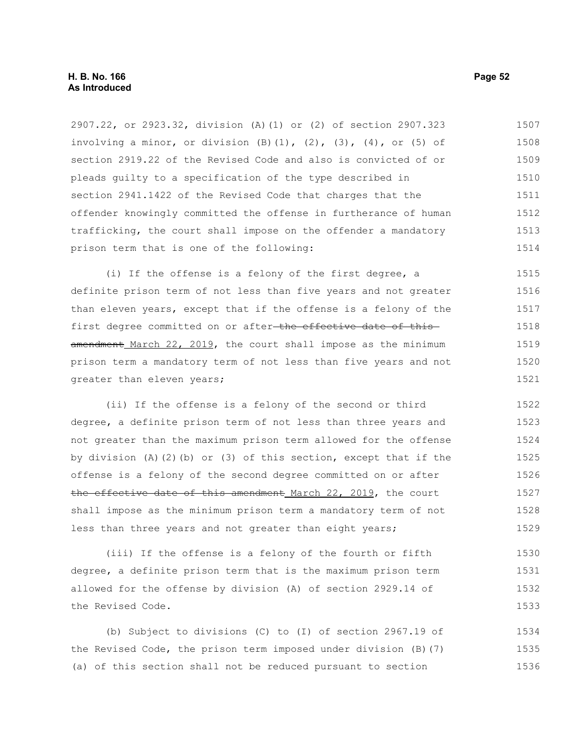2907.22, or 2923.32, division (A)(1) or (2) of section 2907.323 involving a minor, or division (B)(1), (2), (3), (4), or (5) of section 2919.22 of the Revised Code and also is convicted of or pleads guilty to a specification of the type described in section 2941.1422 of the Revised Code that charges that the offender knowingly committed the offense in furtherance of human trafficking, the court shall impose on the offender a mandatory prison term that is one of the following:

(i) If the offense is a felony of the first degree, a definite prison term of not less than five years and not greater than eleven years, except that if the offense is a felony of the first degree committed on or after ~~the effective date of this amendment~~ March 22, 2019, the court shall impose as the minimum prison term a mandatory term of not less than five years and not greater than eleven years;

(ii) If the offense is a felony of the second or third degree, a definite prison term of not less than three years and not greater than the maximum prison term allowed for the offense by division (A)(2)(b) or (3) of this section, except that if the offense is a felony of the second degree committed on or after ~~the effective date of this amendment~~ March 22, 2019, the court shall impose as the minimum prison term a mandatory term of not less than three years and not greater than eight years;

(iii) If the offense is a felony of the fourth or fifth degree, a definite prison term that is the maximum prison term allowed for the offense by division (A) of section 2929.14 of the Revised Code.

(b) Subject to divisions (C) to (I) of section 2967.19 of the Revised Code, the prison term imposed under division (B)(7)(a) of this section shall not be reduced pursuant to section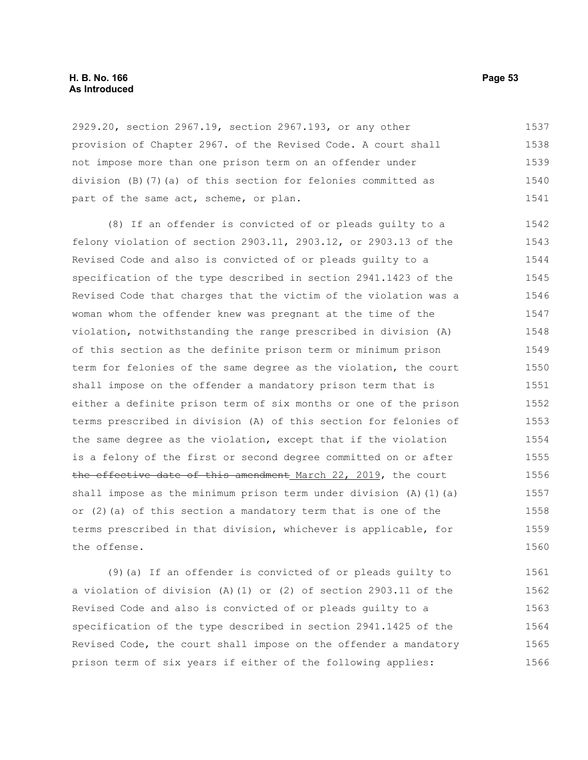2929.20, section 2967.19, section 2967.193, or any other provision of Chapter 2967. of the Revised Code. A court shall not impose more than one prison term on an offender under division (B)(7)(a) of this section for felonies committed as part of the same act, scheme, or plan.

(8) If an offender is convicted of or pleads guilty to a felony violation of section 2903.11, 2903.12, or 2903.13 of the Revised Code and also is convicted of or pleads guilty to a specification of the type described in section 2941.1423 of the Revised Code that charges that the victim of the violation was a woman whom the offender knew was pregnant at the time of the violation, notwithstanding the range prescribed in division (A) of this section as the definite prison term or minimum prison term for felonies of the same degree as the violation, the court shall impose on the offender a mandatory prison term that is either a definite prison term of six months or one of the prison terms prescribed in division (A) of this section for felonies of the same degree as the violation, except that if the violation is a felony of the first or second degree committed on or after ~~the effective date of this amendment~~ March 22, 2019, the court shall impose as the minimum prison term under division (A)(1)(a) or (2)(a) of this section a mandatory term that is one of the terms prescribed in that division, whichever is applicable, for the offense.

(9)(a) If an offender is convicted of or pleads guilty to a violation of division (A)(1) or (2) of section 2903.11 of the Revised Code and also is convicted of or pleads guilty to a specification of the type described in section 2941.1425 of the Revised Code, the court shall impose on the offender a mandatory prison term of six years if either of the following applies: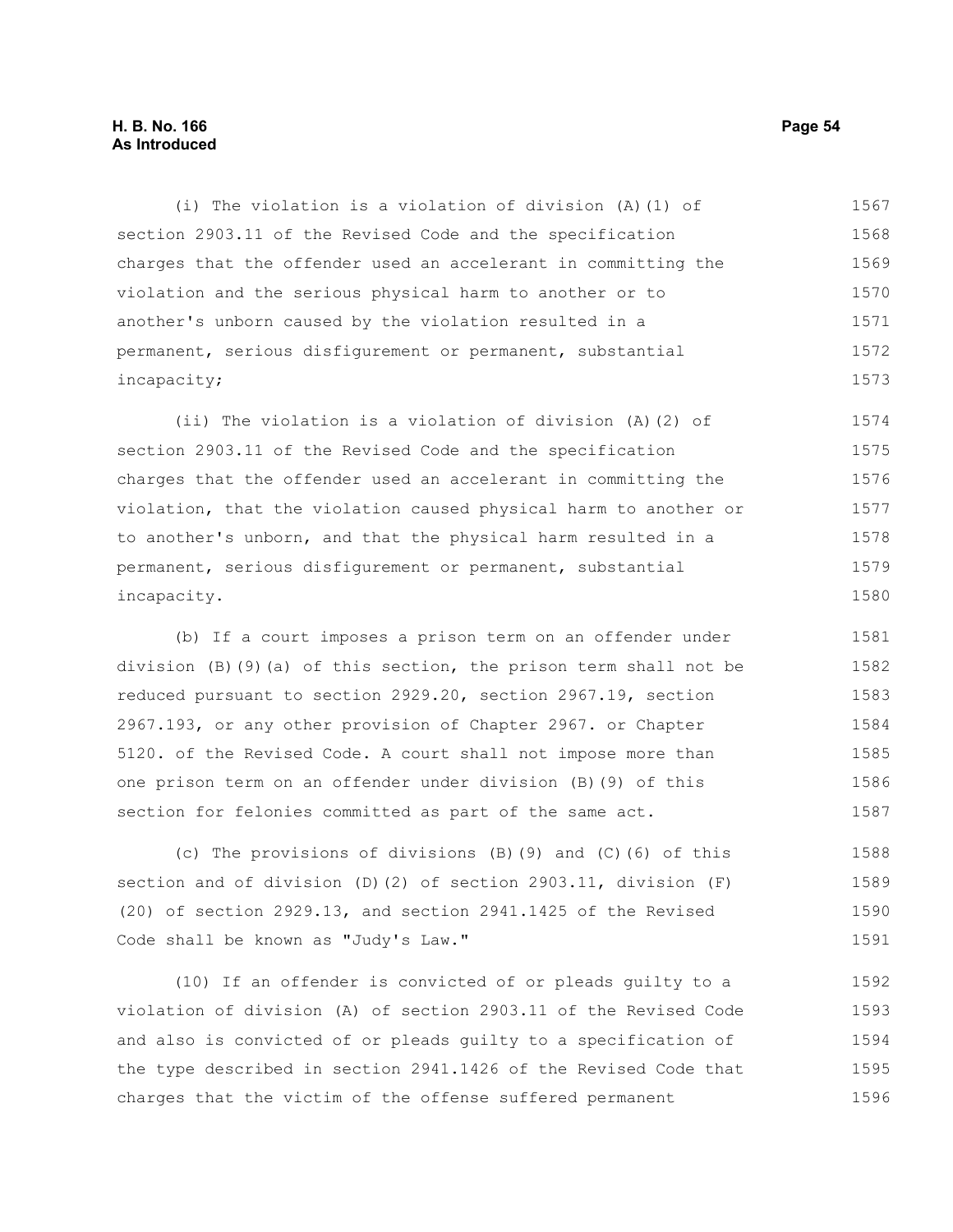(i) The violation is a violation of division (A)(1) of section 2903.11 of the Revised Code and the specification charges that the offender used an accelerant in committing the violation and the serious physical harm to another or to another's unborn caused by the violation resulted in a permanent, serious disfigurement or permanent, substantial incapacity;

(ii) The violation is a violation of division (A)(2) of section 2903.11 of the Revised Code and the specification charges that the offender used an accelerant in committing the violation, that the violation caused physical harm to another or to another's unborn, and that the physical harm resulted in a permanent, serious disfigurement or permanent, substantial incapacity.

(b) If a court imposes a prison term on an offender under division (B)(9)(a) of this section, the prison term shall not be reduced pursuant to section 2929.20, section 2967.19, section 2967.193, or any other provision of Chapter 2967. or Chapter 5120. of the Revised Code. A court shall not impose more than one prison term on an offender under division (B)(9) of this section for felonies committed as part of the same act.

(c) The provisions of divisions (B)(9) and (C)(6) of this section and of division (D)(2) of section 2903.11, division (F)(20) of section 2929.13, and section 2941.1425 of the Revised Code shall be known as "Judy's Law."

(10) If an offender is convicted of or pleads guilty to a violation of division (A) of section 2903.11 of the Revised Code and also is convicted of or pleads guilty to a specification of the type described in section 2941.1426 of the Revised Code that charges that the victim of the offense suffered permanent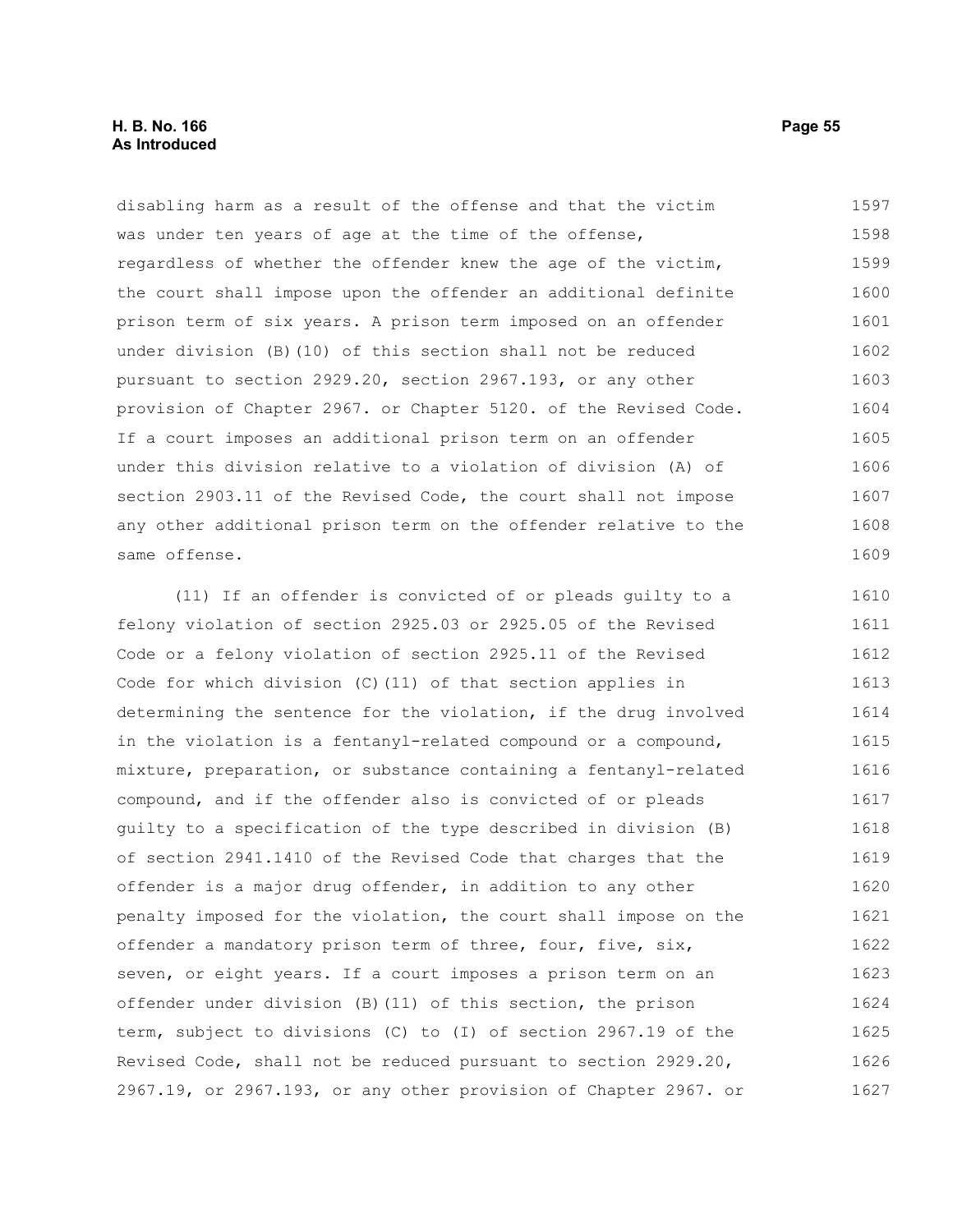disabling harm as a result of the offense and that the victim was under ten years of age at the time of the offense, regardless of whether the offender knew the age of the victim, the court shall impose upon the offender an additional definite prison term of six years. A prison term imposed on an offender under division (B)(10) of this section shall not be reduced pursuant to section 2929.20, section 2967.193, or any other provision of Chapter 2967. or Chapter 5120. of the Revised Code. If a court imposes an additional prison term on an offender under this division relative to a violation of division (A) of section 2903.11 of the Revised Code, the court shall not impose any other additional prison term on the offender relative to the same offense.

(11) If an offender is convicted of or pleads guilty to a felony violation of section 2925.03 or 2925.05 of the Revised Code or a felony violation of section 2925.11 of the Revised Code for which division (C)(11) of that section applies in determining the sentence for the violation, if the drug involved in the violation is a fentanyl-related compound or a compound, mixture, preparation, or substance containing a fentanyl-related compound, and if the offender also is convicted of or pleads guilty to a specification of the type described in division (B) of section 2941.1410 of the Revised Code that charges that the offender is a major drug offender, in addition to any other penalty imposed for the violation, the court shall impose on the offender a mandatory prison term of three, four, five, six, seven, or eight years. If a court imposes a prison term on an offender under division (B)(11) of this section, the prison term, subject to divisions (C) to (I) of section 2967.19 of the Revised Code, shall not be reduced pursuant to section 2929.20, 2967.19, or 2967.193, or any other provision of Chapter 2967. or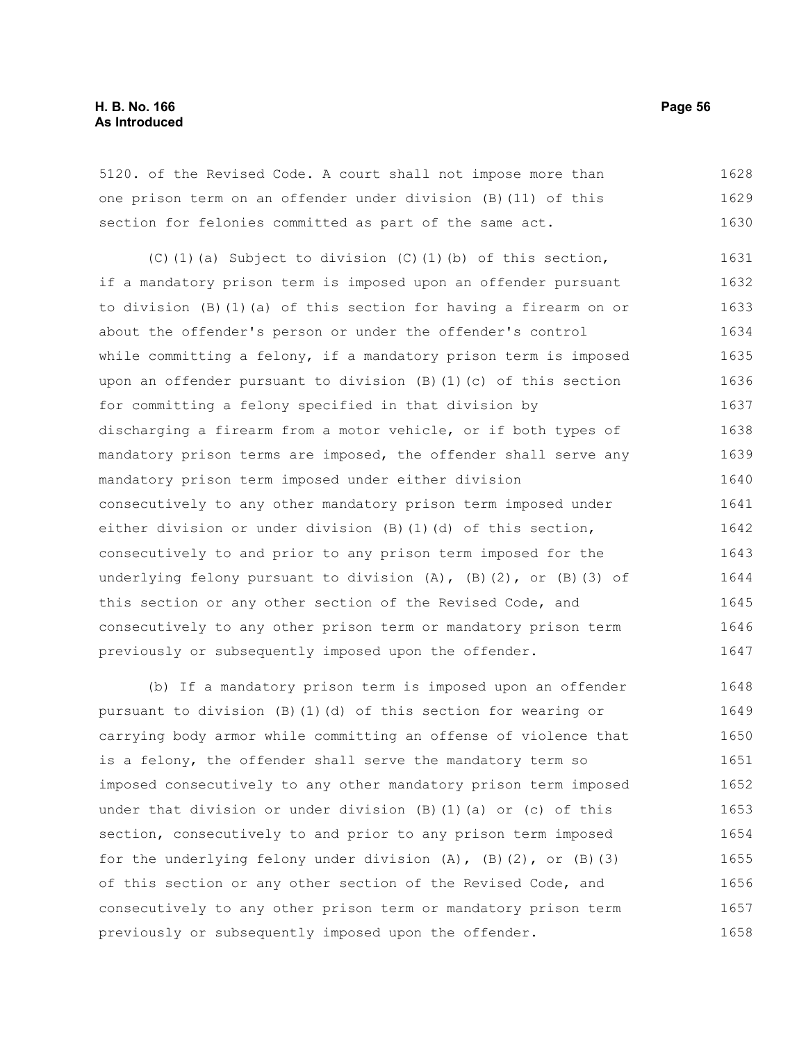5120. of the Revised Code. A court shall not impose more than one prison term on an offender under division (B)(11) of this section for felonies committed as part of the same act.

(C)(1)(a) Subject to division (C)(1)(b) of this section, if a mandatory prison term is imposed upon an offender pursuant to division (B)(1)(a) of this section for having a firearm on or about the offender's person or under the offender's control while committing a felony, if a mandatory prison term is imposed upon an offender pursuant to division (B)(1)(c) of this section for committing a felony specified in that division by discharging a firearm from a motor vehicle, or if both types of mandatory prison terms are imposed, the offender shall serve any mandatory prison term imposed under either division consecutively to any other mandatory prison term imposed under either division or under division (B)(1)(d) of this section, consecutively to and prior to any prison term imposed for the underlying felony pursuant to division (A), (B)(2), or (B)(3) of this section or any other section of the Revised Code, and consecutively to any other prison term or mandatory prison term previously or subsequently imposed upon the offender.

(b) If a mandatory prison term is imposed upon an offender pursuant to division (B)(1)(d) of this section for wearing or carrying body armor while committing an offense of violence that is a felony, the offender shall serve the mandatory term so imposed consecutively to any other mandatory prison term imposed under that division or under division (B)(1)(a) or (c) of this section, consecutively to and prior to any prison term imposed for the underlying felony under division (A), (B)(2), or (B)(3) of this section or any other section of the Revised Code, and consecutively to any other prison term or mandatory prison term previously or subsequently imposed upon the offender.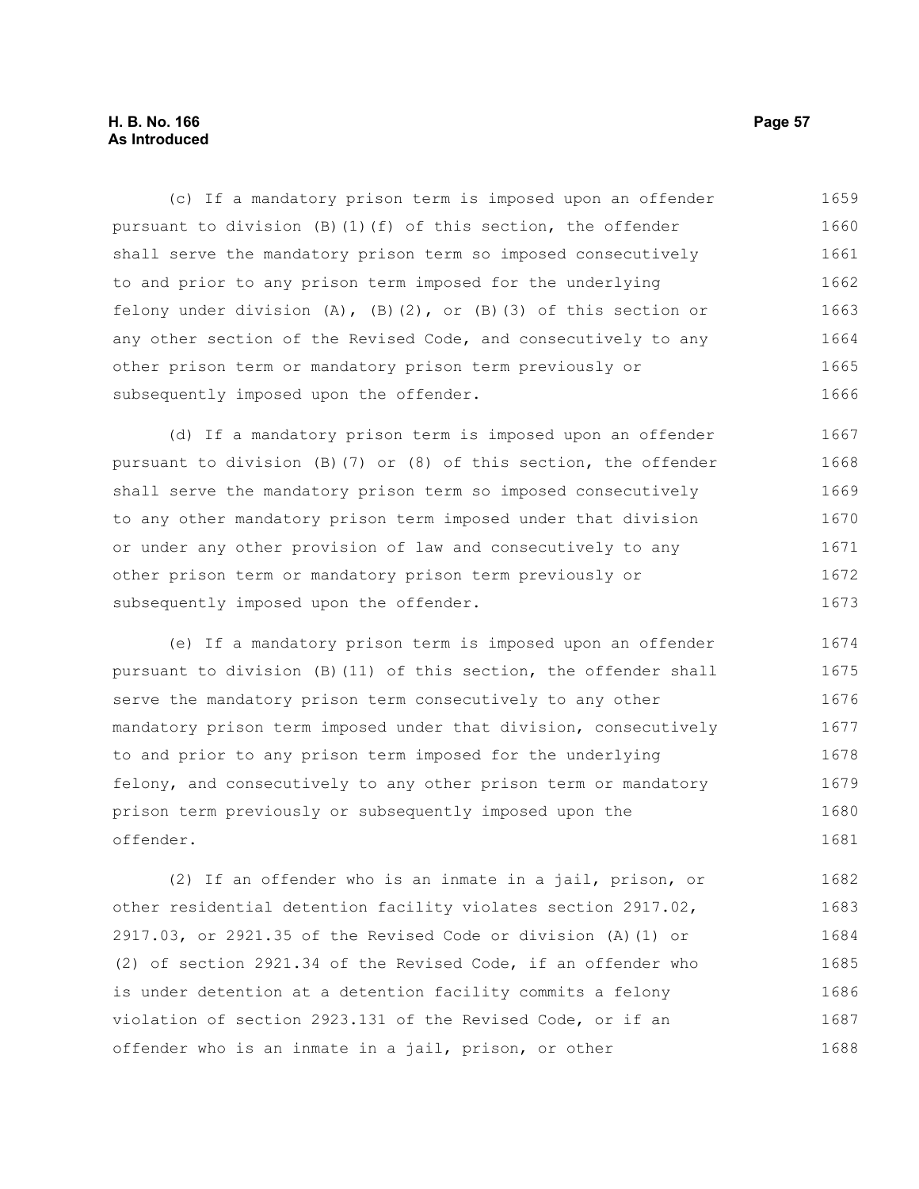(c) If a mandatory prison term is imposed upon an offender pursuant to division (B)(1)(f) of this section, the offender shall serve the mandatory prison term so imposed consecutively to and prior to any prison term imposed for the underlying felony under division (A), (B)(2), or (B)(3) of this section or any other section of the Revised Code, and consecutively to any other prison term or mandatory prison term previously or subsequently imposed upon the offender.

(d) If a mandatory prison term is imposed upon an offender pursuant to division (B)(7) or (8) of this section, the offender shall serve the mandatory prison term so imposed consecutively to any other mandatory prison term imposed under that division or under any other provision of law and consecutively to any other prison term or mandatory prison term previously or subsequently imposed upon the offender.

(e) If a mandatory prison term is imposed upon an offender pursuant to division (B)(11) of this section, the offender shall serve the mandatory prison term consecutively to any other mandatory prison term imposed under that division, consecutively to and prior to any prison term imposed for the underlying felony, and consecutively to any other prison term or mandatory prison term previously or subsequently imposed upon the offender.

(2) If an offender who is an inmate in a jail, prison, or other residential detention facility violates section 2917.02, 2917.03, or 2921.35 of the Revised Code or division (A)(1) or (2) of section 2921.34 of the Revised Code, if an offender who is under detention at a detention facility commits a felony violation of section 2923.131 of the Revised Code, or if an offender who is an inmate in a jail, prison, or other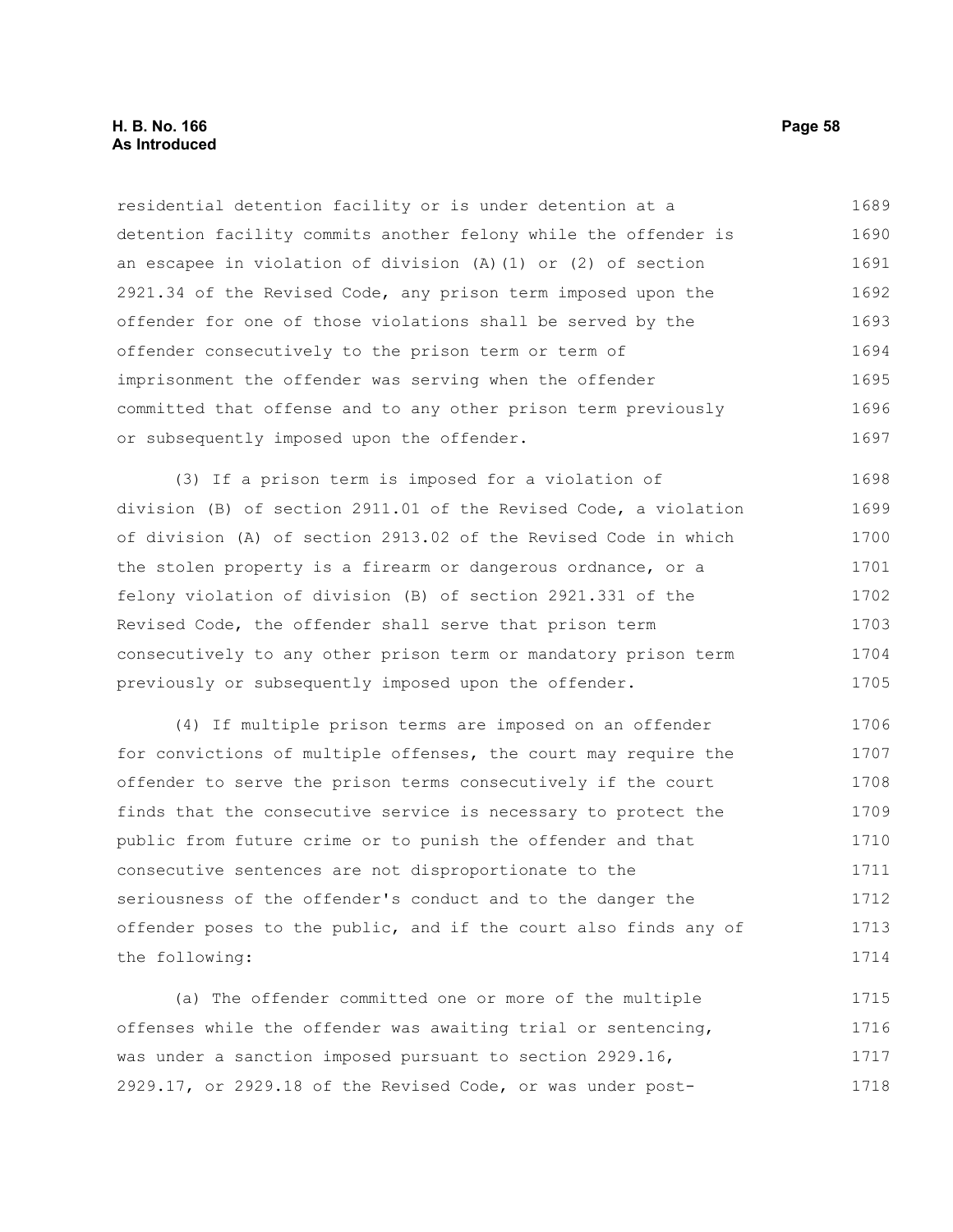residential detention facility or is under detention at a detention facility commits another felony while the offender is an escapee in violation of division (A)(1) or (2) of section 2921.34 of the Revised Code, any prison term imposed upon the offender for one of those violations shall be served by the offender consecutively to the prison term or term of imprisonment the offender was serving when the offender committed that offense and to any other prison term previously or subsequently imposed upon the offender.

(3) If a prison term is imposed for a violation of division (B) of section 2911.01 of the Revised Code, a violation of division (A) of section 2913.02 of the Revised Code in which the stolen property is a firearm or dangerous ordnance, or a felony violation of division (B) of section 2921.331 of the Revised Code, the offender shall serve that prison term consecutively to any other prison term or mandatory prison term previously or subsequently imposed upon the offender.

(4) If multiple prison terms are imposed on an offender for convictions of multiple offenses, the court may require the offender to serve the prison terms consecutively if the court finds that the consecutive service is necessary to protect the public from future crime or to punish the offender and that consecutive sentences are not disproportionate to the seriousness of the offender's conduct and to the danger the offender poses to the public, and if the court also finds any of the following:

(a) The offender committed one or more of the multiple offenses while the offender was awaiting trial or sentencing, was under a sanction imposed pursuant to section 2929.16, 2929.17, or 2929.18 of the Revised Code, or was under post-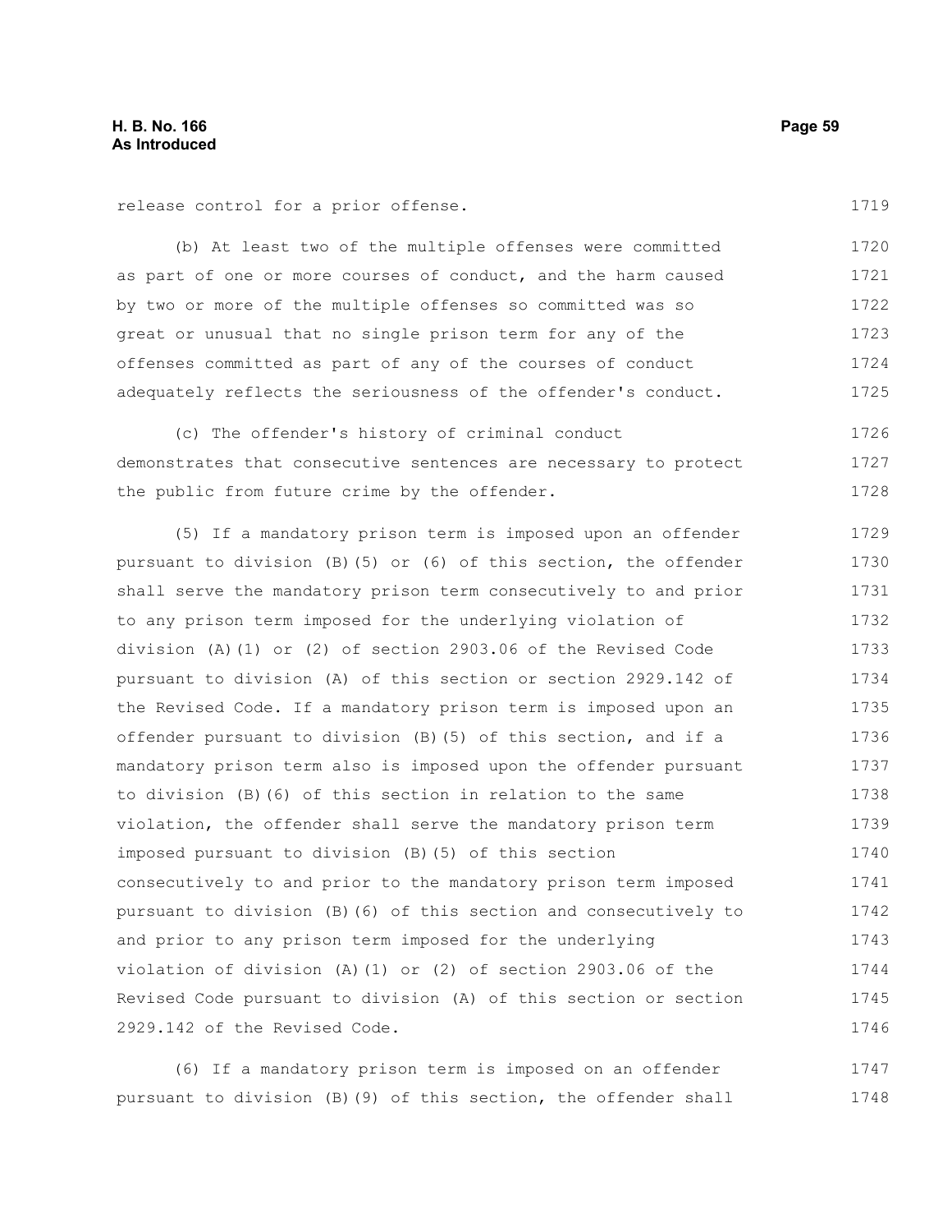release control for a prior offense.

(b) At least two of the multiple offenses were committed as part of one or more courses of conduct, and the harm caused by two or more of the multiple offenses so committed was so great or unusual that no single prison term for any of the offenses committed as part of any of the courses of conduct adequately reflects the seriousness of the offender's conduct.

(c) The offender's history of criminal conduct demonstrates that consecutive sentences are necessary to protect the public from future crime by the offender.

(5) If a mandatory prison term is imposed upon an offender pursuant to division (B)(5) or (6) of this section, the offender shall serve the mandatory prison term consecutively to and prior to any prison term imposed for the underlying violation of division (A)(1) or (2) of section 2903.06 of the Revised Code pursuant to division (A) of this section or section 2929.142 of the Revised Code. If a mandatory prison term is imposed upon an offender pursuant to division (B)(5) of this section, and if a mandatory prison term also is imposed upon the offender pursuant to division (B)(6) of this section in relation to the same violation, the offender shall serve the mandatory prison term imposed pursuant to division (B)(5) of this section consecutively to and prior to the mandatory prison term imposed pursuant to division (B)(6) of this section and consecutively to and prior to any prison term imposed for the underlying violation of division (A)(1) or (2) of section 2903.06 of the Revised Code pursuant to division (A) of this section or section 2929.142 of the Revised Code.

(6) If a mandatory prison term is imposed on an offender pursuant to division (B)(9) of this section, the offender shall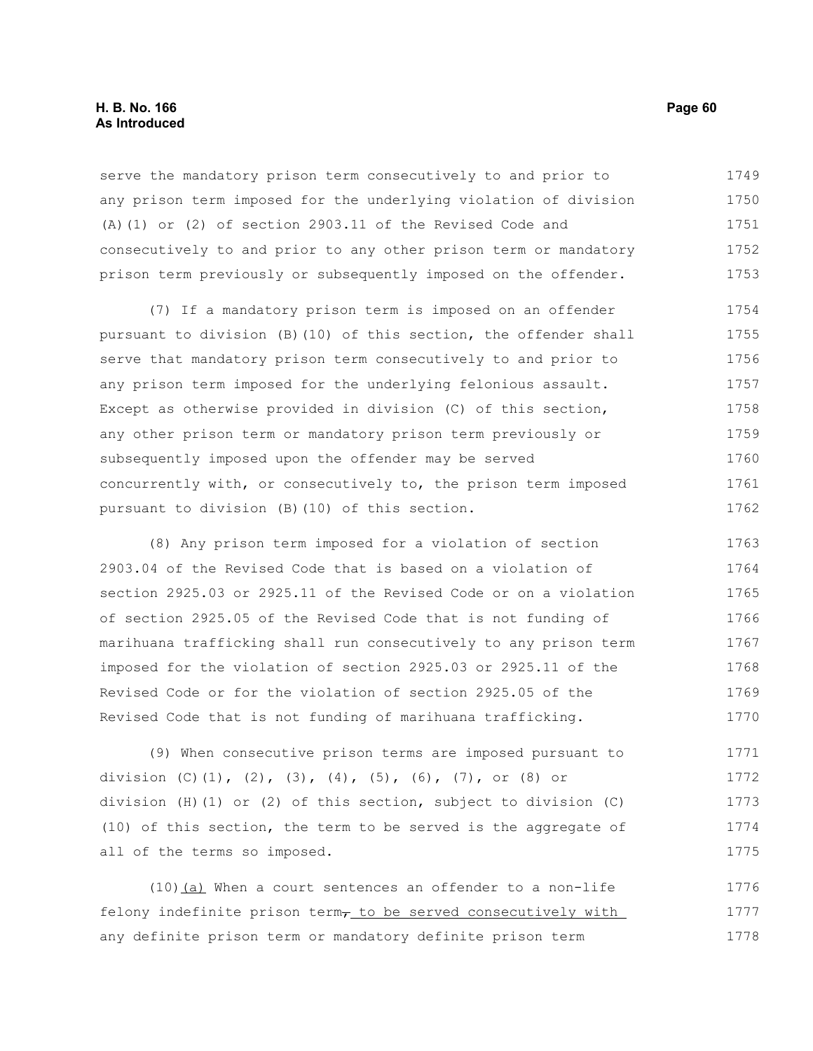serve the mandatory prison term consecutively to and prior to any prison term imposed for the underlying violation of division (A)(1) or (2) of section 2903.11 of the Revised Code and consecutively to and prior to any other prison term or mandatory prison term previously or subsequently imposed on the offender.

(7) If a mandatory prison term is imposed on an offender pursuant to division (B)(10) of this section, the offender shall serve that mandatory prison term consecutively to and prior to any prison term imposed for the underlying felonious assault. Except as otherwise provided in division (C) of this section, any other prison term or mandatory prison term previously or subsequently imposed upon the offender may be served concurrently with, or consecutively to, the prison term imposed pursuant to division (B)(10) of this section.

(8) Any prison term imposed for a violation of section 2903.04 of the Revised Code that is based on a violation of section 2925.03 or 2925.11 of the Revised Code or on a violation of section 2925.05 of the Revised Code that is not funding of marihuana trafficking shall run consecutively to any prison term imposed for the violation of section 2925.03 or 2925.11 of the Revised Code or for the violation of section 2925.05 of the Revised Code that is not funding of marihuana trafficking.

(9) When consecutive prison terms are imposed pursuant to division (C)(1), (2), (3), (4), (5), (6), (7), or (8) or division (H)(1) or (2) of this section, subject to division (C)(10) of this section, the term to be served is the aggregate of all of the terms so imposed.

(10)(a) When a court sentences an offender to a non-life felony indefinite prison term, to be served consecutively with any definite prison term or mandatory definite prison term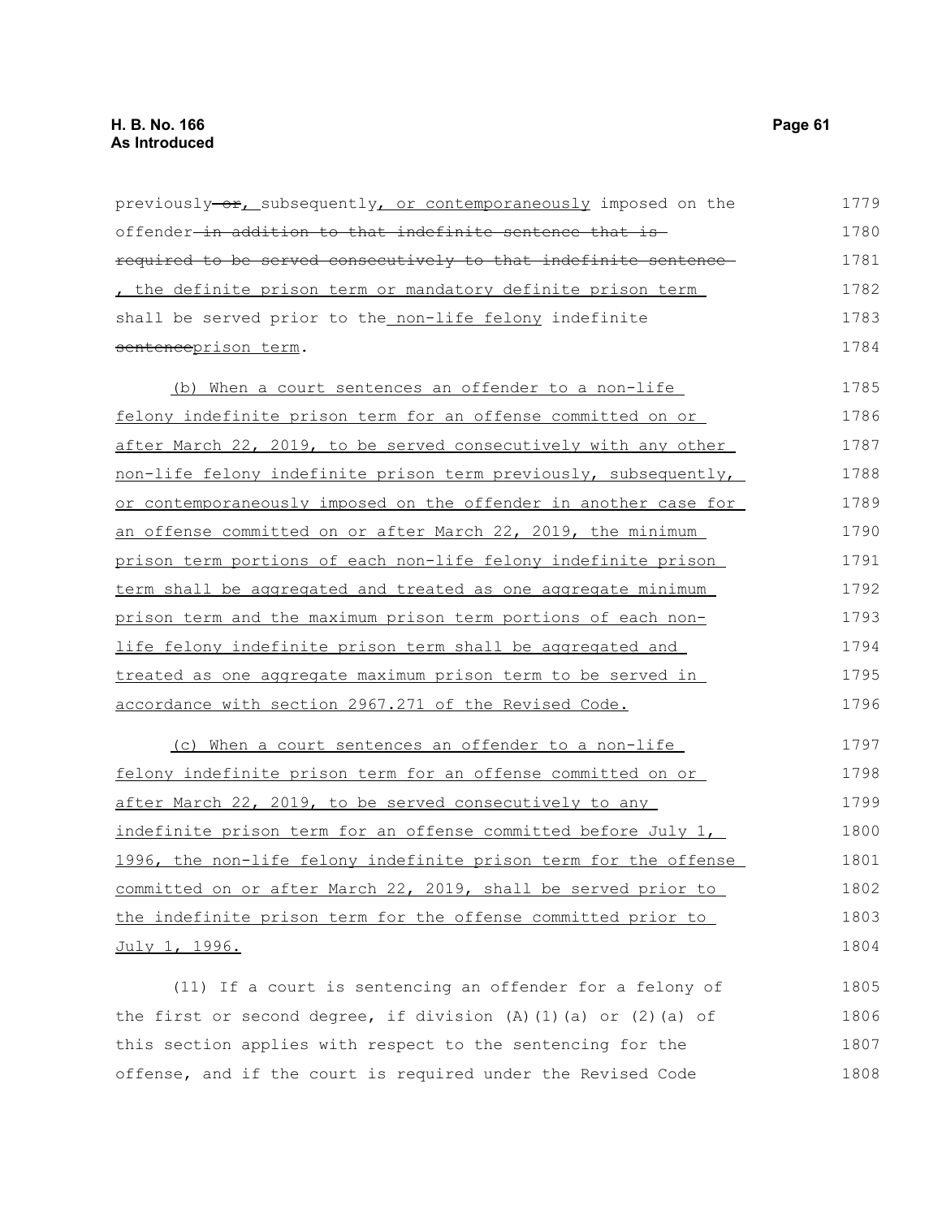previously ~~or~~, subsequently, or contemporaneously imposed on the offender ~~in addition to that indefinite sentence that is required to be served consecutively to that indefinite sentence~~ , the definite prison term or mandatory definite prison term shall be served prior to the non-life felony indefinite ~~sentence~~prison term.

(b) When a court sentences an offender to a non-life felony indefinite prison term for an offense committed on or after March 22, 2019, to be served consecutively with any other non-life felony indefinite prison term previously, subsequently, or contemporaneously imposed on the offender in another case for an offense committed on or after March 22, 2019, the minimum prison term portions of each non-life felony indefinite prison term shall be aggregated and treated as one aggregate minimum prison term and the maximum prison term portions of each non-life felony indefinite prison term shall be aggregated and treated as one aggregate maximum prison term to be served in accordance with section 2967.271 of the Revised Code.

(c) When a court sentences an offender to a non-life felony indefinite prison term for an offense committed on or after March 22, 2019, to be served consecutively to any indefinite prison term for an offense committed before July 1, 1996, the non-life felony indefinite prison term for the offense committed on or after March 22, 2019, shall be served prior to the indefinite prison term for the offense committed prior to July 1, 1996.

(11) If a court is sentencing an offender for a felony of the first or second degree, if division (A)(1)(a) or (2)(a) of this section applies with respect to the sentencing for the offense, and if the court is required under the Revised Code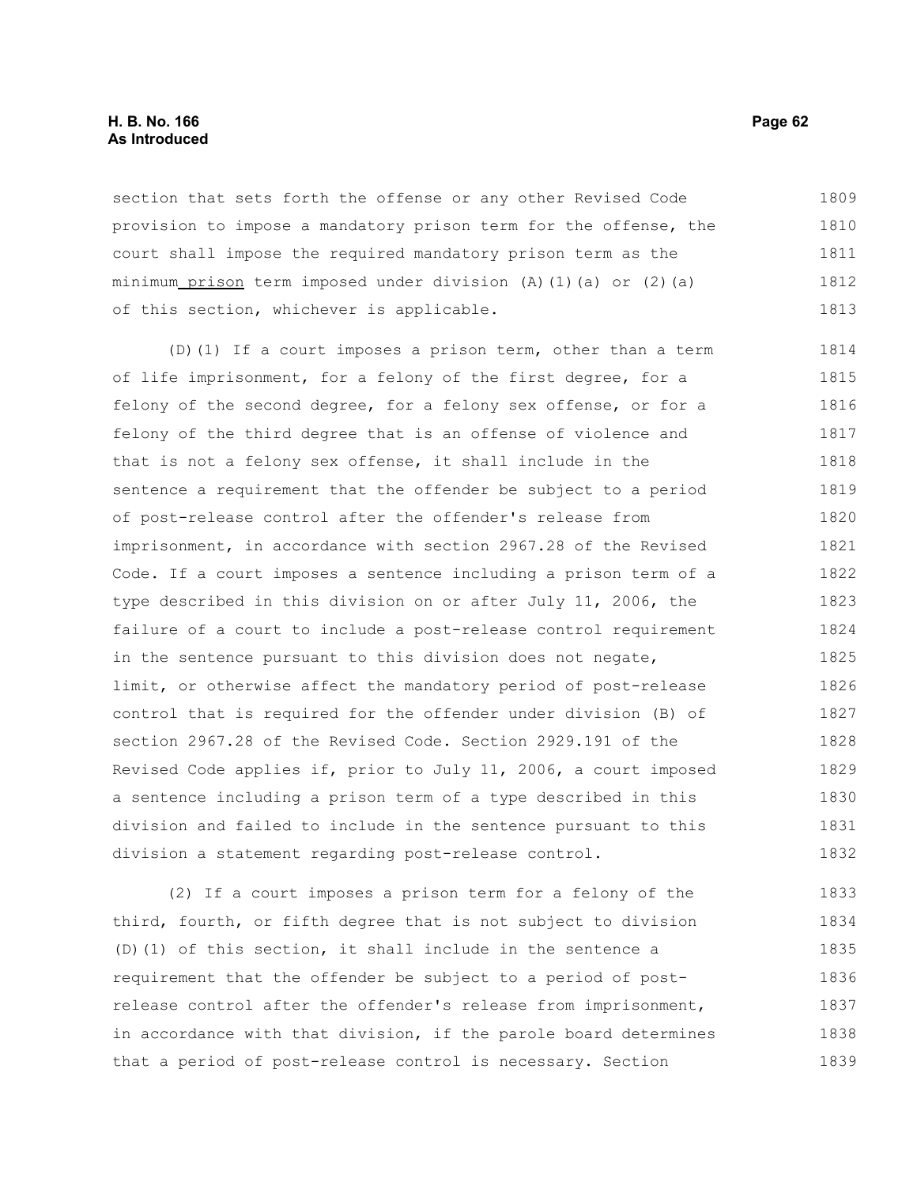section that sets forth the offense or any other Revised Code provision to impose a mandatory prison term for the offense, the court shall impose the required mandatory prison term as the minimum prison term imposed under division (A)(1)(a) or (2)(a) of this section, whichever is applicable.

(D)(1) If a court imposes a prison term, other than a term of life imprisonment, for a felony of the first degree, for a felony of the second degree, for a felony sex offense, or for a felony of the third degree that is an offense of violence and that is not a felony sex offense, it shall include in the sentence a requirement that the offender be subject to a period of post-release control after the offender's release from imprisonment, in accordance with section 2967.28 of the Revised Code. If a court imposes a sentence including a prison term of a type described in this division on or after July 11, 2006, the failure of a court to include a post-release control requirement in the sentence pursuant to this division does not negate, limit, or otherwise affect the mandatory period of post-release control that is required for the offender under division (B) of section 2967.28 of the Revised Code. Section 2929.191 of the Revised Code applies if, prior to July 11, 2006, a court imposed a sentence including a prison term of a type described in this division and failed to include in the sentence pursuant to this division a statement regarding post-release control.

(2) If a court imposes a prison term for a felony of the third, fourth, or fifth degree that is not subject to division (D)(1) of this section, it shall include in the sentence a requirement that the offender be subject to a period of post-release control after the offender's release from imprisonment, in accordance with that division, if the parole board determines that a period of post-release control is necessary. Section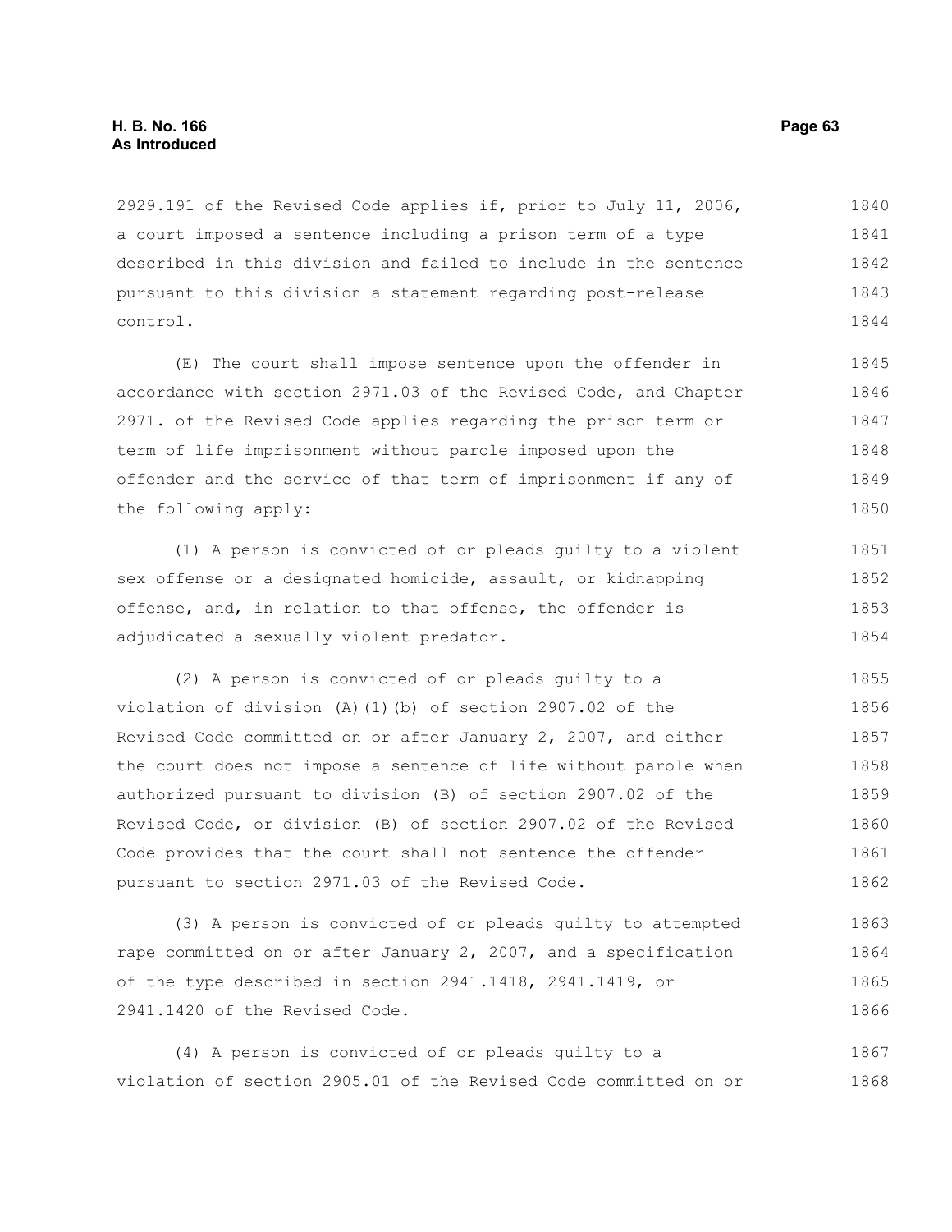2929.191 of the Revised Code applies if, prior to July 11, 2006, a court imposed a sentence including a prison term of a type described in this division and failed to include in the sentence pursuant to this division a statement regarding post-release control.

(E) The court shall impose sentence upon the offender in accordance with section 2971.03 of the Revised Code, and Chapter 2971. of the Revised Code applies regarding the prison term or term of life imprisonment without parole imposed upon the offender and the service of that term of imprisonment if any of the following apply:

(1) A person is convicted of or pleads guilty to a violent sex offense or a designated homicide, assault, or kidnapping offense, and, in relation to that offense, the offender is adjudicated a sexually violent predator.

(2) A person is convicted of or pleads guilty to a violation of division (A)(1)(b) of section 2907.02 of the Revised Code committed on or after January 2, 2007, and either the court does not impose a sentence of life without parole when authorized pursuant to division (B) of section 2907.02 of the Revised Code, or division (B) of section 2907.02 of the Revised Code provides that the court shall not sentence the offender pursuant to section 2971.03 of the Revised Code.

(3) A person is convicted of or pleads guilty to attempted rape committed on or after January 2, 2007, and a specification of the type described in section 2941.1418, 2941.1419, or 2941.1420 of the Revised Code.

(4) A person is convicted of or pleads guilty to a violation of section 2905.01 of the Revised Code committed on or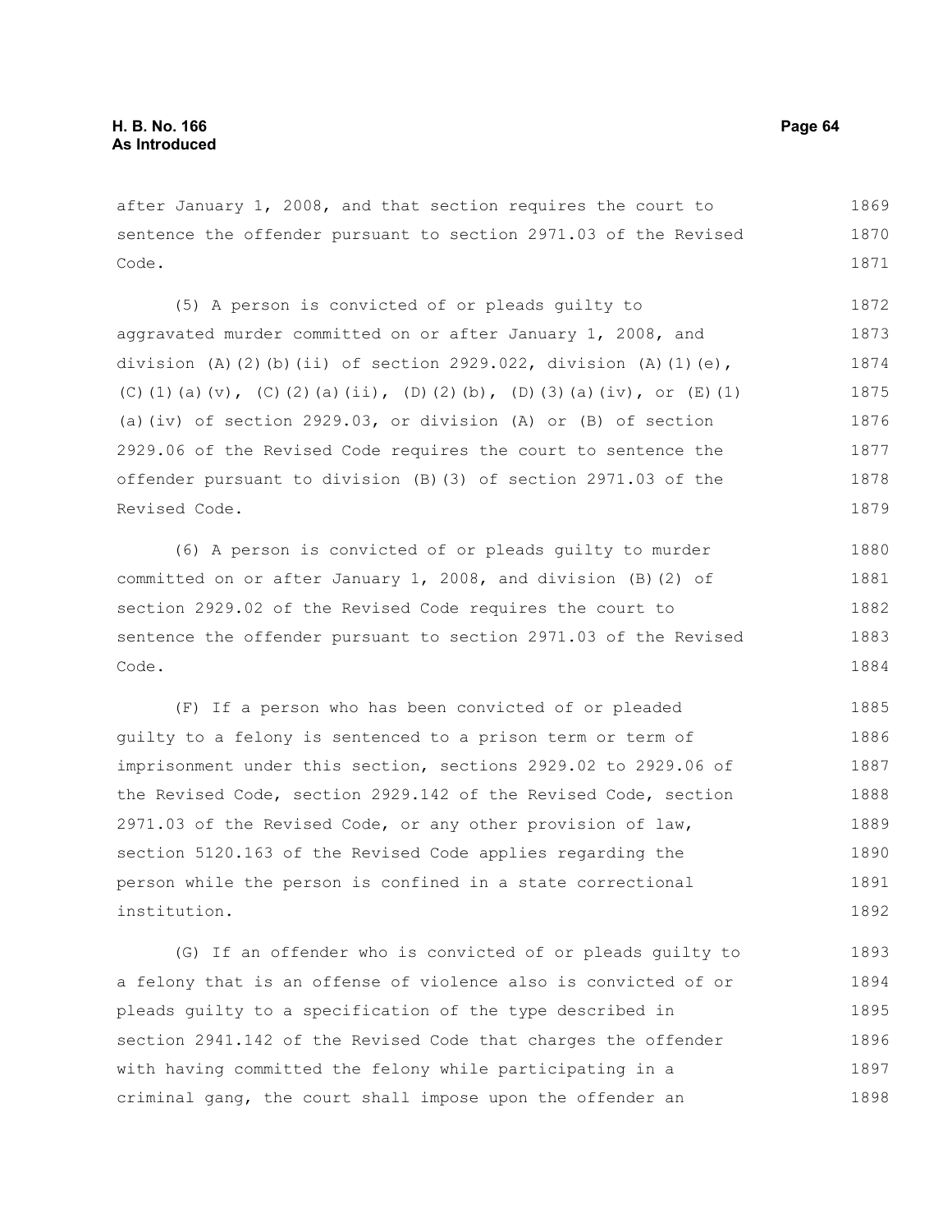after January 1, 2008, and that section requires the court to sentence the offender pursuant to section 2971.03 of the Revised Code.

(5) A person is convicted of or pleads guilty to aggravated murder committed on or after January 1, 2008, and division (A)(2)(b)(ii) of section 2929.022, division (A)(1)(e), (C)(1)(a)(v), (C)(2)(a)(ii), (D)(2)(b), (D)(3)(a)(iv), or (E)(1)(a)(iv) of section 2929.03, or division (A) or (B) of section 2929.06 of the Revised Code requires the court to sentence the offender pursuant to division (B)(3) of section 2971.03 of the Revised Code.

(6) A person is convicted of or pleads guilty to murder committed on or after January 1, 2008, and division (B)(2) of section 2929.02 of the Revised Code requires the court to sentence the offender pursuant to section 2971.03 of the Revised Code.

(F) If a person who has been convicted of or pleaded guilty to a felony is sentenced to a prison term or term of imprisonment under this section, sections 2929.02 to 2929.06 of the Revised Code, section 2929.142 of the Revised Code, section 2971.03 of the Revised Code, or any other provision of law, section 5120.163 of the Revised Code applies regarding the person while the person is confined in a state correctional institution.

(G) If an offender who is convicted of or pleads guilty to a felony that is an offense of violence also is convicted of or pleads guilty to a specification of the type described in section 2941.142 of the Revised Code that charges the offender with having committed the felony while participating in a criminal gang, the court shall impose upon the offender an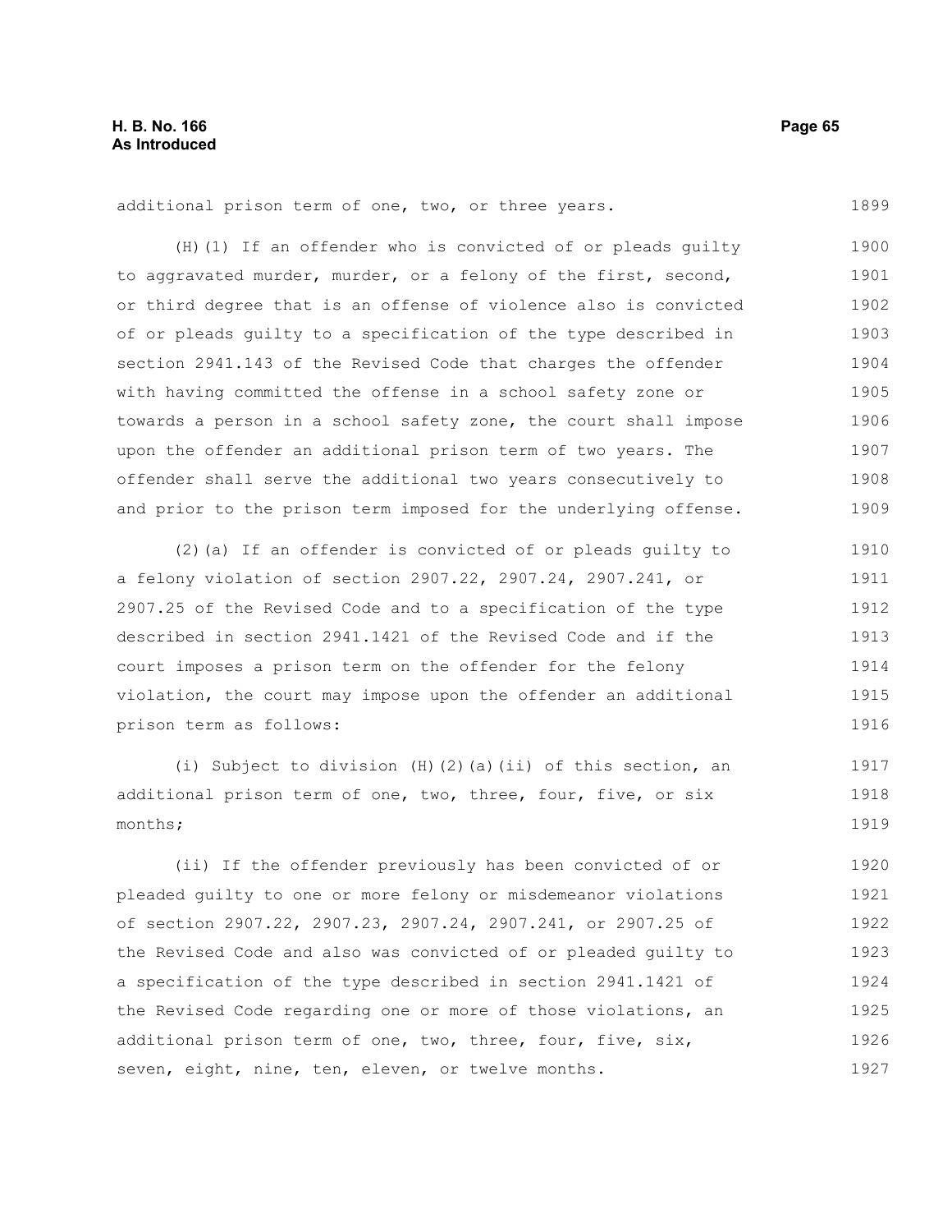additional prison term of one, two, or three years.

(H)(1) If an offender who is convicted of or pleads guilty to aggravated murder, murder, or a felony of the first, second, or third degree that is an offense of violence also is convicted of or pleads guilty to a specification of the type described in section 2941.143 of the Revised Code that charges the offender with having committed the offense in a school safety zone or towards a person in a school safety zone, the court shall impose upon the offender an additional prison term of two years. The offender shall serve the additional two years consecutively to and prior to the prison term imposed for the underlying offense.

(2)(a) If an offender is convicted of or pleads guilty to a felony violation of section 2907.22, 2907.24, 2907.241, or 2907.25 of the Revised Code and to a specification of the type described in section 2941.1421 of the Revised Code and if the court imposes a prison term on the offender for the felony violation, the court may impose upon the offender an additional prison term as follows:

(i) Subject to division (H)(2)(a)(ii) of this section, an additional prison term of one, two, three, four, five, or six months;

(ii) If the offender previously has been convicted of or pleaded guilty to one or more felony or misdemeanor violations of section 2907.22, 2907.23, 2907.24, 2907.241, or 2907.25 of the Revised Code and also was convicted of or pleaded guilty to a specification of the type described in section 2941.1421 of the Revised Code regarding one or more of those violations, an additional prison term of one, two, three, four, five, six, seven, eight, nine, ten, eleven, or twelve months.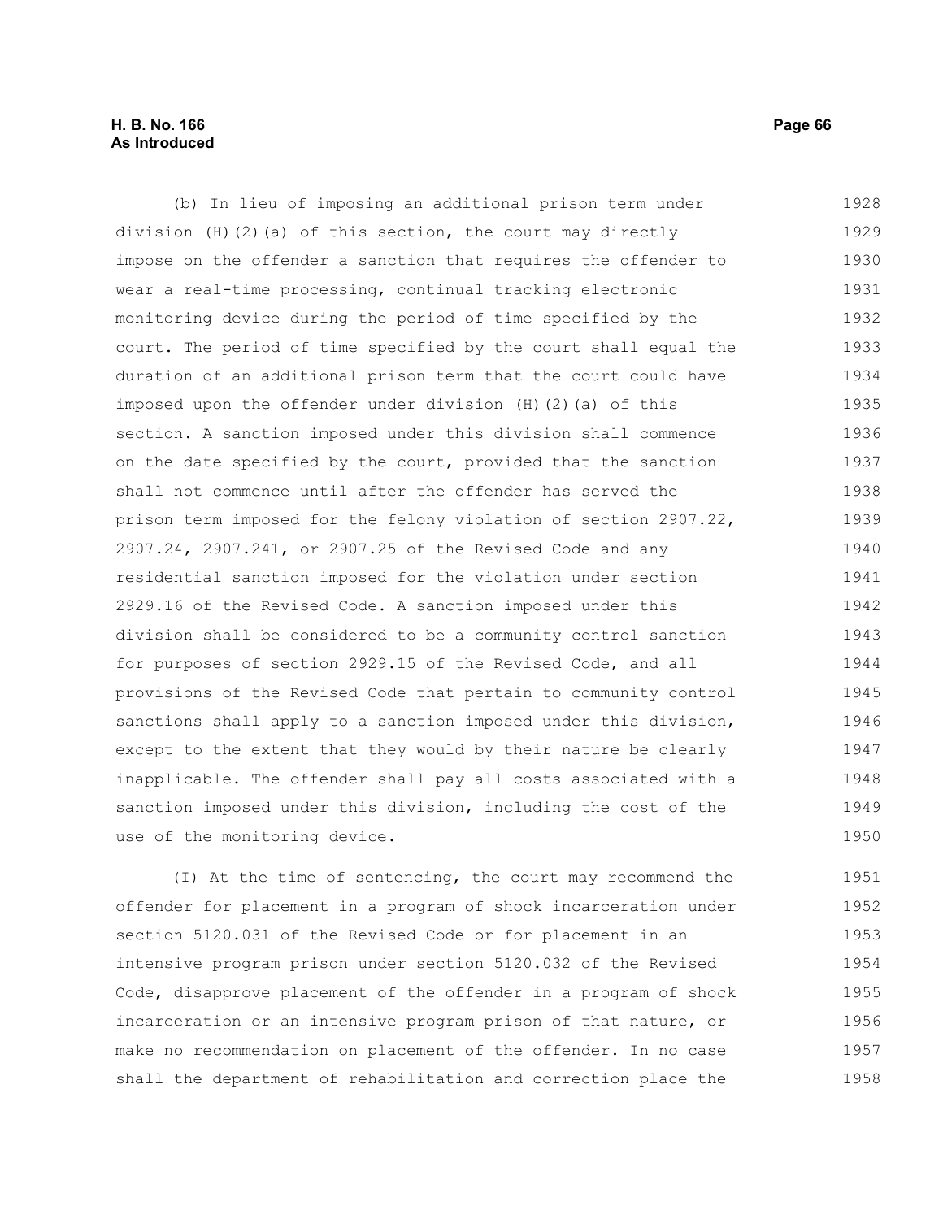(b) In lieu of imposing an additional prison term under division (H)(2)(a) of this section, the court may directly impose on the offender a sanction that requires the offender to wear a real-time processing, continual tracking electronic monitoring device during the period of time specified by the court. The period of time specified by the court shall equal the duration of an additional prison term that the court could have imposed upon the offender under division (H)(2)(a) of this section. A sanction imposed under this division shall commence on the date specified by the court, provided that the sanction shall not commence until after the offender has served the prison term imposed for the felony violation of section 2907.22, 2907.24, 2907.241, or 2907.25 of the Revised Code and any residential sanction imposed for the violation under section 2929.16 of the Revised Code. A sanction imposed under this division shall be considered to be a community control sanction for purposes of section 2929.15 of the Revised Code, and all provisions of the Revised Code that pertain to community control sanctions shall apply to a sanction imposed under this division, except to the extent that they would by their nature be clearly inapplicable. The offender shall pay all costs associated with a sanction imposed under this division, including the cost of the use of the monitoring device.

(I) At the time of sentencing, the court may recommend the offender for placement in a program of shock incarceration under section 5120.031 of the Revised Code or for placement in an intensive program prison under section 5120.032 of the Revised Code, disapprove placement of the offender in a program of shock incarceration or an intensive program prison of that nature, or make no recommendation on placement of the offender. In no case shall the department of rehabilitation and correction place the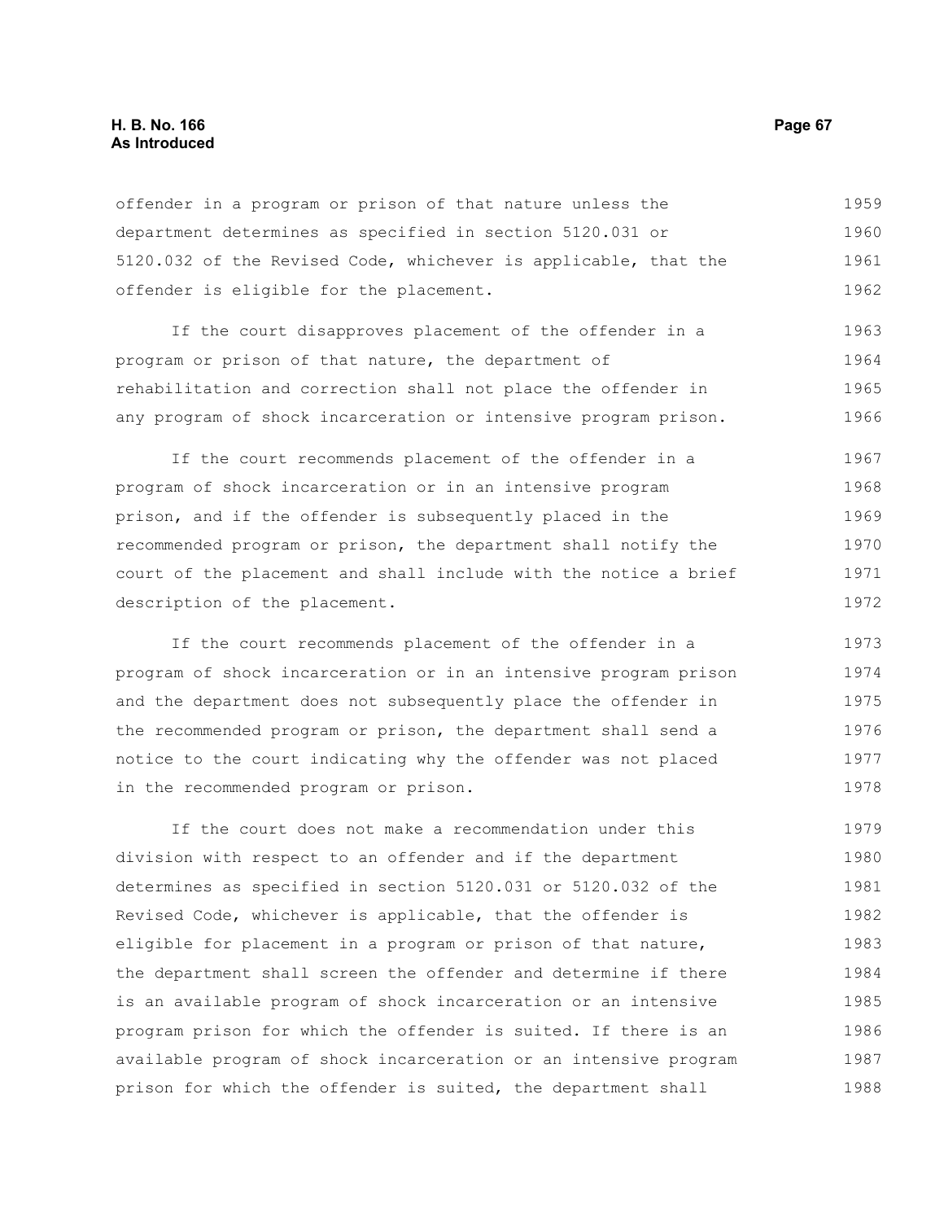offender in a program or prison of that nature unless the department determines as specified in section 5120.031 or 5120.032 of the Revised Code, whichever is applicable, that the offender is eligible for the placement.

If the court disapproves placement of the offender in a program or prison of that nature, the department of rehabilitation and correction shall not place the offender in any program of shock incarceration or intensive program prison.

If the court recommends placement of the offender in a program of shock incarceration or in an intensive program prison, and if the offender is subsequently placed in the recommended program or prison, the department shall notify the court of the placement and shall include with the notice a brief description of the placement.

If the court recommends placement of the offender in a program of shock incarceration or in an intensive program prison and the department does not subsequently place the offender in the recommended program or prison, the department shall send a notice to the court indicating why the offender was not placed in the recommended program or prison.

If the court does not make a recommendation under this division with respect to an offender and if the department determines as specified in section 5120.031 or 5120.032 of the Revised Code, whichever is applicable, that the offender is eligible for placement in a program or prison of that nature, the department shall screen the offender and determine if there is an available program of shock incarceration or an intensive program prison for which the offender is suited. If there is an available program of shock incarceration or an intensive program prison for which the offender is suited, the department shall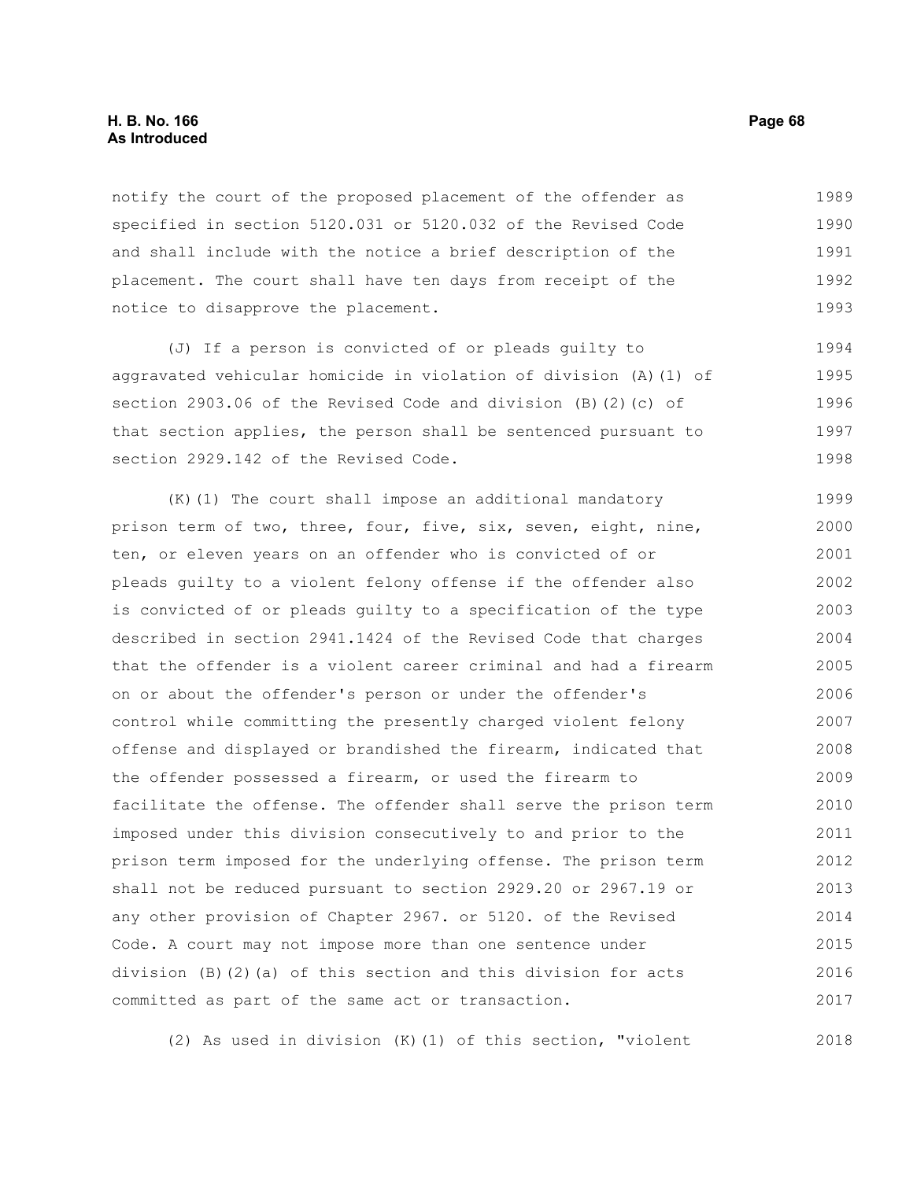notify the court of the proposed placement of the offender as specified in section 5120.031 or 5120.032 of the Revised Code and shall include with the notice a brief description of the placement. The court shall have ten days from receipt of the notice to disapprove the placement.

(J) If a person is convicted of or pleads guilty to aggravated vehicular homicide in violation of division (A)(1) of section 2903.06 of the Revised Code and division (B)(2)(c) of that section applies, the person shall be sentenced pursuant to section 2929.142 of the Revised Code.

(K)(1) The court shall impose an additional mandatory prison term of two, three, four, five, six, seven, eight, nine, ten, or eleven years on an offender who is convicted of or pleads guilty to a violent felony offense if the offender also is convicted of or pleads guilty to a specification of the type described in section 2941.1424 of the Revised Code that charges that the offender is a violent career criminal and had a firearm on or about the offender's person or under the offender's control while committing the presently charged violent felony offense and displayed or brandished the firearm, indicated that the offender possessed a firearm, or used the firearm to facilitate the offense. The offender shall serve the prison term imposed under this division consecutively to and prior to the prison term imposed for the underlying offense. The prison term shall not be reduced pursuant to section 2929.20 or 2967.19 or any other provision of Chapter 2967. or 5120. of the Revised Code. A court may not impose more than one sentence under division (B)(2)(a) of this section and this division for acts committed as part of the same act or transaction.

(2) As used in division (K)(1) of this section, "violent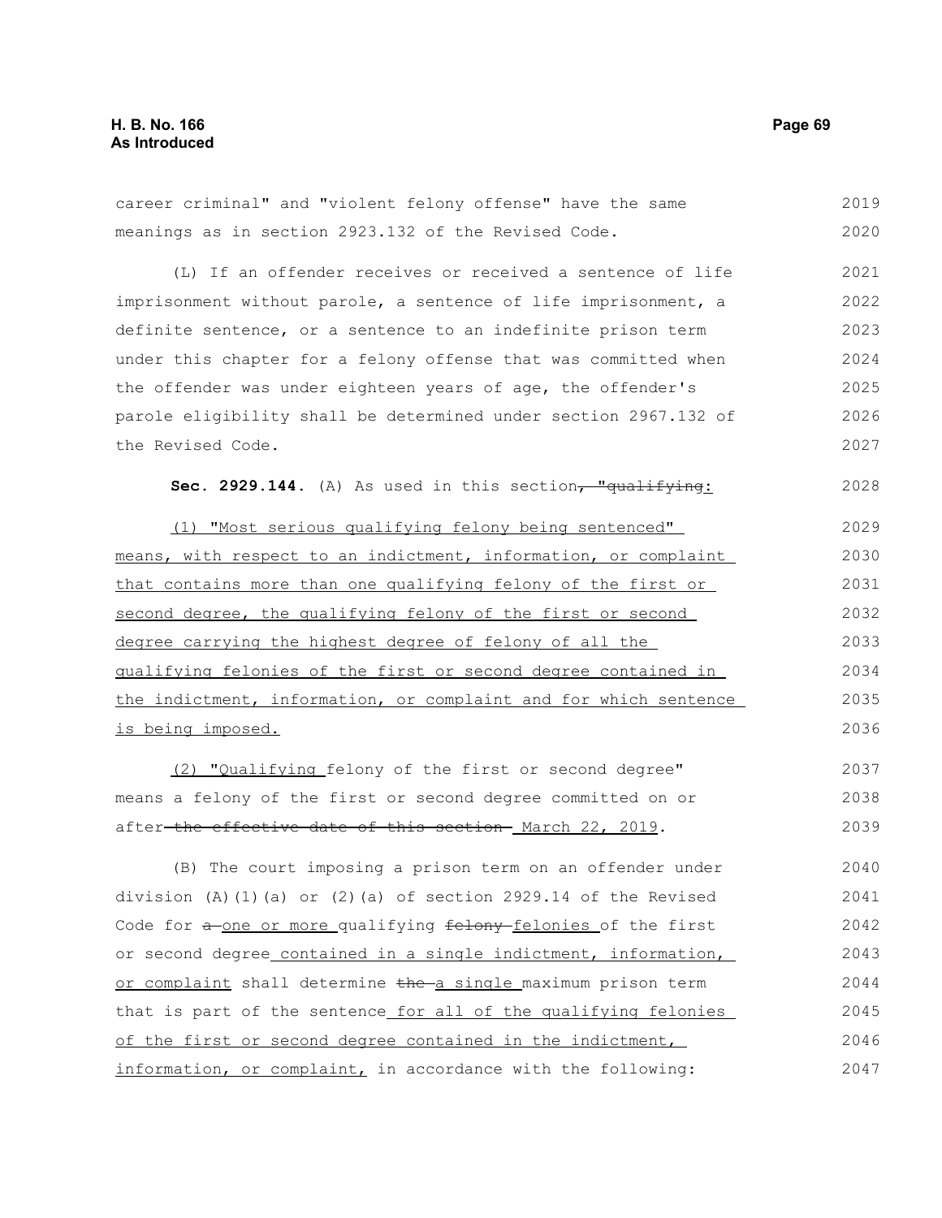career criminal" and "violent felony offense" have the same meanings as in section 2923.132 of the Revised Code.

(L) If an offender receives or received a sentence of life imprisonment without parole, a sentence of life imprisonment, a definite sentence, or a sentence to an indefinite prison term under this chapter for a felony offense that was committed when the offender was under eighteen years of age, the offender's parole eligibility shall be determined under section 2967.132 of the Revised Code.

**Sec. 2929.144.** (A) As used in this section~~, "qualifying~~:

(1) "Most serious qualifying felony being sentenced" means, with respect to an indictment, information, or complaint that contains more than one qualifying felony of the first or second degree, the qualifying felony of the first or second degree carrying the highest degree of felony of all the qualifying felonies of the first or second degree contained in the indictment, information, or complaint and for which sentence is being imposed.

(2) "Qualifying felony of the first or second degree" means a felony of the first or second degree committed on or after ~~the effective date of this section~~ March 22, 2019.

(B) The court imposing a prison term on an offender under division (A)(1)(a) or (2)(a) of section 2929.14 of the Revised Code for ~~a~~ one or more qualifying ~~felony~~ felonies of the first or second degree contained in a single indictment, information, or complaint shall determine ~~the~~ a single maximum prison term that is part of the sentence for all of the qualifying felonies of the first or second degree contained in the indictment, information, or complaint, in accordance with the following: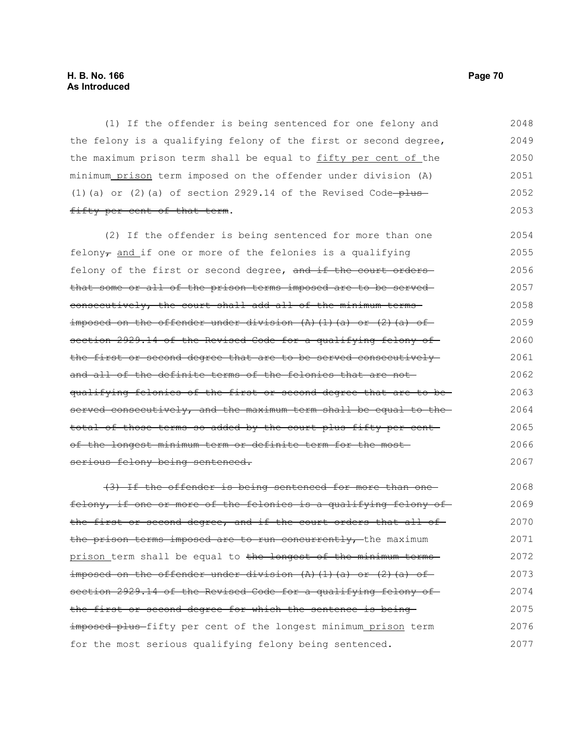(1) If the offender is being sentenced for one felony and the felony is a qualifying felony of the first or second degree, the maximum prison term shall be equal to <u>fifty per cent of</u> the minimum<u> prison</u> term imposed on the offender under division (A)(1)(a) or (2)(a) of section 2929.14 of the Revised Code~~ plus fifty per cent of that term~~.

(2) If the offender is being sentenced for more than one felony~~,~~ <u>and</u> if one or more of the felonies is a qualifying felony of the first or second degree, ~~and if the court orders that some or all of the prison terms imposed are to be served consecutively, the court shall add all of the minimum terms imposed on the offender under division (A)(1)(a) or (2)(a) of section 2929.14 of the Revised Code for a qualifying felony of the first or second degree that are to be served consecutively and all of the definite terms of the felonies that are not qualifying felonies of the first or second degree that are to be served consecutively, and the maximum term shall be equal to the total of those terms so added by the court plus fifty per cent of the longest minimum term or definite term for the most serious felony being sentenced.~~

~~(3) If the offender is being sentenced for more than one felony, if one or more of the felonies is a qualifying felony of the first or second degree, and if the court orders that all of the prison terms imposed are to run concurrently,~~ the maximum <u>prison</u> term shall be equal to ~~the longest of the minimum terms imposed on the offender under division (A)(1)(a) or (2)(a) of section 2929.14 of the Revised Code for a qualifying felony of the first or second degree for which the sentence is being imposed plus~~ fifty per cent of the longest minimum<u> prison</u> term for the most serious qualifying felony being sentenced.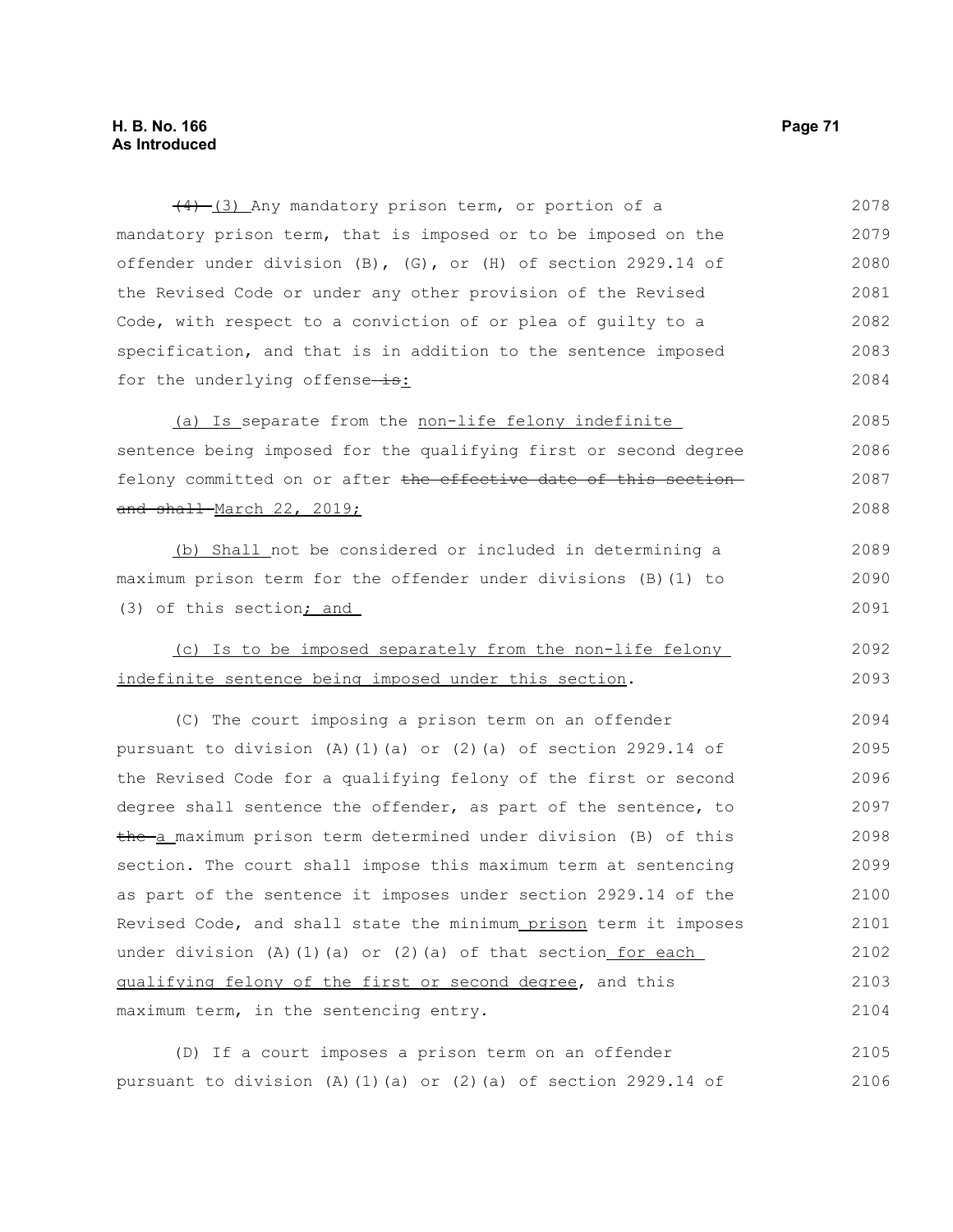(4) (3) Any mandatory prison term, or portion of a mandatory prison term, that is imposed or to be imposed on the offender under division (B), (G), or (H) of section 2929.14 of the Revised Code or under any other provision of the Revised Code, with respect to a conviction of or plea of guilty to a specification, and that is in addition to the sentence imposed for the underlying offense is:

(a) Is separate from the non-life felony indefinite sentence being imposed for the qualifying first or second degree felony committed on or after the effective date of this section and shall March 22, 2019;

(b) Shall not be considered or included in determining a maximum prison term for the offender under divisions (B)(1) to (3) of this section; and

(c) Is to be imposed separately from the non-life felony indefinite sentence being imposed under this section.

(C) The court imposing a prison term on an offender pursuant to division (A)(1)(a) or (2)(a) of section 2929.14 of the Revised Code for a qualifying felony of the first or second degree shall sentence the offender, as part of the sentence, to the a maximum prison term determined under division (B) of this section. The court shall impose this maximum term at sentencing as part of the sentence it imposes under section 2929.14 of the Revised Code, and shall state the minimum prison term it imposes under division (A)(1)(a) or (2)(a) of that section for each qualifying felony of the first or second degree, and this maximum term, in the sentencing entry.

(D) If a court imposes a prison term on an offender pursuant to division (A)(1)(a) or (2)(a) of section 2929.14 of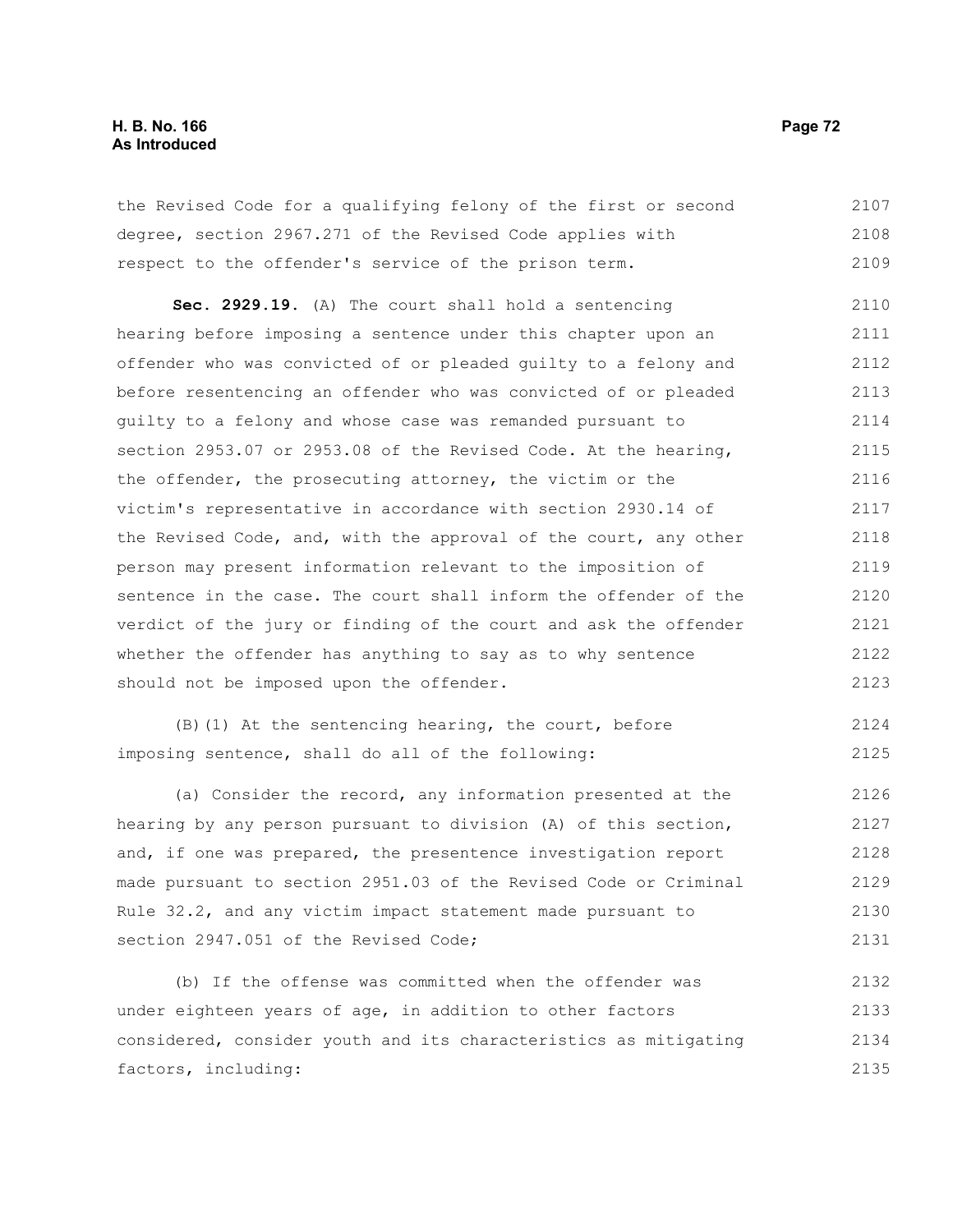the Revised Code for a qualifying felony of the first or second degree, section 2967.271 of the Revised Code applies with respect to the offender's service of the prison term.

**Sec. 2929.19.** (A) The court shall hold a sentencing hearing before imposing a sentence under this chapter upon an offender who was convicted of or pleaded guilty to a felony and before resentencing an offender who was convicted of or pleaded guilty to a felony and whose case was remanded pursuant to section 2953.07 or 2953.08 of the Revised Code. At the hearing, the offender, the prosecuting attorney, the victim or the victim's representative in accordance with section 2930.14 of the Revised Code, and, with the approval of the court, any other person may present information relevant to the imposition of sentence in the case. The court shall inform the offender of the verdict of the jury or finding of the court and ask the offender whether the offender has anything to say as to why sentence should not be imposed upon the offender.

(B)(1) At the sentencing hearing, the court, before imposing sentence, shall do all of the following:

(a) Consider the record, any information presented at the hearing by any person pursuant to division (A) of this section, and, if one was prepared, the presentence investigation report made pursuant to section 2951.03 of the Revised Code or Criminal Rule 32.2, and any victim impact statement made pursuant to section 2947.051 of the Revised Code;

(b) If the offense was committed when the offender was under eighteen years of age, in addition to other factors considered, consider youth and its characteristics as mitigating factors, including: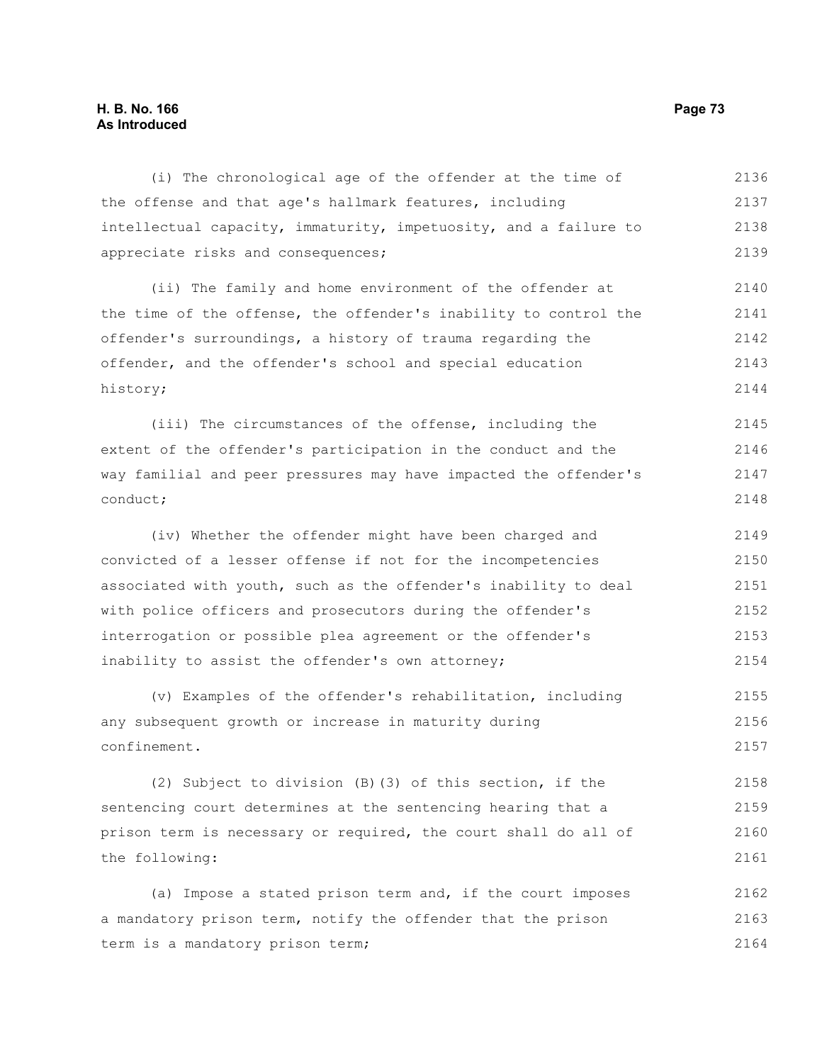(i) The chronological age of the offender at the time of the offense and that age's hallmark features, including intellectual capacity, immaturity, impetuosity, and a failure to appreciate risks and consequences;

(ii) The family and home environment of the offender at the time of the offense, the offender's inability to control the offender's surroundings, a history of trauma regarding the offender, and the offender's school and special education history;

(iii) The circumstances of the offense, including the extent of the offender's participation in the conduct and the way familial and peer pressures may have impacted the offender's conduct;

(iv) Whether the offender might have been charged and convicted of a lesser offense if not for the incompetencies associated with youth, such as the offender's inability to deal with police officers and prosecutors during the offender's interrogation or possible plea agreement or the offender's inability to assist the offender's own attorney;

(v) Examples of the offender's rehabilitation, including any subsequent growth or increase in maturity during confinement.

(2) Subject to division (B)(3) of this section, if the sentencing court determines at the sentencing hearing that a prison term is necessary or required, the court shall do all of the following:

(a) Impose a stated prison term and, if the court imposes a mandatory prison term, notify the offender that the prison term is a mandatory prison term;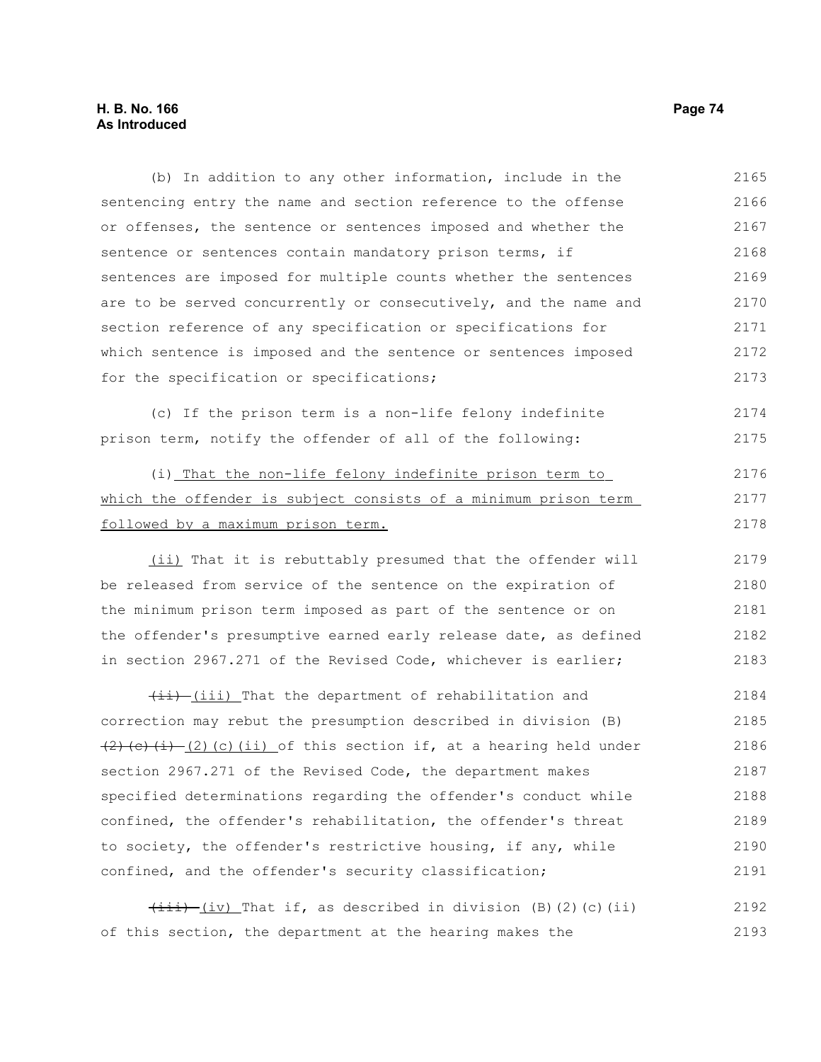(b) In addition to any other information, include in the sentencing entry the name and section reference to the offense or offenses, the sentence or sentences imposed and whether the sentence or sentences contain mandatory prison terms, if sentences are imposed for multiple counts whether the sentences are to be served concurrently or consecutively, and the name and section reference of any specification or specifications for which sentence is imposed and the sentence or sentences imposed for the specification or specifications;

(c) If the prison term is a non-life felony indefinite prison term, notify the offender of all of the following:

(i) That the non-life felony indefinite prison term to which the offender is subject consists of a minimum prison term followed by a maximum prison term.

(ii) That it is rebuttably presumed that the offender will be released from service of the sentence on the expiration of the minimum prison term imposed as part of the sentence or on the offender's presumptive earned early release date, as defined in section 2967.271 of the Revised Code, whichever is earlier;

~~(ii)~~ (iii) That the department of rehabilitation and correction may rebut the presumption described in division (B) ~~(2)(c)(i)~~ (2)(c)(ii) of this section if, at a hearing held under section 2967.271 of the Revised Code, the department makes specified determinations regarding the offender's conduct while confined, the offender's rehabilitation, the offender's threat to society, the offender's restrictive housing, if any, while confined, and the offender's security classification;

~~(iii)~~ (iv) That if, as described in division (B)(2)(c)(ii) of this section, the department at the hearing makes the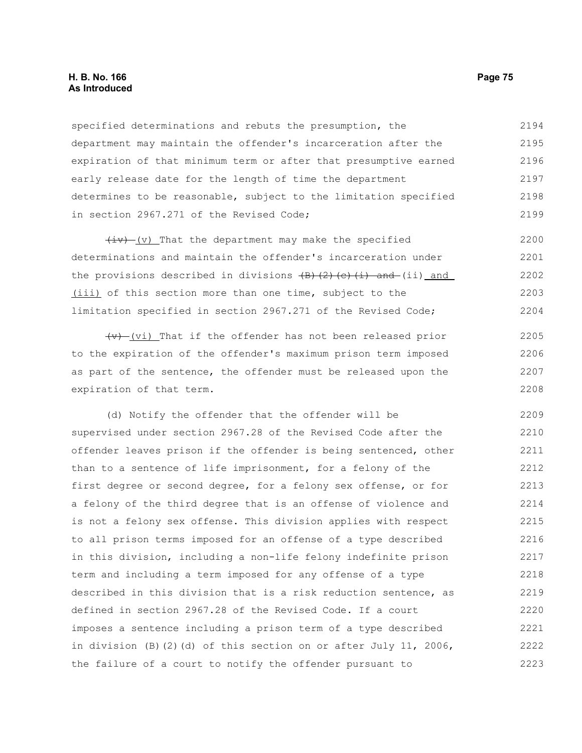specified determinations and rebuts the presumption, the department may maintain the offender's incarceration after the expiration of that minimum term or after that presumptive earned early release date for the length of time the department determines to be reasonable, subject to the limitation specified in section 2967.271 of the Revised Code;

~~(iv)~~ (v) That the department may make the specified determinations and maintain the offender's incarceration under the provisions described in divisions ~~(B)(2)(c)(i) and~~ (ii) and (iii) of this section more than one time, subject to the limitation specified in section 2967.271 of the Revised Code;

~~(v)~~ (vi) That if the offender has not been released prior to the expiration of the offender's maximum prison term imposed as part of the sentence, the offender must be released upon the expiration of that term.

(d) Notify the offender that the offender will be supervised under section 2967.28 of the Revised Code after the offender leaves prison if the offender is being sentenced, other than to a sentence of life imprisonment, for a felony of the first degree or second degree, for a felony sex offense, or for a felony of the third degree that is an offense of violence and is not a felony sex offense. This division applies with respect to all prison terms imposed for an offense of a type described in this division, including a non-life felony indefinite prison term and including a term imposed for any offense of a type described in this division that is a risk reduction sentence, as defined in section 2967.28 of the Revised Code. If a court imposes a sentence including a prison term of a type described in division (B)(2)(d) of this section on or after July 11, 2006, the failure of a court to notify the offender pursuant to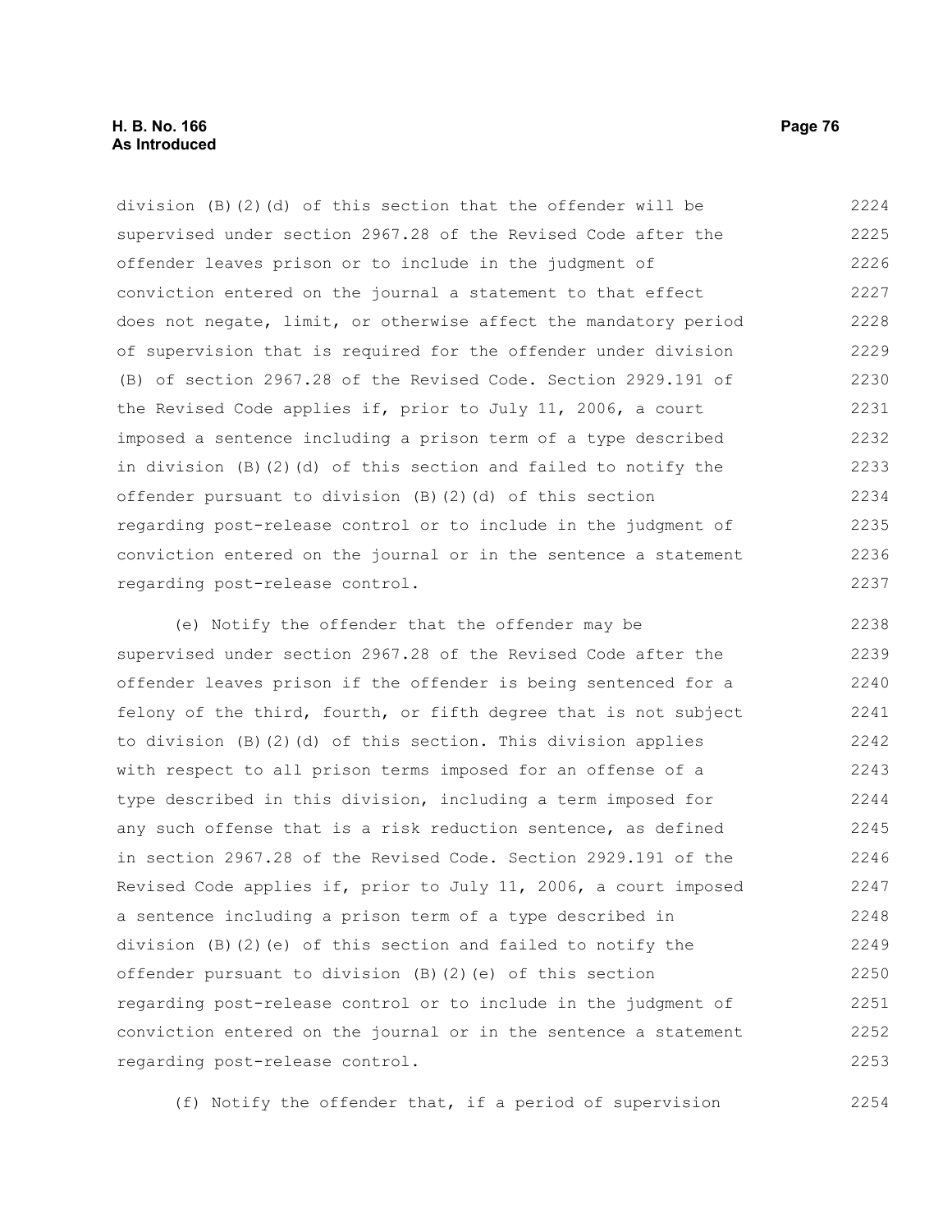division (B)(2)(d) of this section that the offender will be supervised under section 2967.28 of the Revised Code after the offender leaves prison or to include in the judgment of conviction entered on the journal a statement to that effect does not negate, limit, or otherwise affect the mandatory period of supervision that is required for the offender under division (B) of section 2967.28 of the Revised Code. Section 2929.191 of the Revised Code applies if, prior to July 11, 2006, a court imposed a sentence including a prison term of a type described in division (B)(2)(d) of this section and failed to notify the offender pursuant to division (B)(2)(d) of this section regarding post-release control or to include in the judgment of conviction entered on the journal or in the sentence a statement regarding post-release control.

(e) Notify the offender that the offender may be supervised under section 2967.28 of the Revised Code after the offender leaves prison if the offender is being sentenced for a felony of the third, fourth, or fifth degree that is not subject to division (B)(2)(d) of this section. This division applies with respect to all prison terms imposed for an offense of a type described in this division, including a term imposed for any such offense that is a risk reduction sentence, as defined in section 2967.28 of the Revised Code. Section 2929.191 of the Revised Code applies if, prior to July 11, 2006, a court imposed a sentence including a prison term of a type described in division (B)(2)(e) of this section and failed to notify the offender pursuant to division (B)(2)(e) of this section regarding post-release control or to include in the judgment of conviction entered on the journal or in the sentence a statement regarding post-release control.

(f) Notify the offender that, if a period of supervision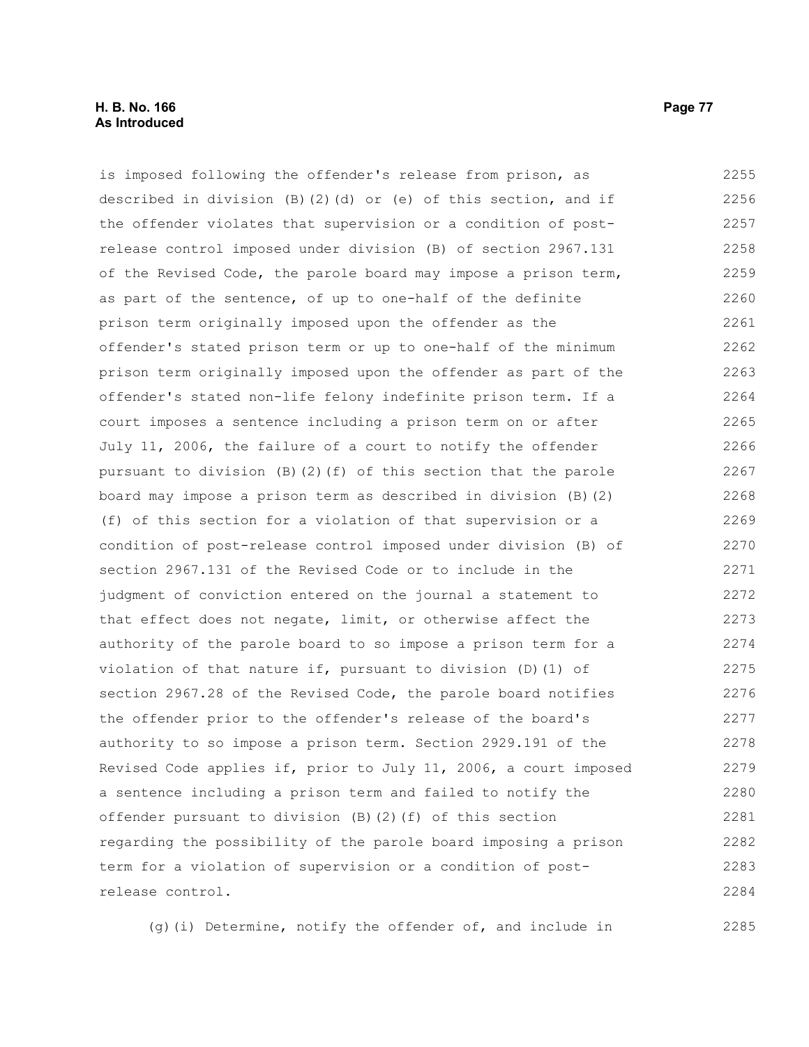is imposed following the offender's release from prison, as described in division (B)(2)(d) or (e) of this section, and if the offender violates that supervision or a condition of post-release control imposed under division (B) of section 2967.131 of the Revised Code, the parole board may impose a prison term, as part of the sentence, of up to one-half of the definite prison term originally imposed upon the offender as the offender's stated prison term or up to one-half of the minimum prison term originally imposed upon the offender as part of the offender's stated non-life felony indefinite prison term. If a court imposes a sentence including a prison term on or after July 11, 2006, the failure of a court to notify the offender pursuant to division (B)(2)(f) of this section that the parole board may impose a prison term as described in division (B)(2)(f) of this section for a violation of that supervision or a condition of post-release control imposed under division (B) of section 2967.131 of the Revised Code or to include in the judgment of conviction entered on the journal a statement to that effect does not negate, limit, or otherwise affect the authority of the parole board to so impose a prison term for a violation of that nature if, pursuant to division (D)(1) of section 2967.28 of the Revised Code, the parole board notifies the offender prior to the offender's release of the board's authority to so impose a prison term. Section 2929.191 of the Revised Code applies if, prior to July 11, 2006, a court imposed a sentence including a prison term and failed to notify the offender pursuant to division (B)(2)(f) of this section regarding the possibility of the parole board imposing a prison term for a violation of supervision or a condition of post-release control.

(g)(i) Determine, notify the offender of, and include in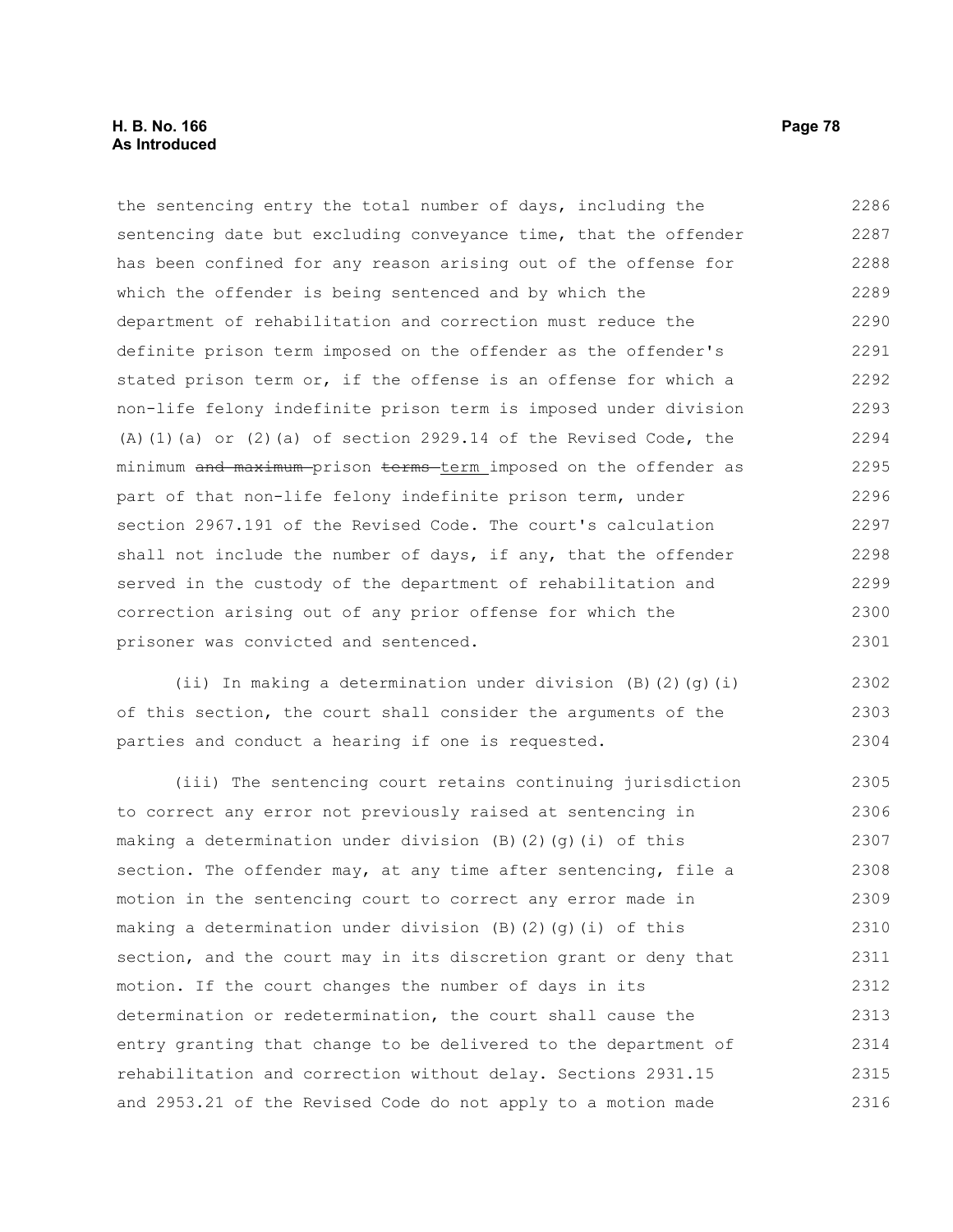the sentencing entry the total number of days, including the sentencing date but excluding conveyance time, that the offender has been confined for any reason arising out of the offense for which the offender is being sentenced and by which the department of rehabilitation and correction must reduce the definite prison term imposed on the offender as the offender's stated prison term or, if the offense is an offense for which a non-life felony indefinite prison term is imposed under division (A)(1)(a) or (2)(a) of section 2929.14 of the Revised Code, the minimum ~~and maximum~~ prison ~~terms~~ term imposed on the offender as part of that non-life felony indefinite prison term, under section 2967.191 of the Revised Code. The court's calculation shall not include the number of days, if any, that the offender served in the custody of the department of rehabilitation and correction arising out of any prior offense for which the prisoner was convicted and sentenced.

(ii) In making a determination under division (B)(2)(g)(i) of this section, the court shall consider the arguments of the parties and conduct a hearing if one is requested.

(iii) The sentencing court retains continuing jurisdiction to correct any error not previously raised at sentencing in making a determination under division (B)(2)(g)(i) of this section. The offender may, at any time after sentencing, file a motion in the sentencing court to correct any error made in making a determination under division (B)(2)(g)(i) of this section, and the court may in its discretion grant or deny that motion. If the court changes the number of days in its determination or redetermination, the court shall cause the entry granting that change to be delivered to the department of rehabilitation and correction without delay. Sections 2931.15 and 2953.21 of the Revised Code do not apply to a motion made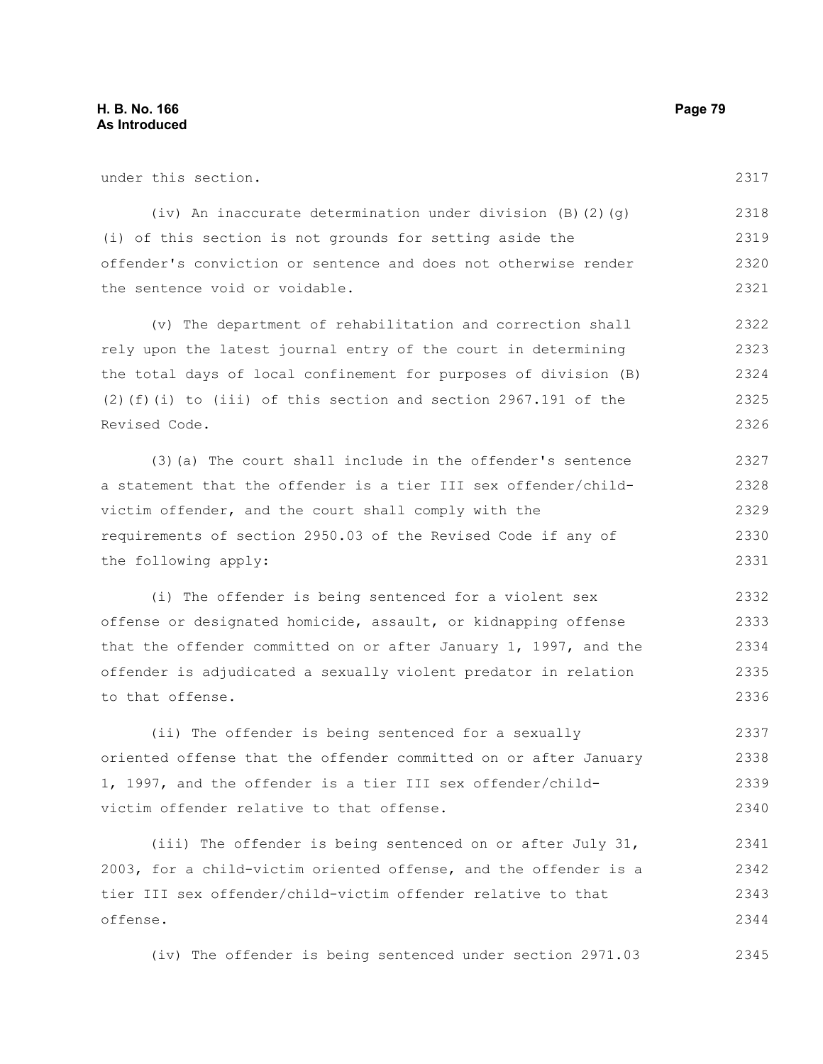under this section.

(iv) An inaccurate determination under division (B)(2)(g)(i) of this section is not grounds for setting aside the offender's conviction or sentence and does not otherwise render the sentence void or voidable.

(v) The department of rehabilitation and correction shall rely upon the latest journal entry of the court in determining the total days of local confinement for purposes of division (B)(2)(f)(i) to (iii) of this section and section 2967.191 of the Revised Code.

(3)(a) The court shall include in the offender's sentence a statement that the offender is a tier III sex offender/child-victim offender, and the court shall comply with the requirements of section 2950.03 of the Revised Code if any of the following apply:

(i) The offender is being sentenced for a violent sex offense or designated homicide, assault, or kidnapping offense that the offender committed on or after January 1, 1997, and the offender is adjudicated a sexually violent predator in relation to that offense.

(ii) The offender is being sentenced for a sexually oriented offense that the offender committed on or after January 1, 1997, and the offender is a tier III sex offender/child-victim offender relative to that offense.

(iii) The offender is being sentenced on or after July 31, 2003, for a child-victim oriented offense, and the offender is a tier III sex offender/child-victim offender relative to that offense.

(iv) The offender is being sentenced under section 2971.03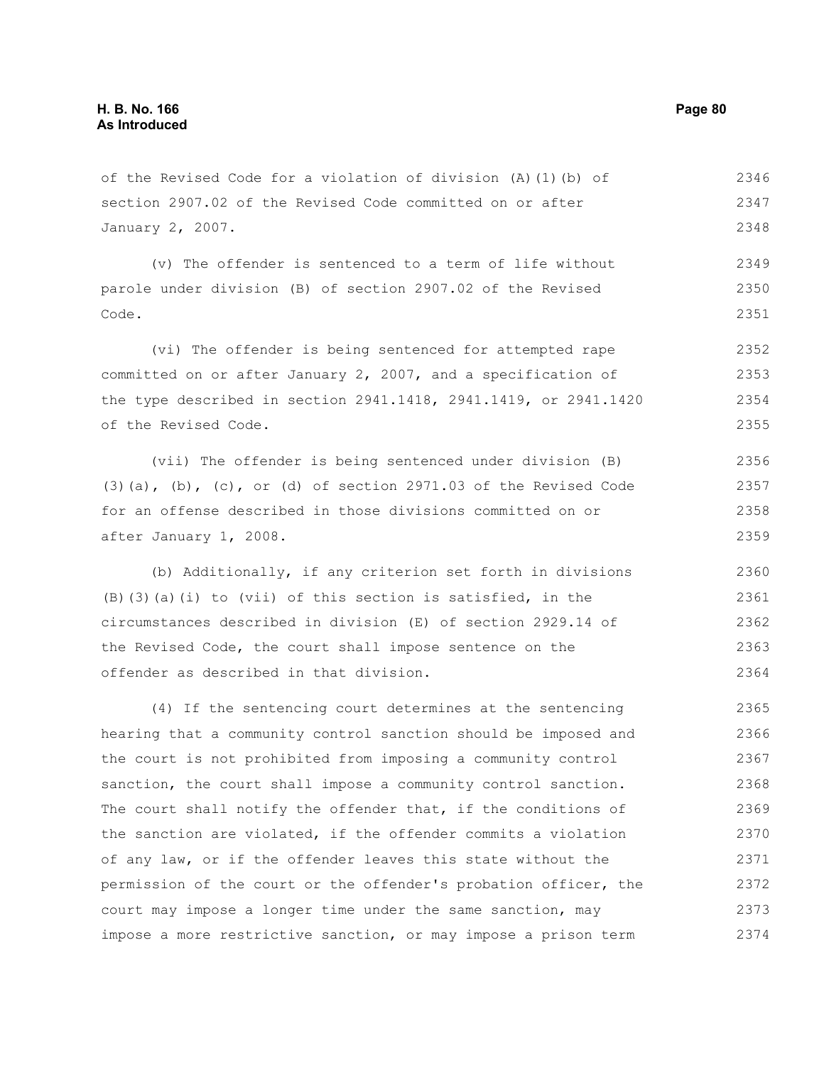of the Revised Code for a violation of division (A)(1)(b) of section 2907.02 of the Revised Code committed on or after January 2, 2007.

(v) The offender is sentenced to a term of life without parole under division (B) of section 2907.02 of the Revised Code.

(vi) The offender is being sentenced for attempted rape committed on or after January 2, 2007, and a specification of the type described in section 2941.1418, 2941.1419, or 2941.1420 of the Revised Code.

(vii) The offender is being sentenced under division (B)(3)(a), (b), (c), or (d) of section 2971.03 of the Revised Code for an offense described in those divisions committed on or after January 1, 2008.

(b) Additionally, if any criterion set forth in divisions (B)(3)(a)(i) to (vii) of this section is satisfied, in the circumstances described in division (E) of section 2929.14 of the Revised Code, the court shall impose sentence on the offender as described in that division.

(4) If the sentencing court determines at the sentencing hearing that a community control sanction should be imposed and the court is not prohibited from imposing a community control sanction, the court shall impose a community control sanction. The court shall notify the offender that, if the conditions of the sanction are violated, if the offender commits a violation of any law, or if the offender leaves this state without the permission of the court or the offender's probation officer, the court may impose a longer time under the same sanction, may impose a more restrictive sanction, or may impose a prison term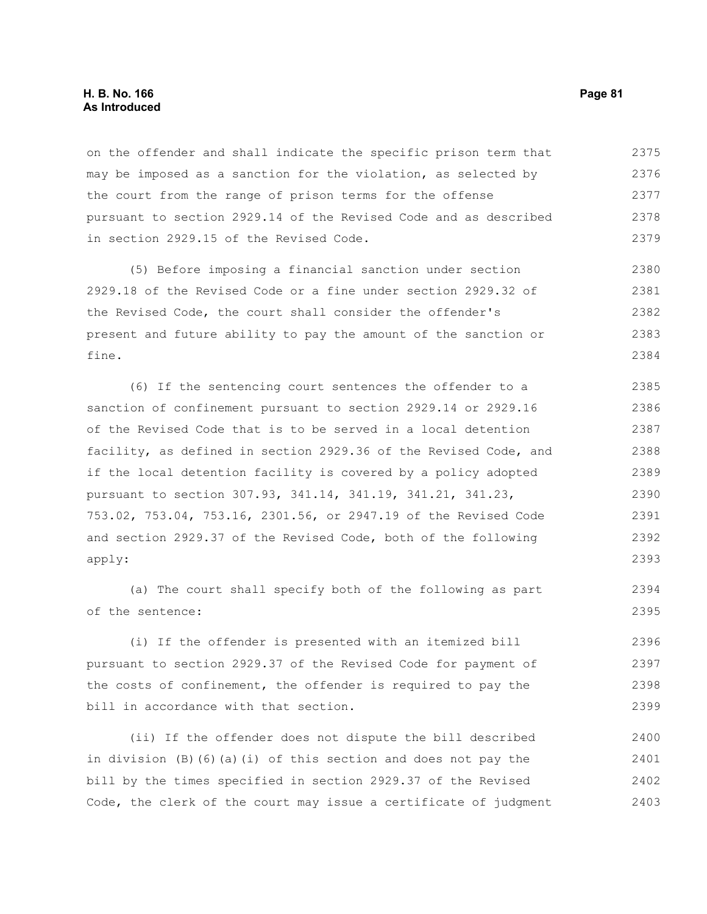on the offender and shall indicate the specific prison term that may be imposed as a sanction for the violation, as selected by the court from the range of prison terms for the offense pursuant to section 2929.14 of the Revised Code and as described in section 2929.15 of the Revised Code.

(5) Before imposing a financial sanction under section 2929.18 of the Revised Code or a fine under section 2929.32 of the Revised Code, the court shall consider the offender's present and future ability to pay the amount of the sanction or fine.

(6) If the sentencing court sentences the offender to a sanction of confinement pursuant to section 2929.14 or 2929.16 of the Revised Code that is to be served in a local detention facility, as defined in section 2929.36 of the Revised Code, and if the local detention facility is covered by a policy adopted pursuant to section 307.93, 341.14, 341.19, 341.21, 341.23, 753.02, 753.04, 753.16, 2301.56, or 2947.19 of the Revised Code and section 2929.37 of the Revised Code, both of the following apply:

(a) The court shall specify both of the following as part of the sentence:

(i) If the offender is presented with an itemized bill pursuant to section 2929.37 of the Revised Code for payment of the costs of confinement, the offender is required to pay the bill in accordance with that section.

(ii) If the offender does not dispute the bill described in division (B)(6)(a)(i) of this section and does not pay the bill by the times specified in section 2929.37 of the Revised Code, the clerk of the court may issue a certificate of judgment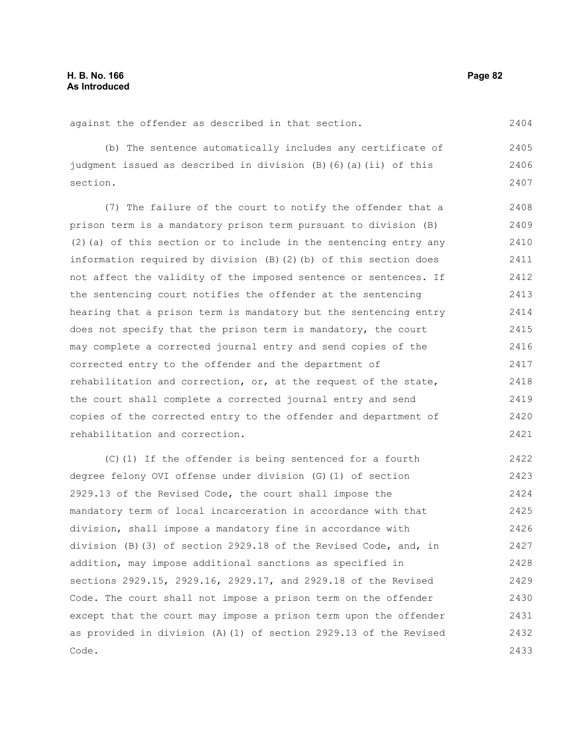against the offender as described in that section.

(b) The sentence automatically includes any certificate of judgment issued as described in division (B)(6)(a)(ii) of this section.

(7) The failure of the court to notify the offender that a prison term is a mandatory prison term pursuant to division (B)(2)(a) of this section or to include in the sentencing entry any information required by division (B)(2)(b) of this section does not affect the validity of the imposed sentence or sentences. If the sentencing court notifies the offender at the sentencing hearing that a prison term is mandatory but the sentencing entry does not specify that the prison term is mandatory, the court may complete a corrected journal entry and send copies of the corrected entry to the offender and the department of rehabilitation and correction, or, at the request of the state, the court shall complete a corrected journal entry and send copies of the corrected entry to the offender and department of rehabilitation and correction.

(C)(1) If the offender is being sentenced for a fourth degree felony OVI offense under division (G)(1) of section 2929.13 of the Revised Code, the court shall impose the mandatory term of local incarceration in accordance with that division, shall impose a mandatory fine in accordance with division (B)(3) of section 2929.18 of the Revised Code, and, in addition, may impose additional sanctions as specified in sections 2929.15, 2929.16, 2929.17, and 2929.18 of the Revised Code. The court shall not impose a prison term on the offender except that the court may impose a prison term upon the offender as provided in division (A)(1) of section 2929.13 of the Revised Code.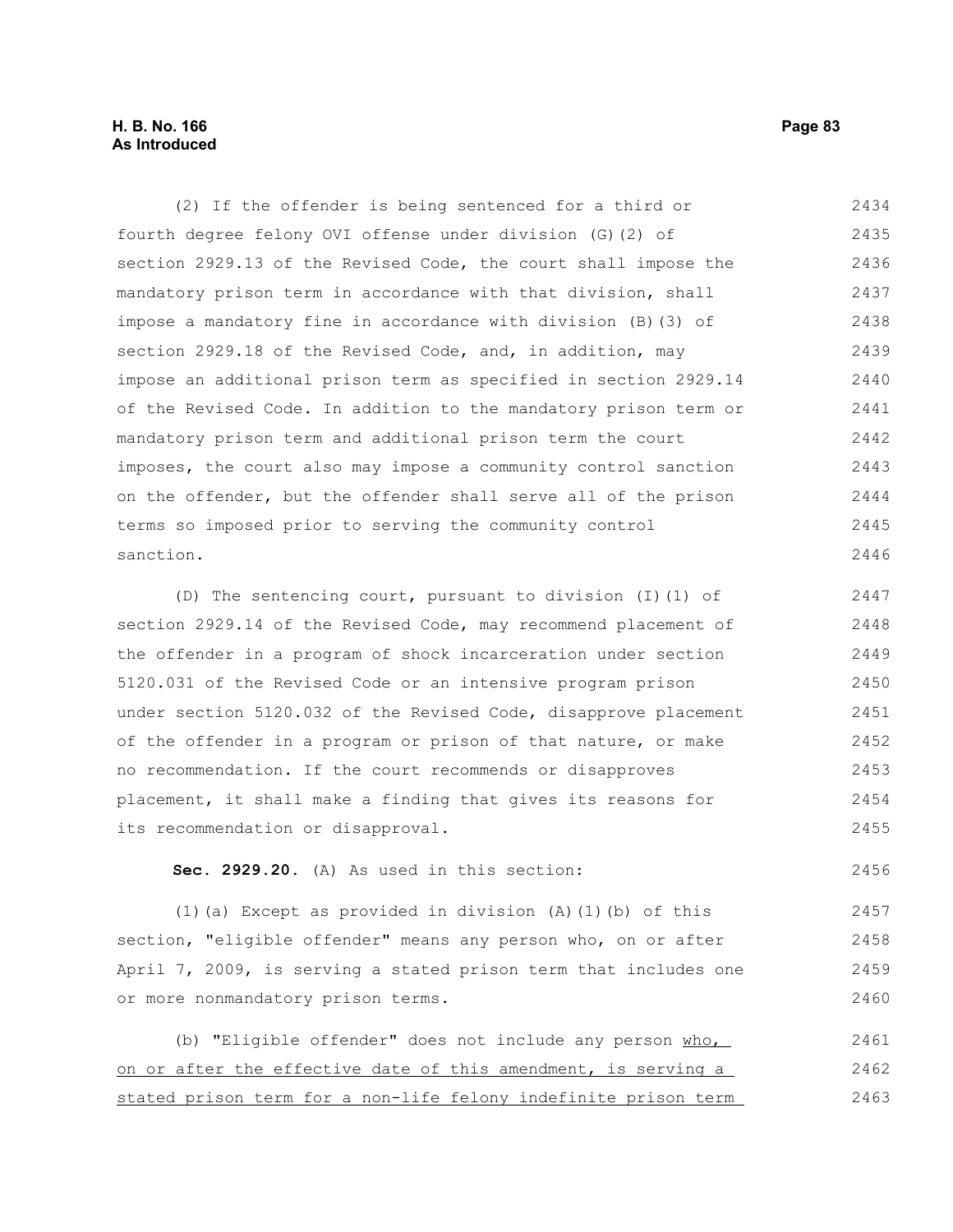(2) If the offender is being sentenced for a third or fourth degree felony OVI offense under division (G)(2) of section 2929.13 of the Revised Code, the court shall impose the mandatory prison term in accordance with that division, shall impose a mandatory fine in accordance with division (B)(3) of section 2929.18 of the Revised Code, and, in addition, may impose an additional prison term as specified in section 2929.14 of the Revised Code. In addition to the mandatory prison term or mandatory prison term and additional prison term the court imposes, the court also may impose a community control sanction on the offender, but the offender shall serve all of the prison terms so imposed prior to serving the community control sanction.

(D) The sentencing court, pursuant to division (I)(1) of section 2929.14 of the Revised Code, may recommend placement of the offender in a program of shock incarceration under section 5120.031 of the Revised Code or an intensive program prison under section 5120.032 of the Revised Code, disapprove placement of the offender in a program or prison of that nature, or make no recommendation. If the court recommends or disapproves placement, it shall make a finding that gives its reasons for its recommendation or disapproval.

**Sec. 2929.20.** (A) As used in this section:

(1)(a) Except as provided in division (A)(1)(b) of this section, "eligible offender" means any person who, on or after April 7, 2009, is serving a stated prison term that includes one or more nonmandatory prison terms.

(b) "Eligible offender" does not include any person <u>who, on or after the effective date of this amendment, is serving a stated prison term for a non-life felony indefinite prison term</u>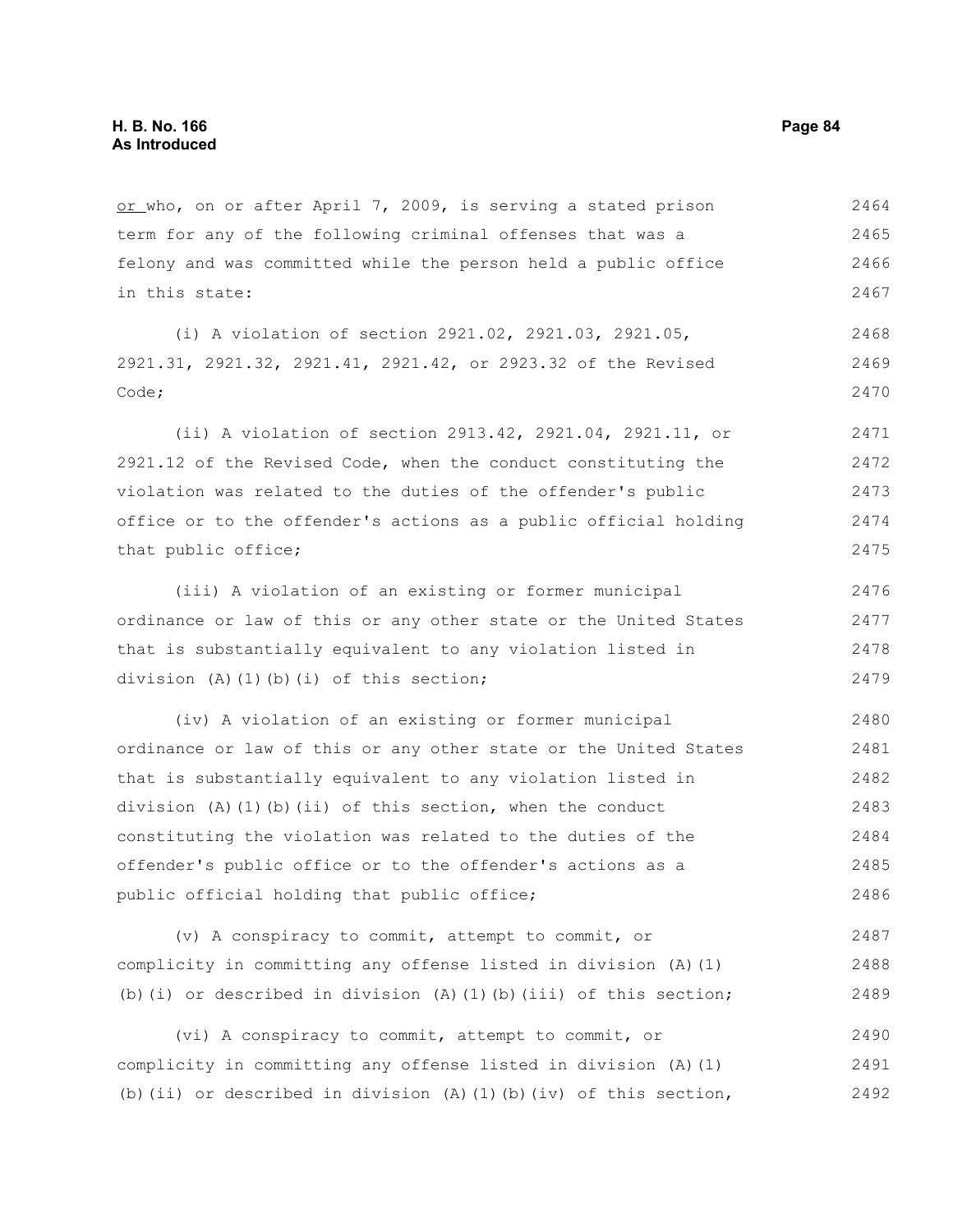or who, on or after April 7, 2009, is serving a stated prison term for any of the following criminal offenses that was a felony and was committed while the person held a public office in this state:

(i) A violation of section 2921.02, 2921.03, 2921.05, 2921.31, 2921.32, 2921.41, 2921.42, or 2923.32 of the Revised Code;

(ii) A violation of section 2913.42, 2921.04, 2921.11, or 2921.12 of the Revised Code, when the conduct constituting the violation was related to the duties of the offender's public office or to the offender's actions as a public official holding that public office;

(iii) A violation of an existing or former municipal ordinance or law of this or any other state or the United States that is substantially equivalent to any violation listed in division (A)(1)(b)(i) of this section;

(iv) A violation of an existing or former municipal ordinance or law of this or any other state or the United States that is substantially equivalent to any violation listed in division (A)(1)(b)(ii) of this section, when the conduct constituting the violation was related to the duties of the offender's public office or to the offender's actions as a public official holding that public office;

(v) A conspiracy to commit, attempt to commit, or complicity in committing any offense listed in division (A)(1)(b)(i) or described in division (A)(1)(b)(iii) of this section;

(vi) A conspiracy to commit, attempt to commit, or complicity in committing any offense listed in division (A)(1)(b)(ii) or described in division (A)(1)(b)(iv) of this section,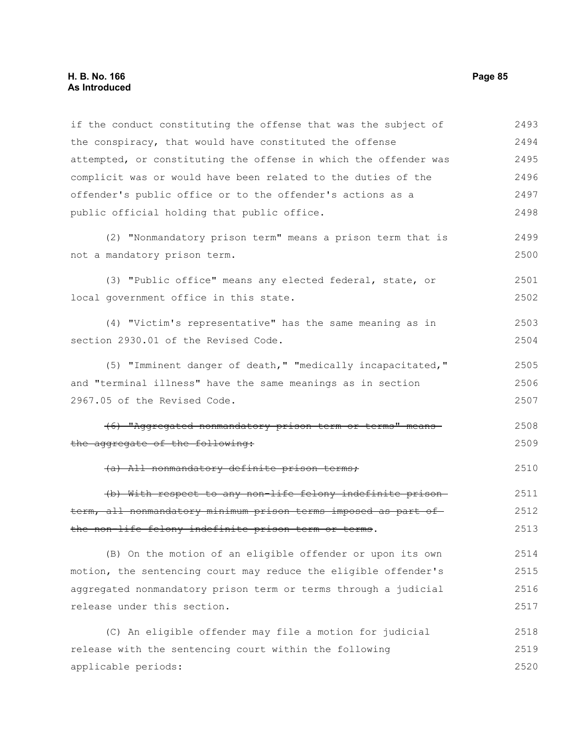if the conduct constituting the offense that was the subject of the conspiracy, that would have constituted the offense attempted, or constituting the offense in which the offender was complicit was or would have been related to the duties of the offender's public office or to the offender's actions as a public official holding that public office.

(2) "Nonmandatory prison term" means a prison term that is not a mandatory prison term.

(3) "Public office" means any elected federal, state, or local government office in this state.

(4) "Victim's representative" has the same meaning as in section 2930.01 of the Revised Code.

(5) "Imminent danger of death," "medically incapacitated," and "terminal illness" have the same meanings as in section 2967.05 of the Revised Code.

~~(6) "Aggregated nonmandatory prison term or terms" means the aggregate of the following:~~

~~(a) All nonmandatory definite prison terms;~~

~~(b) With respect to any non-life felony indefinite prison term, all nonmandatory minimum prison terms imposed as part of the non-life felony indefinite prison term or terms~~.

(B) On the motion of an eligible offender or upon its own motion, the sentencing court may reduce the eligible offender's aggregated nonmandatory prison term or terms through a judicial release under this section.

(C) An eligible offender may file a motion for judicial release with the sentencing court within the following applicable periods: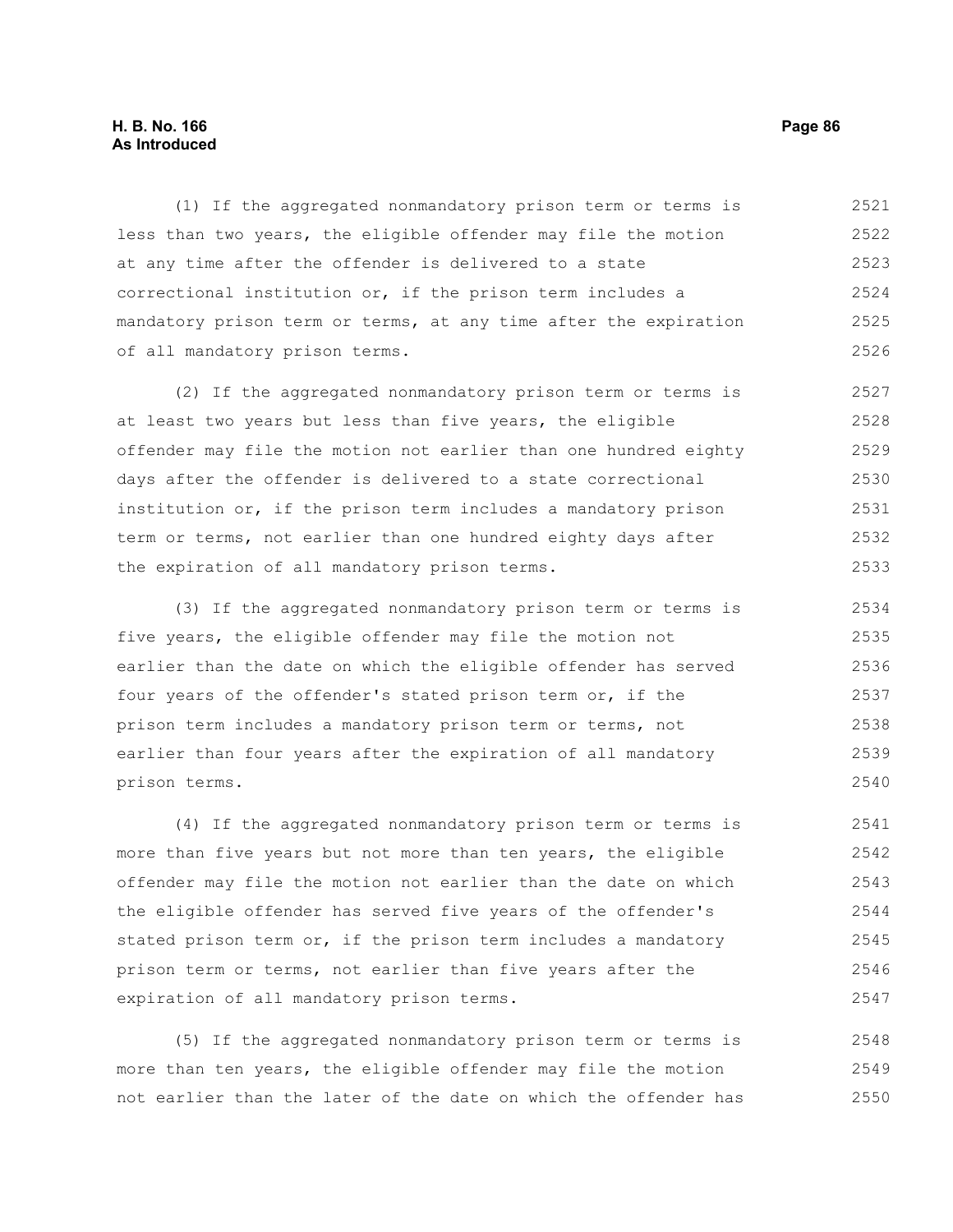(1) If the aggregated nonmandatory prison term or terms is less than two years, the eligible offender may file the motion at any time after the offender is delivered to a state correctional institution or, if the prison term includes a mandatory prison term or terms, at any time after the expiration of all mandatory prison terms.

(2) If the aggregated nonmandatory prison term or terms is at least two years but less than five years, the eligible offender may file the motion not earlier than one hundred eighty days after the offender is delivered to a state correctional institution or, if the prison term includes a mandatory prison term or terms, not earlier than one hundred eighty days after the expiration of all mandatory prison terms.

(3) If the aggregated nonmandatory prison term or terms is five years, the eligible offender may file the motion not earlier than the date on which the eligible offender has served four years of the offender's stated prison term or, if the prison term includes a mandatory prison term or terms, not earlier than four years after the expiration of all mandatory prison terms.

(4) If the aggregated nonmandatory prison term or terms is more than five years but not more than ten years, the eligible offender may file the motion not earlier than the date on which the eligible offender has served five years of the offender's stated prison term or, if the prison term includes a mandatory prison term or terms, not earlier than five years after the expiration of all mandatory prison terms.

(5) If the aggregated nonmandatory prison term or terms is more than ten years, the eligible offender may file the motion not earlier than the later of the date on which the offender has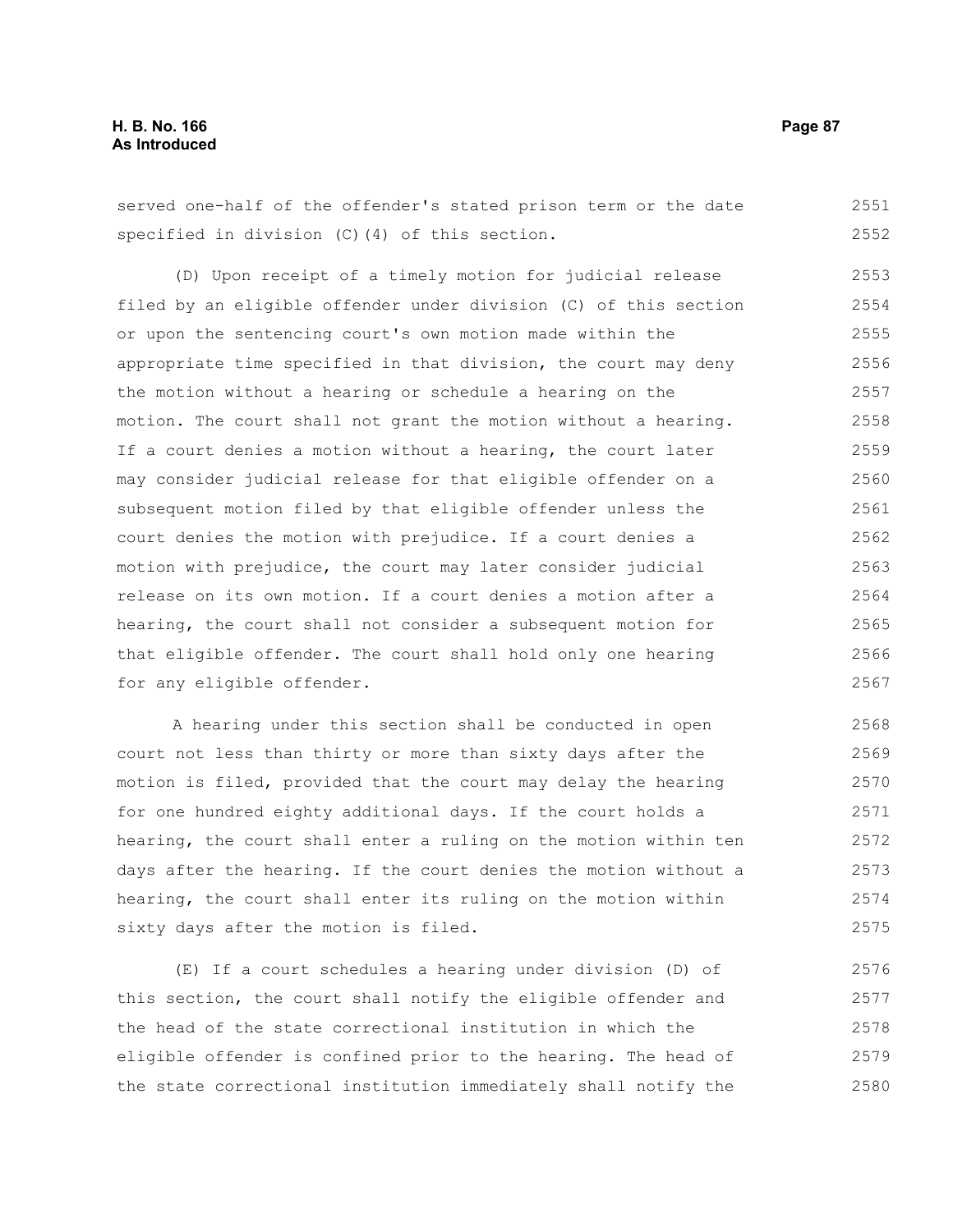served one-half of the offender's stated prison term or the date specified in division (C)(4) of this section.

(D) Upon receipt of a timely motion for judicial release filed by an eligible offender under division (C) of this section or upon the sentencing court's own motion made within the appropriate time specified in that division, the court may deny the motion without a hearing or schedule a hearing on the motion. The court shall not grant the motion without a hearing. If a court denies a motion without a hearing, the court later may consider judicial release for that eligible offender on a subsequent motion filed by that eligible offender unless the court denies the motion with prejudice. If a court denies a motion with prejudice, the court may later consider judicial release on its own motion. If a court denies a motion after a hearing, the court shall not consider a subsequent motion for that eligible offender. The court shall hold only one hearing for any eligible offender.

A hearing under this section shall be conducted in open court not less than thirty or more than sixty days after the motion is filed, provided that the court may delay the hearing for one hundred eighty additional days. If the court holds a hearing, the court shall enter a ruling on the motion within ten days after the hearing. If the court denies the motion without a hearing, the court shall enter its ruling on the motion within sixty days after the motion is filed.

(E) If a court schedules a hearing under division (D) of this section, the court shall notify the eligible offender and the head of the state correctional institution in which the eligible offender is confined prior to the hearing. The head of the state correctional institution immediately shall notify the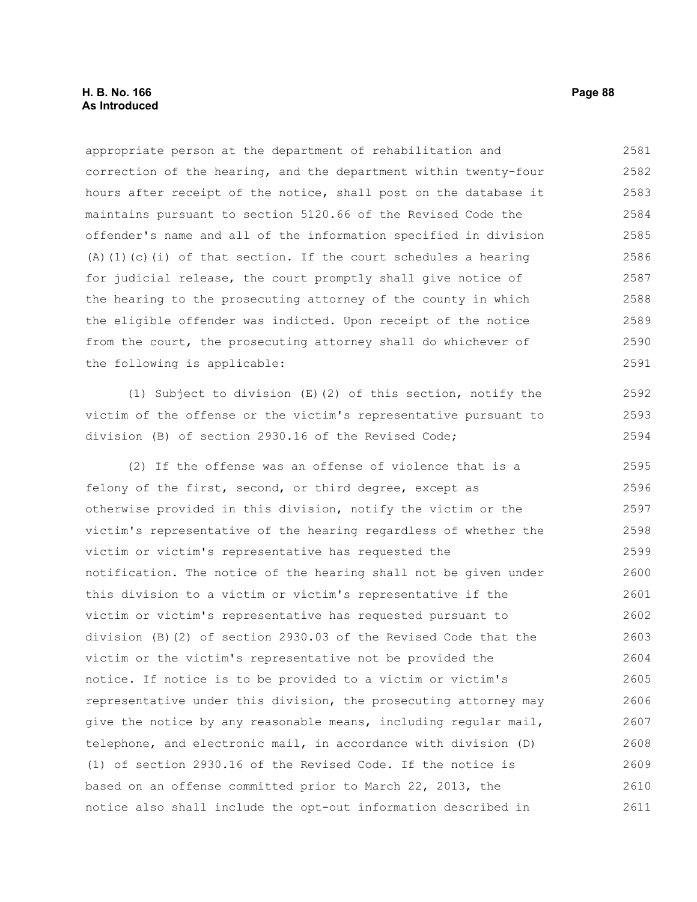appropriate person at the department of rehabilitation and correction of the hearing, and the department within twenty-four hours after receipt of the notice, shall post on the database it maintains pursuant to section 5120.66 of the Revised Code the offender's name and all of the information specified in division (A)(1)(c)(i) of that section. If the court schedules a hearing for judicial release, the court promptly shall give notice of the hearing to the prosecuting attorney of the county in which the eligible offender was indicted. Upon receipt of the notice from the court, the prosecuting attorney shall do whichever of the following is applicable:

(1) Subject to division (E)(2) of this section, notify the victim of the offense or the victim's representative pursuant to division (B) of section 2930.16 of the Revised Code;

(2) If the offense was an offense of violence that is a felony of the first, second, or third degree, except as otherwise provided in this division, notify the victim or the victim's representative of the hearing regardless of whether the victim or victim's representative has requested the notification. The notice of the hearing shall not be given under this division to a victim or victim's representative if the victim or victim's representative has requested pursuant to division (B)(2) of section 2930.03 of the Revised Code that the victim or the victim's representative not be provided the notice. If notice is to be provided to a victim or victim's representative under this division, the prosecuting attorney may give the notice by any reasonable means, including regular mail, telephone, and electronic mail, in accordance with division (D)(1) of section 2930.16 of the Revised Code. If the notice is based on an offense committed prior to March 22, 2013, the notice also shall include the opt-out information described in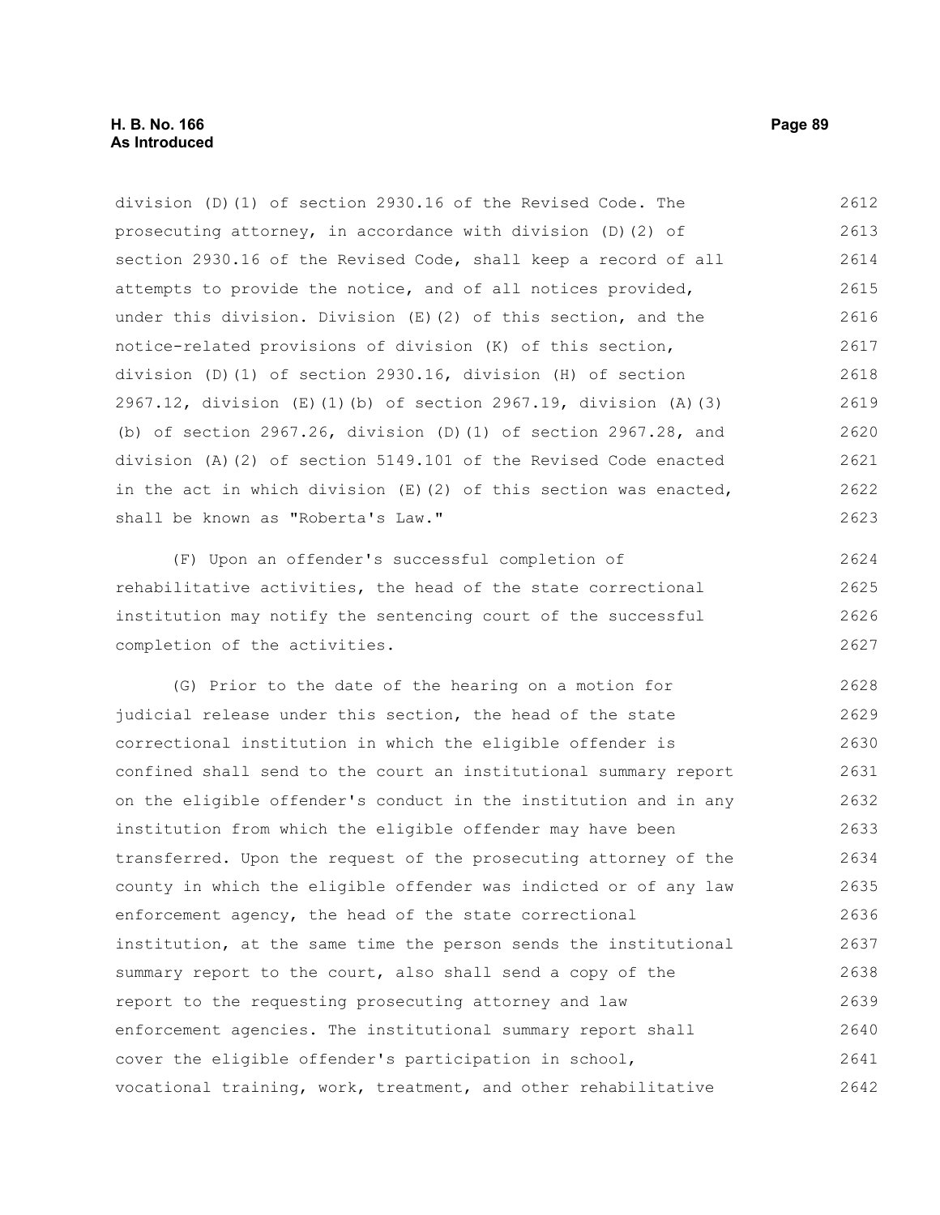division (D)(1) of section 2930.16 of the Revised Code. The prosecuting attorney, in accordance with division (D)(2) of section 2930.16 of the Revised Code, shall keep a record of all attempts to provide the notice, and of all notices provided, under this division. Division (E)(2) of this section, and the notice-related provisions of division (K) of this section, division (D)(1) of section 2930.16, division (H) of section 2967.12, division (E)(1)(b) of section 2967.19, division (A)(3)(b) of section 2967.26, division (D)(1) of section 2967.28, and division (A)(2) of section 5149.101 of the Revised Code enacted in the act in which division (E)(2) of this section was enacted, shall be known as "Roberta's Law."

(F) Upon an offender's successful completion of rehabilitative activities, the head of the state correctional institution may notify the sentencing court of the successful completion of the activities.

(G) Prior to the date of the hearing on a motion for judicial release under this section, the head of the state correctional institution in which the eligible offender is confined shall send to the court an institutional summary report on the eligible offender's conduct in the institution and in any institution from which the eligible offender may have been transferred. Upon the request of the prosecuting attorney of the county in which the eligible offender was indicted or of any law enforcement agency, the head of the state correctional institution, at the same time the person sends the institutional summary report to the court, also shall send a copy of the report to the requesting prosecuting attorney and law enforcement agencies. The institutional summary report shall cover the eligible offender's participation in school, vocational training, work, treatment, and other rehabilitative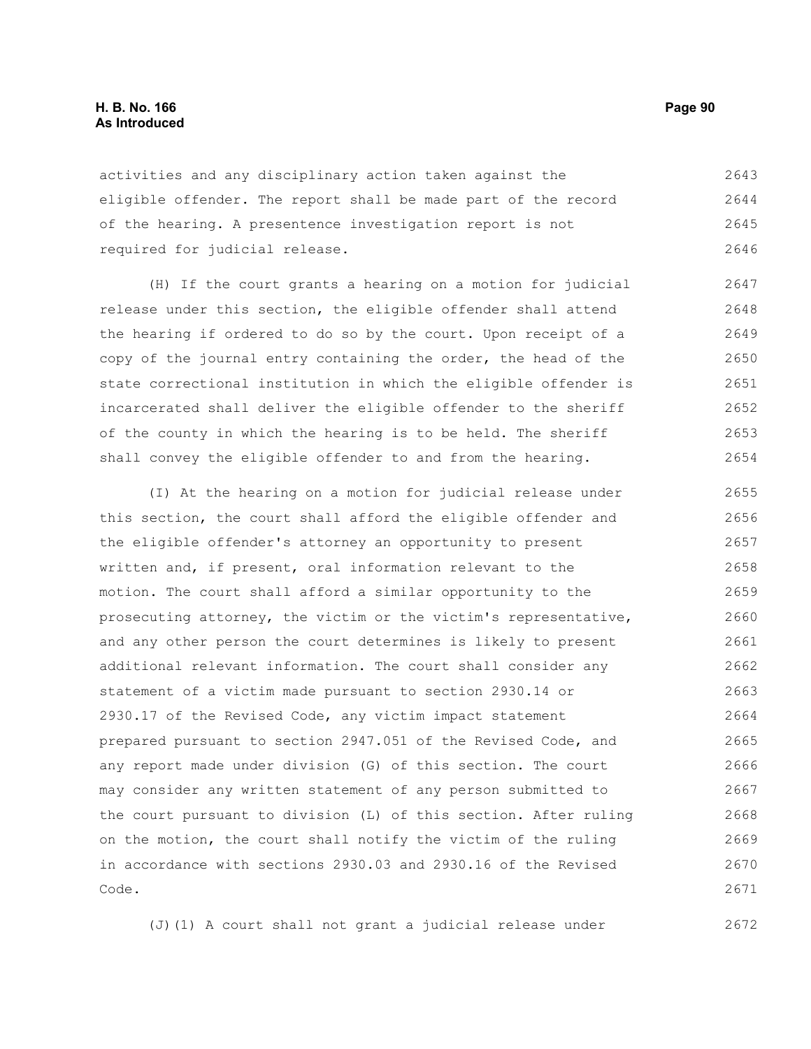activities and any disciplinary action taken against the eligible offender. The report shall be made part of the record of the hearing. A presentence investigation report is not required for judicial release.

(H) If the court grants a hearing on a motion for judicial release under this section, the eligible offender shall attend the hearing if ordered to do so by the court. Upon receipt of a copy of the journal entry containing the order, the head of the state correctional institution in which the eligible offender is incarcerated shall deliver the eligible offender to the sheriff of the county in which the hearing is to be held. The sheriff shall convey the eligible offender to and from the hearing.

(I) At the hearing on a motion for judicial release under this section, the court shall afford the eligible offender and the eligible offender's attorney an opportunity to present written and, if present, oral information relevant to the motion. The court shall afford a similar opportunity to the prosecuting attorney, the victim or the victim's representative, and any other person the court determines is likely to present additional relevant information. The court shall consider any statement of a victim made pursuant to section 2930.14 or 2930.17 of the Revised Code, any victim impact statement prepared pursuant to section 2947.051 of the Revised Code, and any report made under division (G) of this section. The court may consider any written statement of any person submitted to the court pursuant to division (L) of this section. After ruling on the motion, the court shall notify the victim of the ruling in accordance with sections 2930.03 and 2930.16 of the Revised Code.

(J)(1) A court shall not grant a judicial release under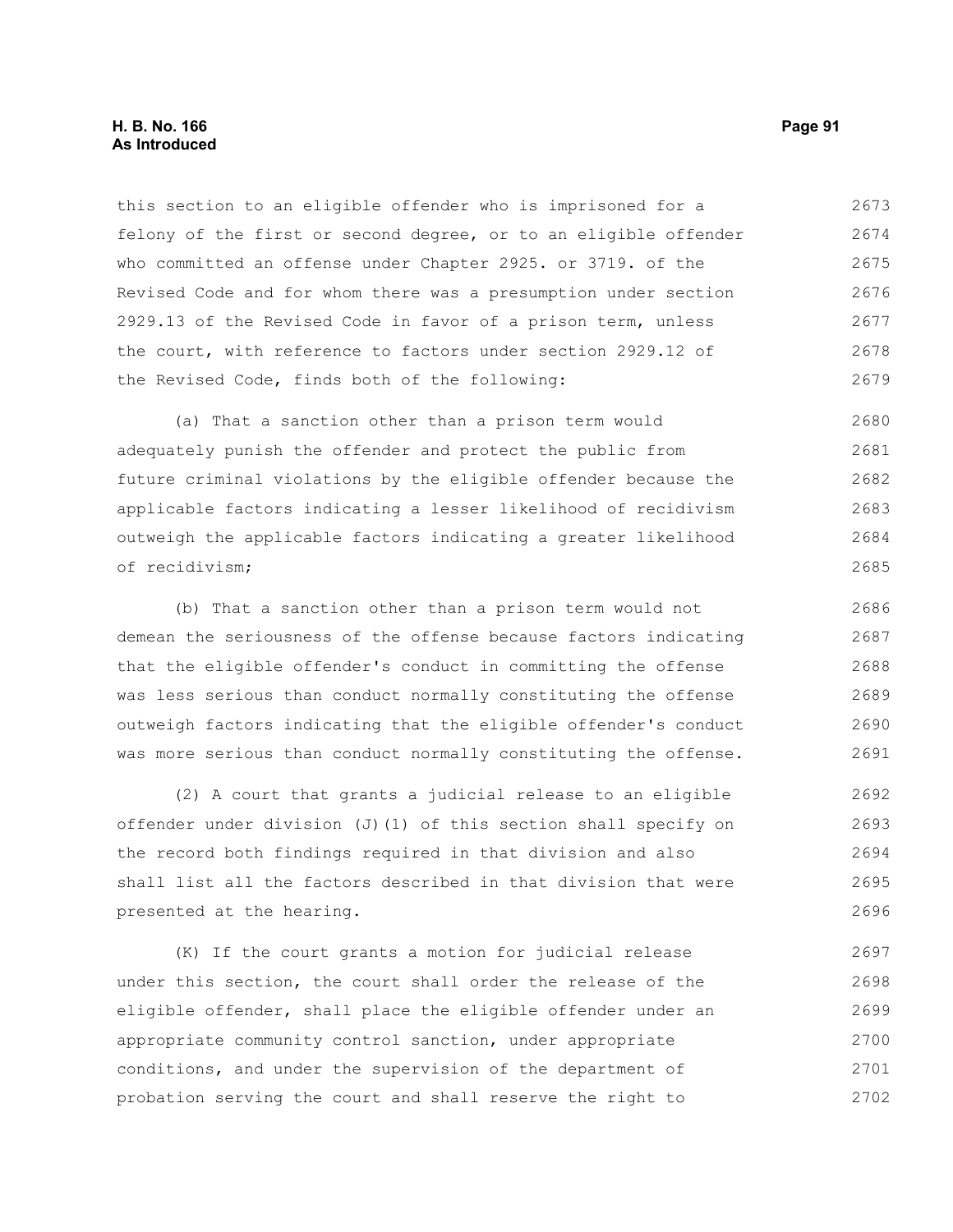this section to an eligible offender who is imprisoned for a felony of the first or second degree, or to an eligible offender who committed an offense under Chapter 2925. or 3719. of the Revised Code and for whom there was a presumption under section 2929.13 of the Revised Code in favor of a prison term, unless the court, with reference to factors under section 2929.12 of the Revised Code, finds both of the following:

(a) That a sanction other than a prison term would adequately punish the offender and protect the public from future criminal violations by the eligible offender because the applicable factors indicating a lesser likelihood of recidivism outweigh the applicable factors indicating a greater likelihood of recidivism;

(b) That a sanction other than a prison term would not demean the seriousness of the offense because factors indicating that the eligible offender's conduct in committing the offense was less serious than conduct normally constituting the offense outweigh factors indicating that the eligible offender's conduct was more serious than conduct normally constituting the offense.

(2) A court that grants a judicial release to an eligible offender under division (J)(1) of this section shall specify on the record both findings required in that division and also shall list all the factors described in that division that were presented at the hearing.

(K) If the court grants a motion for judicial release under this section, the court shall order the release of the eligible offender, shall place the eligible offender under an appropriate community control sanction, under appropriate conditions, and under the supervision of the department of probation serving the court and shall reserve the right to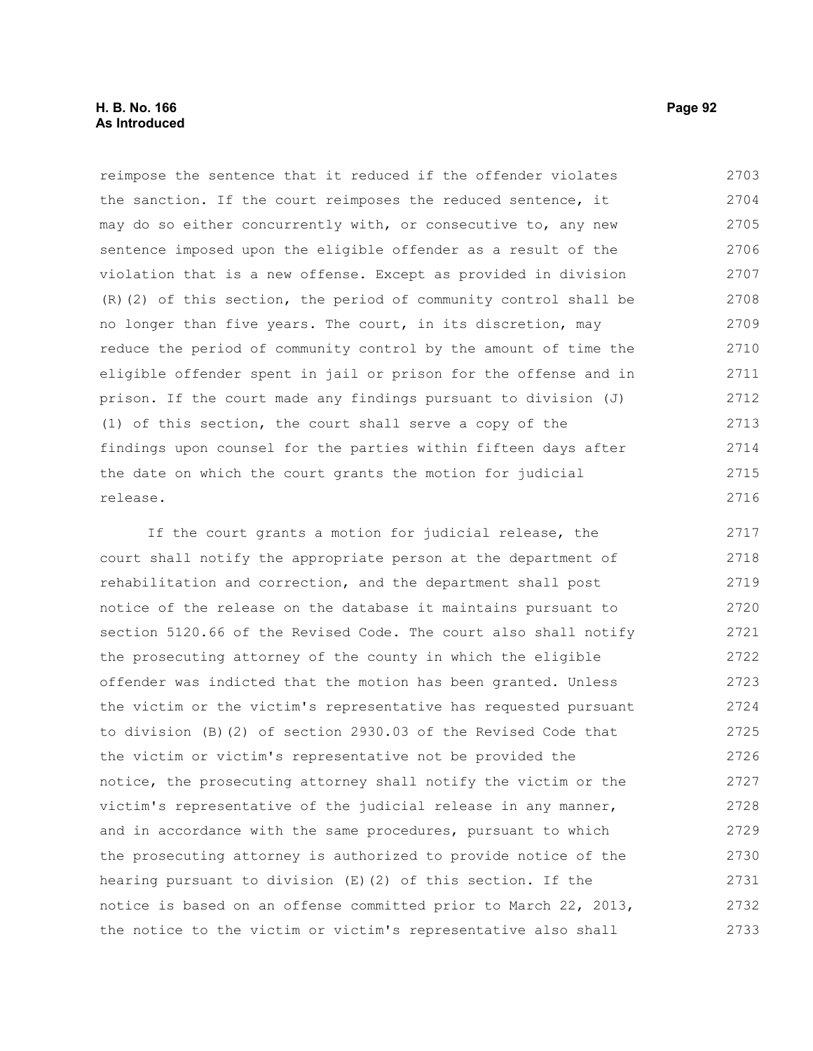reimpose the sentence that it reduced if the offender violates the sanction. If the court reimposes the reduced sentence, it may do so either concurrently with, or consecutive to, any new sentence imposed upon the eligible offender as a result of the violation that is a new offense. Except as provided in division (R)(2) of this section, the period of community control shall be no longer than five years. The court, in its discretion, may reduce the period of community control by the amount of time the eligible offender spent in jail or prison for the offense and in prison. If the court made any findings pursuant to division (J)(1) of this section, the court shall serve a copy of the findings upon counsel for the parties within fifteen days after the date on which the court grants the motion for judicial release.

If the court grants a motion for judicial release, the court shall notify the appropriate person at the department of rehabilitation and correction, and the department shall post notice of the release on the database it maintains pursuant to section 5120.66 of the Revised Code. The court also shall notify the prosecuting attorney of the county in which the eligible offender was indicted that the motion has been granted. Unless the victim or the victim's representative has requested pursuant to division (B)(2) of section 2930.03 of the Revised Code that the victim or victim's representative not be provided the notice, the prosecuting attorney shall notify the victim or the victim's representative of the judicial release in any manner, and in accordance with the same procedures, pursuant to which the prosecuting attorney is authorized to provide notice of the hearing pursuant to division (E)(2) of this section. If the notice is based on an offense committed prior to March 22, 2013, the notice to the victim or victim's representative also shall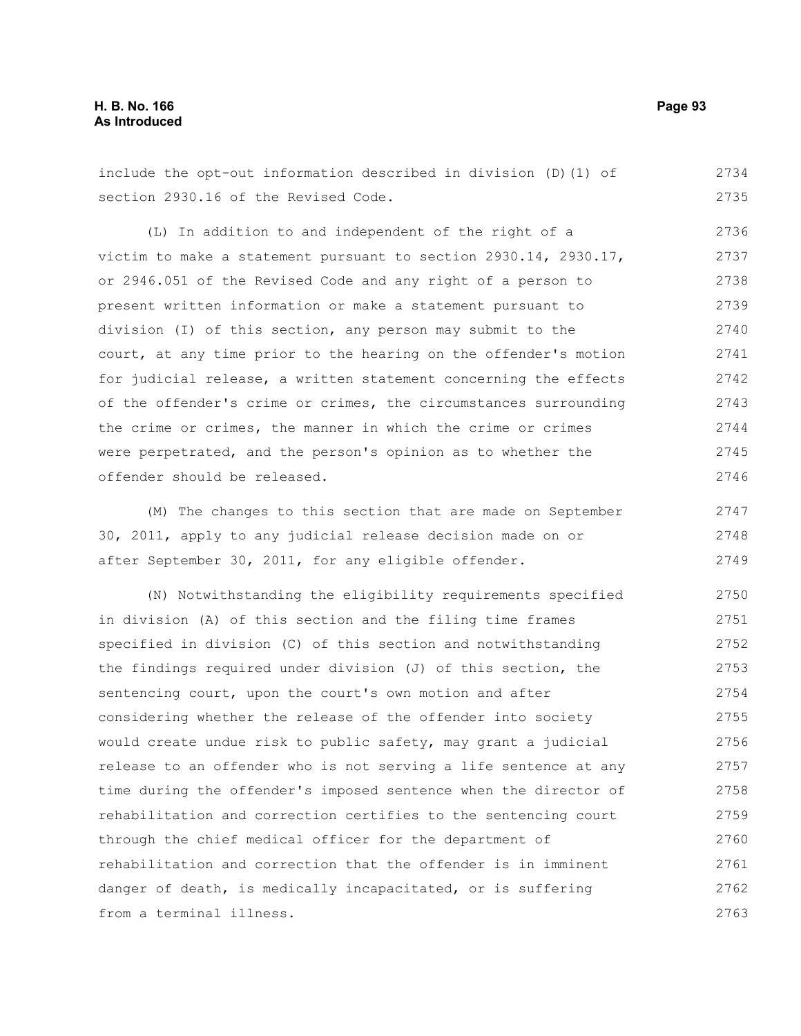include the opt-out information described in division (D)(1) of section 2930.16 of the Revised Code.

(L) In addition to and independent of the right of a victim to make a statement pursuant to section 2930.14, 2930.17, or 2946.051 of the Revised Code and any right of a person to present written information or make a statement pursuant to division (I) of this section, any person may submit to the court, at any time prior to the hearing on the offender's motion for judicial release, a written statement concerning the effects of the offender's crime or crimes, the circumstances surrounding the crime or crimes, the manner in which the crime or crimes were perpetrated, and the person's opinion as to whether the offender should be released.

(M) The changes to this section that are made on September 30, 2011, apply to any judicial release decision made on or after September 30, 2011, for any eligible offender.

(N) Notwithstanding the eligibility requirements specified in division (A) of this section and the filing time frames specified in division (C) of this section and notwithstanding the findings required under division (J) of this section, the sentencing court, upon the court's own motion and after considering whether the release of the offender into society would create undue risk to public safety, may grant a judicial release to an offender who is not serving a life sentence at any time during the offender's imposed sentence when the director of rehabilitation and correction certifies to the sentencing court through the chief medical officer for the department of rehabilitation and correction that the offender is in imminent danger of death, is medically incapacitated, or is suffering from a terminal illness.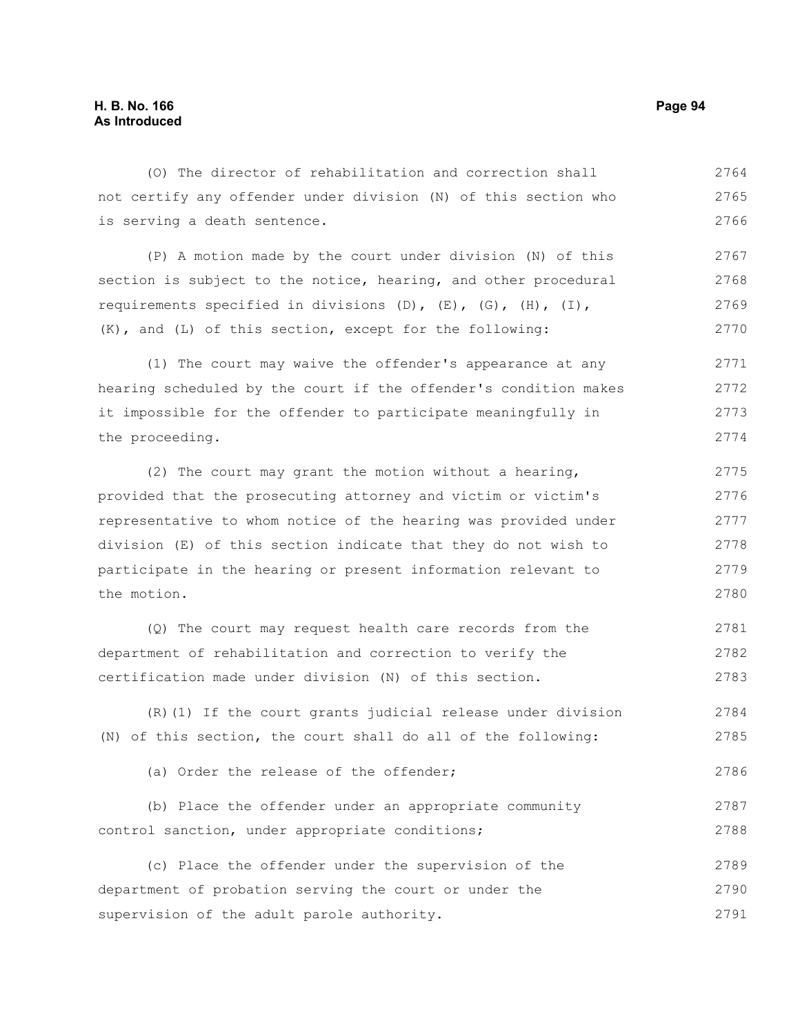(O) The director of rehabilitation and correction shall not certify any offender under division (N) of this section who is serving a death sentence.

(P) A motion made by the court under division (N) of this section is subject to the notice, hearing, and other procedural requirements specified in divisions (D), (E), (G), (H), (I), (K), and (L) of this section, except for the following:

(1) The court may waive the offender's appearance at any hearing scheduled by the court if the offender's condition makes it impossible for the offender to participate meaningfully in the proceeding.

(2) The court may grant the motion without a hearing, provided that the prosecuting attorney and victim or victim's representative to whom notice of the hearing was provided under division (E) of this section indicate that they do not wish to participate in the hearing or present information relevant to the motion.

(Q) The court may request health care records from the department of rehabilitation and correction to verify the certification made under division (N) of this section.

(R)(1) If the court grants judicial release under division (N) of this section, the court shall do all of the following:

(a) Order the release of the offender;

(b) Place the offender under an appropriate community control sanction, under appropriate conditions;

(c) Place the offender under the supervision of the department of probation serving the court or under the supervision of the adult parole authority.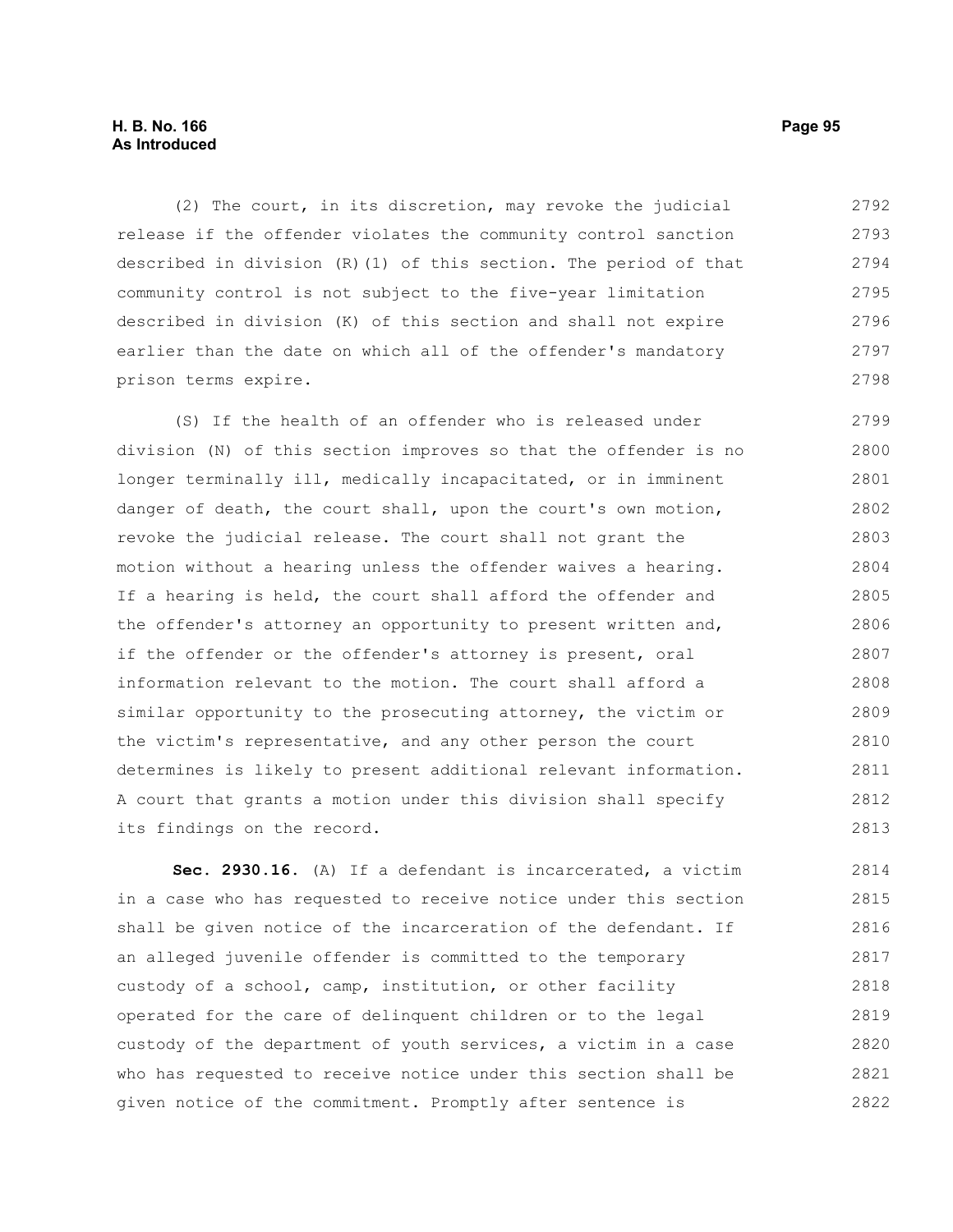(2) The court, in its discretion, may revoke the judicial release if the offender violates the community control sanction described in division (R)(1) of this section. The period of that community control is not subject to the five-year limitation described in division (K) of this section and shall not expire earlier than the date on which all of the offender's mandatory prison terms expire.

(S) If the health of an offender who is released under division (N) of this section improves so that the offender is no longer terminally ill, medically incapacitated, or in imminent danger of death, the court shall, upon the court's own motion, revoke the judicial release. The court shall not grant the motion without a hearing unless the offender waives a hearing. If a hearing is held, the court shall afford the offender and the offender's attorney an opportunity to present written and, if the offender or the offender's attorney is present, oral information relevant to the motion. The court shall afford a similar opportunity to the prosecuting attorney, the victim or the victim's representative, and any other person the court determines is likely to present additional relevant information. A court that grants a motion under this division shall specify its findings on the record.

**Sec. 2930.16.** (A) If a defendant is incarcerated, a victim in a case who has requested to receive notice under this section shall be given notice of the incarceration of the defendant. If an alleged juvenile offender is committed to the temporary custody of a school, camp, institution, or other facility operated for the care of delinquent children or to the legal custody of the department of youth services, a victim in a case who has requested to receive notice under this section shall be given notice of the commitment. Promptly after sentence is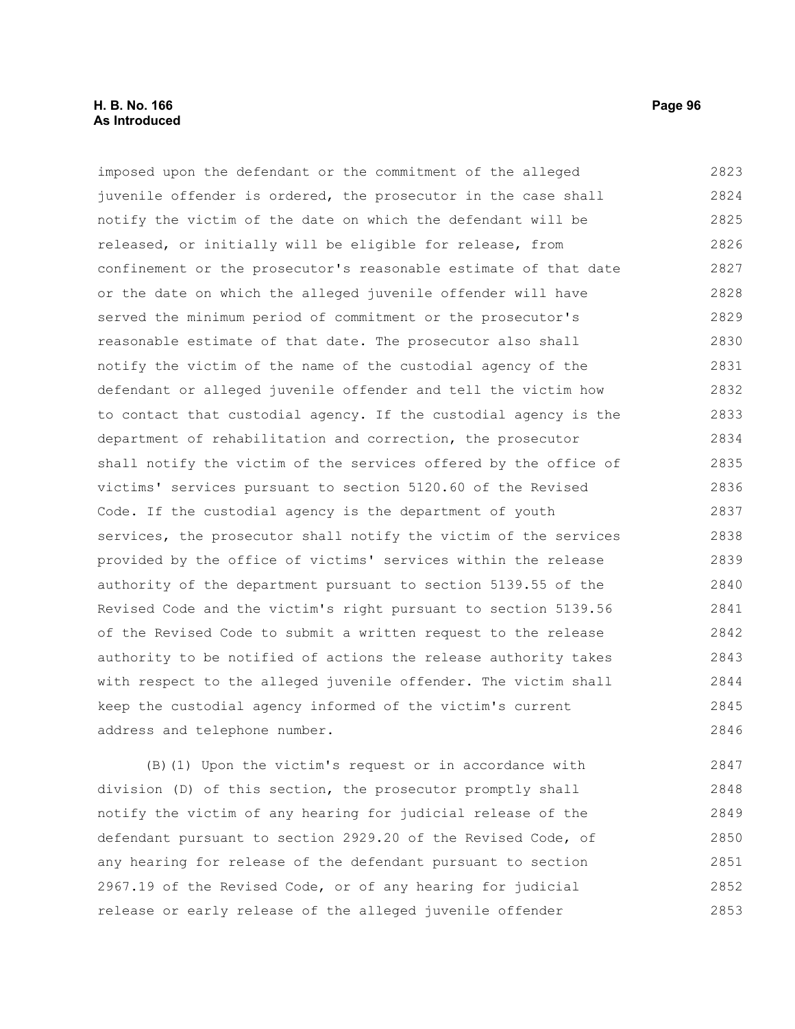imposed upon the defendant or the commitment of the alleged juvenile offender is ordered, the prosecutor in the case shall notify the victim of the date on which the defendant will be released, or initially will be eligible for release, from confinement or the prosecutor's reasonable estimate of that date or the date on which the alleged juvenile offender will have served the minimum period of commitment or the prosecutor's reasonable estimate of that date. The prosecutor also shall notify the victim of the name of the custodial agency of the defendant or alleged juvenile offender and tell the victim how to contact that custodial agency. If the custodial agency is the department of rehabilitation and correction, the prosecutor shall notify the victim of the services offered by the office of victims' services pursuant to section 5120.60 of the Revised Code. If the custodial agency is the department of youth services, the prosecutor shall notify the victim of the services provided by the office of victims' services within the release authority of the department pursuant to section 5139.55 of the Revised Code and the victim's right pursuant to section 5139.56 of the Revised Code to submit a written request to the release authority to be notified of actions the release authority takes with respect to the alleged juvenile offender. The victim shall keep the custodial agency informed of the victim's current address and telephone number.

(B)(1) Upon the victim's request or in accordance with division (D) of this section, the prosecutor promptly shall notify the victim of any hearing for judicial release of the defendant pursuant to section 2929.20 of the Revised Code, of any hearing for release of the defendant pursuant to section 2967.19 of the Revised Code, or of any hearing for judicial release or early release of the alleged juvenile offender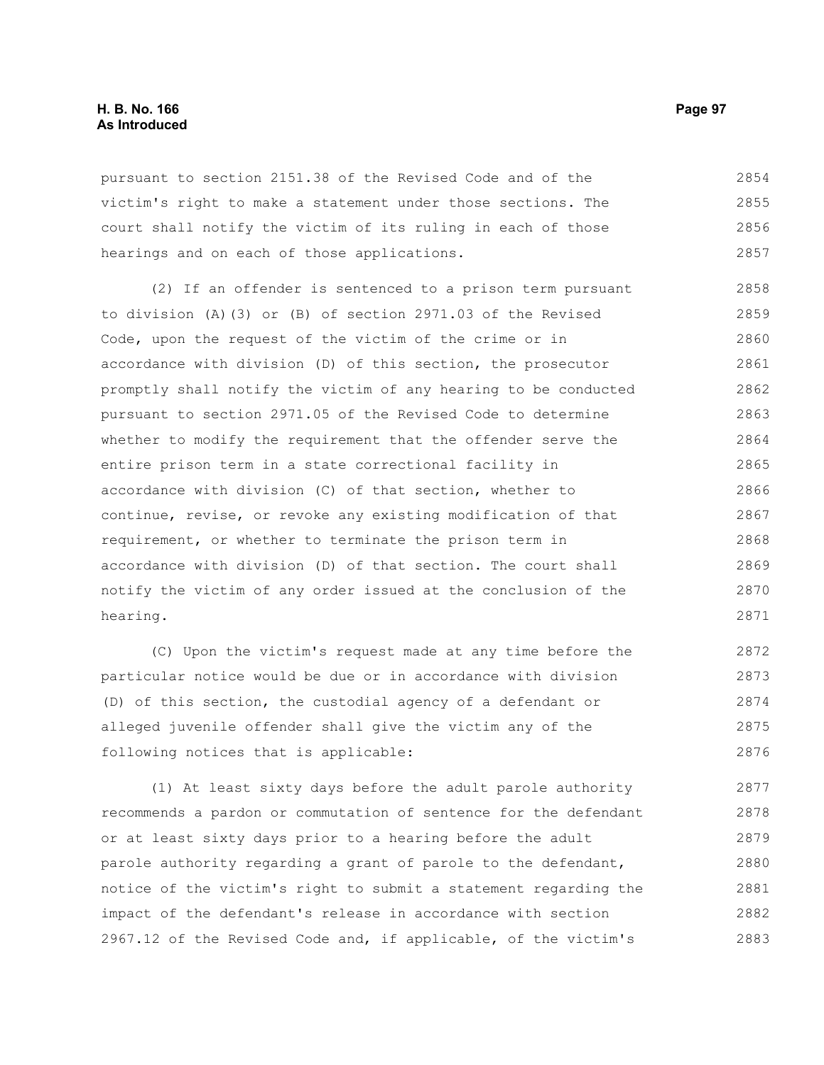pursuant to section 2151.38 of the Revised Code and of the victim's right to make a statement under those sections. The court shall notify the victim of its ruling in each of those hearings and on each of those applications.

(2) If an offender is sentenced to a prison term pursuant to division (A)(3) or (B) of section 2971.03 of the Revised Code, upon the request of the victim of the crime or in accordance with division (D) of this section, the prosecutor promptly shall notify the victim of any hearing to be conducted pursuant to section 2971.05 of the Revised Code to determine whether to modify the requirement that the offender serve the entire prison term in a state correctional facility in accordance with division (C) of that section, whether to continue, revise, or revoke any existing modification of that requirement, or whether to terminate the prison term in accordance with division (D) of that section. The court shall notify the victim of any order issued at the conclusion of the hearing.

(C) Upon the victim's request made at any time before the particular notice would be due or in accordance with division (D) of this section, the custodial agency of a defendant or alleged juvenile offender shall give the victim any of the following notices that is applicable:

(1) At least sixty days before the adult parole authority recommends a pardon or commutation of sentence for the defendant or at least sixty days prior to a hearing before the adult parole authority regarding a grant of parole to the defendant, notice of the victim's right to submit a statement regarding the impact of the defendant's release in accordance with section 2967.12 of the Revised Code and, if applicable, of the victim's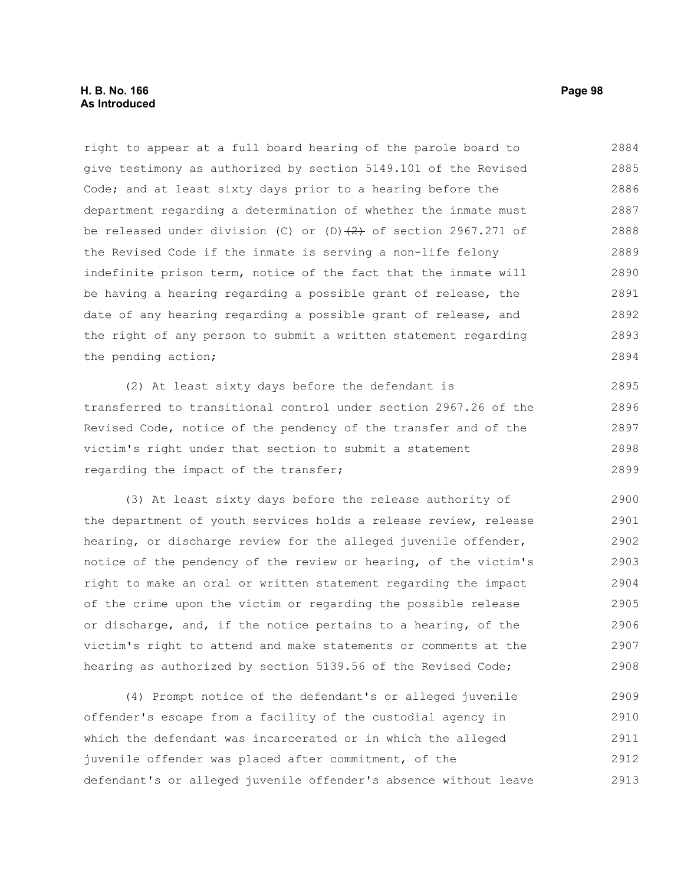right to appear at a full board hearing of the parole board to give testimony as authorized by section 5149.101 of the Revised Code; and at least sixty days prior to a hearing before the department regarding a determination of whether the inmate must be released under division (C) or (D)~~(2)~~ of section 2967.271 of the Revised Code if the inmate is serving a non-life felony indefinite prison term, notice of the fact that the inmate will be having a hearing regarding a possible grant of release, the date of any hearing regarding a possible grant of release, and the right of any person to submit a written statement regarding the pending action;

(2) At least sixty days before the defendant is transferred to transitional control under section 2967.26 of the Revised Code, notice of the pendency of the transfer and of the victim's right under that section to submit a statement regarding the impact of the transfer;

(3) At least sixty days before the release authority of the department of youth services holds a release review, release hearing, or discharge review for the alleged juvenile offender, notice of the pendency of the review or hearing, of the victim's right to make an oral or written statement regarding the impact of the crime upon the victim or regarding the possible release or discharge, and, if the notice pertains to a hearing, of the victim's right to attend and make statements or comments at the hearing as authorized by section 5139.56 of the Revised Code;

(4) Prompt notice of the defendant's or alleged juvenile offender's escape from a facility of the custodial agency in which the defendant was incarcerated or in which the alleged juvenile offender was placed after commitment, of the defendant's or alleged juvenile offender's absence without leave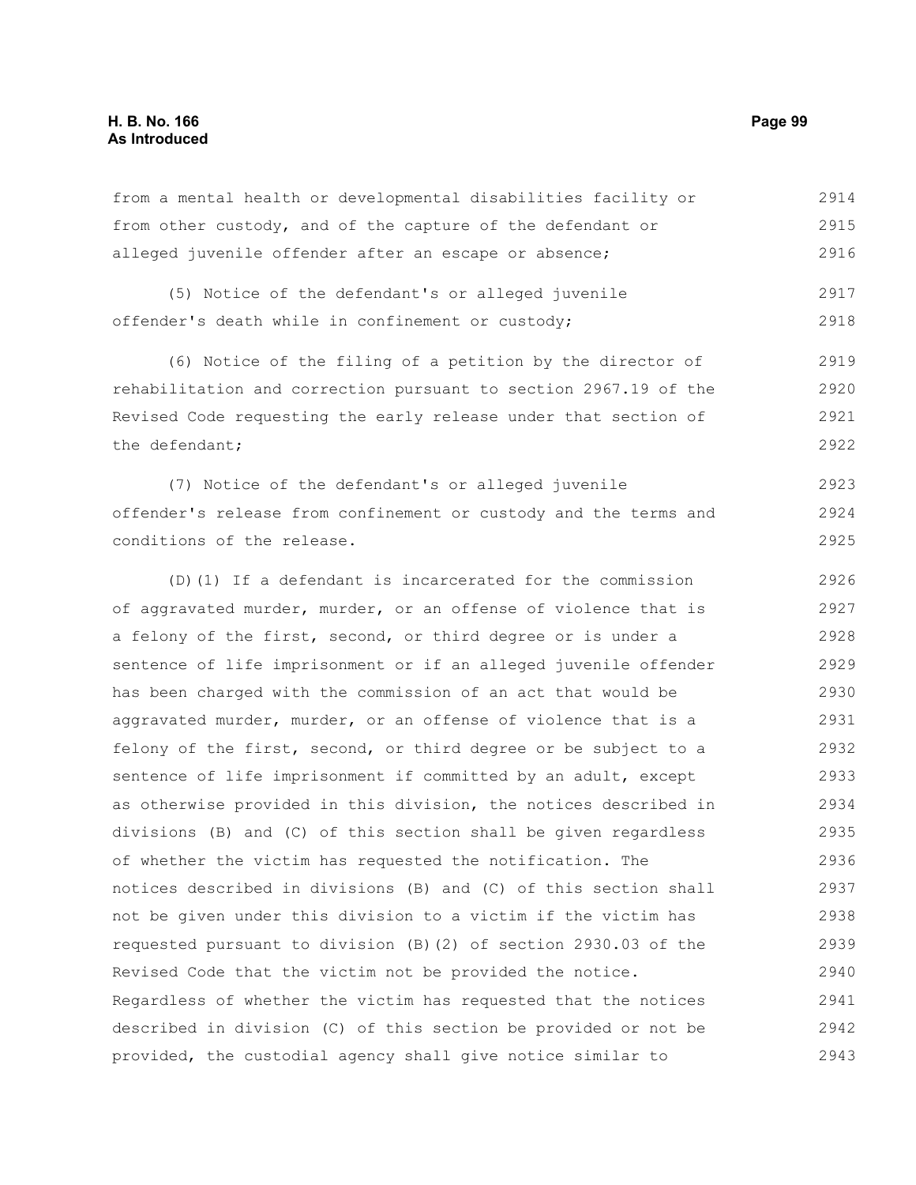from a mental health or developmental disabilities facility or from other custody, and of the capture of the defendant or alleged juvenile offender after an escape or absence;

(5) Notice of the defendant's or alleged juvenile offender's death while in confinement or custody;

(6) Notice of the filing of a petition by the director of rehabilitation and correction pursuant to section 2967.19 of the Revised Code requesting the early release under that section of the defendant;

(7) Notice of the defendant's or alleged juvenile offender's release from confinement or custody and the terms and conditions of the release.

(D)(1) If a defendant is incarcerated for the commission of aggravated murder, murder, or an offense of violence that is a felony of the first, second, or third degree or is under a sentence of life imprisonment or if an alleged juvenile offender has been charged with the commission of an act that would be aggravated murder, murder, or an offense of violence that is a felony of the first, second, or third degree or be subject to a sentence of life imprisonment if committed by an adult, except as otherwise provided in this division, the notices described in divisions (B) and (C) of this section shall be given regardless of whether the victim has requested the notification. The notices described in divisions (B) and (C) of this section shall not be given under this division to a victim if the victim has requested pursuant to division (B)(2) of section 2930.03 of the Revised Code that the victim not be provided the notice. Regardless of whether the victim has requested that the notices described in division (C) of this section be provided or not be provided, the custodial agency shall give notice similar to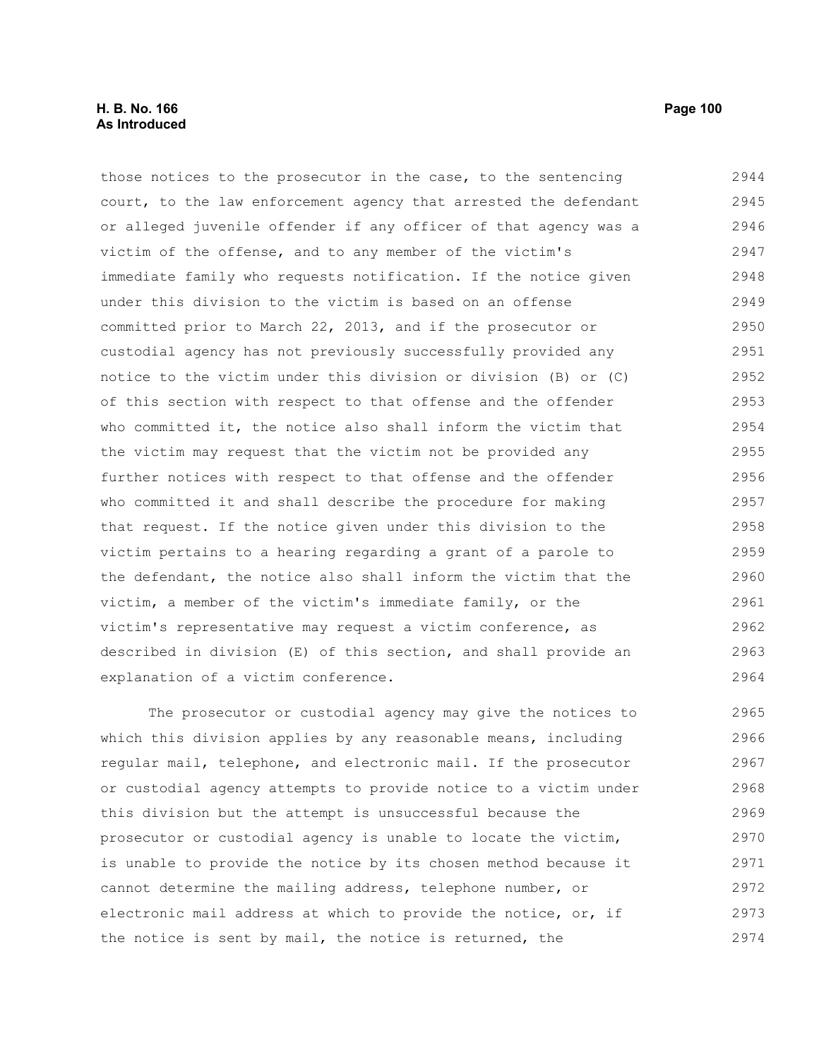those notices to the prosecutor in the case, to the sentencing court, to the law enforcement agency that arrested the defendant or alleged juvenile offender if any officer of that agency was a victim of the offense, and to any member of the victim's immediate family who requests notification. If the notice given under this division to the victim is based on an offense committed prior to March 22, 2013, and if the prosecutor or custodial agency has not previously successfully provided any notice to the victim under this division or division (B) or (C) of this section with respect to that offense and the offender who committed it, the notice also shall inform the victim that the victim may request that the victim not be provided any further notices with respect to that offense and the offender who committed it and shall describe the procedure for making that request. If the notice given under this division to the victim pertains to a hearing regarding a grant of a parole to the defendant, the notice also shall inform the victim that the victim, a member of the victim's immediate family, or the victim's representative may request a victim conference, as described in division (E) of this section, and shall provide an explanation of a victim conference.

The prosecutor or custodial agency may give the notices to which this division applies by any reasonable means, including regular mail, telephone, and electronic mail. If the prosecutor or custodial agency attempts to provide notice to a victim under this division but the attempt is unsuccessful because the prosecutor or custodial agency is unable to locate the victim, is unable to provide the notice by its chosen method because it cannot determine the mailing address, telephone number, or electronic mail address at which to provide the notice, or, if the notice is sent by mail, the notice is returned, the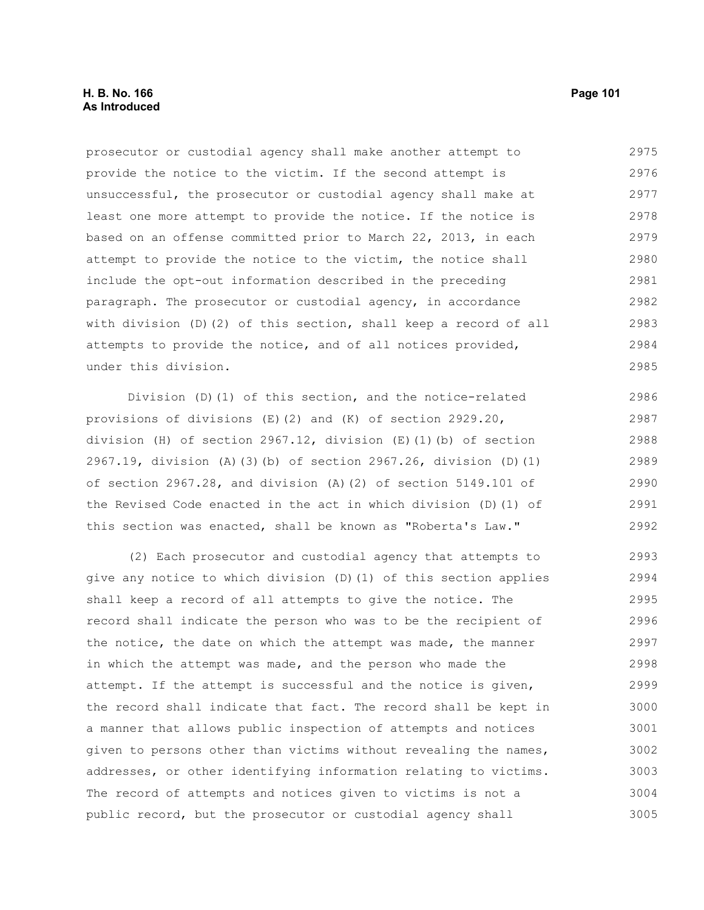prosecutor or custodial agency shall make another attempt to provide the notice to the victim. If the second attempt is unsuccessful, the prosecutor or custodial agency shall make at least one more attempt to provide the notice. If the notice is based on an offense committed prior to March 22, 2013, in each attempt to provide the notice to the victim, the notice shall include the opt-out information described in the preceding paragraph. The prosecutor or custodial agency, in accordance with division (D)(2) of this section, shall keep a record of all attempts to provide the notice, and of all notices provided, under this division.

Division (D)(1) of this section, and the notice-related provisions of divisions (E)(2) and (K) of section 2929.20, division (H) of section 2967.12, division (E)(1)(b) of section 2967.19, division (A)(3)(b) of section 2967.26, division (D)(1) of section 2967.28, and division (A)(2) of section 5149.101 of the Revised Code enacted in the act in which division (D)(1) of this section was enacted, shall be known as "Roberta's Law."

(2) Each prosecutor and custodial agency that attempts to give any notice to which division (D)(1) of this section applies shall keep a record of all attempts to give the notice. The record shall indicate the person who was to be the recipient of the notice, the date on which the attempt was made, the manner in which the attempt was made, and the person who made the attempt. If the attempt is successful and the notice is given, the record shall indicate that fact. The record shall be kept in a manner that allows public inspection of attempts and notices given to persons other than victims without revealing the names, addresses, or other identifying information relating to victims. The record of attempts and notices given to victims is not a public record, but the prosecutor or custodial agency shall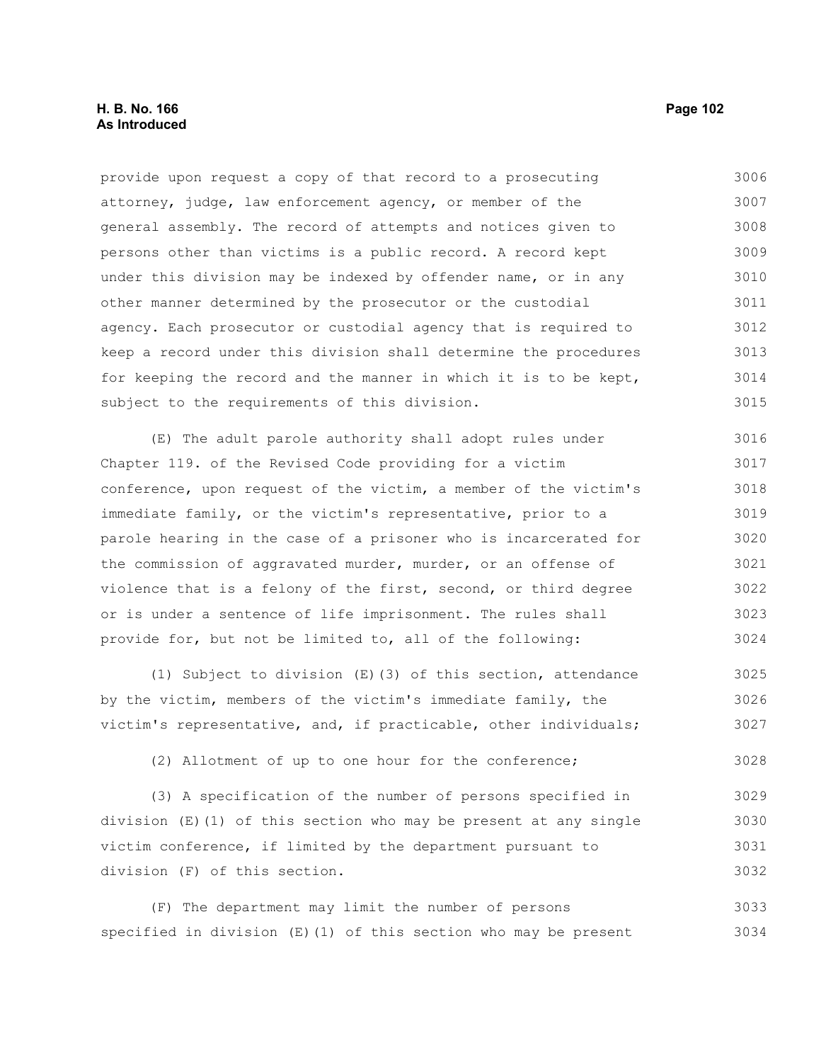provide upon request a copy of that record to a prosecuting attorney, judge, law enforcement agency, or member of the general assembly. The record of attempts and notices given to persons other than victims is a public record. A record kept under this division may be indexed by offender name, or in any other manner determined by the prosecutor or the custodial agency. Each prosecutor or custodial agency that is required to keep a record under this division shall determine the procedures for keeping the record and the manner in which it is to be kept, subject to the requirements of this division.

(E) The adult parole authority shall adopt rules under Chapter 119. of the Revised Code providing for a victim conference, upon request of the victim, a member of the victim's immediate family, or the victim's representative, prior to a parole hearing in the case of a prisoner who is incarcerated for the commission of aggravated murder, murder, or an offense of violence that is a felony of the first, second, or third degree or is under a sentence of life imprisonment. The rules shall provide for, but not be limited to, all of the following:

(1) Subject to division (E)(3) of this section, attendance by the victim, members of the victim's immediate family, the victim's representative, and, if practicable, other individuals;

(2) Allotment of up to one hour for the conference;

(3) A specification of the number of persons specified in division (E)(1) of this section who may be present at any single victim conference, if limited by the department pursuant to division (F) of this section.

(F) The department may limit the number of persons specified in division (E)(1) of this section who may be present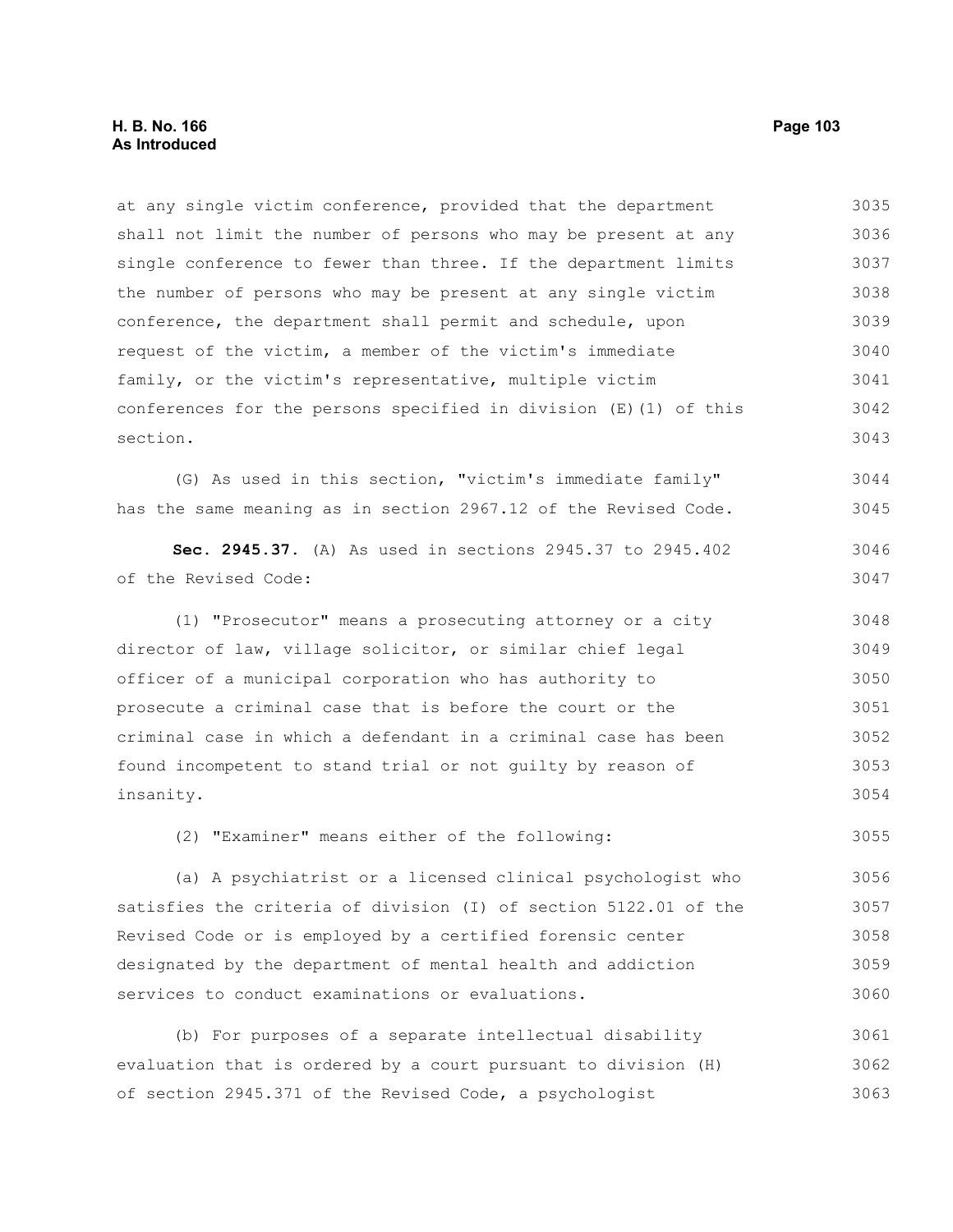at any single victim conference, provided that the department shall not limit the number of persons who may be present at any single conference to fewer than three. If the department limits the number of persons who may be present at any single victim conference, the department shall permit and schedule, upon request of the victim, a member of the victim's immediate family, or the victim's representative, multiple victim conferences for the persons specified in division (E)(1) of this section.

(G) As used in this section, "victim's immediate family" has the same meaning as in section 2967.12 of the Revised Code.

**Sec. 2945.37.** (A) As used in sections 2945.37 to 2945.402 of the Revised Code:

(1) "Prosecutor" means a prosecuting attorney or a city director of law, village solicitor, or similar chief legal officer of a municipal corporation who has authority to prosecute a criminal case that is before the court or the criminal case in which a defendant in a criminal case has been found incompetent to stand trial or not guilty by reason of insanity.

(2) "Examiner" means either of the following:

(a) A psychiatrist or a licensed clinical psychologist who satisfies the criteria of division (I) of section 5122.01 of the Revised Code or is employed by a certified forensic center designated by the department of mental health and addiction services to conduct examinations or evaluations.

(b) For purposes of a separate intellectual disability evaluation that is ordered by a court pursuant to division (H) of section 2945.371 of the Revised Code, a psychologist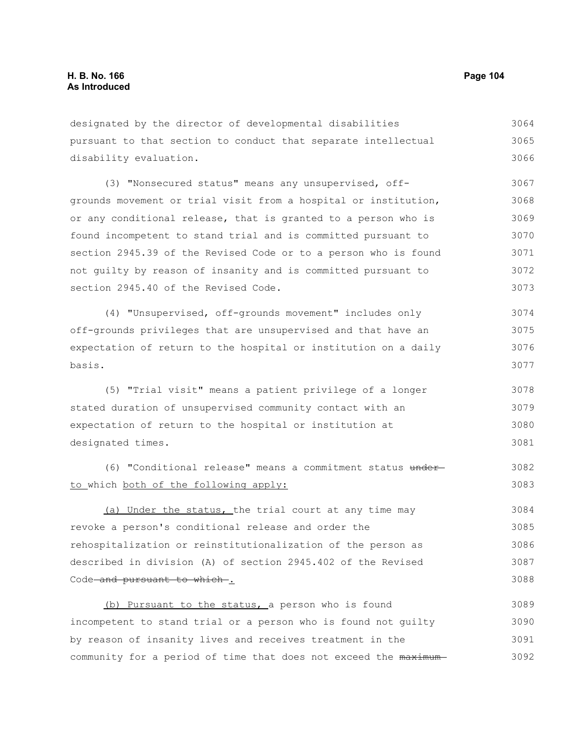designated by the director of developmental disabilities pursuant to that section to conduct that separate intellectual disability evaluation.

(3) "Nonsecured status" means any unsupervised, off-grounds movement or trial visit from a hospital or institution, or any conditional release, that is granted to a person who is found incompetent to stand trial and is committed pursuant to section 2945.39 of the Revised Code or to a person who is found not guilty by reason of insanity and is committed pursuant to section 2945.40 of the Revised Code.

(4) "Unsupervised, off-grounds movement" includes only off-grounds privileges that are unsupervised and that have an expectation of return to the hospital or institution on a daily basis.

(5) "Trial visit" means a patient privilege of a longer stated duration of unsupervised community contact with an expectation of return to the hospital or institution at designated times.

(6) "Conditional release" means a commitment status ~~under~~ <u>to</u> which <u>both of the following apply:</u>

<u>(a) Under the status,</u> the trial court at any time may revoke a person's conditional release and order the rehospitalization or reinstitutionalization of the person as described in division (A) of section 2945.402 of the Revised Code ~~and pursuant to which~~<u>.</u>

<u>(b) Pursuant to the status,</u> a person who is found incompetent to stand trial or a person who is found not guilty by reason of insanity lives and receives treatment in the community for a period of time that does not exceed the ~~maximum~~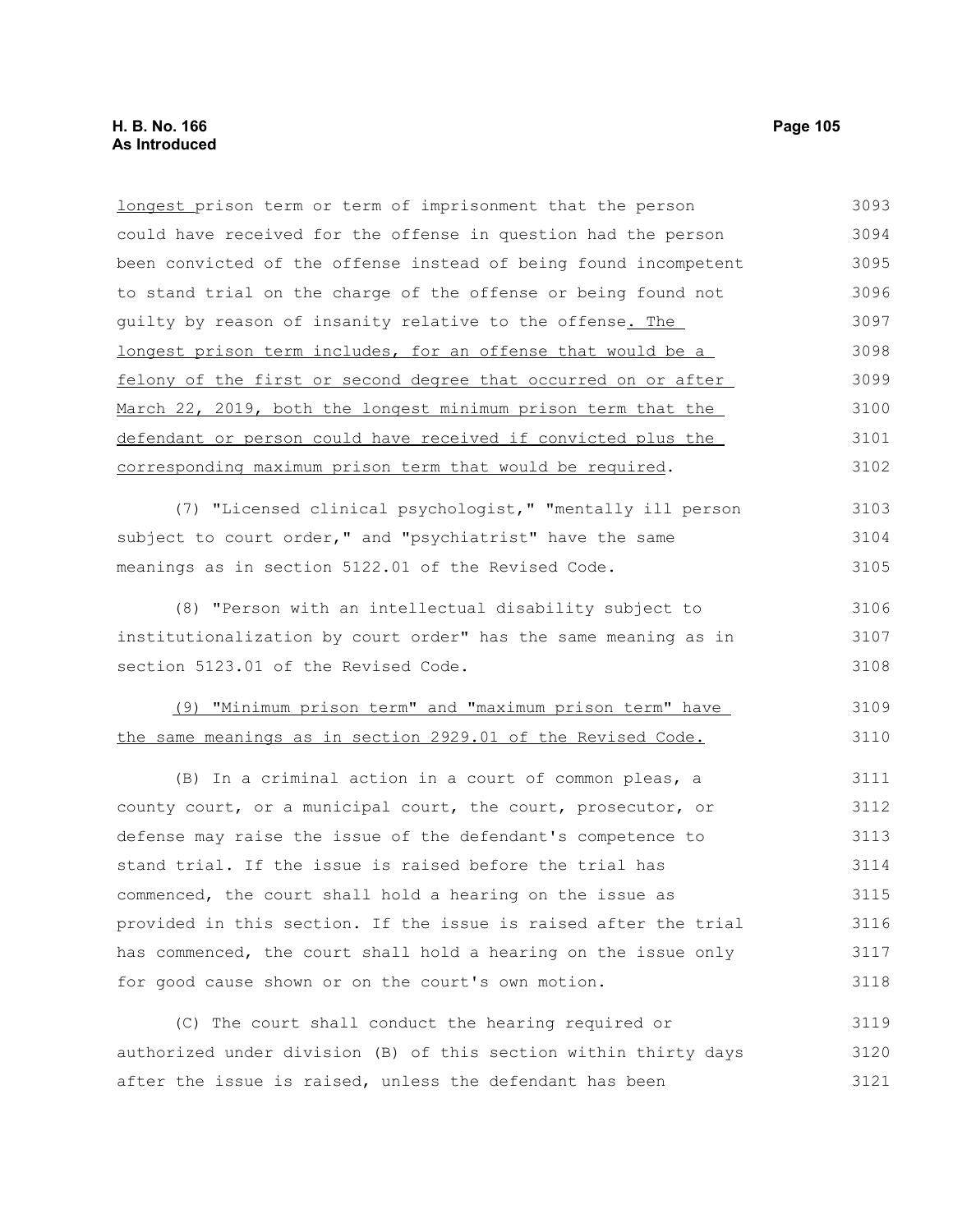longest prison term or term of imprisonment that the person could have received for the offense in question had the person been convicted of the offense instead of being found incompetent to stand trial on the charge of the offense or being found not guilty by reason of insanity relative to the offense. The longest prison term includes, for an offense that would be a felony of the first or second degree that occurred on or after March 22, 2019, both the longest minimum prison term that the defendant or person could have received if convicted plus the corresponding maximum prison term that would be required.

(7) "Licensed clinical psychologist," "mentally ill person subject to court order," and "psychiatrist" have the same meanings as in section 5122.01 of the Revised Code.

(8) "Person with an intellectual disability subject to institutionalization by court order" has the same meaning as in section 5123.01 of the Revised Code.

(9) "Minimum prison term" and "maximum prison term" have the same meanings as in section 2929.01 of the Revised Code.

(B) In a criminal action in a court of common pleas, a county court, or a municipal court, the court, prosecutor, or defense may raise the issue of the defendant's competence to stand trial. If the issue is raised before the trial has commenced, the court shall hold a hearing on the issue as provided in this section. If the issue is raised after the trial has commenced, the court shall hold a hearing on the issue only for good cause shown or on the court's own motion.

(C) The court shall conduct the hearing required or authorized under division (B) of this section within thirty days after the issue is raised, unless the defendant has been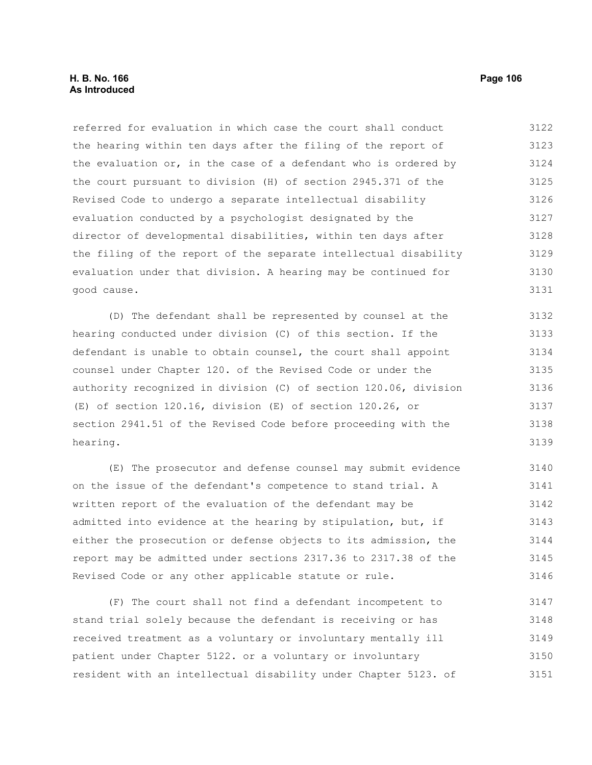referred for evaluation in which case the court shall conduct the hearing within ten days after the filing of the report of the evaluation or, in the case of a defendant who is ordered by the court pursuant to division (H) of section 2945.371 of the Revised Code to undergo a separate intellectual disability evaluation conducted by a psychologist designated by the director of developmental disabilities, within ten days after the filing of the report of the separate intellectual disability evaluation under that division. A hearing may be continued for good cause.

(D) The defendant shall be represented by counsel at the hearing conducted under division (C) of this section. If the defendant is unable to obtain counsel, the court shall appoint counsel under Chapter 120. of the Revised Code or under the authority recognized in division (C) of section 120.06, division (E) of section 120.16, division (E) of section 120.26, or section 2941.51 of the Revised Code before proceeding with the hearing.

(E) The prosecutor and defense counsel may submit evidence on the issue of the defendant's competence to stand trial. A written report of the evaluation of the defendant may be admitted into evidence at the hearing by stipulation, but, if either the prosecution or defense objects to its admission, the report may be admitted under sections 2317.36 to 2317.38 of the Revised Code or any other applicable statute or rule.

(F) The court shall not find a defendant incompetent to stand trial solely because the defendant is receiving or has received treatment as a voluntary or involuntary mentally ill patient under Chapter 5122. or a voluntary or involuntary resident with an intellectual disability under Chapter 5123. of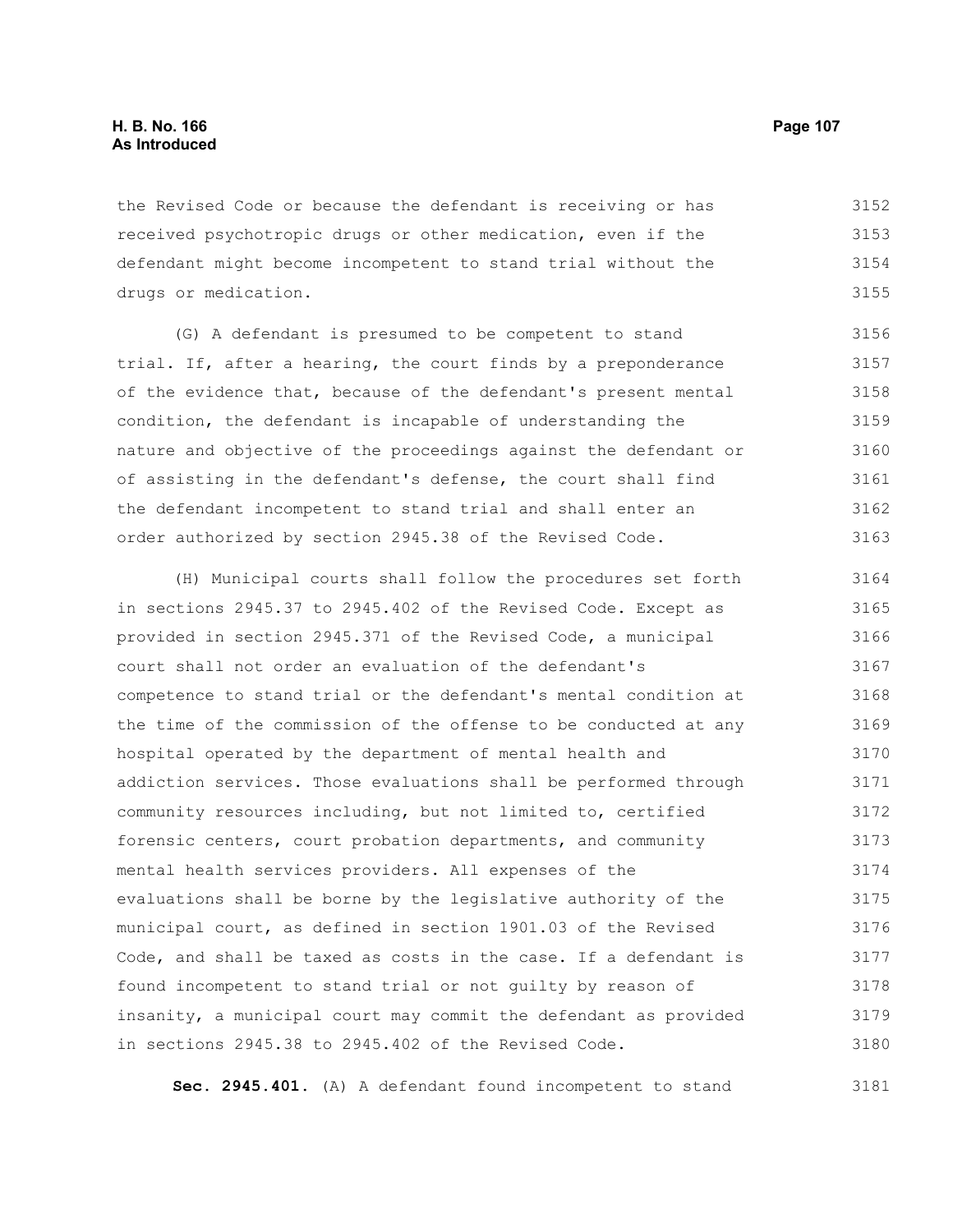the Revised Code or because the defendant is receiving or has received psychotropic drugs or other medication, even if the defendant might become incompetent to stand trial without the drugs or medication.

(G) A defendant is presumed to be competent to stand trial. If, after a hearing, the court finds by a preponderance of the evidence that, because of the defendant's present mental condition, the defendant is incapable of understanding the nature and objective of the proceedings against the defendant or of assisting in the defendant's defense, the court shall find the defendant incompetent to stand trial and shall enter an order authorized by section 2945.38 of the Revised Code.

(H) Municipal courts shall follow the procedures set forth in sections 2945.37 to 2945.402 of the Revised Code. Except as provided in section 2945.371 of the Revised Code, a municipal court shall not order an evaluation of the defendant's competence to stand trial or the defendant's mental condition at the time of the commission of the offense to be conducted at any hospital operated by the department of mental health and addiction services. Those evaluations shall be performed through community resources including, but not limited to, certified forensic centers, court probation departments, and community mental health services providers. All expenses of the evaluations shall be borne by the legislative authority of the municipal court, as defined in section 1901.03 of the Revised Code, and shall be taxed as costs in the case. If a defendant is found incompetent to stand trial or not guilty by reason of insanity, a municipal court may commit the defendant as provided in sections 2945.38 to 2945.402 of the Revised Code.

**Sec. 2945.401.** (A) A defendant found incompetent to stand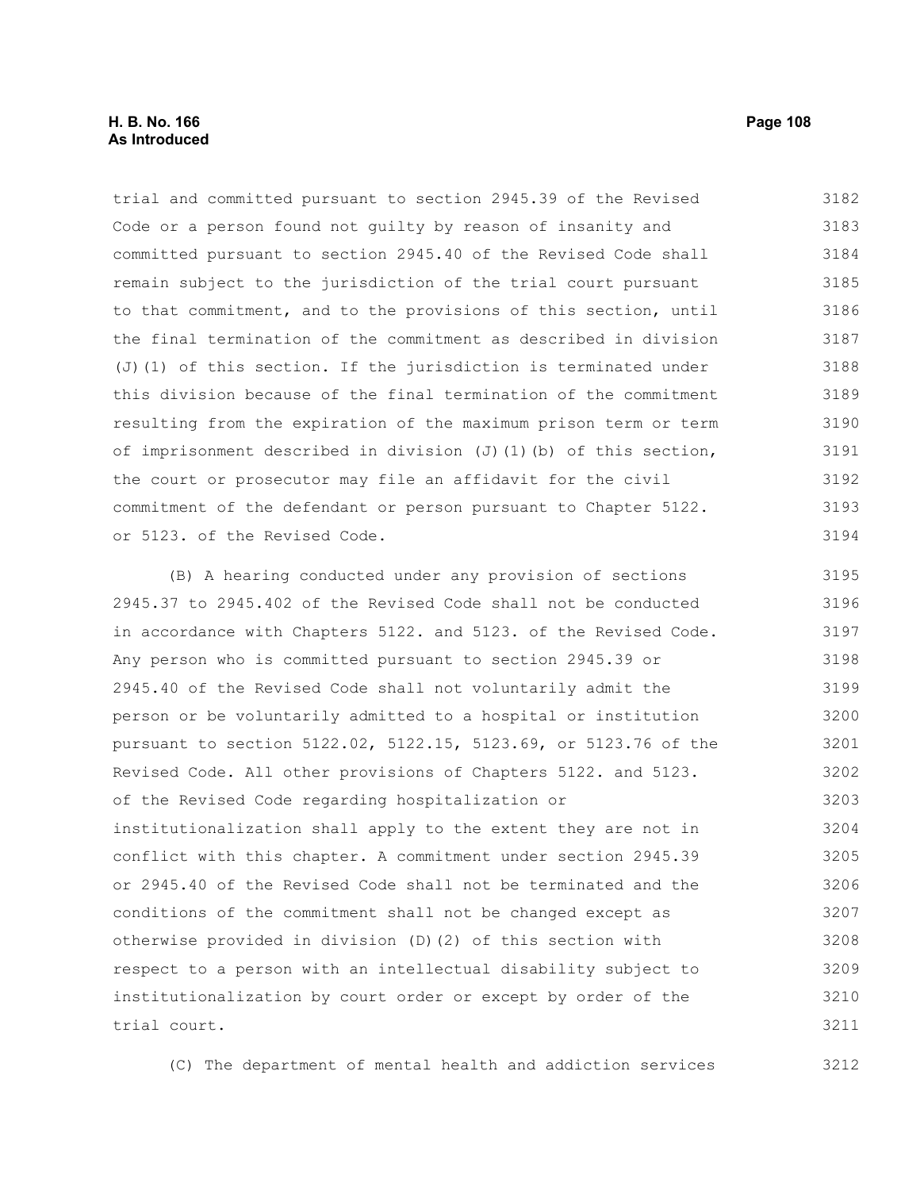trial and committed pursuant to section 2945.39 of the Revised Code or a person found not guilty by reason of insanity and committed pursuant to section 2945.40 of the Revised Code shall remain subject to the jurisdiction of the trial court pursuant to that commitment, and to the provisions of this section, until the final termination of the commitment as described in division (J)(1) of this section. If the jurisdiction is terminated under this division because of the final termination of the commitment resulting from the expiration of the maximum prison term or term of imprisonment described in division (J)(1)(b) of this section, the court or prosecutor may file an affidavit for the civil commitment of the defendant or person pursuant to Chapter 5122. or 5123. of the Revised Code.

(B) A hearing conducted under any provision of sections 2945.37 to 2945.402 of the Revised Code shall not be conducted in accordance with Chapters 5122. and 5123. of the Revised Code. Any person who is committed pursuant to section 2945.39 or 2945.40 of the Revised Code shall not voluntarily admit the person or be voluntarily admitted to a hospital or institution pursuant to section 5122.02, 5122.15, 5123.69, or 5123.76 of the Revised Code. All other provisions of Chapters 5122. and 5123. of the Revised Code regarding hospitalization or institutionalization shall apply to the extent they are not in conflict with this chapter. A commitment under section 2945.39 or 2945.40 of the Revised Code shall not be terminated and the conditions of the commitment shall not be changed except as otherwise provided in division (D)(2) of this section with respect to a person with an intellectual disability subject to institutionalization by court order or except by order of the trial court.

(C) The department of mental health and addiction services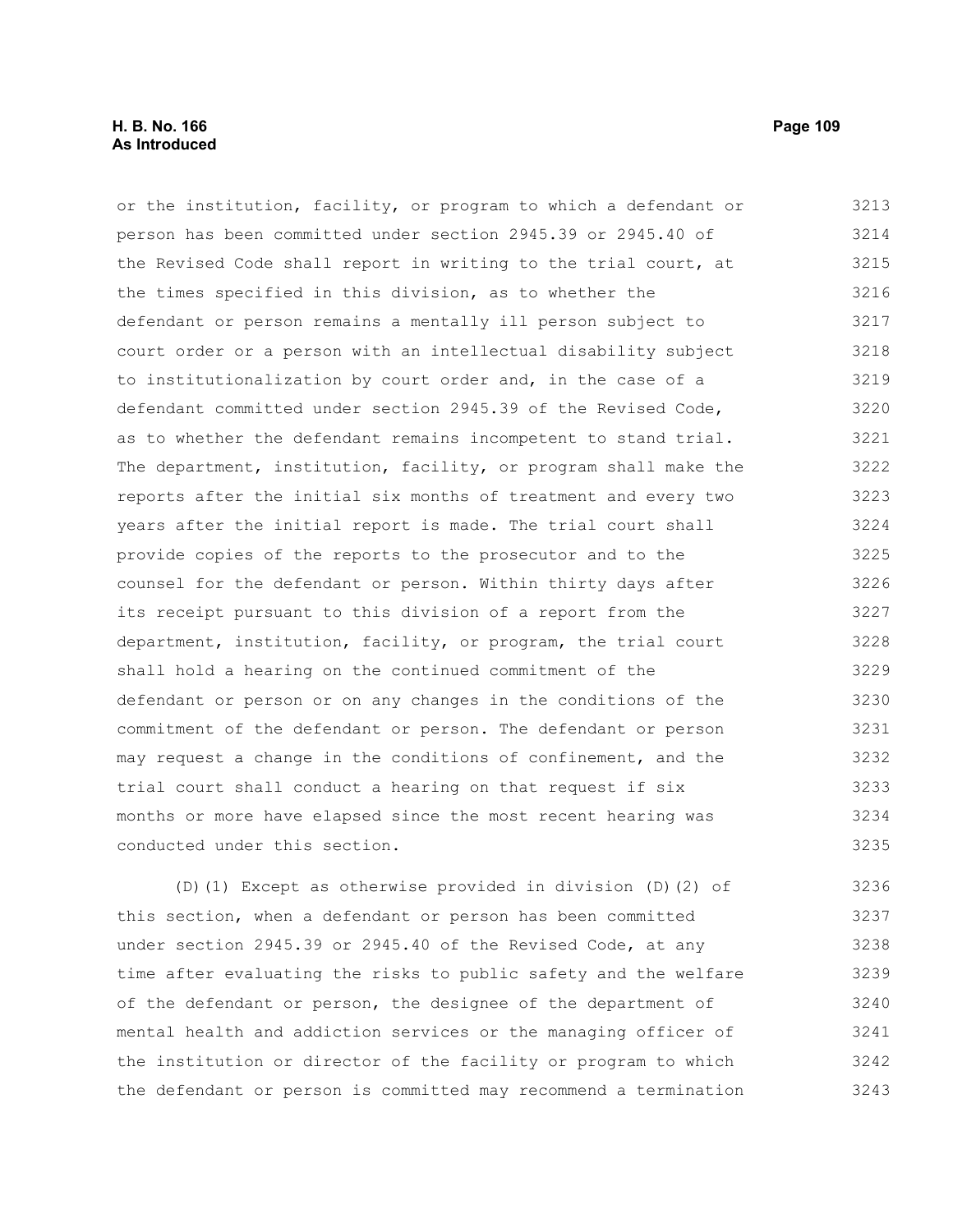or the institution, facility, or program to which a defendant or person has been committed under section 2945.39 or 2945.40 of the Revised Code shall report in writing to the trial court, at the times specified in this division, as to whether the defendant or person remains a mentally ill person subject to court order or a person with an intellectual disability subject to institutionalization by court order and, in the case of a defendant committed under section 2945.39 of the Revised Code, as to whether the defendant remains incompetent to stand trial. The department, institution, facility, or program shall make the reports after the initial six months of treatment and every two years after the initial report is made. The trial court shall provide copies of the reports to the prosecutor and to the counsel for the defendant or person. Within thirty days after its receipt pursuant to this division of a report from the department, institution, facility, or program, the trial court shall hold a hearing on the continued commitment of the defendant or person or on any changes in the conditions of the commitment of the defendant or person. The defendant or person may request a change in the conditions of confinement, and the trial court shall conduct a hearing on that request if six months or more have elapsed since the most recent hearing was conducted under this section.

(D)(1) Except as otherwise provided in division (D)(2) of this section, when a defendant or person has been committed under section 2945.39 or 2945.40 of the Revised Code, at any time after evaluating the risks to public safety and the welfare of the defendant or person, the designee of the department of mental health and addiction services or the managing officer of the institution or director of the facility or program to which the defendant or person is committed may recommend a termination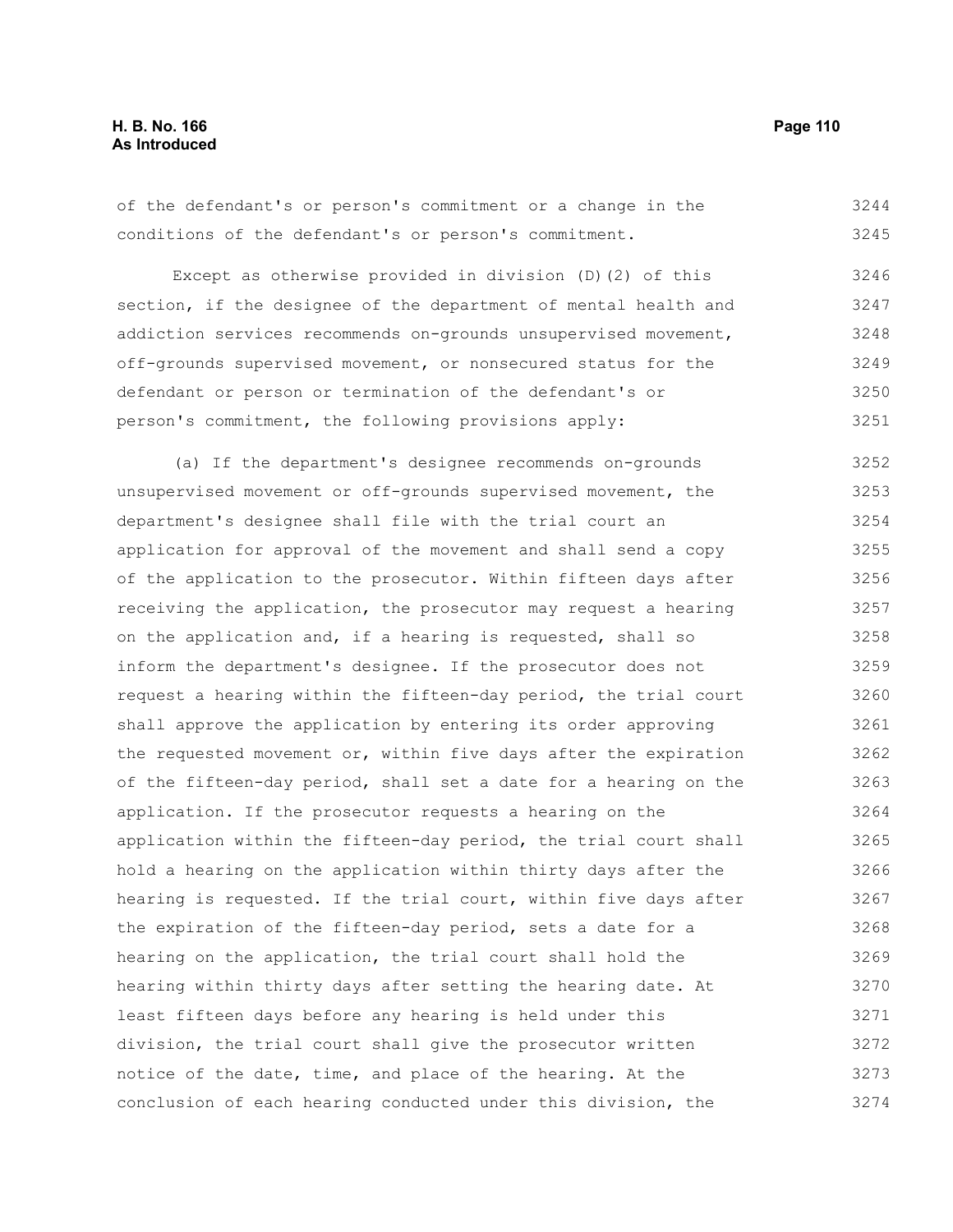of the defendant's or person's commitment or a change in the conditions of the defendant's or person's commitment.

Except as otherwise provided in division (D)(2) of this section, if the designee of the department of mental health and addiction services recommends on-grounds unsupervised movement, off-grounds supervised movement, or nonsecured status for the defendant or person or termination of the defendant's or person's commitment, the following provisions apply:

(a) If the department's designee recommends on-grounds unsupervised movement or off-grounds supervised movement, the department's designee shall file with the trial court an application for approval of the movement and shall send a copy of the application to the prosecutor. Within fifteen days after receiving the application, the prosecutor may request a hearing on the application and, if a hearing is requested, shall so inform the department's designee. If the prosecutor does not request a hearing within the fifteen-day period, the trial court shall approve the application by entering its order approving the requested movement or, within five days after the expiration of the fifteen-day period, shall set a date for a hearing on the application. If the prosecutor requests a hearing on the application within the fifteen-day period, the trial court shall hold a hearing on the application within thirty days after the hearing is requested. If the trial court, within five days after the expiration of the fifteen-day period, sets a date for a hearing on the application, the trial court shall hold the hearing within thirty days after setting the hearing date. At least fifteen days before any hearing is held under this division, the trial court shall give the prosecutor written notice of the date, time, and place of the hearing. At the conclusion of each hearing conducted under this division, the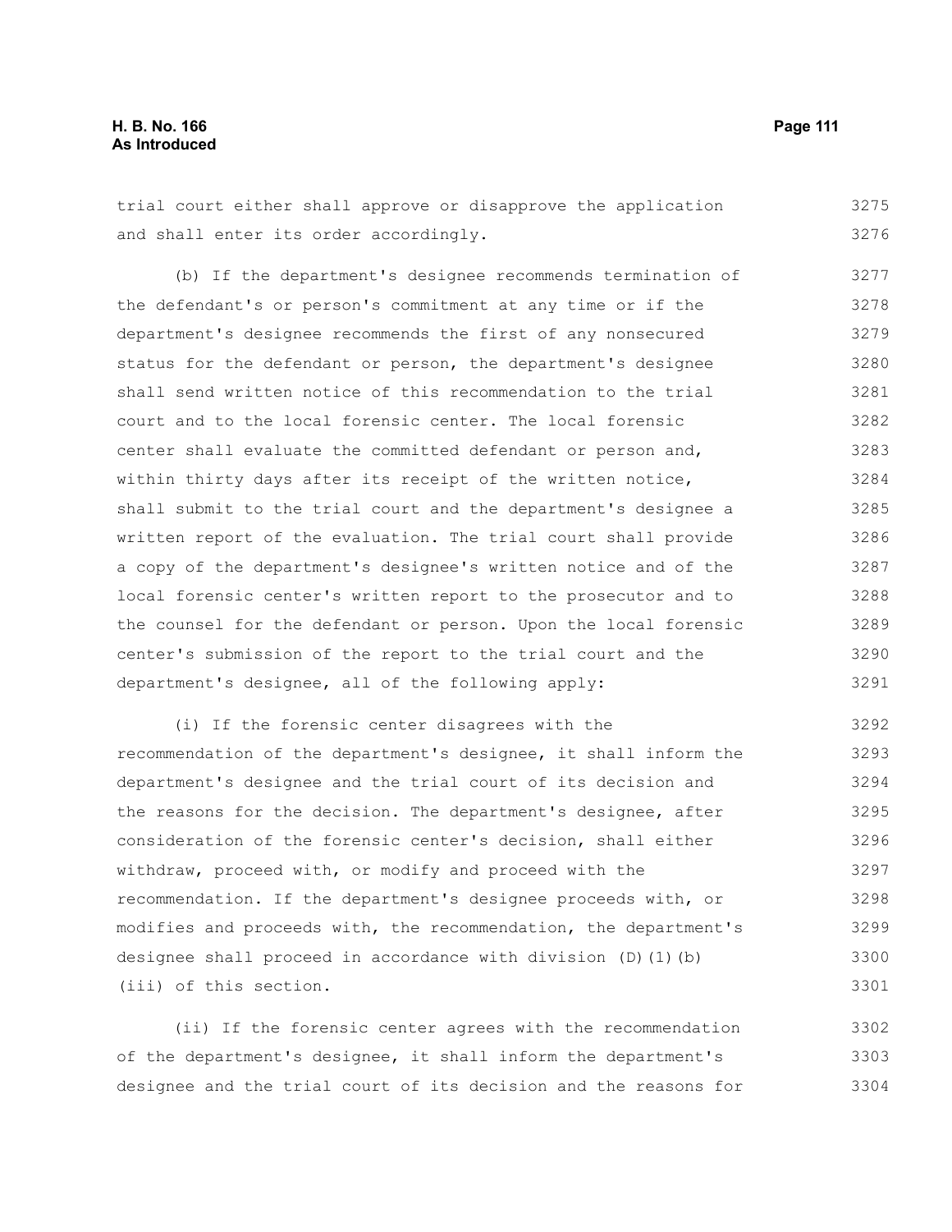trial court either shall approve or disapprove the application and shall enter its order accordingly.

(b) If the department's designee recommends termination of the defendant's or person's commitment at any time or if the department's designee recommends the first of any nonsecured status for the defendant or person, the department's designee shall send written notice of this recommendation to the trial court and to the local forensic center. The local forensic center shall evaluate the committed defendant or person and, within thirty days after its receipt of the written notice, shall submit to the trial court and the department's designee a written report of the evaluation. The trial court shall provide a copy of the department's designee's written notice and of the local forensic center's written report to the prosecutor and to the counsel for the defendant or person. Upon the local forensic center's submission of the report to the trial court and the department's designee, all of the following apply:

(i) If the forensic center disagrees with the recommendation of the department's designee, it shall inform the department's designee and the trial court of its decision and the reasons for the decision. The department's designee, after consideration of the forensic center's decision, shall either withdraw, proceed with, or modify and proceed with the recommendation. If the department's designee proceeds with, or modifies and proceeds with, the recommendation, the department's designee shall proceed in accordance with division (D)(1)(b)(iii) of this section.

(ii) If the forensic center agrees with the recommendation of the department's designee, it shall inform the department's designee and the trial court of its decision and the reasons for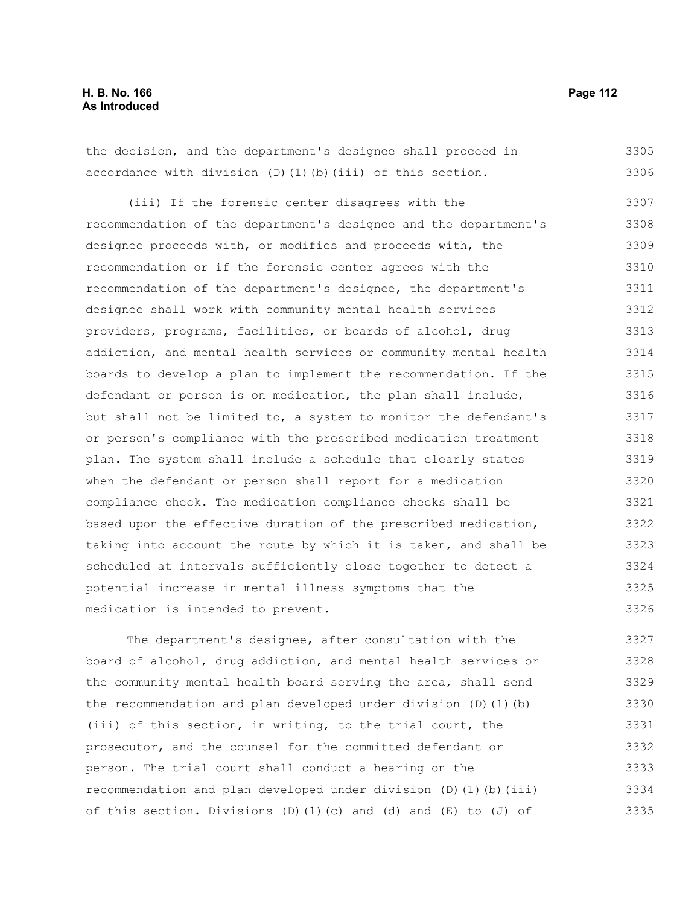the decision, and the department's designee shall proceed in accordance with division (D)(1)(b)(iii) of this section.

(iii) If the forensic center disagrees with the recommendation of the department's designee and the department's designee proceeds with, or modifies and proceeds with, the recommendation or if the forensic center agrees with the recommendation of the department's designee, the department's designee shall work with community mental health services providers, programs, facilities, or boards of alcohol, drug addiction, and mental health services or community mental health boards to develop a plan to implement the recommendation. If the defendant or person is on medication, the plan shall include, but shall not be limited to, a system to monitor the defendant's or person's compliance with the prescribed medication treatment plan. The system shall include a schedule that clearly states when the defendant or person shall report for a medication compliance check. The medication compliance checks shall be based upon the effective duration of the prescribed medication, taking into account the route by which it is taken, and shall be scheduled at intervals sufficiently close together to detect a potential increase in mental illness symptoms that the medication is intended to prevent.

The department's designee, after consultation with the board of alcohol, drug addiction, and mental health services or the community mental health board serving the area, shall send the recommendation and plan developed under division (D)(1)(b)(iii) of this section, in writing, to the trial court, the prosecutor, and the counsel for the committed defendant or person. The trial court shall conduct a hearing on the recommendation and plan developed under division (D)(1)(b)(iii) of this section. Divisions (D)(1)(c) and (d) and (E) to (J) of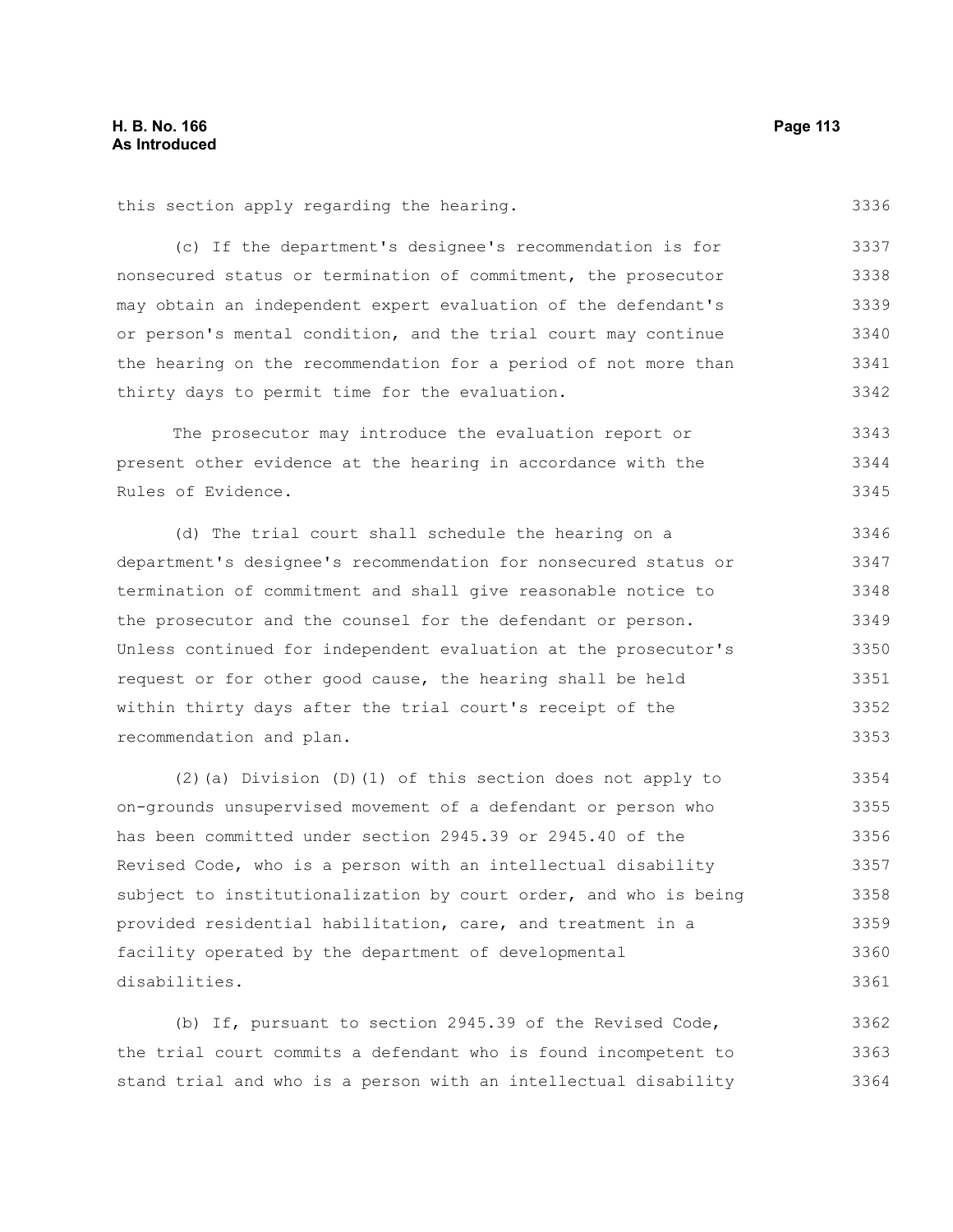this section apply regarding the hearing.

(c) If the department's designee's recommendation is for nonsecured status or termination of commitment, the prosecutor may obtain an independent expert evaluation of the defendant's or person's mental condition, and the trial court may continue the hearing on the recommendation for a period of not more than thirty days to permit time for the evaluation.

The prosecutor may introduce the evaluation report or present other evidence at the hearing in accordance with the Rules of Evidence.

(d) The trial court shall schedule the hearing on a department's designee's recommendation for nonsecured status or termination of commitment and shall give reasonable notice to the prosecutor and the counsel for the defendant or person. Unless continued for independent evaluation at the prosecutor's request or for other good cause, the hearing shall be held within thirty days after the trial court's receipt of the recommendation and plan.

(2)(a) Division (D)(1) of this section does not apply to on-grounds unsupervised movement of a defendant or person who has been committed under section 2945.39 or 2945.40 of the Revised Code, who is a person with an intellectual disability subject to institutionalization by court order, and who is being provided residential habilitation, care, and treatment in a facility operated by the department of developmental disabilities.

(b) If, pursuant to section 2945.39 of the Revised Code, the trial court commits a defendant who is found incompetent to stand trial and who is a person with an intellectual disability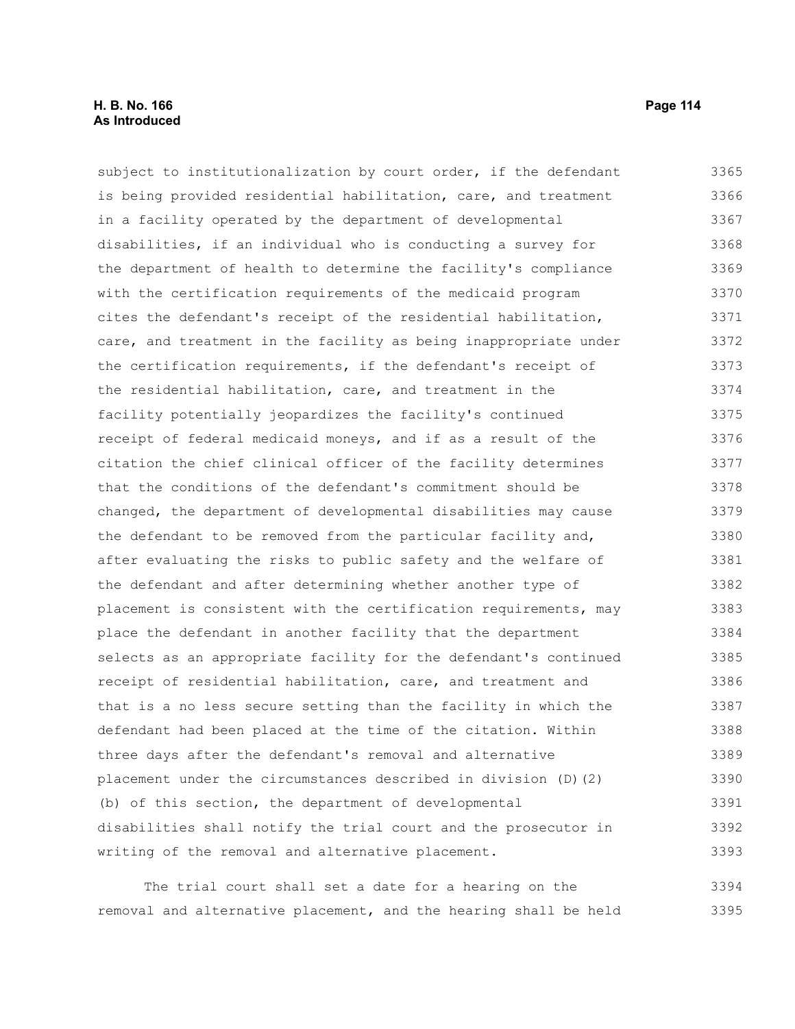subject to institutionalization by court order, if the defendant is being provided residential habilitation, care, and treatment in a facility operated by the department of developmental disabilities, if an individual who is conducting a survey for the department of health to determine the facility's compliance with the certification requirements of the medicaid program cites the defendant's receipt of the residential habilitation, care, and treatment in the facility as being inappropriate under the certification requirements, if the defendant's receipt of the residential habilitation, care, and treatment in the facility potentially jeopardizes the facility's continued receipt of federal medicaid moneys, and if as a result of the citation the chief clinical officer of the facility determines that the conditions of the defendant's commitment should be changed, the department of developmental disabilities may cause the defendant to be removed from the particular facility and, after evaluating the risks to public safety and the welfare of the defendant and after determining whether another type of placement is consistent with the certification requirements, may place the defendant in another facility that the department selects as an appropriate facility for the defendant's continued receipt of residential habilitation, care, and treatment and that is a no less secure setting than the facility in which the defendant had been placed at the time of the citation. Within three days after the defendant's removal and alternative placement under the circumstances described in division (D)(2)(b) of this section, the department of developmental disabilities shall notify the trial court and the prosecutor in writing of the removal and alternative placement.

The trial court shall set a date for a hearing on the removal and alternative placement, and the hearing shall be held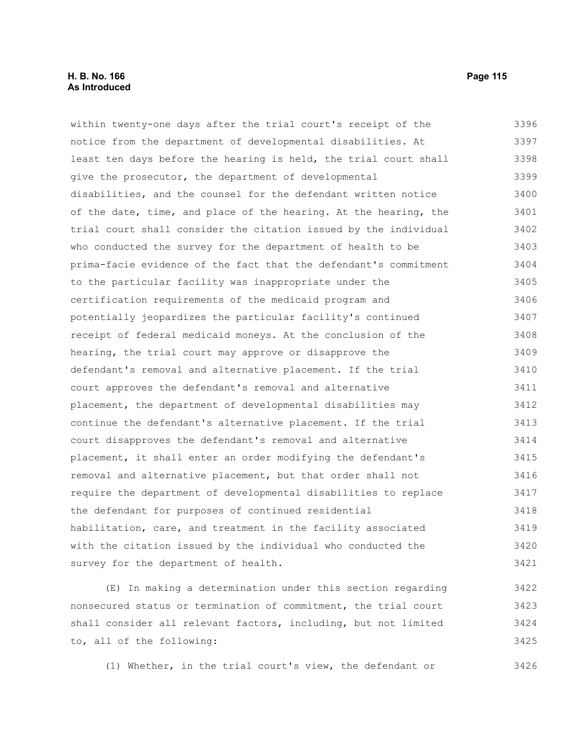within twenty-one days after the trial court's receipt of the notice from the department of developmental disabilities. At least ten days before the hearing is held, the trial court shall give the prosecutor, the department of developmental disabilities, and the counsel for the defendant written notice of the date, time, and place of the hearing. At the hearing, the trial court shall consider the citation issued by the individual who conducted the survey for the department of health to be prima-facie evidence of the fact that the defendant's commitment to the particular facility was inappropriate under the certification requirements of the medicaid program and potentially jeopardizes the particular facility's continued receipt of federal medicaid moneys. At the conclusion of the hearing, the trial court may approve or disapprove the defendant's removal and alternative placement. If the trial court approves the defendant's removal and alternative placement, the department of developmental disabilities may continue the defendant's alternative placement. If the trial court disapproves the defendant's removal and alternative placement, it shall enter an order modifying the defendant's removal and alternative placement, but that order shall not require the department of developmental disabilities to replace the defendant for purposes of continued residential habilitation, care, and treatment in the facility associated with the citation issued by the individual who conducted the survey for the department of health.

(E) In making a determination under this section regarding nonsecured status or termination of commitment, the trial court shall consider all relevant factors, including, but not limited to, all of the following:

(1) Whether, in the trial court's view, the defendant or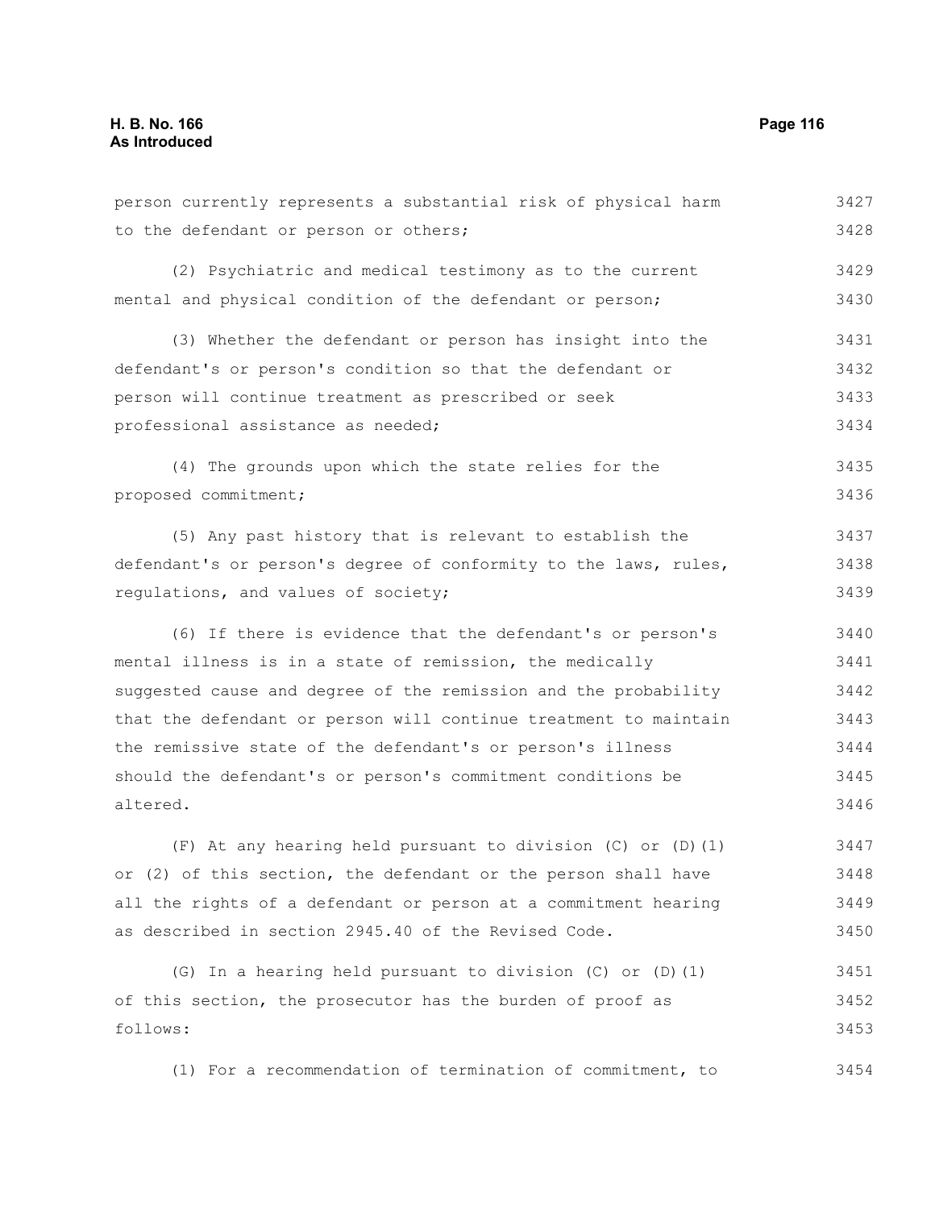person currently represents a substantial risk of physical harm to the defendant or person or others;

(2) Psychiatric and medical testimony as to the current mental and physical condition of the defendant or person;

(3) Whether the defendant or person has insight into the defendant's or person's condition so that the defendant or person will continue treatment as prescribed or seek professional assistance as needed;

(4) The grounds upon which the state relies for the proposed commitment;

(5) Any past history that is relevant to establish the defendant's or person's degree of conformity to the laws, rules, regulations, and values of society;

(6) If there is evidence that the defendant's or person's mental illness is in a state of remission, the medically suggested cause and degree of the remission and the probability that the defendant or person will continue treatment to maintain the remissive state of the defendant's or person's illness should the defendant's or person's commitment conditions be altered.

(F) At any hearing held pursuant to division (C) or (D)(1) or (2) of this section, the defendant or the person shall have all the rights of a defendant or person at a commitment hearing as described in section 2945.40 of the Revised Code.

(G) In a hearing held pursuant to division (C) or (D)(1) of this section, the prosecutor has the burden of proof as follows:

(1) For a recommendation of termination of commitment, to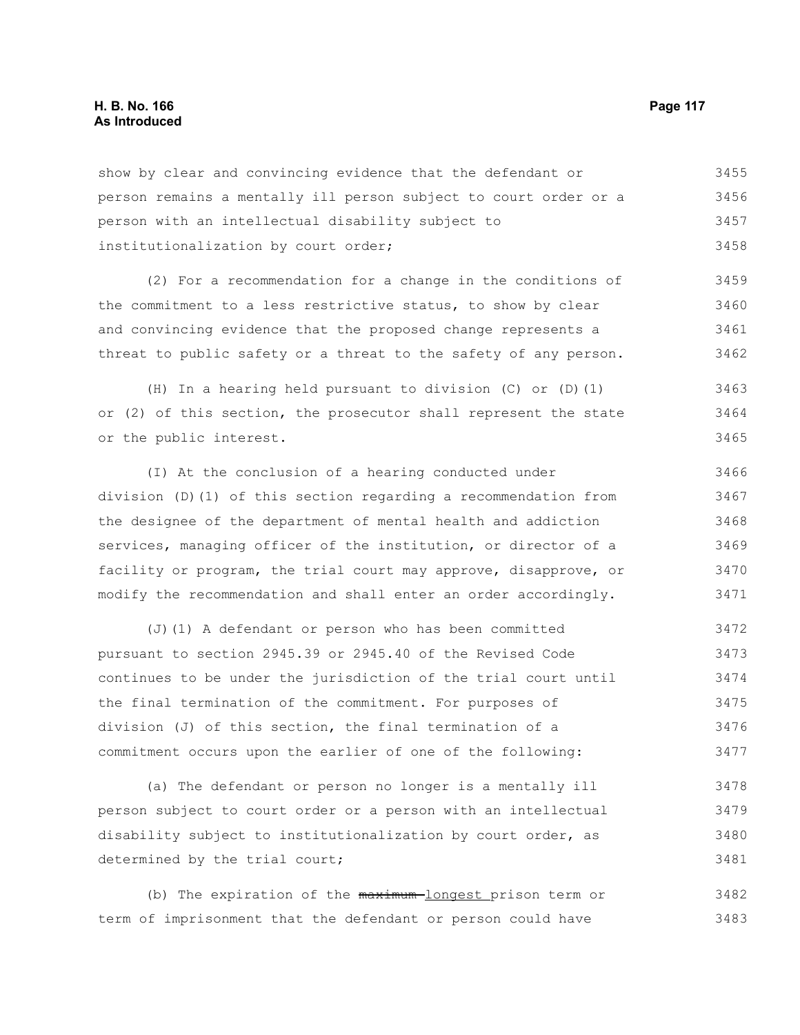show by clear and convincing evidence that the defendant or person remains a mentally ill person subject to court order or a person with an intellectual disability subject to institutionalization by court order;

(2) For a recommendation for a change in the conditions of the commitment to a less restrictive status, to show by clear and convincing evidence that the proposed change represents a threat to public safety or a threat to the safety of any person.

(H) In a hearing held pursuant to division (C) or (D)(1) or (2) of this section, the prosecutor shall represent the state or the public interest.

(I) At the conclusion of a hearing conducted under division (D)(1) of this section regarding a recommendation from the designee of the department of mental health and addiction services, managing officer of the institution, or director of a facility or program, the trial court may approve, disapprove, or modify the recommendation and shall enter an order accordingly.

(J)(1) A defendant or person who has been committed pursuant to section 2945.39 or 2945.40 of the Revised Code continues to be under the jurisdiction of the trial court until the final termination of the commitment. For purposes of division (J) of this section, the final termination of a commitment occurs upon the earlier of one of the following:

(a) The defendant or person no longer is a mentally ill person subject to court order or a person with an intellectual disability subject to institutionalization by court order, as determined by the trial court;

(b) The expiration of the ~~maximum~~ longest prison term or term of imprisonment that the defendant or person could have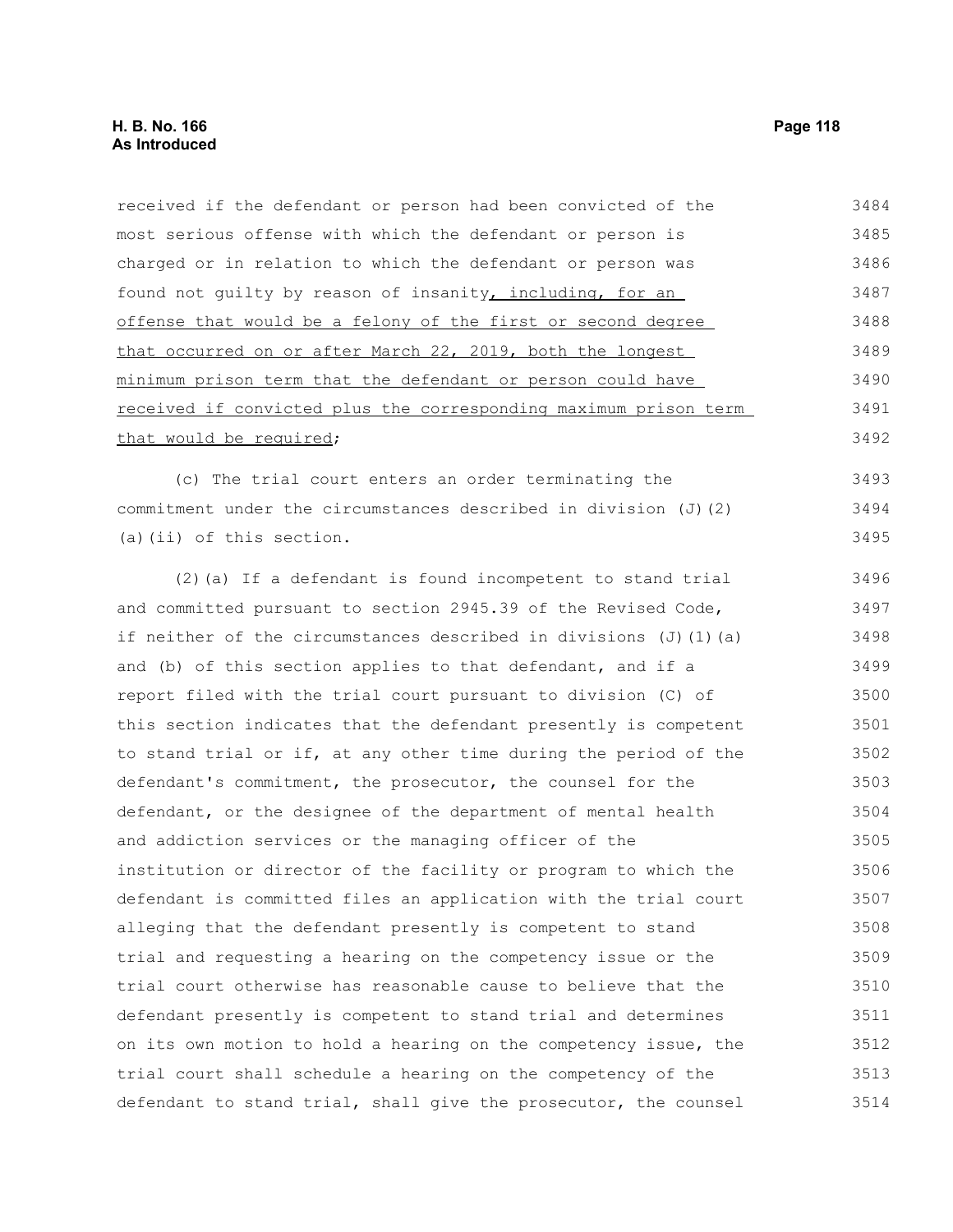received if the defendant or person had been convicted of the most serious offense with which the defendant or person is charged or in relation to which the defendant or person was found not guilty by reason of insanity<u>, including, for an offense that would be a felony of the first or second degree that occurred on or after March 22, 2019, both the longest minimum prison term that the defendant or person could have received if convicted plus the corresponding maximum prison term that would be required</u>;

(c) The trial court enters an order terminating the commitment under the circumstances described in division (J)(2)(a)(ii) of this section.

(2)(a) If a defendant is found incompetent to stand trial and committed pursuant to section 2945.39 of the Revised Code, if neither of the circumstances described in divisions (J)(1)(a) and (b) of this section applies to that defendant, and if a report filed with the trial court pursuant to division (C) of this section indicates that the defendant presently is competent to stand trial or if, at any other time during the period of the defendant's commitment, the prosecutor, the counsel for the defendant, or the designee of the department of mental health and addiction services or the managing officer of the institution or director of the facility or program to which the defendant is committed files an application with the trial court alleging that the defendant presently is competent to stand trial and requesting a hearing on the competency issue or the trial court otherwise has reasonable cause to believe that the defendant presently is competent to stand trial and determines on its own motion to hold a hearing on the competency issue, the trial court shall schedule a hearing on the competency of the defendant to stand trial, shall give the prosecutor, the counsel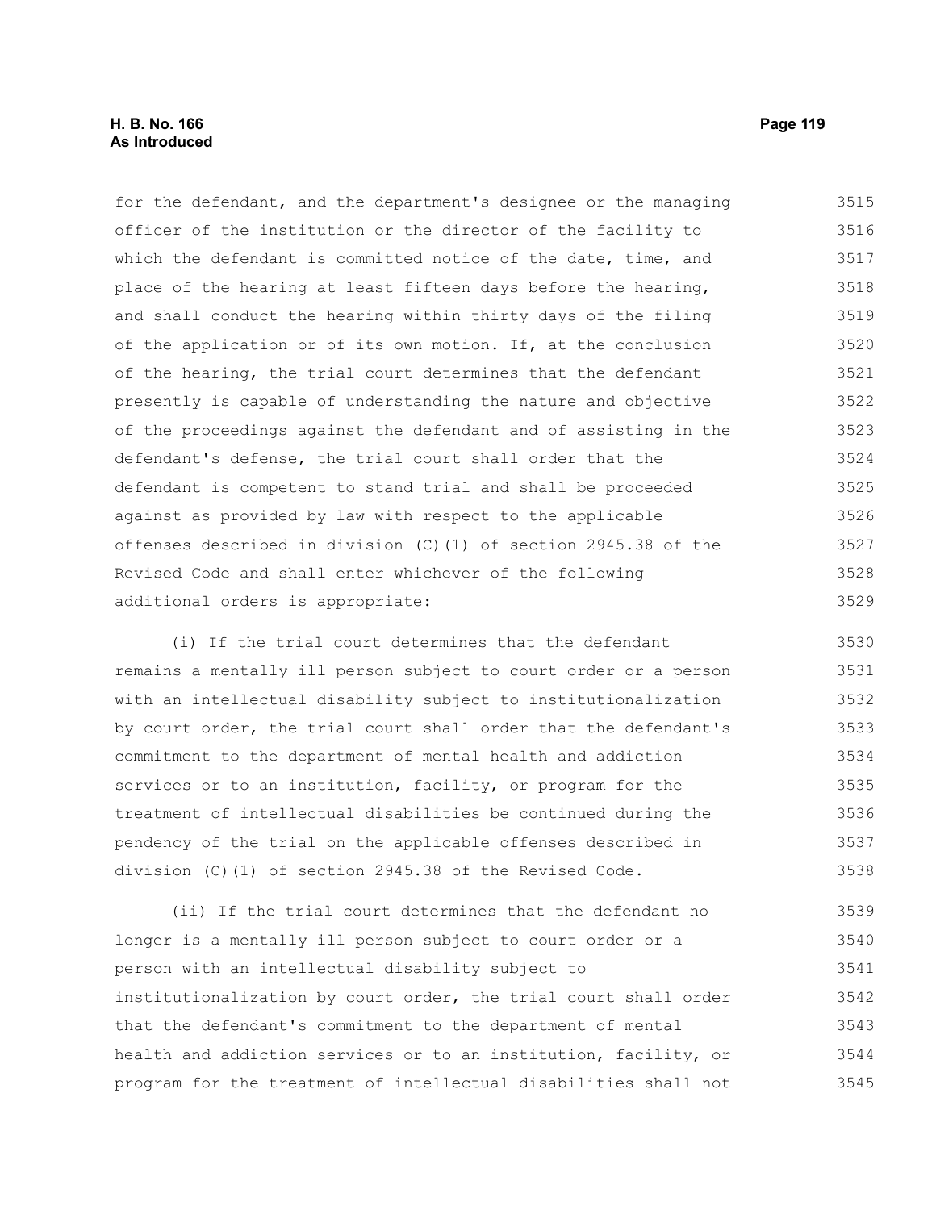for the defendant, and the department's designee or the managing officer of the institution or the director of the facility to which the defendant is committed notice of the date, time, and place of the hearing at least fifteen days before the hearing, and shall conduct the hearing within thirty days of the filing of the application or of its own motion. If, at the conclusion of the hearing, the trial court determines that the defendant presently is capable of understanding the nature and objective of the proceedings against the defendant and of assisting in the defendant's defense, the trial court shall order that the defendant is competent to stand trial and shall be proceeded against as provided by law with respect to the applicable offenses described in division (C)(1) of section 2945.38 of the Revised Code and shall enter whichever of the following additional orders is appropriate:

(i) If the trial court determines that the defendant remains a mentally ill person subject to court order or a person with an intellectual disability subject to institutionalization by court order, the trial court shall order that the defendant's commitment to the department of mental health and addiction services or to an institution, facility, or program for the treatment of intellectual disabilities be continued during the pendency of the trial on the applicable offenses described in division (C)(1) of section 2945.38 of the Revised Code.

(ii) If the trial court determines that the defendant no longer is a mentally ill person subject to court order or a person with an intellectual disability subject to institutionalization by court order, the trial court shall order that the defendant's commitment to the department of mental health and addiction services or to an institution, facility, or program for the treatment of intellectual disabilities shall not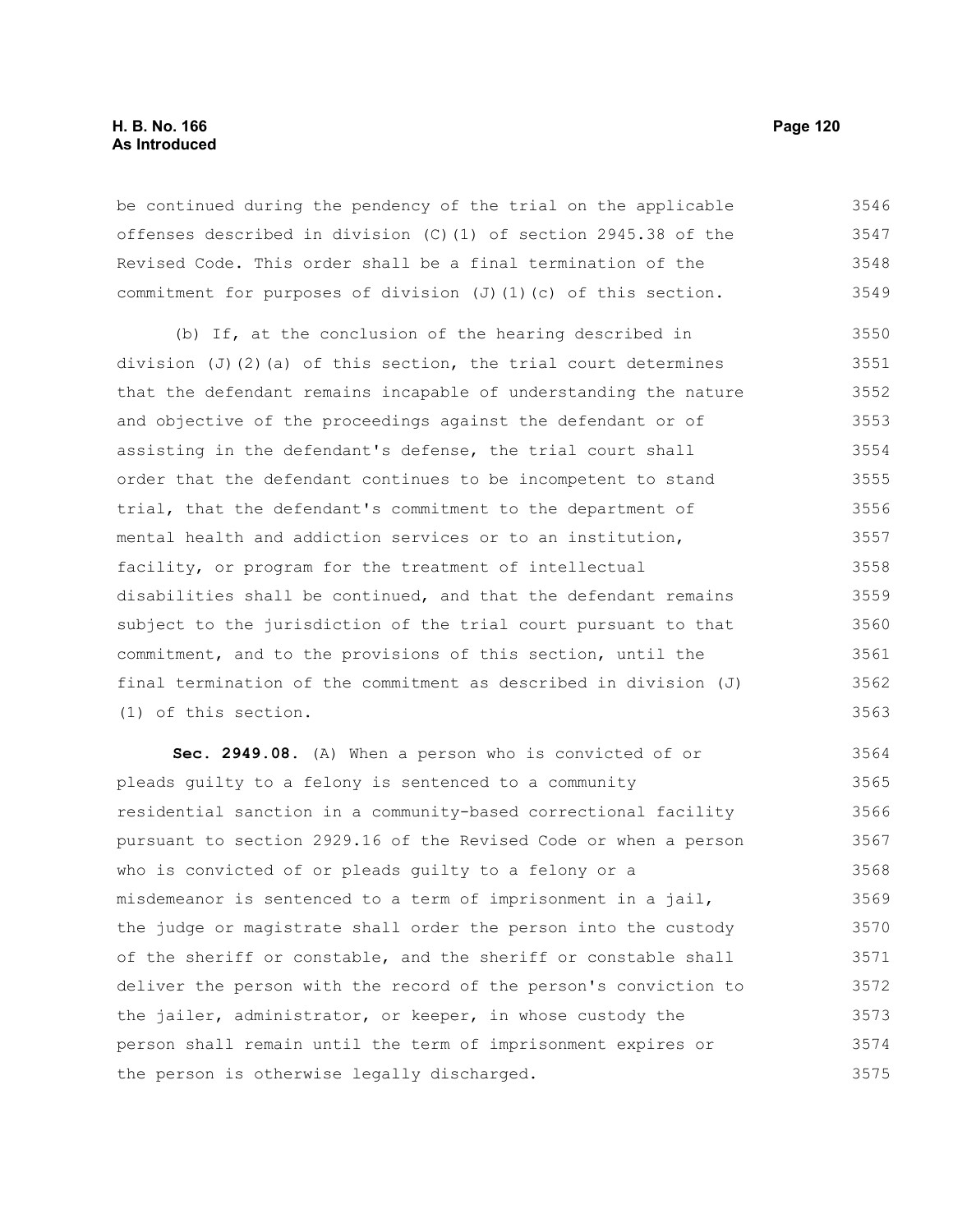be continued during the pendency of the trial on the applicable offenses described in division (C)(1) of section 2945.38 of the Revised Code. This order shall be a final termination of the commitment for purposes of division (J)(1)(c) of this section.

(b) If, at the conclusion of the hearing described in division (J)(2)(a) of this section, the trial court determines that the defendant remains incapable of understanding the nature and objective of the proceedings against the defendant or of assisting in the defendant's defense, the trial court shall order that the defendant continues to be incompetent to stand trial, that the defendant's commitment to the department of mental health and addiction services or to an institution, facility, or program for the treatment of intellectual disabilities shall be continued, and that the defendant remains subject to the jurisdiction of the trial court pursuant to that commitment, and to the provisions of this section, until the final termination of the commitment as described in division (J)(1) of this section.

**Sec. 2949.08.** (A) When a person who is convicted of or pleads guilty to a felony is sentenced to a community residential sanction in a community-based correctional facility pursuant to section 2929.16 of the Revised Code or when a person who is convicted of or pleads guilty to a felony or a misdemeanor is sentenced to a term of imprisonment in a jail, the judge or magistrate shall order the person into the custody of the sheriff or constable, and the sheriff or constable shall deliver the person with the record of the person's conviction to the jailer, administrator, or keeper, in whose custody the person shall remain until the term of imprisonment expires or the person is otherwise legally discharged.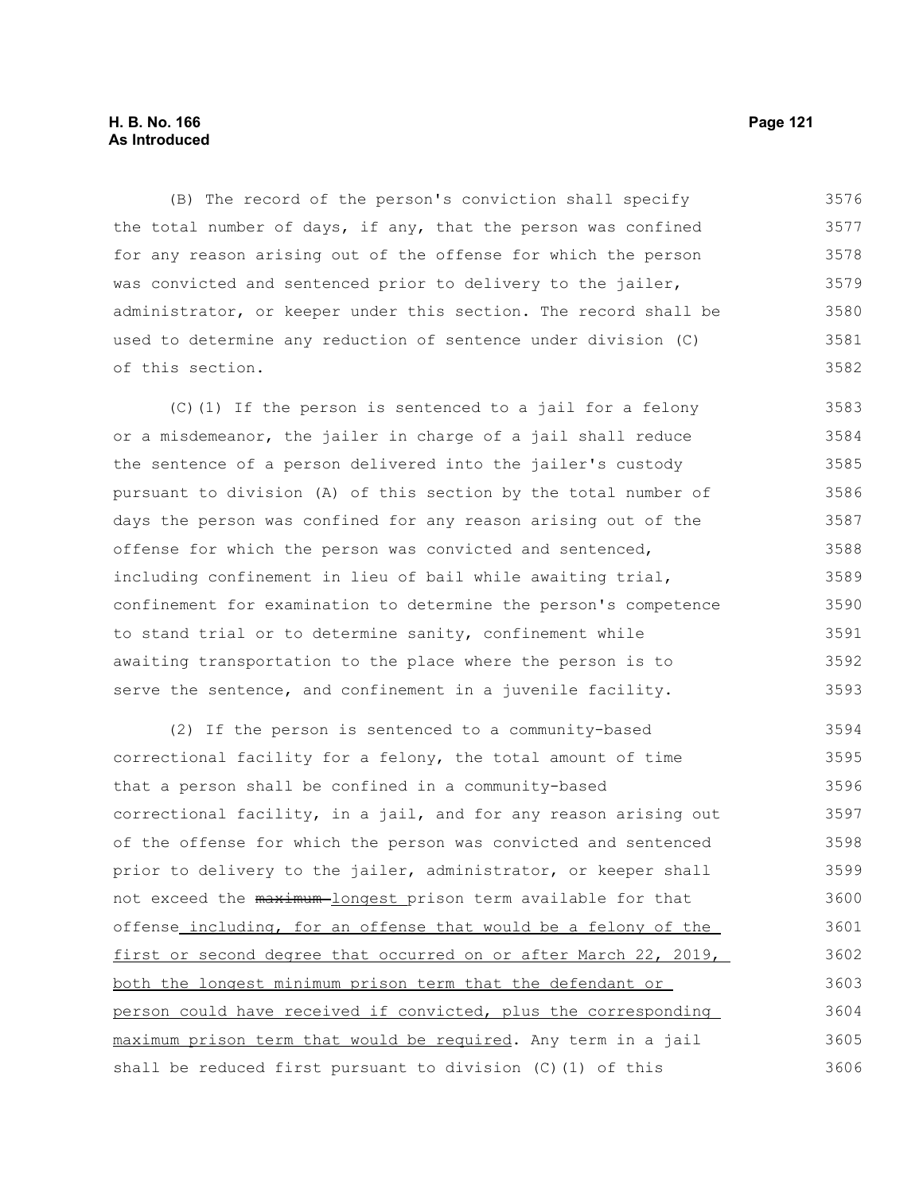(B) The record of the person's conviction shall specify the total number of days, if any, that the person was confined for any reason arising out of the offense for which the person was convicted and sentenced prior to delivery to the jailer, administrator, or keeper under this section. The record shall be used to determine any reduction of sentence under division (C) of this section.

(C)(1) If the person is sentenced to a jail for a felony or a misdemeanor, the jailer in charge of a jail shall reduce the sentence of a person delivered into the jailer's custody pursuant to division (A) of this section by the total number of days the person was confined for any reason arising out of the offense for which the person was convicted and sentenced, including confinement in lieu of bail while awaiting trial, confinement for examination to determine the person's competence to stand trial or to determine sanity, confinement while awaiting transportation to the place where the person is to serve the sentence, and confinement in a juvenile facility.

(2) If the person is sentenced to a community-based correctional facility for a felony, the total amount of time that a person shall be confined in a community-based correctional facility, in a jail, and for any reason arising out of the offense for which the person was convicted and sentenced prior to delivery to the jailer, administrator, or keeper shall not exceed the ~~maximum~~ longest prison term available for that offense including, for an offense that would be a felony of the first or second degree that occurred on or after March 22, 2019, both the longest minimum prison term that the defendant or person could have received if convicted, plus the corresponding maximum prison term that would be required. Any term in a jail shall be reduced first pursuant to division (C)(1) of this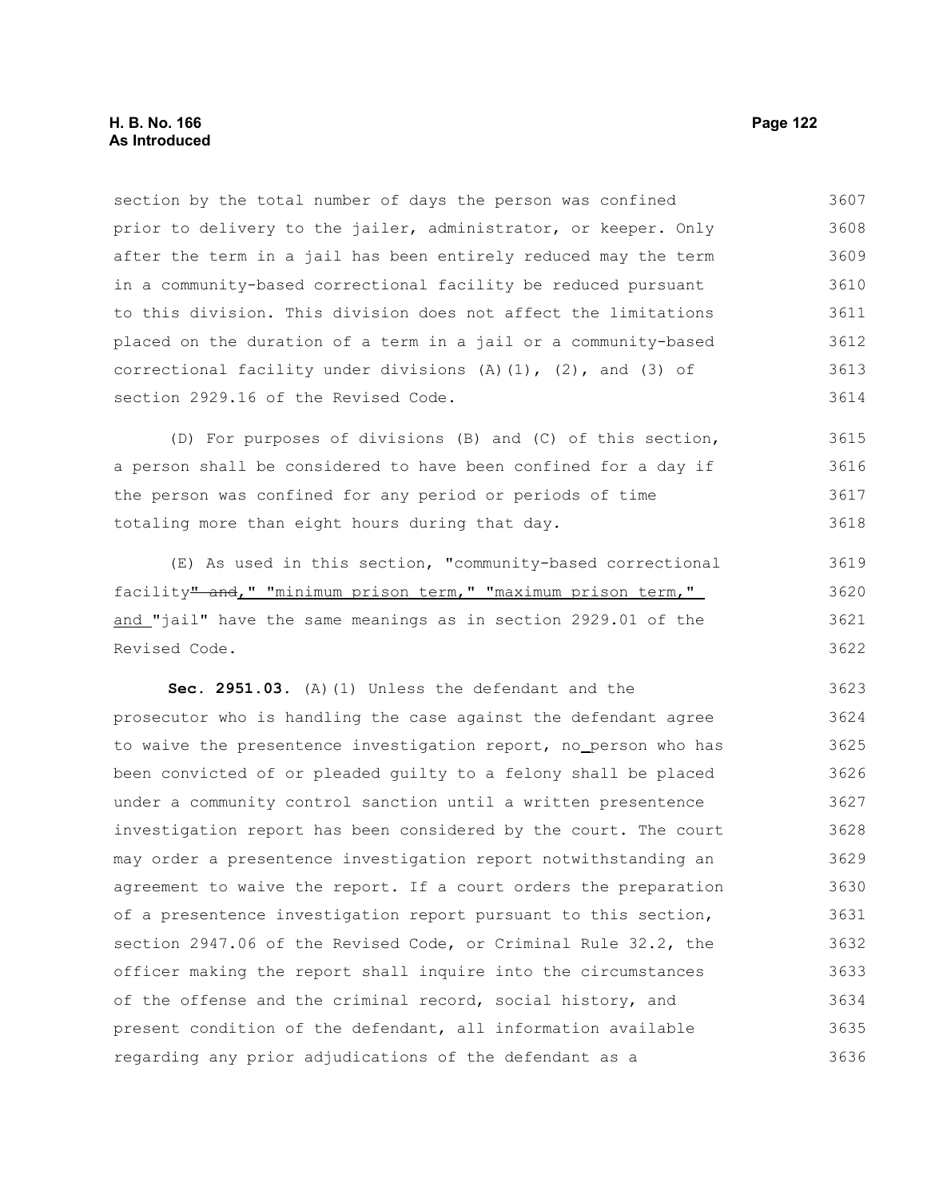section by the total number of days the person was confined prior to delivery to the jailer, administrator, or keeper. Only after the term in a jail has been entirely reduced may the term in a community-based correctional facility be reduced pursuant to this division. This division does not affect the limitations placed on the duration of a term in a jail or a community-based correctional facility under divisions (A)(1), (2), and (3) of section 2929.16 of the Revised Code.

(D) For purposes of divisions (B) and (C) of this section, a person shall be considered to have been confined for a day if the person was confined for any period or periods of time totaling more than eight hours during that day.

(E) As used in this section, "community-based correctional facility~~" and~~," "minimum prison term," "maximum prison term," and "jail" have the same meanings as in section 2929.01 of the Revised Code.

**Sec. 2951.03.** (A)(1) Unless the defendant and the prosecutor who is handling the case against the defendant agree to waive the presentence investigation report, no person who has been convicted of or pleaded guilty to a felony shall be placed under a community control sanction until a written presentence investigation report has been considered by the court. The court may order a presentence investigation report notwithstanding an agreement to waive the report. If a court orders the preparation of a presentence investigation report pursuant to this section, section 2947.06 of the Revised Code, or Criminal Rule 32.2, the officer making the report shall inquire into the circumstances of the offense and the criminal record, social history, and present condition of the defendant, all information available regarding any prior adjudications of the defendant as a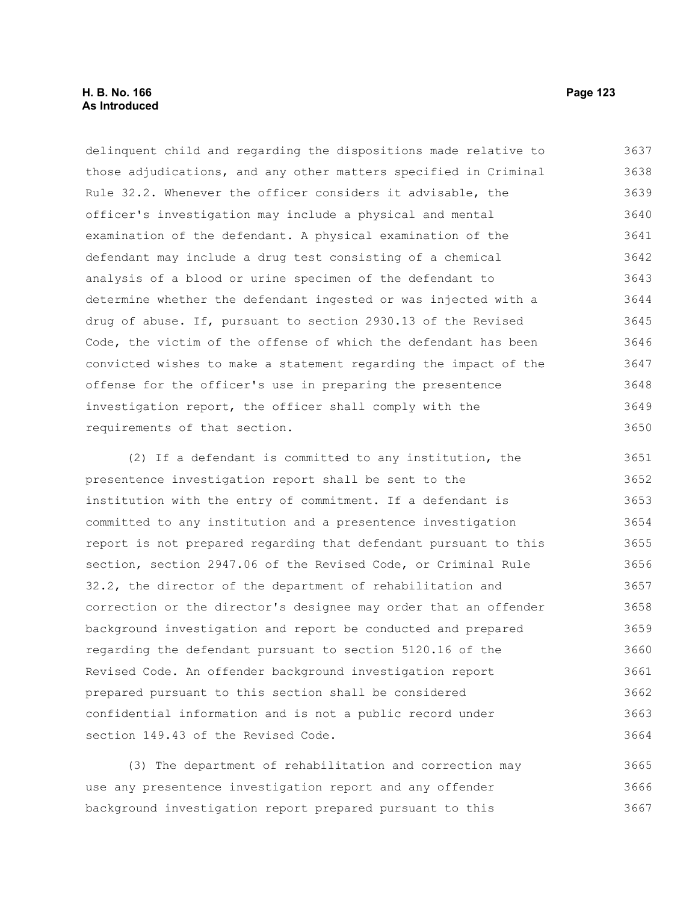delinquent child and regarding the dispositions made relative to those adjudications, and any other matters specified in Criminal Rule 32.2. Whenever the officer considers it advisable, the officer's investigation may include a physical and mental examination of the defendant. A physical examination of the defendant may include a drug test consisting of a chemical analysis of a blood or urine specimen of the defendant to determine whether the defendant ingested or was injected with a drug of abuse. If, pursuant to section 2930.13 of the Revised Code, the victim of the offense of which the defendant has been convicted wishes to make a statement regarding the impact of the offense for the officer's use in preparing the presentence investigation report, the officer shall comply with the requirements of that section.

(2) If a defendant is committed to any institution, the presentence investigation report shall be sent to the institution with the entry of commitment. If a defendant is committed to any institution and a presentence investigation report is not prepared regarding that defendant pursuant to this section, section 2947.06 of the Revised Code, or Criminal Rule 32.2, the director of the department of rehabilitation and correction or the director's designee may order that an offender background investigation and report be conducted and prepared regarding the defendant pursuant to section 5120.16 of the Revised Code. An offender background investigation report prepared pursuant to this section shall be considered confidential information and is not a public record under section 149.43 of the Revised Code.

(3) The department of rehabilitation and correction may use any presentence investigation report and any offender background investigation report prepared pursuant to this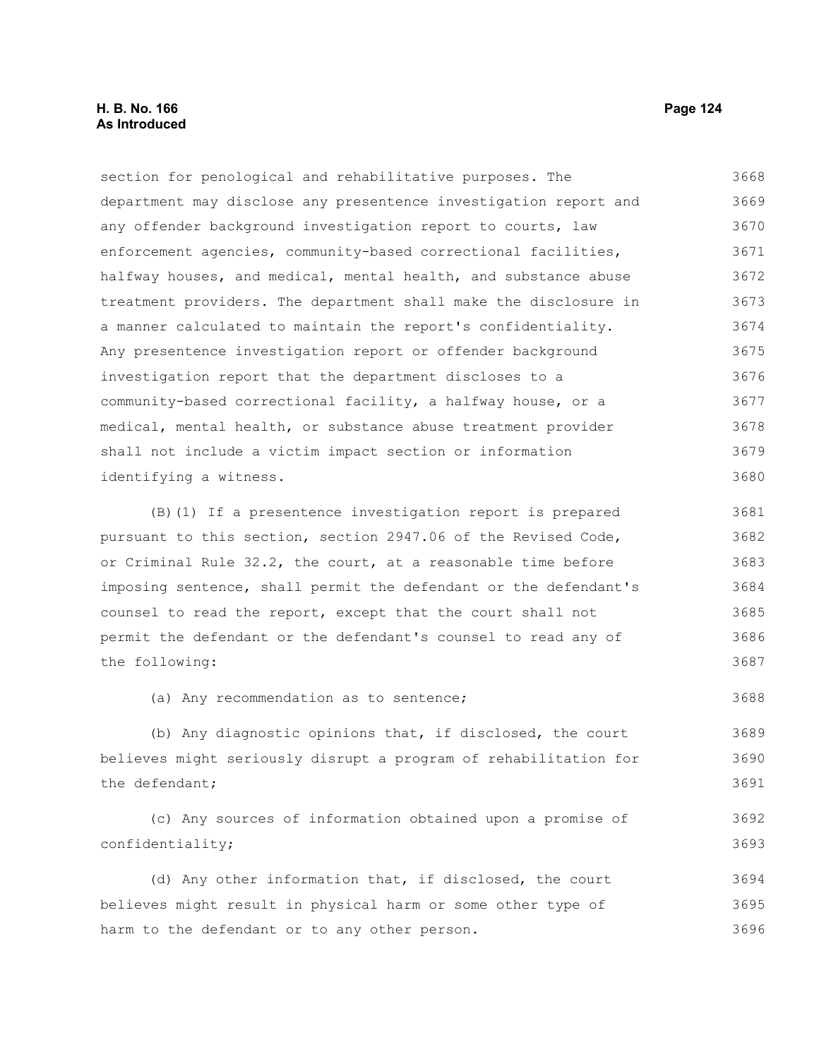section for penological and rehabilitative purposes. The department may disclose any presentence investigation report and any offender background investigation report to courts, law enforcement agencies, community-based correctional facilities, halfway houses, and medical, mental health, and substance abuse treatment providers. The department shall make the disclosure in a manner calculated to maintain the report's confidentiality. Any presentence investigation report or offender background investigation report that the department discloses to a community-based correctional facility, a halfway house, or a medical, mental health, or substance abuse treatment provider shall not include a victim impact section or information identifying a witness.

(B)(1) If a presentence investigation report is prepared pursuant to this section, section 2947.06 of the Revised Code, or Criminal Rule 32.2, the court, at a reasonable time before imposing sentence, shall permit the defendant or the defendant's counsel to read the report, except that the court shall not permit the defendant or the defendant's counsel to read any of the following:

(a) Any recommendation as to sentence;

(b) Any diagnostic opinions that, if disclosed, the court believes might seriously disrupt a program of rehabilitation for the defendant;

(c) Any sources of information obtained upon a promise of confidentiality;

(d) Any other information that, if disclosed, the court believes might result in physical harm or some other type of harm to the defendant or to any other person.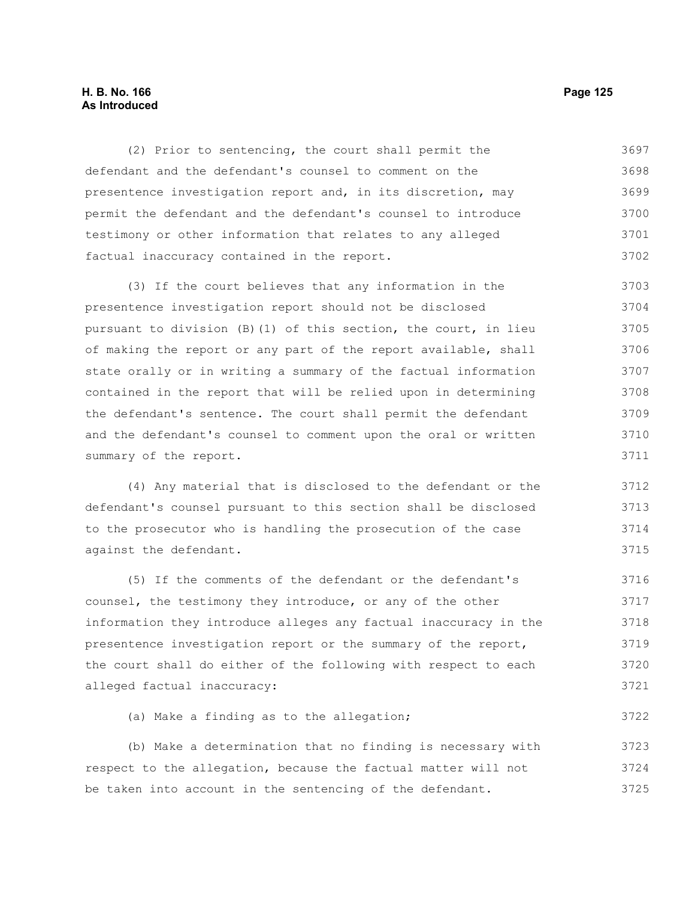(2) Prior to sentencing, the court shall permit the defendant and the defendant's counsel to comment on the presentence investigation report and, in its discretion, may permit the defendant and the defendant's counsel to introduce testimony or other information that relates to any alleged factual inaccuracy contained in the report.

(3) If the court believes that any information in the presentence investigation report should not be disclosed pursuant to division (B)(1) of this section, the court, in lieu of making the report or any part of the report available, shall state orally or in writing a summary of the factual information contained in the report that will be relied upon in determining the defendant's sentence. The court shall permit the defendant and the defendant's counsel to comment upon the oral or written summary of the report.

(4) Any material that is disclosed to the defendant or the defendant's counsel pursuant to this section shall be disclosed to the prosecutor who is handling the prosecution of the case against the defendant.

(5) If the comments of the defendant or the defendant's counsel, the testimony they introduce, or any of the other information they introduce alleges any factual inaccuracy in the presentence investigation report or the summary of the report, the court shall do either of the following with respect to each alleged factual inaccuracy:

(a) Make a finding as to the allegation;

(b) Make a determination that no finding is necessary with respect to the allegation, because the factual matter will not be taken into account in the sentencing of the defendant.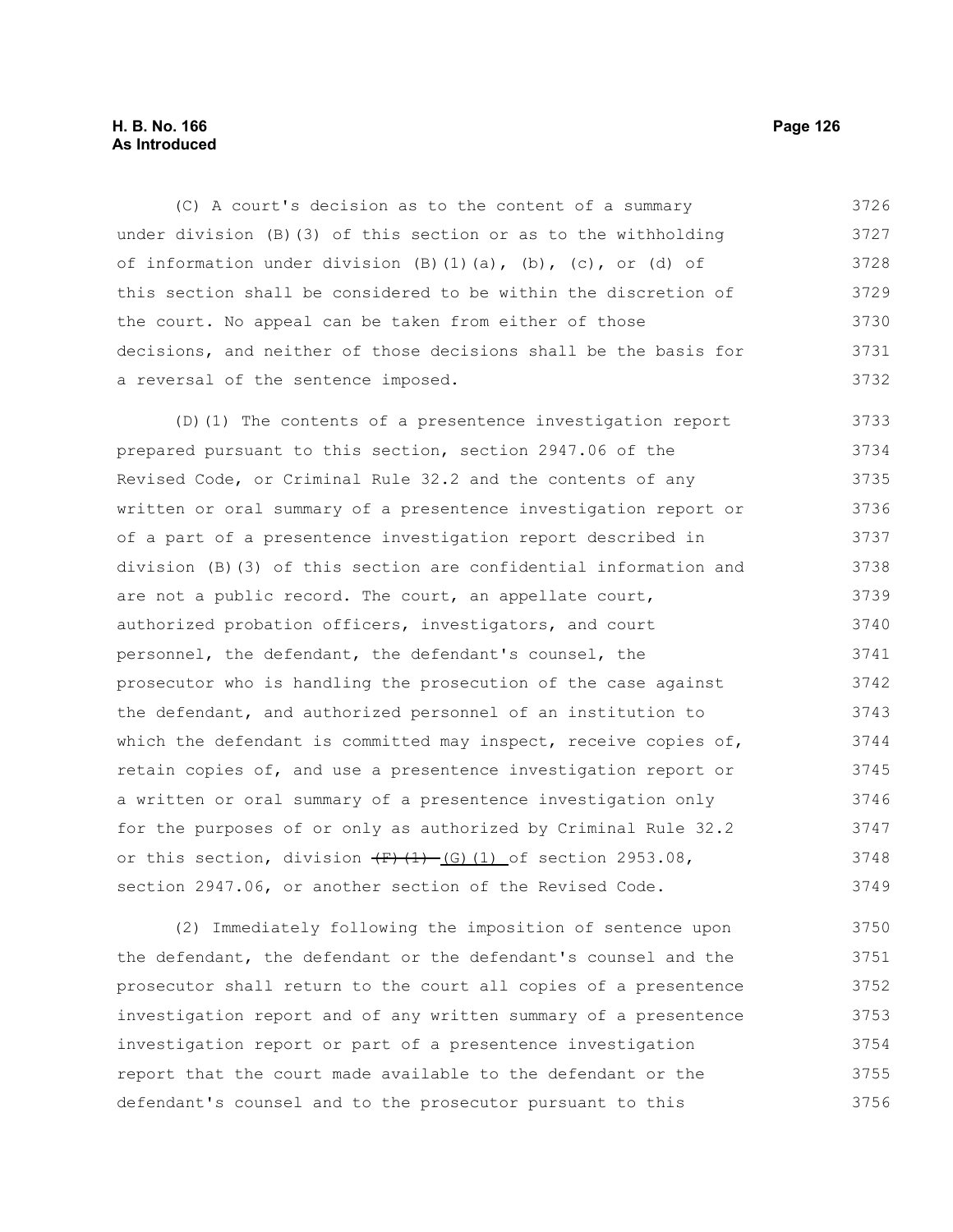(C) A court's decision as to the content of a summary under division (B)(3) of this section or as to the withholding of information under division (B)(1)(a), (b), (c), or (d) of this section shall be considered to be within the discretion of the court. No appeal can be taken from either of those decisions, and neither of those decisions shall be the basis for a reversal of the sentence imposed.

(D)(1) The contents of a presentence investigation report prepared pursuant to this section, section 2947.06 of the Revised Code, or Criminal Rule 32.2 and the contents of any written or oral summary of a presentence investigation report or of a part of a presentence investigation report described in division (B)(3) of this section are confidential information and are not a public record. The court, an appellate court, authorized probation officers, investigators, and court personnel, the defendant, the defendant's counsel, the prosecutor who is handling the prosecution of the case against the defendant, and authorized personnel of an institution to which the defendant is committed may inspect, receive copies of, retain copies of, and use a presentence investigation report or a written or oral summary of a presentence investigation only for the purposes of or only as authorized by Criminal Rule 32.2 or this section, division ~~(F)(1)~~ (G)(1) of section 2953.08, section 2947.06, or another section of the Revised Code.

(2) Immediately following the imposition of sentence upon the defendant, the defendant or the defendant's counsel and the prosecutor shall return to the court all copies of a presentence investigation report and of any written summary of a presentence investigation report or part of a presentence investigation report that the court made available to the defendant or the defendant's counsel and to the prosecutor pursuant to this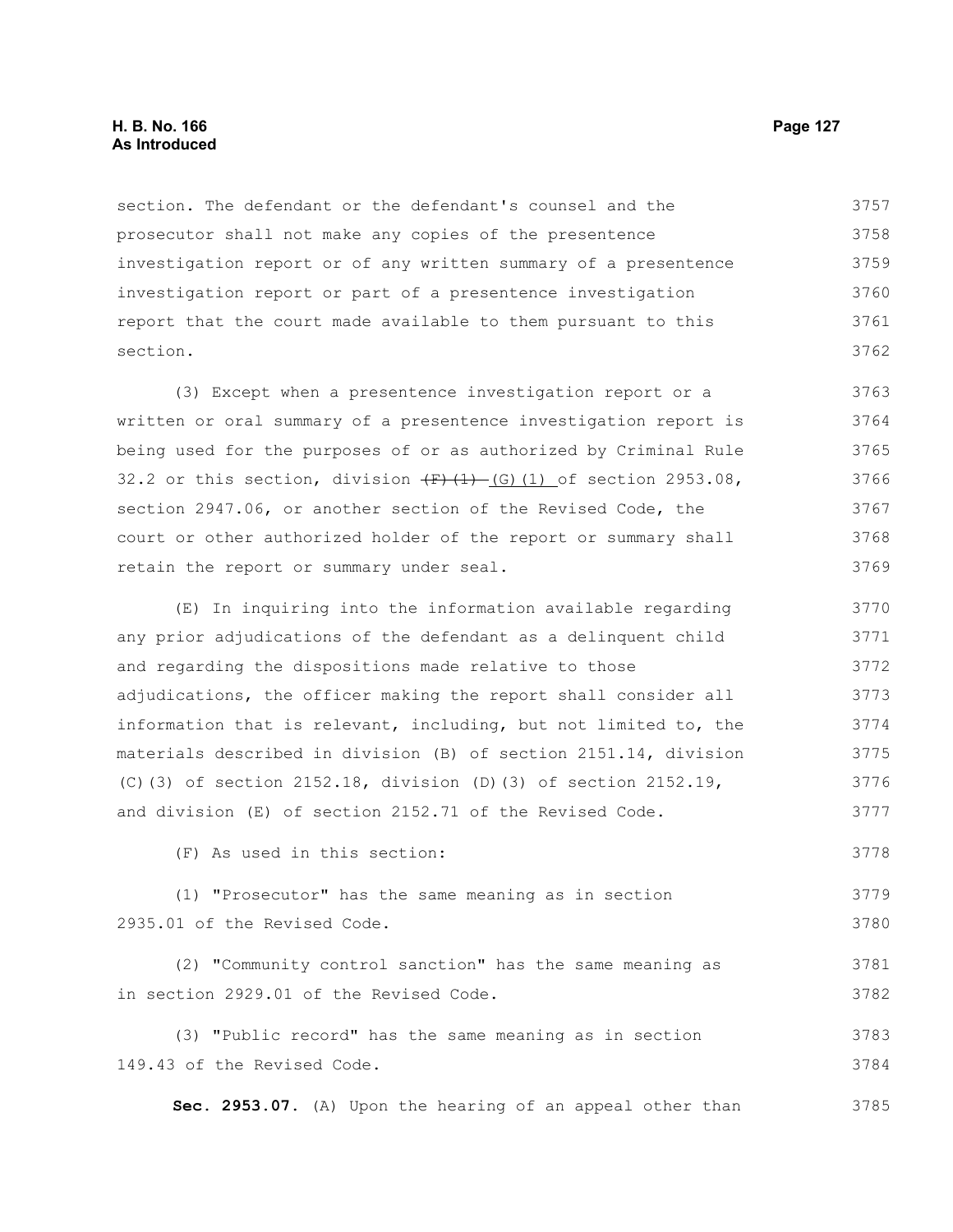section. The defendant or the defendant's counsel and the prosecutor shall not make any copies of the presentence investigation report or of any written summary of a presentence investigation report or part of a presentence investigation report that the court made available to them pursuant to this section.

(3) Except when a presentence investigation report or a written or oral summary of a presentence investigation report is being used for the purposes of or as authorized by Criminal Rule 32.2 or this section, division ~~(F)(1)~~ (G)(1) of section 2953.08, section 2947.06, or another section of the Revised Code, the court or other authorized holder of the report or summary shall retain the report or summary under seal.

(E) In inquiring into the information available regarding any prior adjudications of the defendant as a delinquent child and regarding the dispositions made relative to those adjudications, the officer making the report shall consider all information that is relevant, including, but not limited to, the materials described in division (B) of section 2151.14, division (C)(3) of section 2152.18, division (D)(3) of section 2152.19, and division (E) of section 2152.71 of the Revised Code.

(F) As used in this section:

(1) "Prosecutor" has the same meaning as in section 2935.01 of the Revised Code.

(2) "Community control sanction" has the same meaning as in section 2929.01 of the Revised Code.

(3) "Public record" has the same meaning as in section 149.43 of the Revised Code.

**Sec. 2953.07.** (A) Upon the hearing of an appeal other than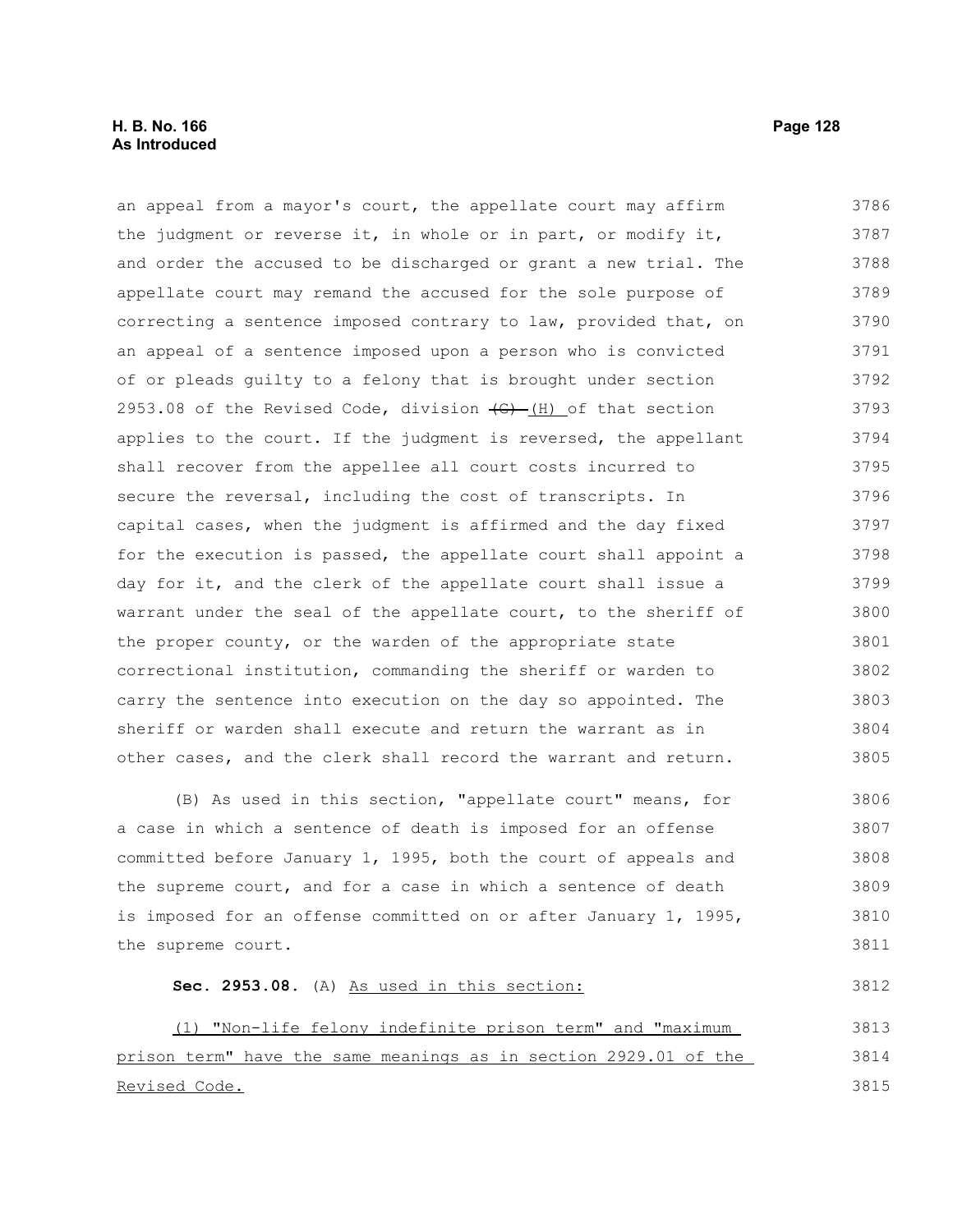an appeal from a mayor's court, the appellate court may affirm the judgment or reverse it, in whole or in part, or modify it, and order the accused to be discharged or grant a new trial. The appellate court may remand the accused for the sole purpose of correcting a sentence imposed contrary to law, provided that, on an appeal of a sentence imposed upon a person who is convicted of or pleads guilty to a felony that is brought under section 2953.08 of the Revised Code, division ~~(G)~~ (H) of that section applies to the court. If the judgment is reversed, the appellant shall recover from the appellee all court costs incurred to secure the reversal, including the cost of transcripts. In capital cases, when the judgment is affirmed and the day fixed for the execution is passed, the appellate court shall appoint a day for it, and the clerk of the appellate court shall issue a warrant under the seal of the appellate court, to the sheriff of the proper county, or the warden of the appropriate state correctional institution, commanding the sheriff or warden to carry the sentence into execution on the day so appointed. The sheriff or warden shall execute and return the warrant as in other cases, and the clerk shall record the warrant and return.

(B) As used in this section, "appellate court" means, for a case in which a sentence of death is imposed for an offense committed before January 1, 1995, both the court of appeals and the supreme court, and for a case in which a sentence of death is imposed for an offense committed on or after January 1, 1995, the supreme court.

**Sec. 2953.08.** (A) As used in this section:

(1) "Non-life felony indefinite prison term" and "maximum prison term" have the same meanings as in section 2929.01 of the Revised Code.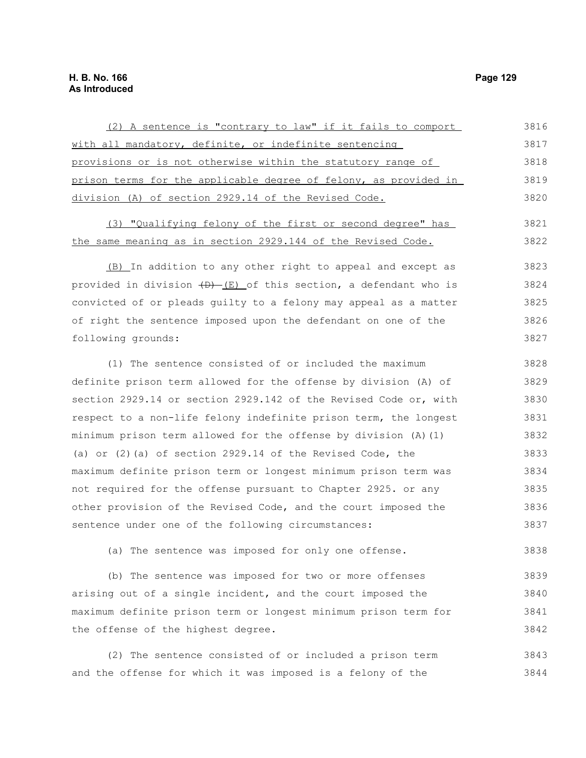(2) A sentence is "contrary to law" if it fails to comport with all mandatory, definite, or indefinite sentencing provisions or is not otherwise within the statutory range of prison terms for the applicable degree of felony, as provided in division (A) of section 2929.14 of the Revised Code.

(3) "Qualifying felony of the first or second degree" has the same meaning as in section 2929.144 of the Revised Code.

(B) In addition to any other right to appeal and except as provided in division ~~(D)~~ (E) of this section, a defendant who is convicted of or pleads guilty to a felony may appeal as a matter of right the sentence imposed upon the defendant on one of the following grounds:

(1) The sentence consisted of or included the maximum definite prison term allowed for the offense by division (A) of section 2929.14 or section 2929.142 of the Revised Code or, with respect to a non-life felony indefinite prison term, the longest minimum prison term allowed for the offense by division (A)(1)(a) or (2)(a) of section 2929.14 of the Revised Code, the maximum definite prison term or longest minimum prison term was not required for the offense pursuant to Chapter 2925. or any other provision of the Revised Code, and the court imposed the sentence under one of the following circumstances:

(a) The sentence was imposed for only one offense.

(b) The sentence was imposed for two or more offenses arising out of a single incident, and the court imposed the maximum definite prison term or longest minimum prison term for the offense of the highest degree.

(2) The sentence consisted of or included a prison term and the offense for which it was imposed is a felony of the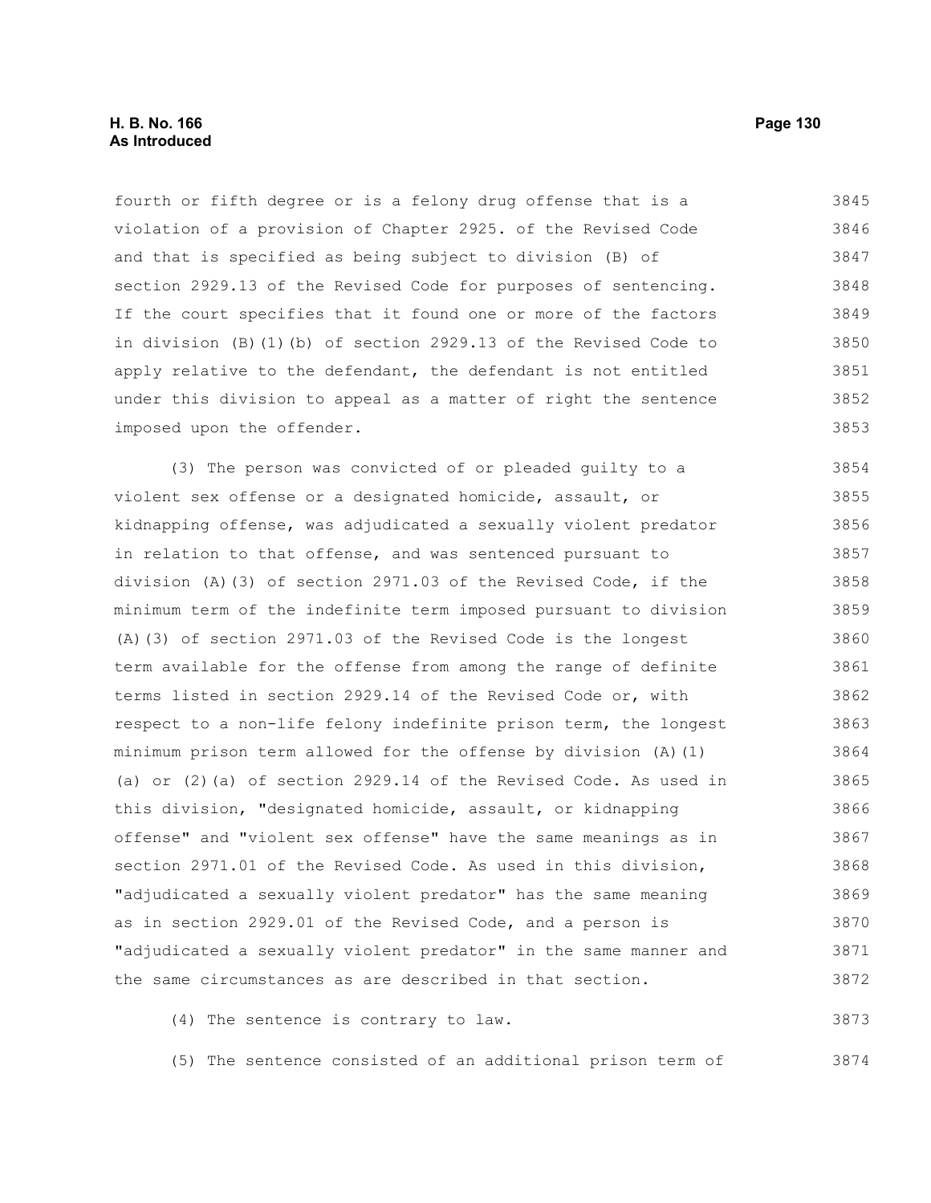fourth or fifth degree or is a felony drug offense that is a violation of a provision of Chapter 2925. of the Revised Code and that is specified as being subject to division (B) of section 2929.13 of the Revised Code for purposes of sentencing. If the court specifies that it found one or more of the factors in division (B)(1)(b) of section 2929.13 of the Revised Code to apply relative to the defendant, the defendant is not entitled under this division to appeal as a matter of right the sentence imposed upon the offender.

(3) The person was convicted of or pleaded guilty to a violent sex offense or a designated homicide, assault, or kidnapping offense, was adjudicated a sexually violent predator in relation to that offense, and was sentenced pursuant to division (A)(3) of section 2971.03 of the Revised Code, if the minimum term of the indefinite term imposed pursuant to division (A)(3) of section 2971.03 of the Revised Code is the longest term available for the offense from among the range of definite terms listed in section 2929.14 of the Revised Code or, with respect to a non-life felony indefinite prison term, the longest minimum prison term allowed for the offense by division (A)(1)(a) or (2)(a) of section 2929.14 of the Revised Code. As used in this division, "designated homicide, assault, or kidnapping offense" and "violent sex offense" have the same meanings as in section 2971.01 of the Revised Code. As used in this division, "adjudicated a sexually violent predator" has the same meaning as in section 2929.01 of the Revised Code, and a person is "adjudicated a sexually violent predator" in the same manner and the same circumstances as are described in that section.

(4) The sentence is contrary to law.

(5) The sentence consisted of an additional prison term of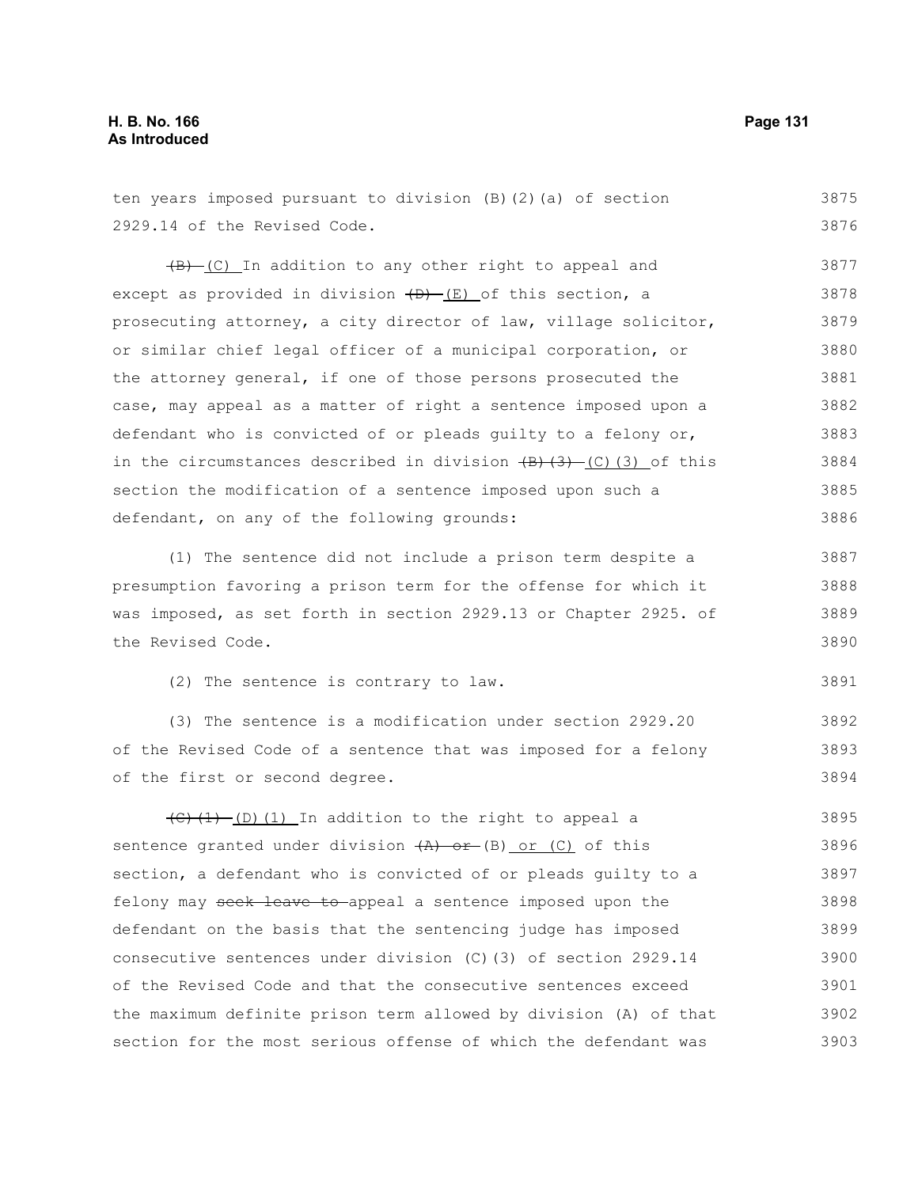ten years imposed pursuant to division (B)(2)(a) of section 2929.14 of the Revised Code.

~~(B)~~ (C) In addition to any other right to appeal and except as provided in division ~~(D)~~ (E) of this section, a prosecuting attorney, a city director of law, village solicitor, or similar chief legal officer of a municipal corporation, or the attorney general, if one of those persons prosecuted the case, may appeal as a matter of right a sentence imposed upon a defendant who is convicted of or pleads guilty to a felony or, in the circumstances described in division ~~(B)(3)~~ (C)(3) of this section the modification of a sentence imposed upon such a defendant, on any of the following grounds:

(1) The sentence did not include a prison term despite a presumption favoring a prison term for the offense for which it was imposed, as set forth in section 2929.13 or Chapter 2925. of the Revised Code.

(2) The sentence is contrary to law.

(3) The sentence is a modification under section 2929.20 of the Revised Code of a sentence that was imposed for a felony of the first or second degree.

~~(C)(1)~~ (D)(1) In addition to the right to appeal a sentence granted under division ~~(A) or~~ (B) or (C) of this section, a defendant who is convicted of or pleads guilty to a felony may ~~seek leave to~~ appeal a sentence imposed upon the defendant on the basis that the sentencing judge has imposed consecutive sentences under division (C)(3) of section 2929.14 of the Revised Code and that the consecutive sentences exceed the maximum definite prison term allowed by division (A) of that section for the most serious offense of which the defendant was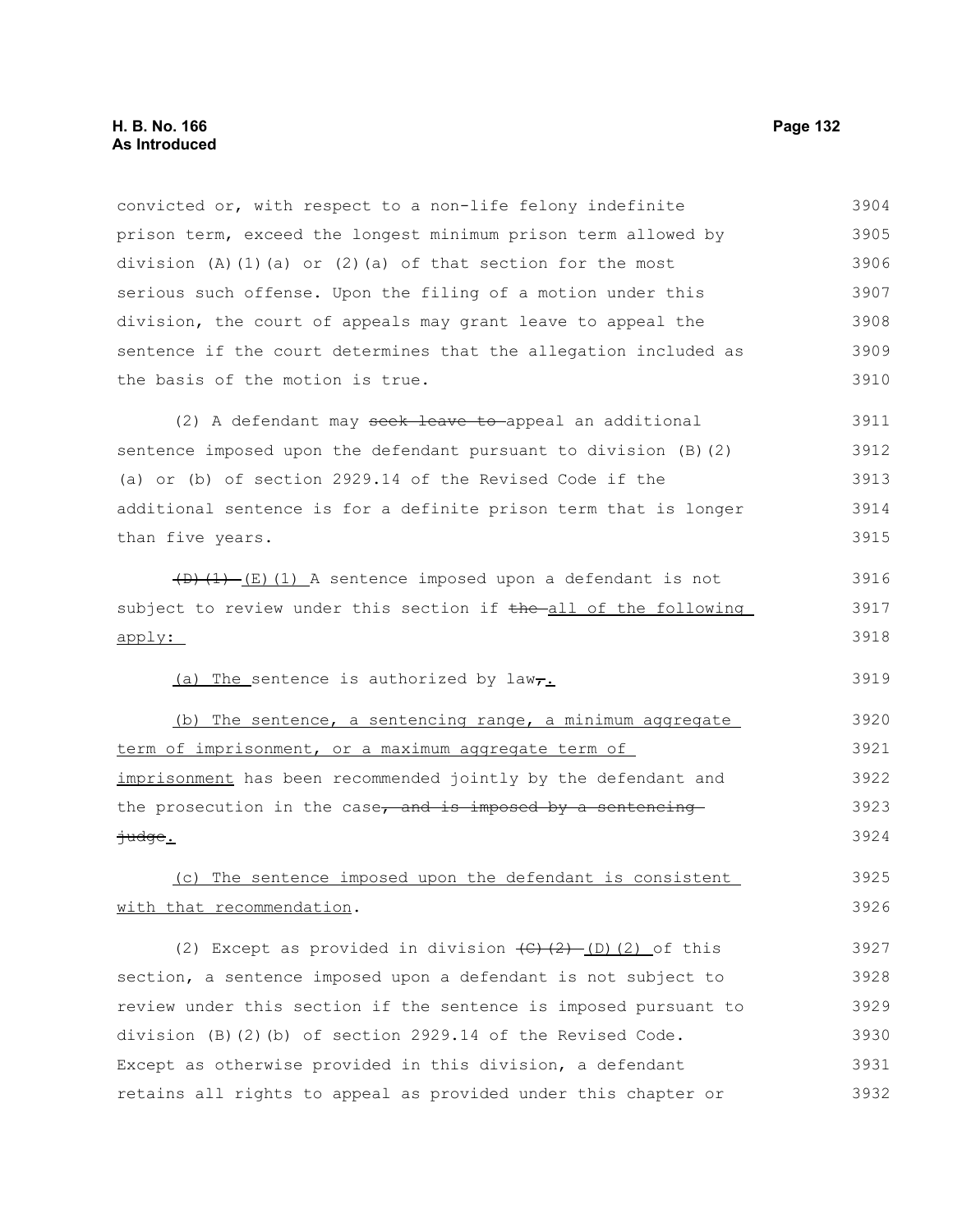convicted or, with respect to a non-life felony indefinite prison term, exceed the longest minimum prison term allowed by division (A)(1)(a) or (2)(a) of that section for the most serious such offense. Upon the filing of a motion under this division, the court of appeals may grant leave to appeal the sentence if the court determines that the allegation included as the basis of the motion is true.

(2) A defendant may ~~seek leave to~~ appeal an additional sentence imposed upon the defendant pursuant to division (B)(2)(a) or (b) of section 2929.14 of the Revised Code if the additional sentence is for a definite prison term that is longer than five years.

~~(D)(1)~~ (E)(1) A sentence imposed upon a defendant is not subject to review under this section if ~~the~~ all of the following apply:

(a) The sentence is authorized by law~~,~~.

(b) The sentence, a sentencing range, a minimum aggregate term of imprisonment, or a maximum aggregate term of imprisonment has been recommended jointly by the defendant and the prosecution in the case~~, and is imposed by a sentencing judge~~.

(c) The sentence imposed upon the defendant is consistent with that recommendation.

(2) Except as provided in division ~~(C)(2)~~ (D)(2) of this section, a sentence imposed upon a defendant is not subject to review under this section if the sentence is imposed pursuant to division (B)(2)(b) of section 2929.14 of the Revised Code. Except as otherwise provided in this division, a defendant retains all rights to appeal as provided under this chapter or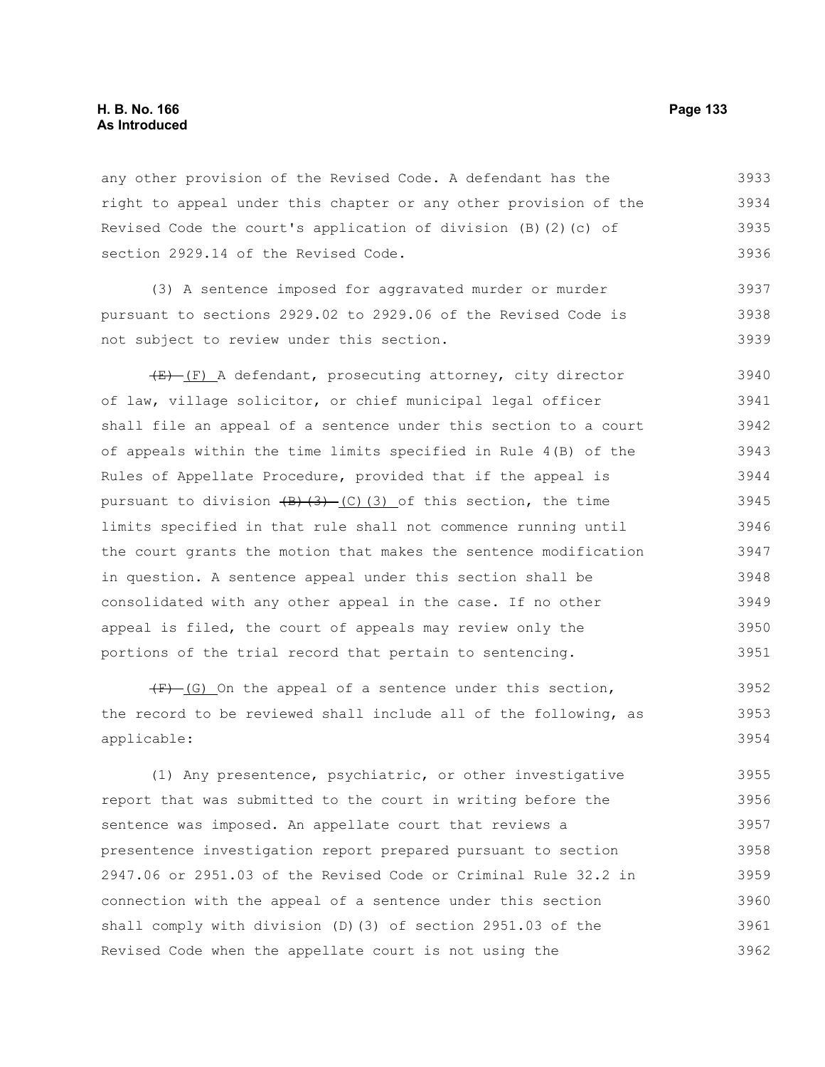any other provision of the Revised Code. A defendant has the right to appeal under this chapter or any other provision of the Revised Code the court's application of division (B)(2)(c) of section 2929.14 of the Revised Code.

(3) A sentence imposed for aggravated murder or murder pursuant to sections 2929.02 to 2929.06 of the Revised Code is not subject to review under this section.

~~(E)~~ (F) A defendant, prosecuting attorney, city director of law, village solicitor, or chief municipal legal officer shall file an appeal of a sentence under this section to a court of appeals within the time limits specified in Rule 4(B) of the Rules of Appellate Procedure, provided that if the appeal is pursuant to division ~~(B)(3)~~ (C)(3) of this section, the time limits specified in that rule shall not commence running until the court grants the motion that makes the sentence modification in question. A sentence appeal under this section shall be consolidated with any other appeal in the case. If no other appeal is filed, the court of appeals may review only the portions of the trial record that pertain to sentencing.

~~(F)~~ (G) On the appeal of a sentence under this section, the record to be reviewed shall include all of the following, as applicable:

(1) Any presentence, psychiatric, or other investigative report that was submitted to the court in writing before the sentence was imposed. An appellate court that reviews a presentence investigation report prepared pursuant to section 2947.06 or 2951.03 of the Revised Code or Criminal Rule 32.2 in connection with the appeal of a sentence under this section shall comply with division (D)(3) of section 2951.03 of the Revised Code when the appellate court is not using the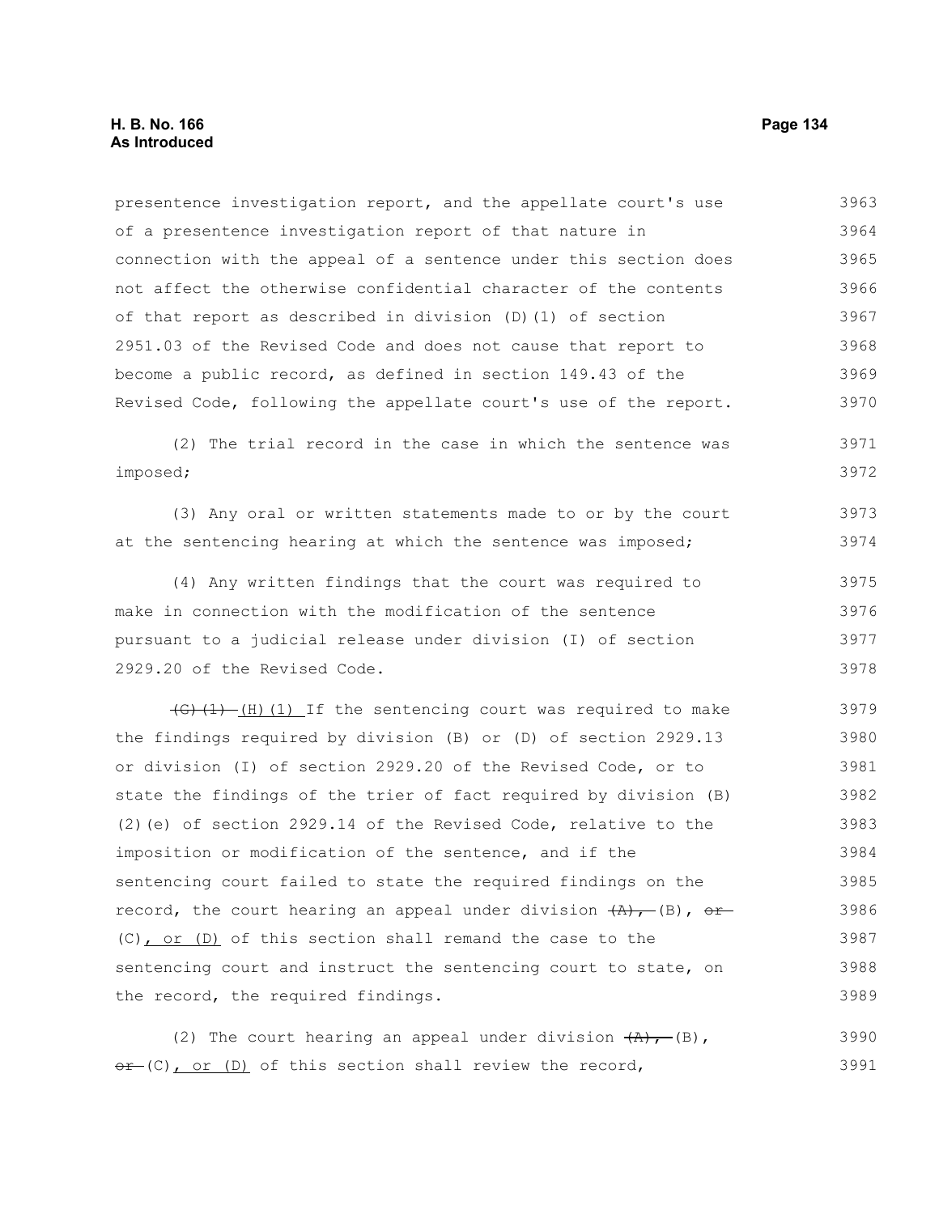presentence investigation report, and the appellate court's use of a presentence investigation report of that nature in connection with the appeal of a sentence under this section does not affect the otherwise confidential character of the contents of that report as described in division (D)(1) of section 2951.03 of the Revised Code and does not cause that report to become a public record, as defined in section 149.43 of the Revised Code, following the appellate court's use of the report.

(2) The trial record in the case in which the sentence was imposed;

(3) Any oral or written statements made to or by the court at the sentencing hearing at which the sentence was imposed;

(4) Any written findings that the court was required to make in connection with the modification of the sentence pursuant to a judicial release under division (I) of section 2929.20 of the Revised Code.

~~(G)(1)~~ (H)(1) If the sentencing court was required to make the findings required by division (B) or (D) of section 2929.13 or division (I) of section 2929.20 of the Revised Code, or to state the findings of the trier of fact required by division (B)(2)(e) of section 2929.14 of the Revised Code, relative to the imposition or modification of the sentence, and if the sentencing court failed to state the required findings on the record, the court hearing an appeal under division ~~(A),~~ (B), ~~or~~ (C), or (D) of this section shall remand the case to the sentencing court and instruct the sentencing court to state, on the record, the required findings.

(2) The court hearing an appeal under division ~~(A),~~ (B), ~~or~~ (C), or (D) of this section shall review the record,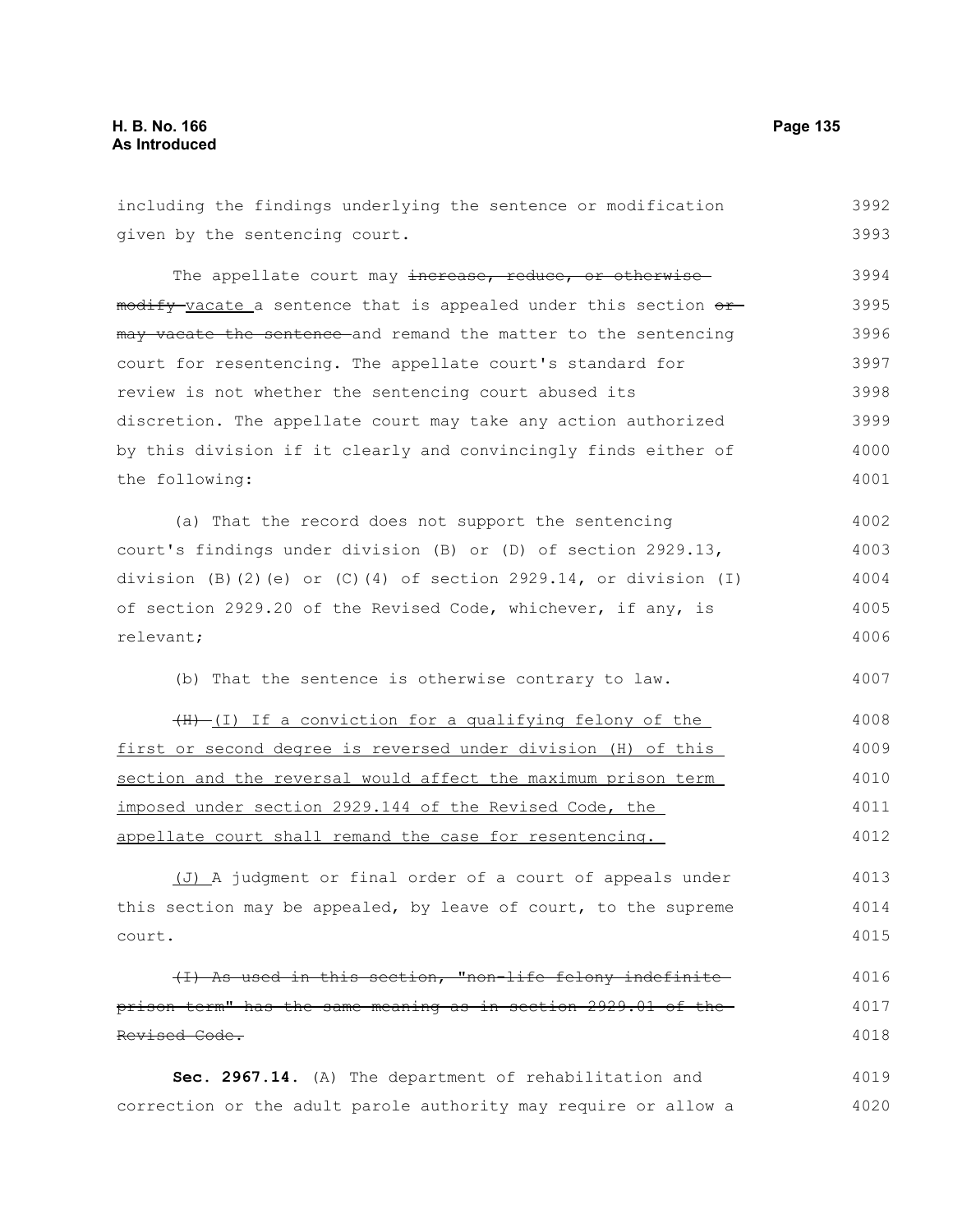including the findings underlying the sentence or modification given by the sentencing court.

The appellate court may ~~increase, reduce, or otherwise modify~~ vacate a sentence that is appealed under this section ~~or may vacate the sentence~~ and remand the matter to the sentencing court for resentencing. The appellate court's standard for review is not whether the sentencing court abused its discretion. The appellate court may take any action authorized by this division if it clearly and convincingly finds either of the following:

(a) That the record does not support the sentencing court's findings under division (B) or (D) of section 2929.13, division (B)(2)(e) or (C)(4) of section 2929.14, or division (I) of section 2929.20 of the Revised Code, whichever, if any, is relevant;

(b) That the sentence is otherwise contrary to law.

~~(H)~~ (I) If a conviction for a qualifying felony of the first or second degree is reversed under division (H) of this section and the reversal would affect the maximum prison term imposed under section 2929.144 of the Revised Code, the appellate court shall remand the case for resentencing.

(J) A judgment or final order of a court of appeals under this section may be appealed, by leave of court, to the supreme court.

~~(I) As used in this section, "non-life felony indefinite prison term" has the same meaning as in section 2929.01 of the Revised Code.~~

**Sec. 2967.14.** (A) The department of rehabilitation and correction or the adult parole authority may require or allow a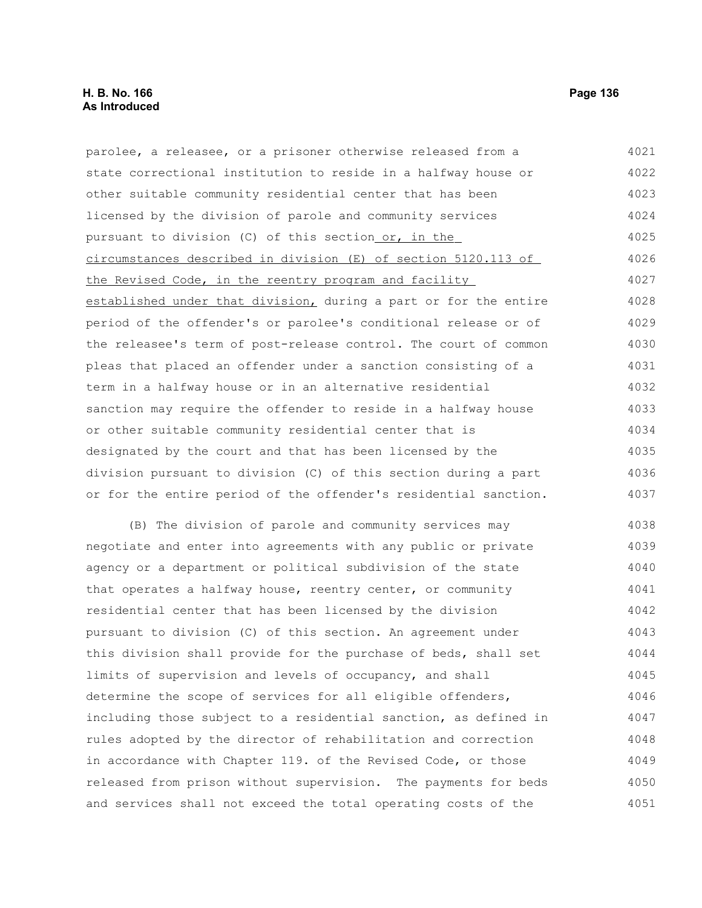parolee, a releasee, or a prisoner otherwise released from a state correctional institution to reside in a halfway house or other suitable community residential center that has been licensed by the division of parole and community services pursuant to division (C) of this section or, in the circumstances described in division (E) of section 5120.113 of the Revised Code, in the reentry program and facility established under that division, during a part or for the entire period of the offender's or parolee's conditional release or of the releasee's term of post-release control. The court of common pleas that placed an offender under a sanction consisting of a term in a halfway house or in an alternative residential sanction may require the offender to reside in a halfway house or other suitable community residential center that is designated by the court and that has been licensed by the division pursuant to division (C) of this section during a part or for the entire period of the offender's residential sanction.

(B) The division of parole and community services may negotiate and enter into agreements with any public or private agency or a department or political subdivision of the state that operates a halfway house, reentry center, or community residential center that has been licensed by the division pursuant to division (C) of this section. An agreement under this division shall provide for the purchase of beds, shall set limits of supervision and levels of occupancy, and shall determine the scope of services for all eligible offenders, including those subject to a residential sanction, as defined in rules adopted by the director of rehabilitation and correction in accordance with Chapter 119. of the Revised Code, or those released from prison without supervision. The payments for beds and services shall not exceed the total operating costs of the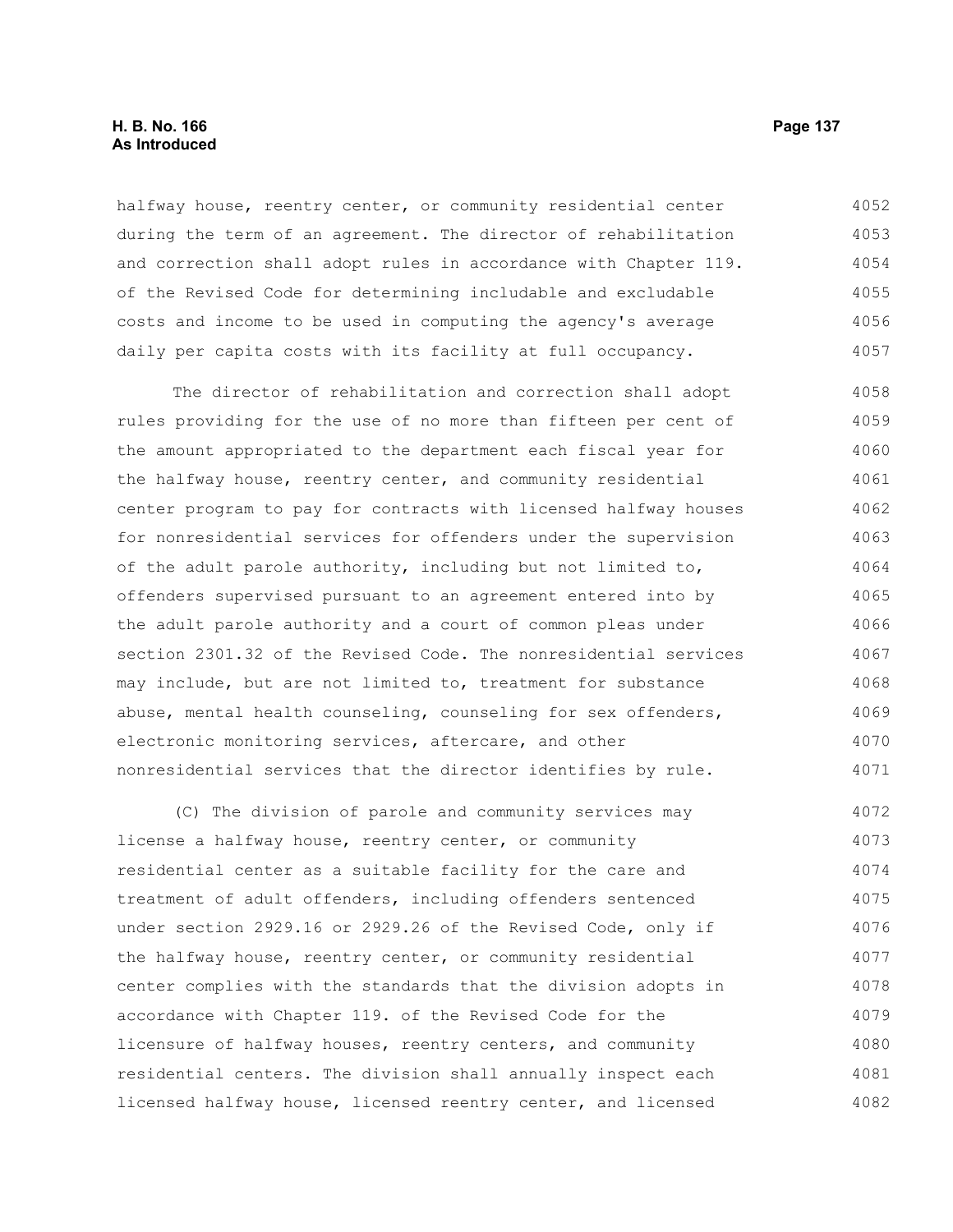halfway house, reentry center, or community residential center during the term of an agreement. The director of rehabilitation and correction shall adopt rules in accordance with Chapter 119. of the Revised Code for determining includable and excludable costs and income to be used in computing the agency's average daily per capita costs with its facility at full occupancy.

The director of rehabilitation and correction shall adopt rules providing for the use of no more than fifteen per cent of the amount appropriated to the department each fiscal year for the halfway house, reentry center, and community residential center program to pay for contracts with licensed halfway houses for nonresidential services for offenders under the supervision of the adult parole authority, including but not limited to, offenders supervised pursuant to an agreement entered into by the adult parole authority and a court of common pleas under section 2301.32 of the Revised Code. The nonresidential services may include, but are not limited to, treatment for substance abuse, mental health counseling, counseling for sex offenders, electronic monitoring services, aftercare, and other nonresidential services that the director identifies by rule.

(C) The division of parole and community services may license a halfway house, reentry center, or community residential center as a suitable facility for the care and treatment of adult offenders, including offenders sentenced under section 2929.16 or 2929.26 of the Revised Code, only if the halfway house, reentry center, or community residential center complies with the standards that the division adopts in accordance with Chapter 119. of the Revised Code for the licensure of halfway houses, reentry centers, and community residential centers. The division shall annually inspect each licensed halfway house, licensed reentry center, and licensed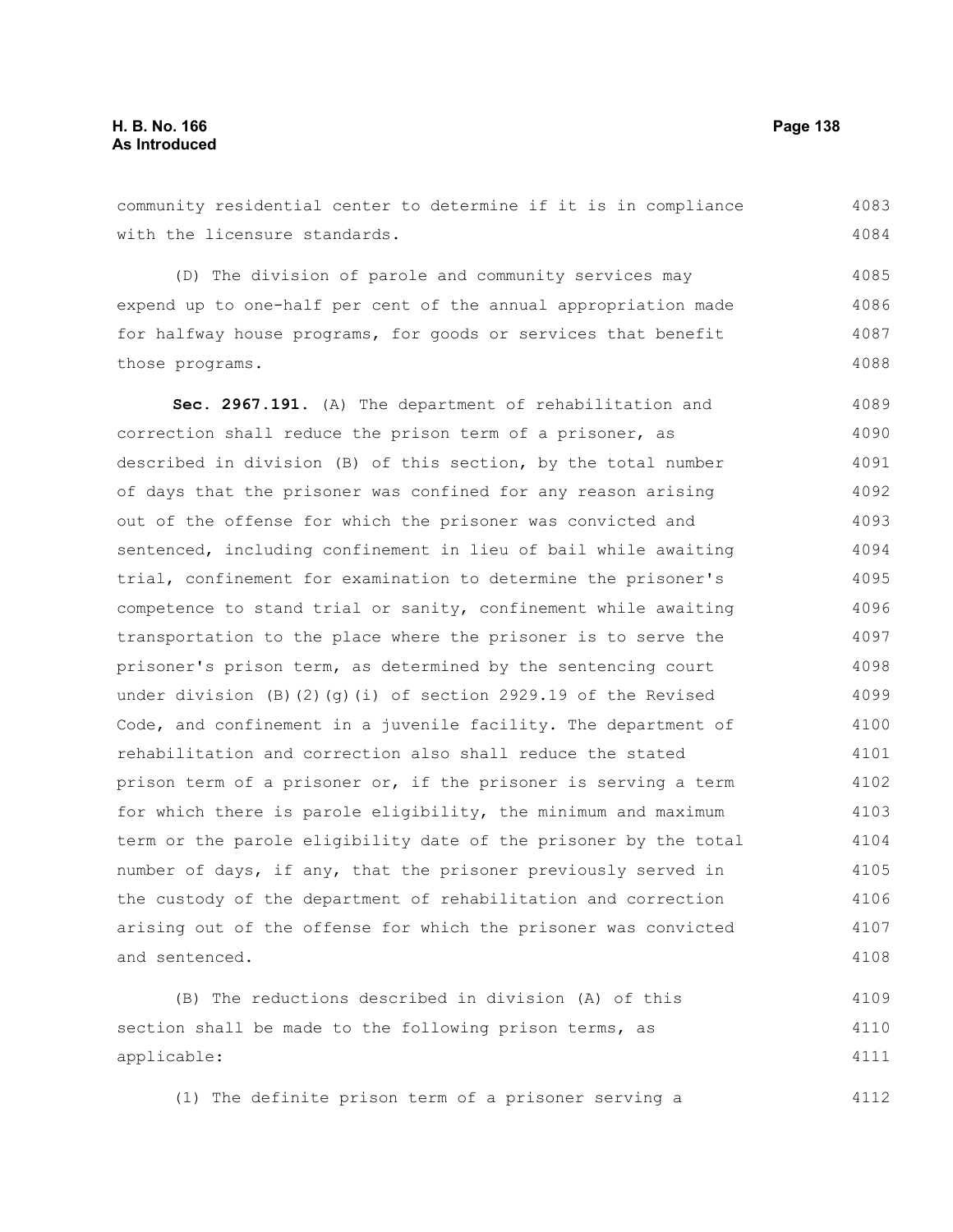community residential center to determine if it is in compliance with the licensure standards.

(D) The division of parole and community services may expend up to one-half per cent of the annual appropriation made for halfway house programs, for goods or services that benefit those programs.

**Sec. 2967.191.** (A) The department of rehabilitation and correction shall reduce the prison term of a prisoner, as described in division (B) of this section, by the total number of days that the prisoner was confined for any reason arising out of the offense for which the prisoner was convicted and sentenced, including confinement in lieu of bail while awaiting trial, confinement for examination to determine the prisoner's competence to stand trial or sanity, confinement while awaiting transportation to the place where the prisoner is to serve the prisoner's prison term, as determined by the sentencing court under division (B)(2)(g)(i) of section 2929.19 of the Revised Code, and confinement in a juvenile facility. The department of rehabilitation and correction also shall reduce the stated prison term of a prisoner or, if the prisoner is serving a term for which there is parole eligibility, the minimum and maximum term or the parole eligibility date of the prisoner by the total number of days, if any, that the prisoner previously served in the custody of the department of rehabilitation and correction arising out of the offense for which the prisoner was convicted and sentenced.

(B) The reductions described in division (A) of this section shall be made to the following prison terms, as applicable:

(1) The definite prison term of a prisoner serving a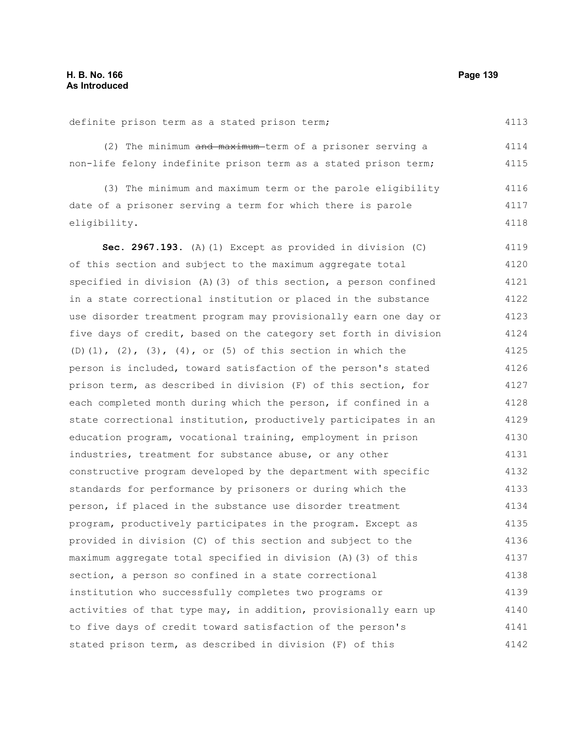definite prison term as a stated prison term;

(2) The minimum ~~and maximum~~ term of a prisoner serving a non-life felony indefinite prison term as a stated prison term;

(3) The minimum and maximum term or the parole eligibility date of a prisoner serving a term for which there is parole eligibility.

**Sec. 2967.193.** (A)(1) Except as provided in division (C) of this section and subject to the maximum aggregate total specified in division (A)(3) of this section, a person confined in a state correctional institution or placed in the substance use disorder treatment program may provisionally earn one day or five days of credit, based on the category set forth in division (D)(1), (2), (3), (4), or (5) of this section in which the person is included, toward satisfaction of the person's stated prison term, as described in division (F) of this section, for each completed month during which the person, if confined in a state correctional institution, productively participates in an education program, vocational training, employment in prison industries, treatment for substance abuse, or any other constructive program developed by the department with specific standards for performance by prisoners or during which the person, if placed in the substance use disorder treatment program, productively participates in the program. Except as provided in division (C) of this section and subject to the maximum aggregate total specified in division (A)(3) of this section, a person so confined in a state correctional institution who successfully completes two programs or activities of that type may, in addition, provisionally earn up to five days of credit toward satisfaction of the person's stated prison term, as described in division (F) of this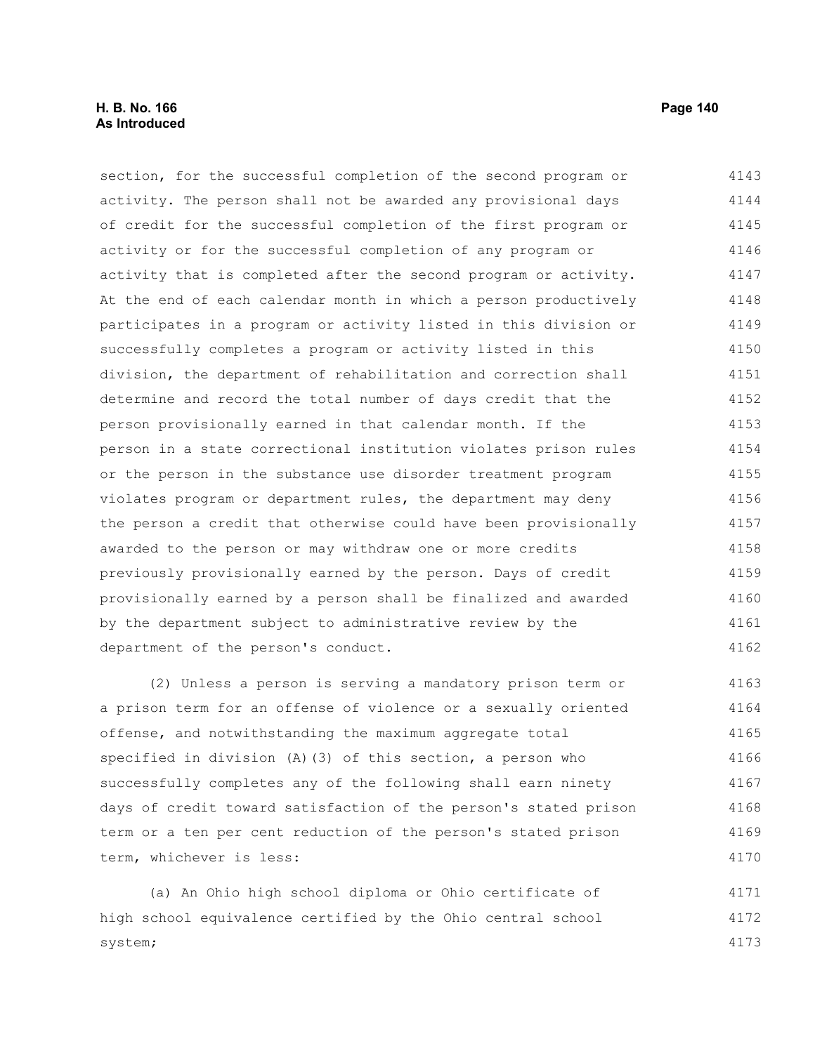section, for the successful completion of the second program or activity. The person shall not be awarded any provisional days of credit for the successful completion of the first program or activity or for the successful completion of any program or activity that is completed after the second program or activity. At the end of each calendar month in which a person productively participates in a program or activity listed in this division or successfully completes a program or activity listed in this division, the department of rehabilitation and correction shall determine and record the total number of days credit that the person provisionally earned in that calendar month. If the person in a state correctional institution violates prison rules or the person in the substance use disorder treatment program violates program or department rules, the department may deny the person a credit that otherwise could have been provisionally awarded to the person or may withdraw one or more credits previously provisionally earned by the person. Days of credit provisionally earned by a person shall be finalized and awarded by the department subject to administrative review by the department of the person's conduct.

(2) Unless a person is serving a mandatory prison term or a prison term for an offense of violence or a sexually oriented offense, and notwithstanding the maximum aggregate total specified in division (A)(3) of this section, a person who successfully completes any of the following shall earn ninety days of credit toward satisfaction of the person's stated prison term or a ten per cent reduction of the person's stated prison term, whichever is less:

(a) An Ohio high school diploma or Ohio certificate of high school equivalence certified by the Ohio central school system;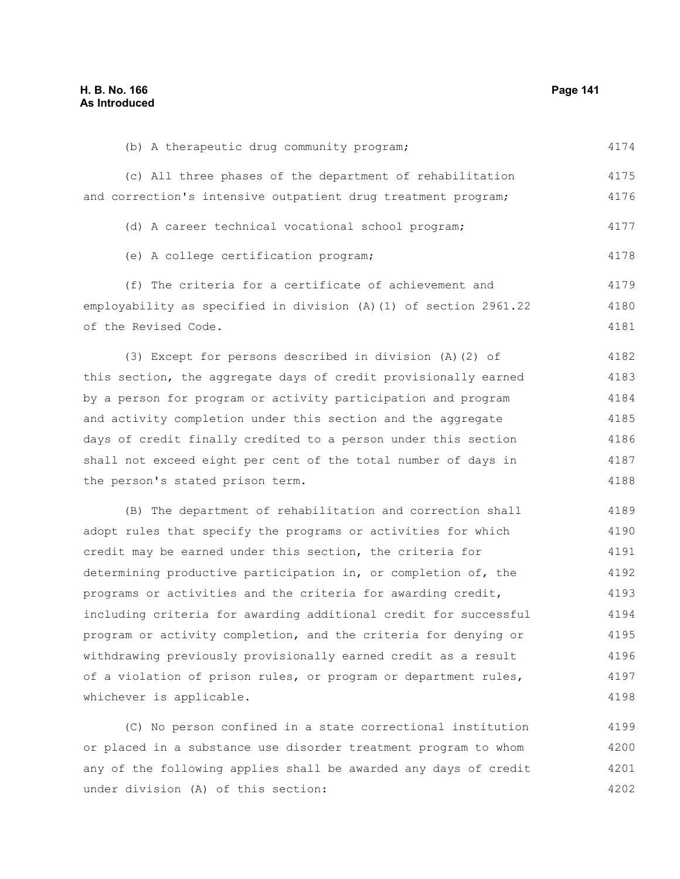(b) A therapeutic drug community program;

(c) All three phases of the department of rehabilitation and correction's intensive outpatient drug treatment program;

(d) A career technical vocational school program;

(e) A college certification program;

(f) The criteria for a certificate of achievement and employability as specified in division (A)(1) of section 2961.22 of the Revised Code.

(3) Except for persons described in division (A)(2) of this section, the aggregate days of credit provisionally earned by a person for program or activity participation and program and activity completion under this section and the aggregate days of credit finally credited to a person under this section shall not exceed eight per cent of the total number of days in the person's stated prison term.

(B) The department of rehabilitation and correction shall adopt rules that specify the programs or activities for which credit may be earned under this section, the criteria for determining productive participation in, or completion of, the programs or activities and the criteria for awarding credit, including criteria for awarding additional credit for successful program or activity completion, and the criteria for denying or withdrawing previously provisionally earned credit as a result of a violation of prison rules, or program or department rules, whichever is applicable.

(C) No person confined in a state correctional institution or placed in a substance use disorder treatment program to whom any of the following applies shall be awarded any days of credit under division (A) of this section: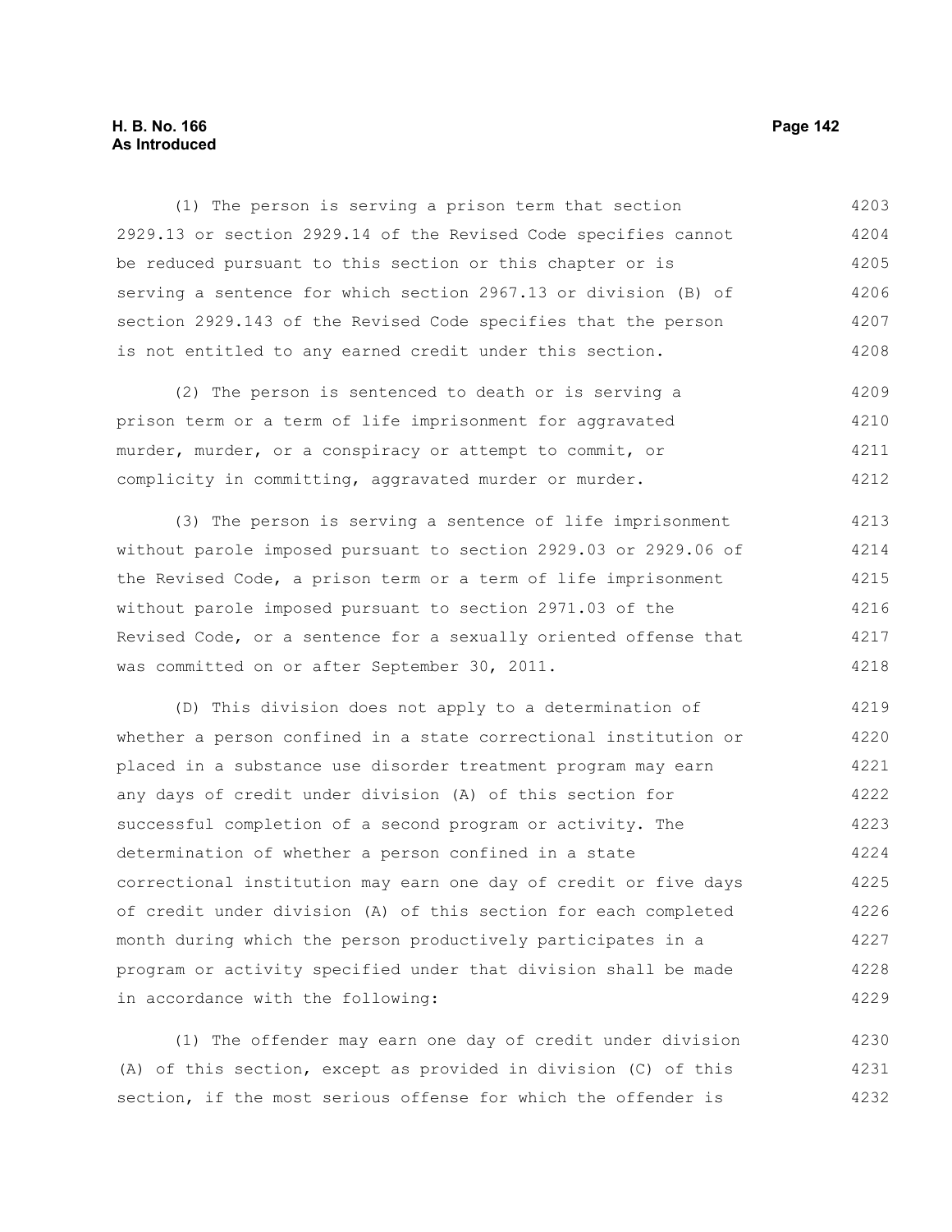(1) The person is serving a prison term that section 2929.13 or section 2929.14 of the Revised Code specifies cannot be reduced pursuant to this section or this chapter or is serving a sentence for which section 2967.13 or division (B) of section 2929.143 of the Revised Code specifies that the person is not entitled to any earned credit under this section.

(2) The person is sentenced to death or is serving a prison term or a term of life imprisonment for aggravated murder, murder, or a conspiracy or attempt to commit, or complicity in committing, aggravated murder or murder.

(3) The person is serving a sentence of life imprisonment without parole imposed pursuant to section 2929.03 or 2929.06 of the Revised Code, a prison term or a term of life imprisonment without parole imposed pursuant to section 2971.03 of the Revised Code, or a sentence for a sexually oriented offense that was committed on or after September 30, 2011.

(D) This division does not apply to a determination of whether a person confined in a state correctional institution or placed in a substance use disorder treatment program may earn any days of credit under division (A) of this section for successful completion of a second program or activity. The determination of whether a person confined in a state correctional institution may earn one day of credit or five days of credit under division (A) of this section for each completed month during which the person productively participates in a program or activity specified under that division shall be made in accordance with the following:

(1) The offender may earn one day of credit under division (A) of this section, except as provided in division (C) of this section, if the most serious offense for which the offender is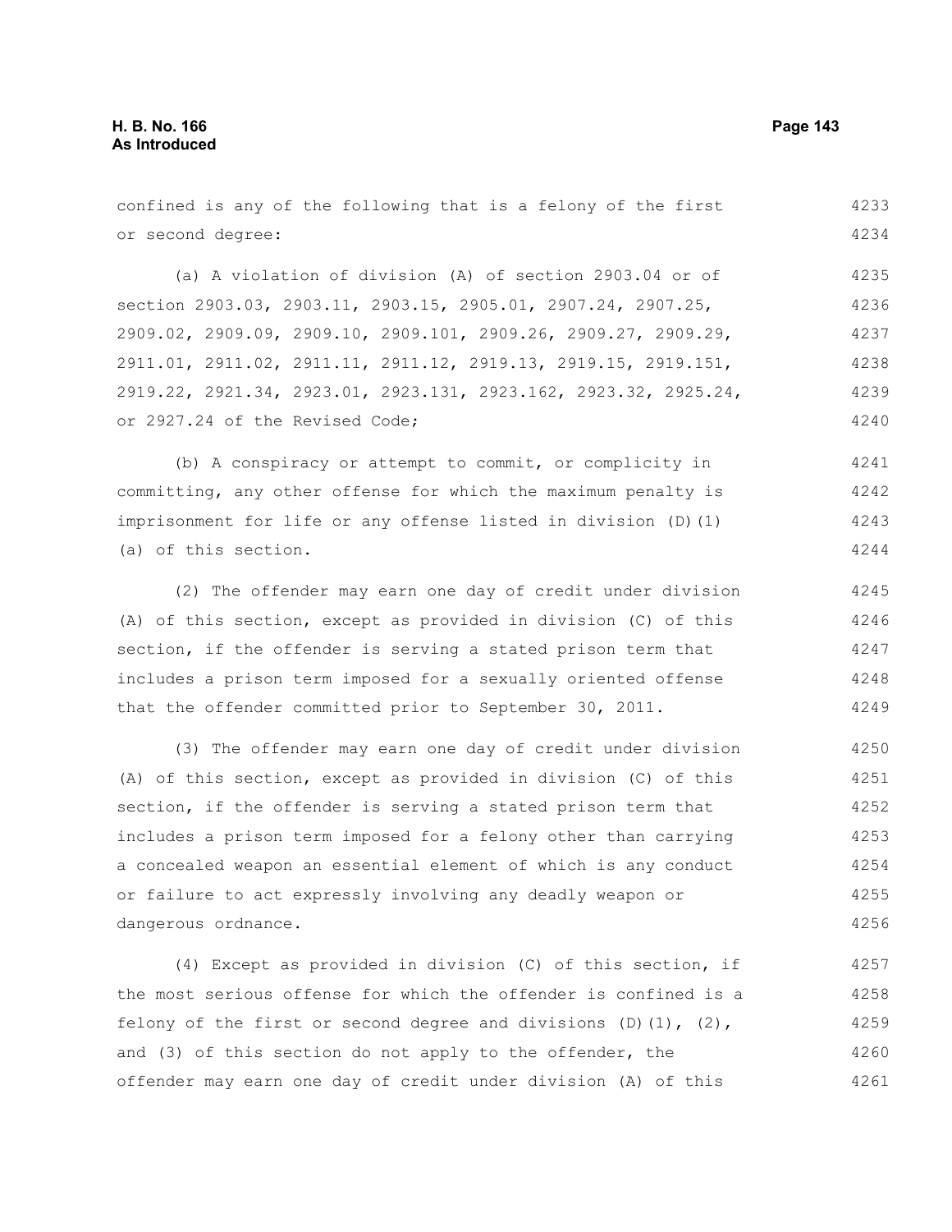confined is any of the following that is a felony of the first or second degree:

(a) A violation of division (A) of section 2903.04 or of section 2903.03, 2903.11, 2903.15, 2905.01, 2907.24, 2907.25, 2909.02, 2909.09, 2909.10, 2909.101, 2909.26, 2909.27, 2909.29, 2911.01, 2911.02, 2911.11, 2911.12, 2919.13, 2919.15, 2919.151, 2919.22, 2921.34, 2923.01, 2923.131, 2923.162, 2923.32, 2925.24, or 2927.24 of the Revised Code;

(b) A conspiracy or attempt to commit, or complicity in committing, any other offense for which the maximum penalty is imprisonment for life or any offense listed in division (D)(1)(a) of this section.

(2) The offender may earn one day of credit under division (A) of this section, except as provided in division (C) of this section, if the offender is serving a stated prison term that includes a prison term imposed for a sexually oriented offense that the offender committed prior to September 30, 2011.

(3) The offender may earn one day of credit under division (A) of this section, except as provided in division (C) of this section, if the offender is serving a stated prison term that includes a prison term imposed for a felony other than carrying a concealed weapon an essential element of which is any conduct or failure to act expressly involving any deadly weapon or dangerous ordnance.

(4) Except as provided in division (C) of this section, if the most serious offense for which the offender is confined is a felony of the first or second degree and divisions (D)(1), (2), and (3) of this section do not apply to the offender, the offender may earn one day of credit under division (A) of this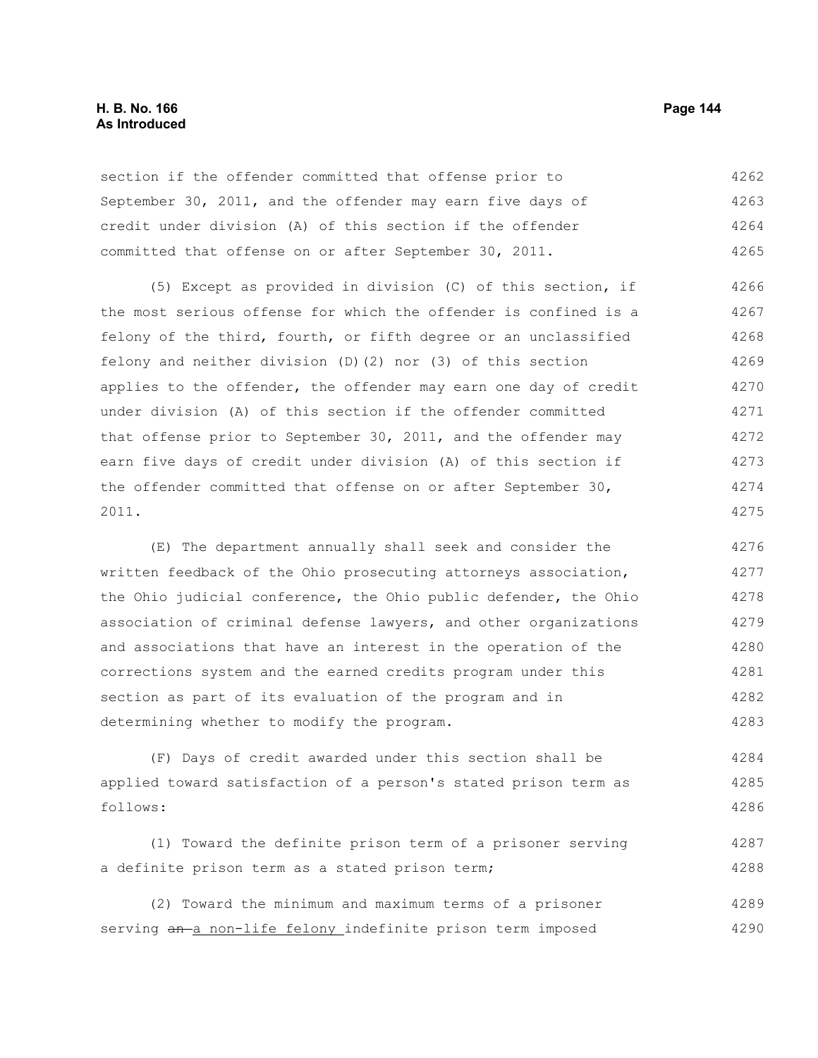section if the offender committed that offense prior to September 30, 2011, and the offender may earn five days of credit under division (A) of this section if the offender committed that offense on or after September 30, 2011.

(5) Except as provided in division (C) of this section, if the most serious offense for which the offender is confined is a felony of the third, fourth, or fifth degree or an unclassified felony and neither division (D)(2) nor (3) of this section applies to the offender, the offender may earn one day of credit under division (A) of this section if the offender committed that offense prior to September 30, 2011, and the offender may earn five days of credit under division (A) of this section if the offender committed that offense on or after September 30, 2011.

(E) The department annually shall seek and consider the written feedback of the Ohio prosecuting attorneys association, the Ohio judicial conference, the Ohio public defender, the Ohio association of criminal defense lawyers, and other organizations and associations that have an interest in the operation of the corrections system and the earned credits program under this section as part of its evaluation of the program and in determining whether to modify the program.

(F) Days of credit awarded under this section shall be applied toward satisfaction of a person's stated prison term as follows:

(1) Toward the definite prison term of a prisoner serving a definite prison term as a stated prison term;

(2) Toward the minimum and maximum terms of a prisoner serving ~~an~~ a non-life felony indefinite prison term imposed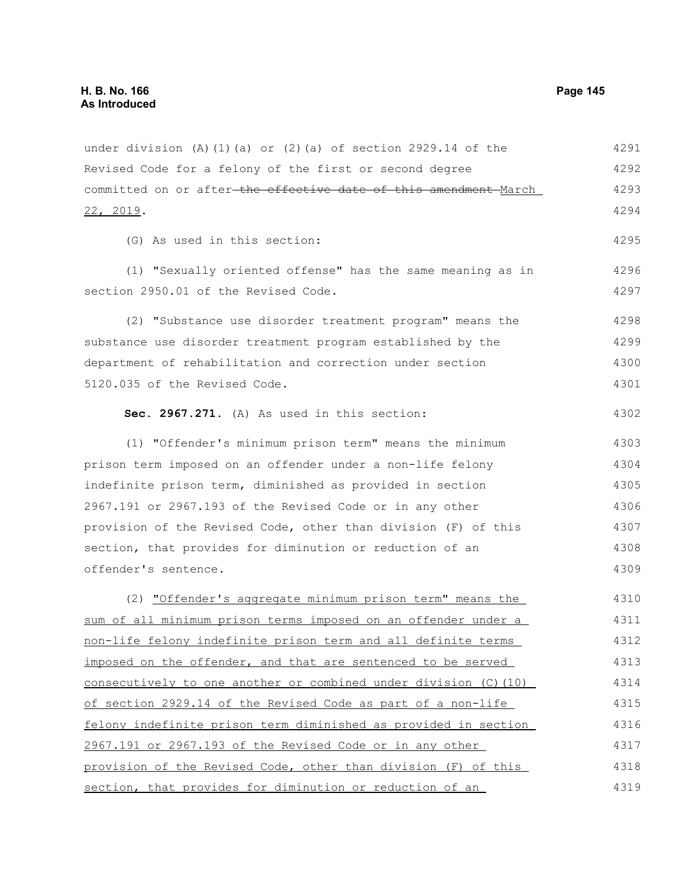under division (A)(1)(a) or (2)(a) of section 2929.14 of the Revised Code for a felony of the first or second degree committed on or after ~~the effective date of this amendment~~ March 22, 2019.

(G) As used in this section:

(1) "Sexually oriented offense" has the same meaning as in section 2950.01 of the Revised Code.

(2) "Substance use disorder treatment program" means the substance use disorder treatment program established by the department of rehabilitation and correction under section 5120.035 of the Revised Code.

**Sec. 2967.271.** (A) As used in this section:

(1) "Offender's minimum prison term" means the minimum prison term imposed on an offender under a non-life felony indefinite prison term, diminished as provided in section 2967.191 or 2967.193 of the Revised Code or in any other provision of the Revised Code, other than division (F) of this section, that provides for diminution or reduction of an offender's sentence.

(2) "Offender's aggregate minimum prison term" means the sum of all minimum prison terms imposed on an offender under a non-life felony indefinite prison term and all definite terms imposed on the offender, and that are sentenced to be served consecutively to one another or combined under division (C)(10) of section 2929.14 of the Revised Code as part of a non-life felony indefinite prison term diminished as provided in section 2967.191 or 2967.193 of the Revised Code or in any other provision of the Revised Code, other than division (F) of this section, that provides for diminution or reduction of an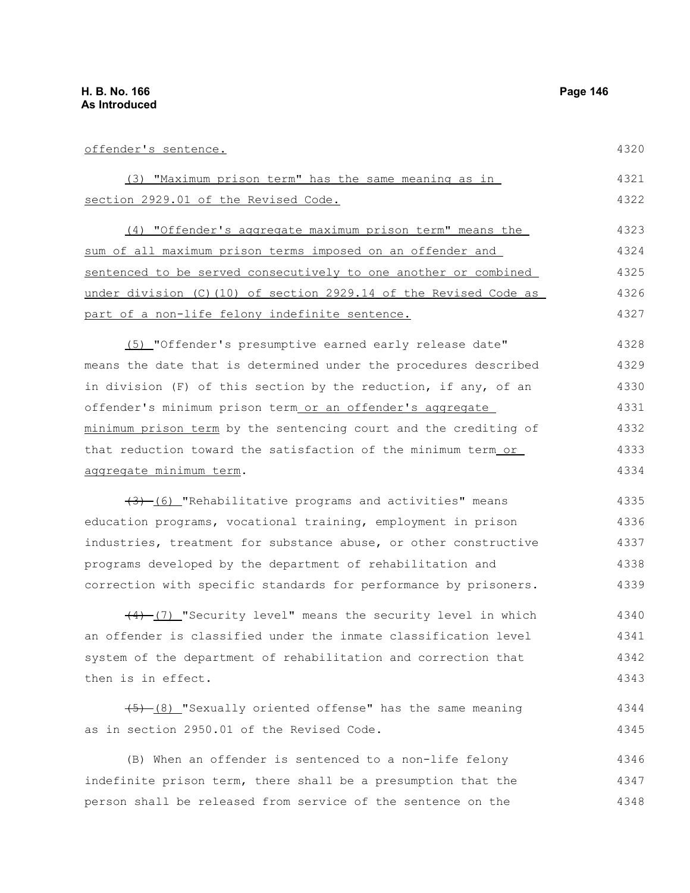offender's sentence.

(3) "Maximum prison term" has the same meaning as in section 2929.01 of the Revised Code.

(4) "Offender's aggregate maximum prison term" means the sum of all maximum prison terms imposed on an offender and sentenced to be served consecutively to one another or combined under division (C)(10) of section 2929.14 of the Revised Code as part of a non-life felony indefinite sentence.

(5) "Offender's presumptive earned early release date" means the date that is determined under the procedures described in division (F) of this section by the reduction, if any, of an offender's minimum prison term or an offender's aggregate minimum prison term by the sentencing court and the crediting of that reduction toward the satisfaction of the minimum term or aggregate minimum term.

~~(3)~~ (6) "Rehabilitative programs and activities" means education programs, vocational training, employment in prison industries, treatment for substance abuse, or other constructive programs developed by the department of rehabilitation and correction with specific standards for performance by prisoners.

~~(4)~~ (7) "Security level" means the security level in which an offender is classified under the inmate classification level system of the department of rehabilitation and correction that then is in effect.

~~(5)~~ (8) "Sexually oriented offense" has the same meaning as in section 2950.01 of the Revised Code.

(B) When an offender is sentenced to a non-life felony indefinite prison term, there shall be a presumption that the person shall be released from service of the sentence on the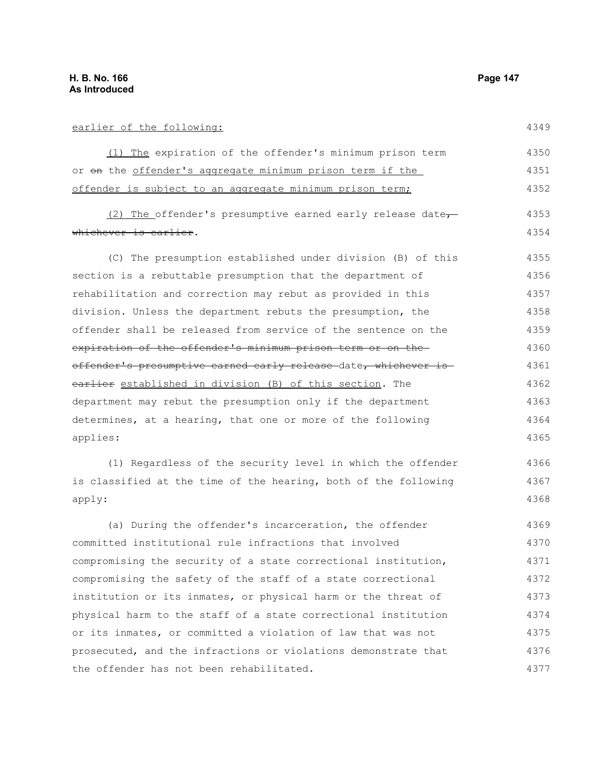earlier of the following:

(1) The expiration of the offender's minimum prison term or ~~on~~ the offender's aggregate minimum prison term if the offender is subject to an aggregate minimum prison term;

(2) The offender's presumptive earned early release date~~, whichever is earlier~~.

(C) The presumption established under division (B) of this section is a rebuttable presumption that the department of rehabilitation and correction may rebut as provided in this division. Unless the department rebuts the presumption, the offender shall be released from service of the sentence on the ~~expiration of the offender's minimum prison term or on the offender's presumptive earned early release~~ date~~, whichever is earlier~~ established in division (B) of this section. The department may rebut the presumption only if the department determines, at a hearing, that one or more of the following applies:

(1) Regardless of the security level in which the offender is classified at the time of the hearing, both of the following apply:

(a) During the offender's incarceration, the offender committed institutional rule infractions that involved compromising the security of a state correctional institution, compromising the safety of the staff of a state correctional institution or its inmates, or physical harm or the threat of physical harm to the staff of a state correctional institution or its inmates, or committed a violation of law that was not prosecuted, and the infractions or violations demonstrate that the offender has not been rehabilitated.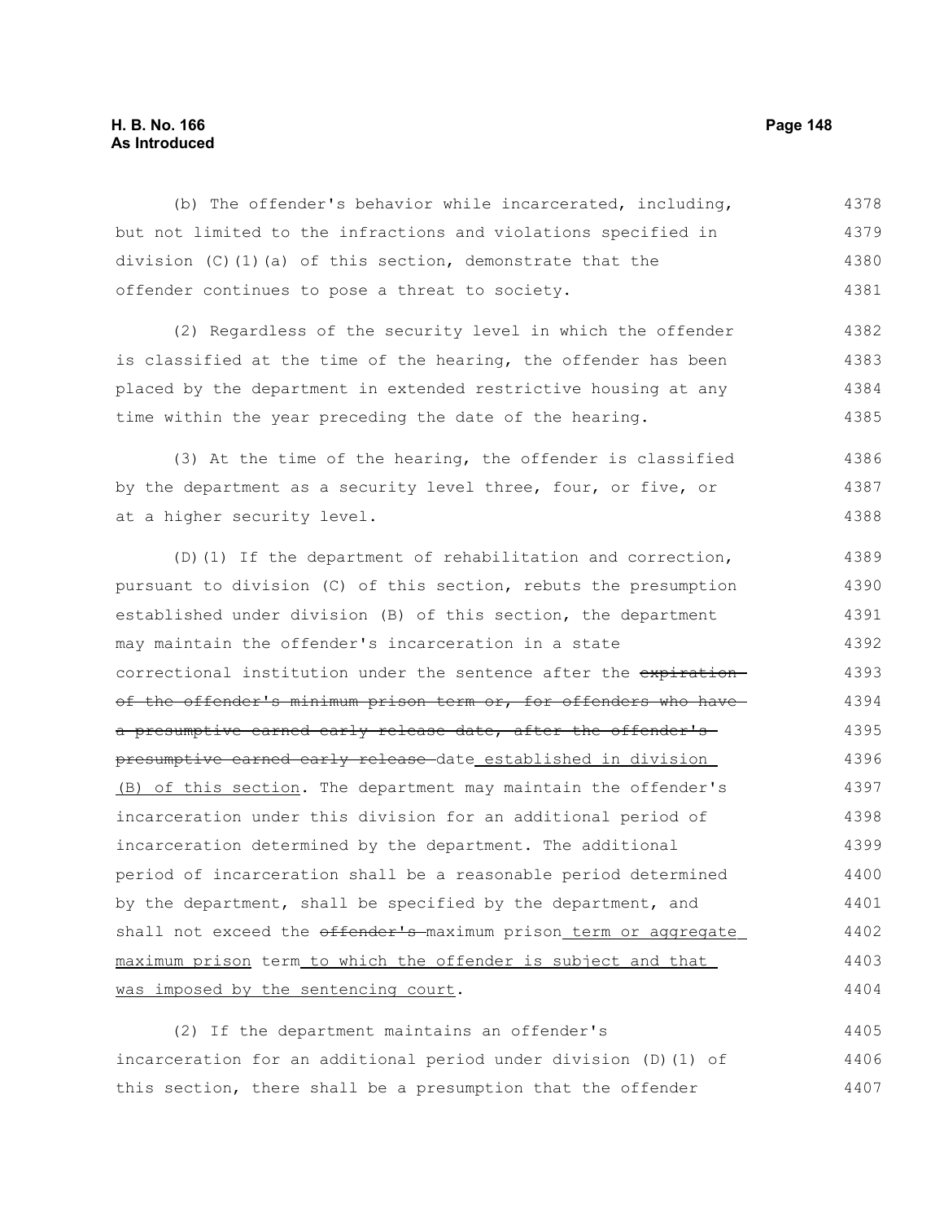(b) The offender's behavior while incarcerated, including, but not limited to the infractions and violations specified in division (C)(1)(a) of this section, demonstrate that the offender continues to pose a threat to society.

(2) Regardless of the security level in which the offender is classified at the time of the hearing, the offender has been placed by the department in extended restrictive housing at any time within the year preceding the date of the hearing.

(3) At the time of the hearing, the offender is classified by the department as a security level three, four, or five, or at a higher security level.

(D)(1) If the department of rehabilitation and correction, pursuant to division (C) of this section, rebuts the presumption established under division (B) of this section, the department may maintain the offender's incarceration in a state correctional institution under the sentence after the ~~expiration of the offender's minimum prison term or, for offenders who have a presumptive earned early release date, after the offender's presumptive earned early release~~ date<u> established in division (B) of this section</u>. The department may maintain the offender's incarceration under this division for an additional period of incarceration determined by the department. The additional period of incarceration shall be a reasonable period determined by the department, shall be specified by the department, and shall not exceed the ~~offender's~~ maximum prison<u> term or aggregate maximum prison</u> term<u> to which the offender is subject and that was imposed by the sentencing court</u>.

(2) If the department maintains an offender's incarceration for an additional period under division (D)(1) of this section, there shall be a presumption that the offender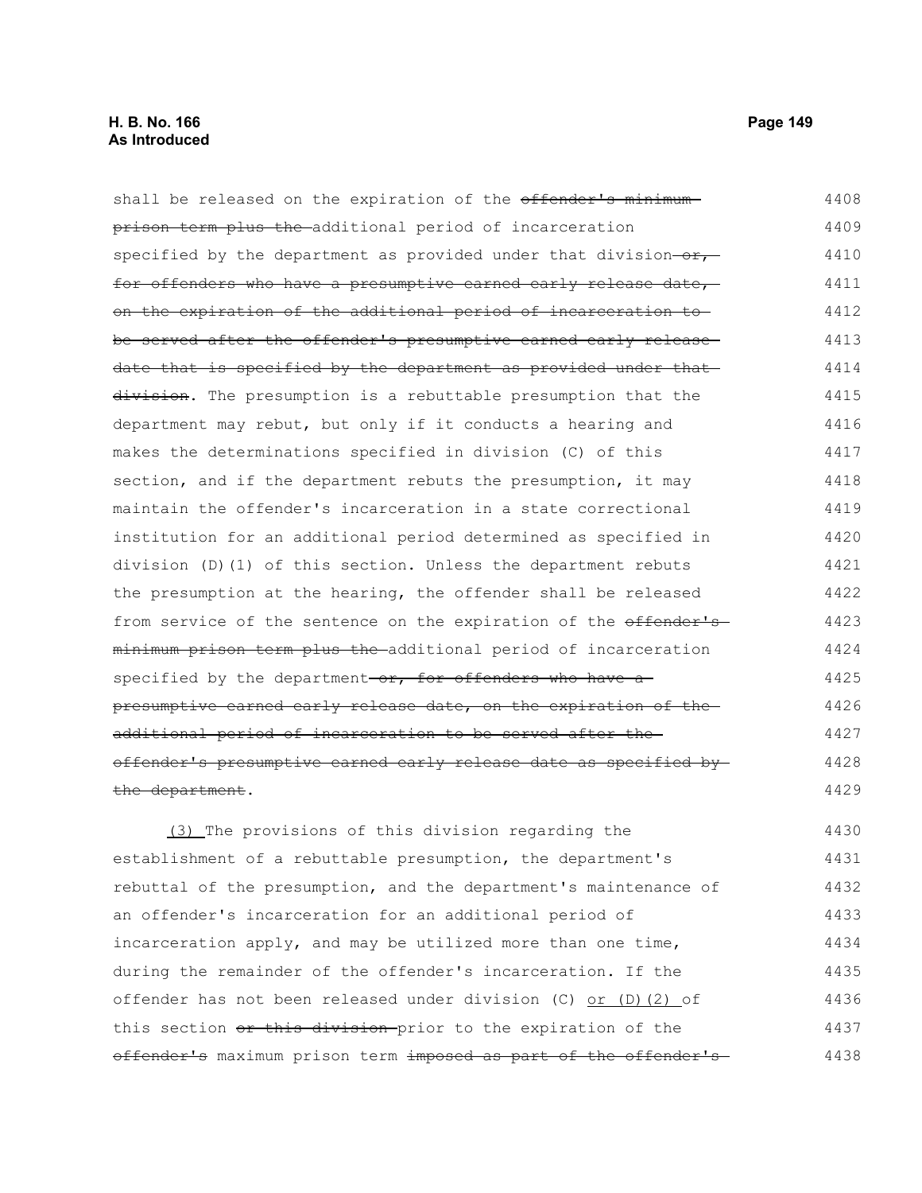shall be released on the expiration of the ~~offender's minimum prison term plus the~~ additional period of incarceration specified by the department as provided under that division~~ or, for offenders who have a presumptive earned early release date, on the expiration of the additional period of incarceration to be served after the offender's presumptive earned early release date that is specified by the department as provided under that division~~. The presumption is a rebuttable presumption that the department may rebut, but only if it conducts a hearing and makes the determinations specified in division (C) of this section, and if the department rebuts the presumption, it may maintain the offender's incarceration in a state correctional institution for an additional period determined as specified in division (D)(1) of this section. Unless the department rebuts the presumption at the hearing, the offender shall be released from service of the sentence on the expiration of the ~~offender's minimum prison term plus the~~ additional period of incarceration specified by the department~~ or, for offenders who have a presumptive earned early release date, on the expiration of the additional period of incarceration to be served after the offender's presumptive earned early release date as specified by the department~~.

<u>(3)</u> The provisions of this division regarding the establishment of a rebuttable presumption, the department's rebuttal of the presumption, and the department's maintenance of an offender's incarceration for an additional period of incarceration apply, and may be utilized more than one time, during the remainder of the offender's incarceration. If the offender has not been released under division (C) <u>or (D)(2)</u> of this section ~~or this division~~ prior to the expiration of the ~~offender's~~ maximum prison term ~~imposed as part of the offender's~~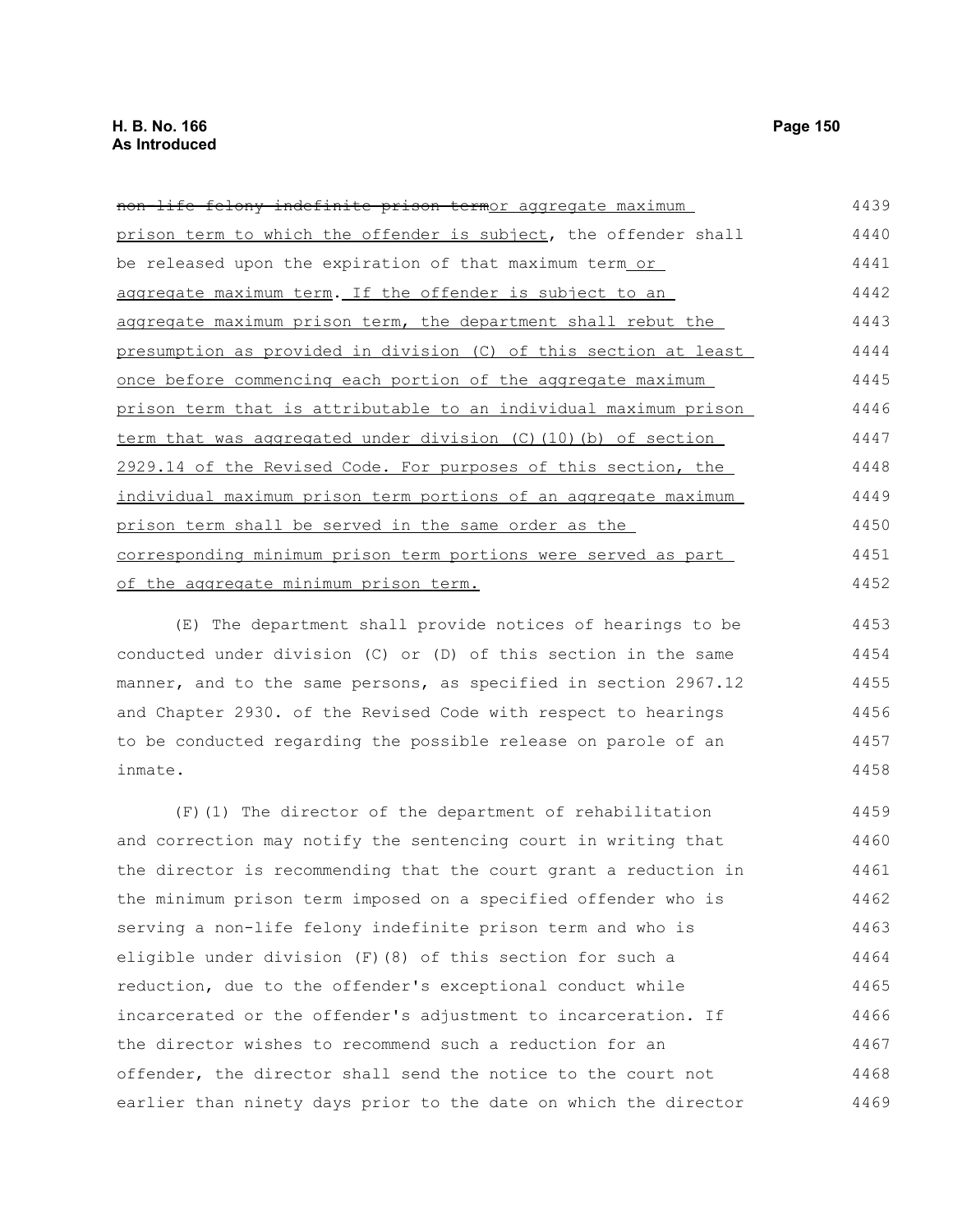~~non-life felony indefinite prison term~~or aggregate maximum prison term to which the offender is subject, the offender shall be released upon the expiration of that maximum term or aggregate maximum term. If the offender is subject to an aggregate maximum prison term, the department shall rebut the presumption as provided in division (C) of this section at least once before commencing each portion of the aggregate maximum prison term that is attributable to an individual maximum prison term that was aggregated under division (C)(10)(b) of section 2929.14 of the Revised Code. For purposes of this section, the individual maximum prison term portions of an aggregate maximum prison term shall be served in the same order as the corresponding minimum prison term portions were served as part of the aggregate minimum prison term.

(E) The department shall provide notices of hearings to be conducted under division (C) or (D) of this section in the same manner, and to the same persons, as specified in section 2967.12 and Chapter 2930. of the Revised Code with respect to hearings to be conducted regarding the possible release on parole of an inmate.

(F)(1) The director of the department of rehabilitation and correction may notify the sentencing court in writing that the director is recommending that the court grant a reduction in the minimum prison term imposed on a specified offender who is serving a non-life felony indefinite prison term and who is eligible under division (F)(8) of this section for such a reduction, due to the offender's exceptional conduct while incarcerated or the offender's adjustment to incarceration. If the director wishes to recommend such a reduction for an offender, the director shall send the notice to the court not earlier than ninety days prior to the date on which the director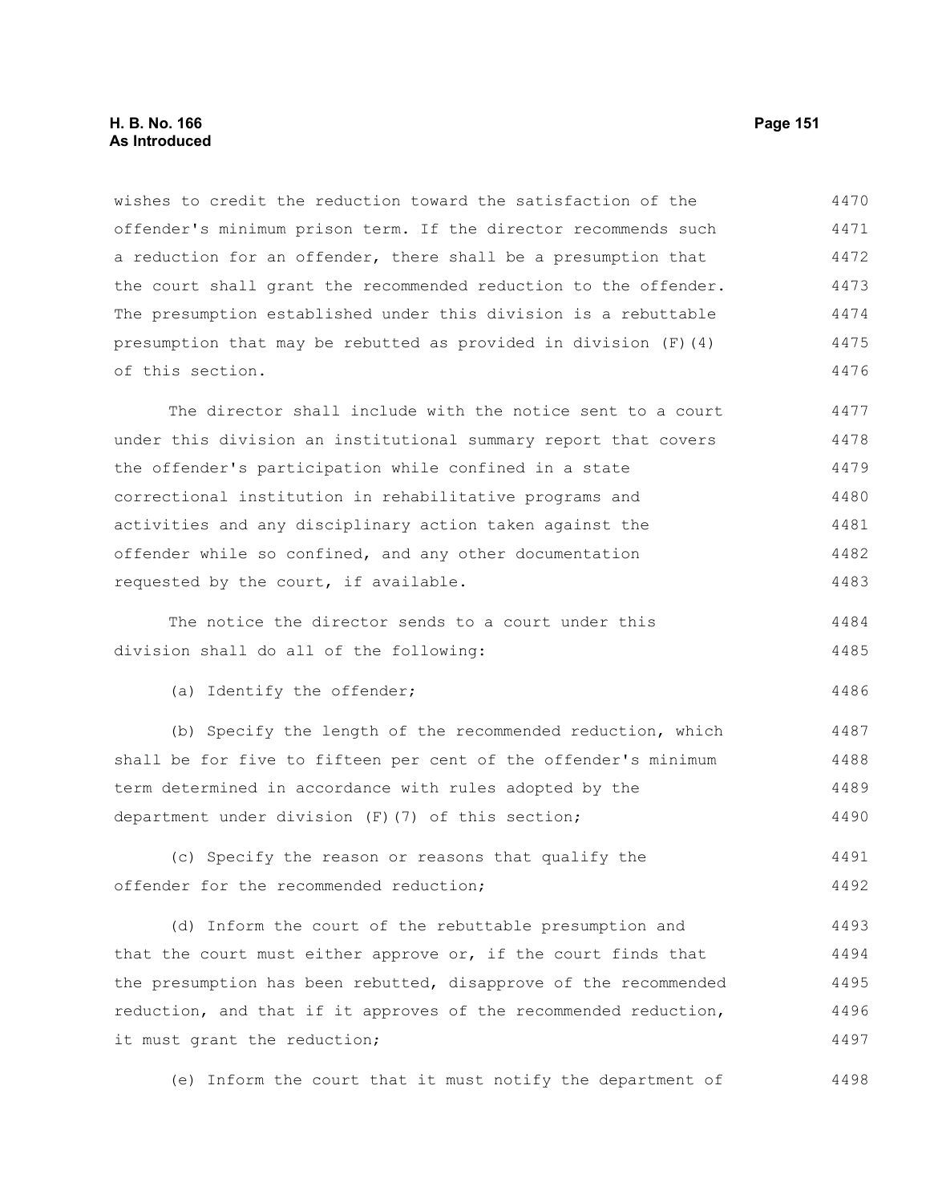wishes to credit the reduction toward the satisfaction of the offender's minimum prison term. If the director recommends such a reduction for an offender, there shall be a presumption that the court shall grant the recommended reduction to the offender. The presumption established under this division is a rebuttable presumption that may be rebutted as provided in division (F)(4) of this section.

The director shall include with the notice sent to a court under this division an institutional summary report that covers the offender's participation while confined in a state correctional institution in rehabilitative programs and activities and any disciplinary action taken against the offender while so confined, and any other documentation requested by the court, if available.

The notice the director sends to a court under this division shall do all of the following:

(a) Identify the offender;

(b) Specify the length of the recommended reduction, which shall be for five to fifteen per cent of the offender's minimum term determined in accordance with rules adopted by the department under division (F)(7) of this section;

(c) Specify the reason or reasons that qualify the offender for the recommended reduction;

(d) Inform the court of the rebuttable presumption and that the court must either approve or, if the court finds that the presumption has been rebutted, disapprove of the recommended reduction, and that if it approves of the recommended reduction, it must grant the reduction;

(e) Inform the court that it must notify the department of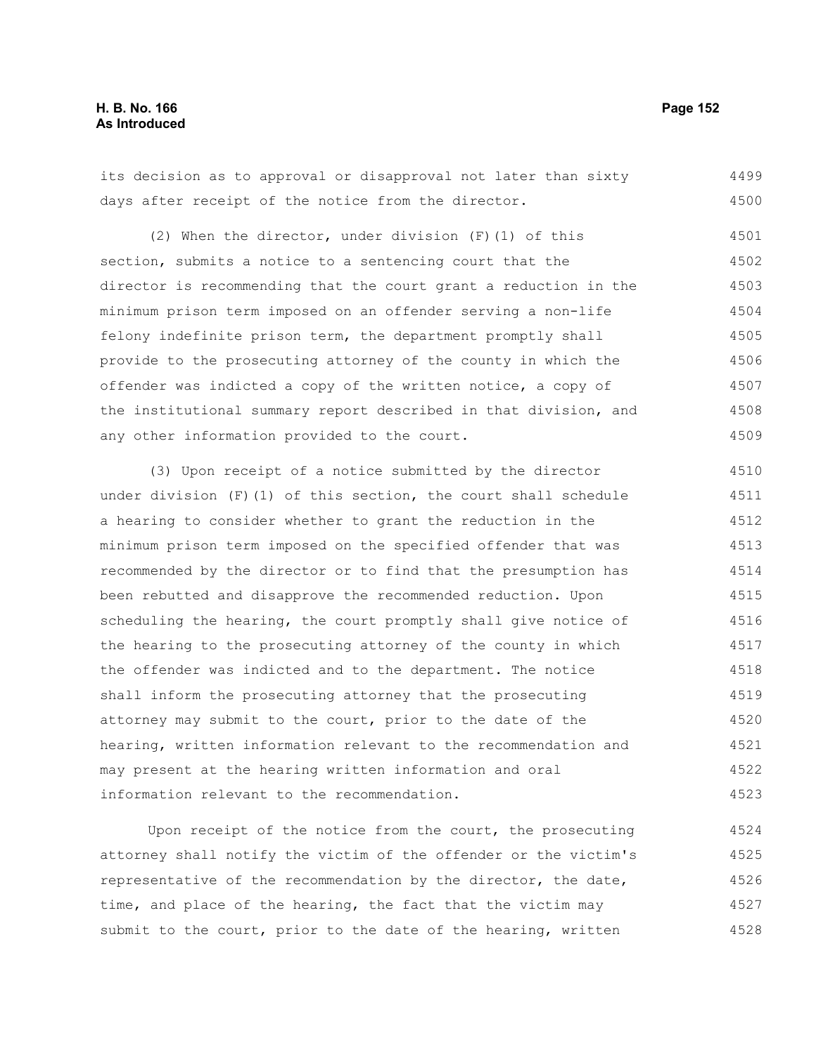its decision as to approval or disapproval not later than sixty days after receipt of the notice from the director.

(2) When the director, under division (F)(1) of this section, submits a notice to a sentencing court that the director is recommending that the court grant a reduction in the minimum prison term imposed on an offender serving a non-life felony indefinite prison term, the department promptly shall provide to the prosecuting attorney of the county in which the offender was indicted a copy of the written notice, a copy of the institutional summary report described in that division, and any other information provided to the court.

(3) Upon receipt of a notice submitted by the director under division (F)(1) of this section, the court shall schedule a hearing to consider whether to grant the reduction in the minimum prison term imposed on the specified offender that was recommended by the director or to find that the presumption has been rebutted and disapprove the recommended reduction. Upon scheduling the hearing, the court promptly shall give notice of the hearing to the prosecuting attorney of the county in which the offender was indicted and to the department. The notice shall inform the prosecuting attorney that the prosecuting attorney may submit to the court, prior to the date of the hearing, written information relevant to the recommendation and may present at the hearing written information and oral information relevant to the recommendation.

Upon receipt of the notice from the court, the prosecuting attorney shall notify the victim of the offender or the victim's representative of the recommendation by the director, the date, time, and place of the hearing, the fact that the victim may submit to the court, prior to the date of the hearing, written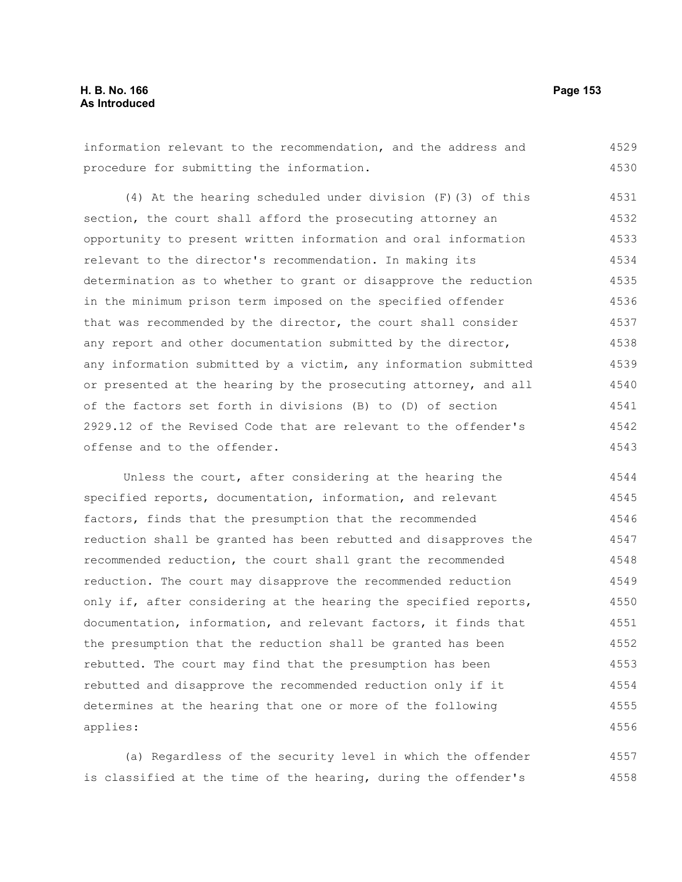information relevant to the recommendation, and the address and procedure for submitting the information.

(4) At the hearing scheduled under division (F)(3) of this section, the court shall afford the prosecuting attorney an opportunity to present written information and oral information relevant to the director's recommendation. In making its determination as to whether to grant or disapprove the reduction in the minimum prison term imposed on the specified offender that was recommended by the director, the court shall consider any report and other documentation submitted by the director, any information submitted by a victim, any information submitted or presented at the hearing by the prosecuting attorney, and all of the factors set forth in divisions (B) to (D) of section 2929.12 of the Revised Code that are relevant to the offender's offense and to the offender.

Unless the court, after considering at the hearing the specified reports, documentation, information, and relevant factors, finds that the presumption that the recommended reduction shall be granted has been rebutted and disapproves the recommended reduction, the court shall grant the recommended reduction. The court may disapprove the recommended reduction only if, after considering at the hearing the specified reports, documentation, information, and relevant factors, it finds that the presumption that the reduction shall be granted has been rebutted. The court may find that the presumption has been rebutted and disapprove the recommended reduction only if it determines at the hearing that one or more of the following applies:

(a) Regardless of the security level in which the offender is classified at the time of the hearing, during the offender's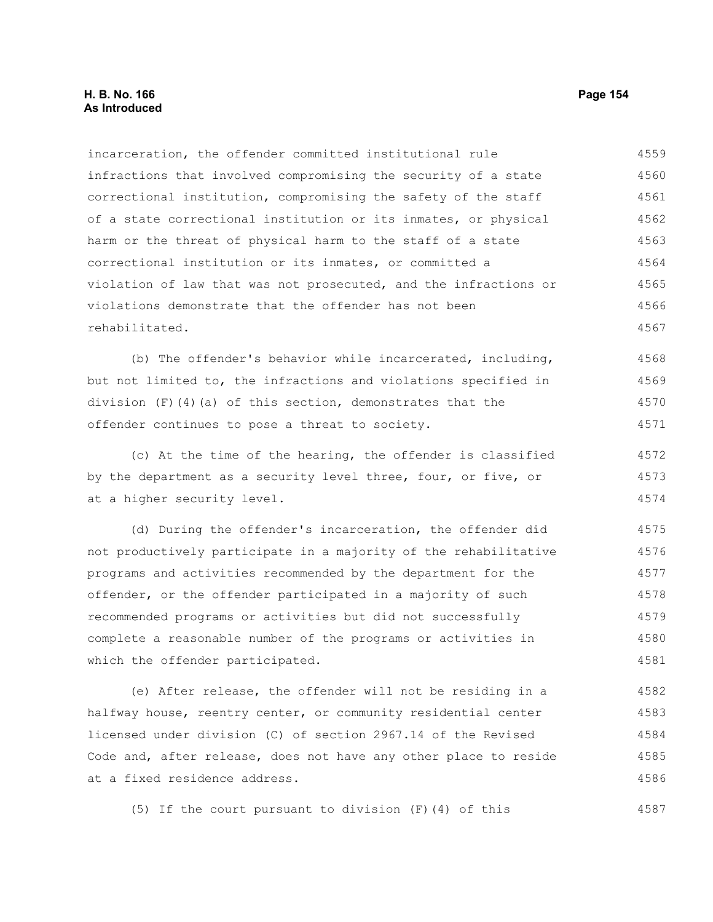incarceration, the offender committed institutional rule infractions that involved compromising the security of a state correctional institution, compromising the safety of the staff of a state correctional institution or its inmates, or physical harm or the threat of physical harm to the staff of a state correctional institution or its inmates, or committed a violation of law that was not prosecuted, and the infractions or violations demonstrate that the offender has not been rehabilitated.

(b) The offender's behavior while incarcerated, including, but not limited to, the infractions and violations specified in division (F)(4)(a) of this section, demonstrates that the offender continues to pose a threat to society.

(c) At the time of the hearing, the offender is classified by the department as a security level three, four, or five, or at a higher security level.

(d) During the offender's incarceration, the offender did not productively participate in a majority of the rehabilitative programs and activities recommended by the department for the offender, or the offender participated in a majority of such recommended programs or activities but did not successfully complete a reasonable number of the programs or activities in which the offender participated.

(e) After release, the offender will not be residing in a halfway house, reentry center, or community residential center licensed under division (C) of section 2967.14 of the Revised Code and, after release, does not have any other place to reside at a fixed residence address.

(5) If the court pursuant to division (F)(4) of this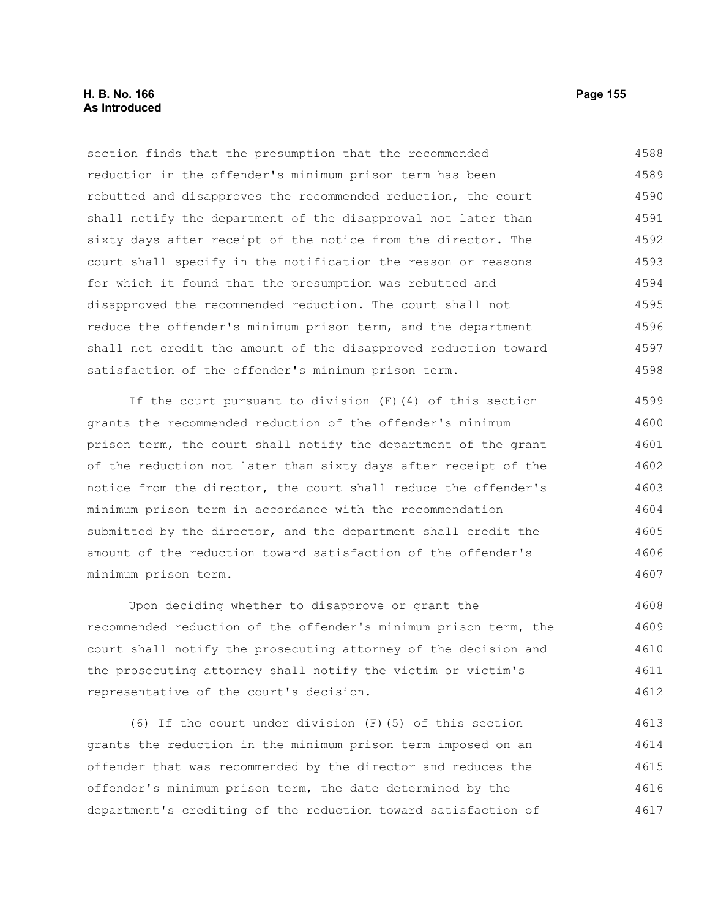section finds that the presumption that the recommended reduction in the offender's minimum prison term has been rebutted and disapproves the recommended reduction, the court shall notify the department of the disapproval not later than sixty days after receipt of the notice from the director. The court shall specify in the notification the reason or reasons for which it found that the presumption was rebutted and disapproved the recommended reduction. The court shall not reduce the offender's minimum prison term, and the department shall not credit the amount of the disapproved reduction toward satisfaction of the offender's minimum prison term.

If the court pursuant to division (F)(4) of this section grants the recommended reduction of the offender's minimum prison term, the court shall notify the department of the grant of the reduction not later than sixty days after receipt of the notice from the director, the court shall reduce the offender's minimum prison term in accordance with the recommendation submitted by the director, and the department shall credit the amount of the reduction toward satisfaction of the offender's minimum prison term.

Upon deciding whether to disapprove or grant the recommended reduction of the offender's minimum prison term, the court shall notify the prosecuting attorney of the decision and the prosecuting attorney shall notify the victim or victim's representative of the court's decision.

(6) If the court under division (F)(5) of this section grants the reduction in the minimum prison term imposed on an offender that was recommended by the director and reduces the offender's minimum prison term, the date determined by the department's crediting of the reduction toward satisfaction of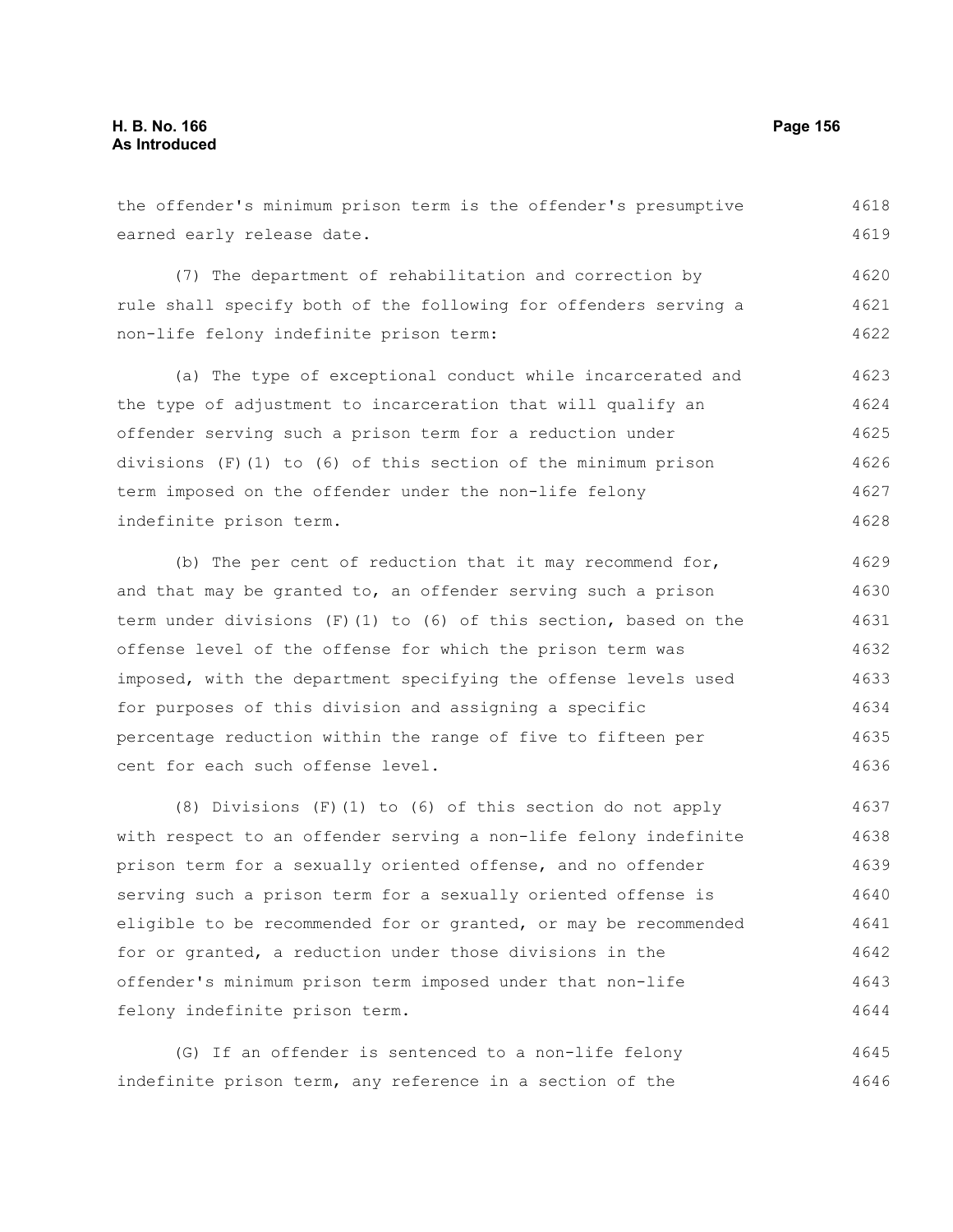the offender's minimum prison term is the offender's presumptive earned early release date.

(7) The department of rehabilitation and correction by rule shall specify both of the following for offenders serving a non-life felony indefinite prison term:

(a) The type of exceptional conduct while incarcerated and the type of adjustment to incarceration that will qualify an offender serving such a prison term for a reduction under divisions (F)(1) to (6) of this section of the minimum prison term imposed on the offender under the non-life felony indefinite prison term.

(b) The per cent of reduction that it may recommend for, and that may be granted to, an offender serving such a prison term under divisions (F)(1) to (6) of this section, based on the offense level of the offense for which the prison term was imposed, with the department specifying the offense levels used for purposes of this division and assigning a specific percentage reduction within the range of five to fifteen per cent for each such offense level.

(8) Divisions (F)(1) to (6) of this section do not apply with respect to an offender serving a non-life felony indefinite prison term for a sexually oriented offense, and no offender serving such a prison term for a sexually oriented offense is eligible to be recommended for or granted, or may be recommended for or granted, a reduction under those divisions in the offender's minimum prison term imposed under that non-life felony indefinite prison term.

(G) If an offender is sentenced to a non-life felony indefinite prison term, any reference in a section of the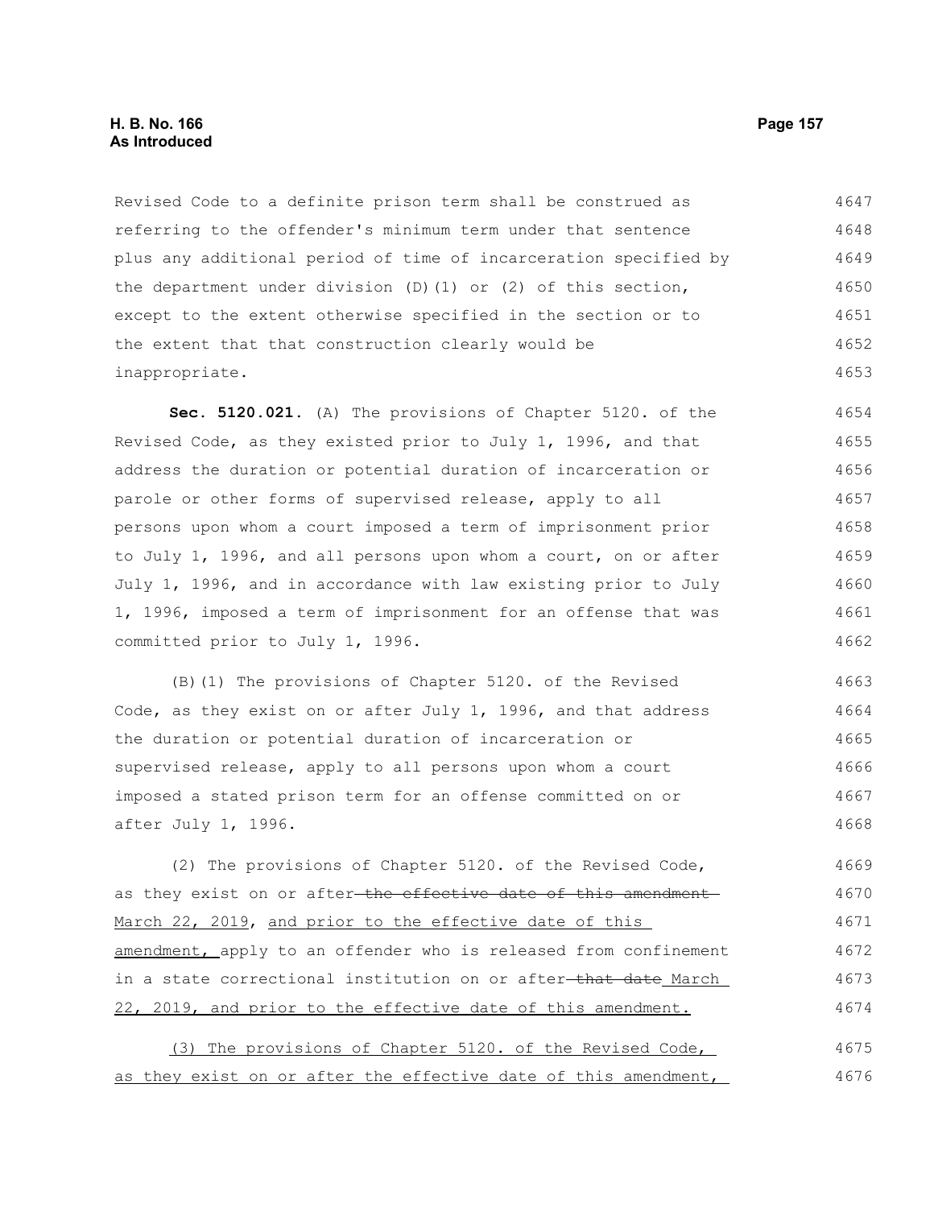Revised Code to a definite prison term shall be construed as referring to the offender's minimum term under that sentence plus any additional period of time of incarceration specified by the department under division (D)(1) or (2) of this section, except to the extent otherwise specified in the section or to the extent that that construction clearly would be inappropriate.

**Sec. 5120.021.** (A) The provisions of Chapter 5120. of the Revised Code, as they existed prior to July 1, 1996, and that address the duration or potential duration of incarceration or parole or other forms of supervised release, apply to all persons upon whom a court imposed a term of imprisonment prior to July 1, 1996, and all persons upon whom a court, on or after July 1, 1996, and in accordance with law existing prior to July 1, 1996, imposed a term of imprisonment for an offense that was committed prior to July 1, 1996.

(B)(1) The provisions of Chapter 5120. of the Revised Code, as they exist on or after July 1, 1996, and that address the duration or potential duration of incarceration or supervised release, apply to all persons upon whom a court imposed a stated prison term for an offense committed on or after July 1, 1996.

(2) The provisions of Chapter 5120. of the Revised Code, as they exist on or after ~~the effective date of this amendment~~ March 22, 2019, and prior to the effective date of this amendment, apply to an offender who is released from confinement in a state correctional institution on or after ~~that date~~ March 22, 2019, and prior to the effective date of this amendment.

(3) The provisions of Chapter 5120. of the Revised Code, as they exist on or after the effective date of this amendment,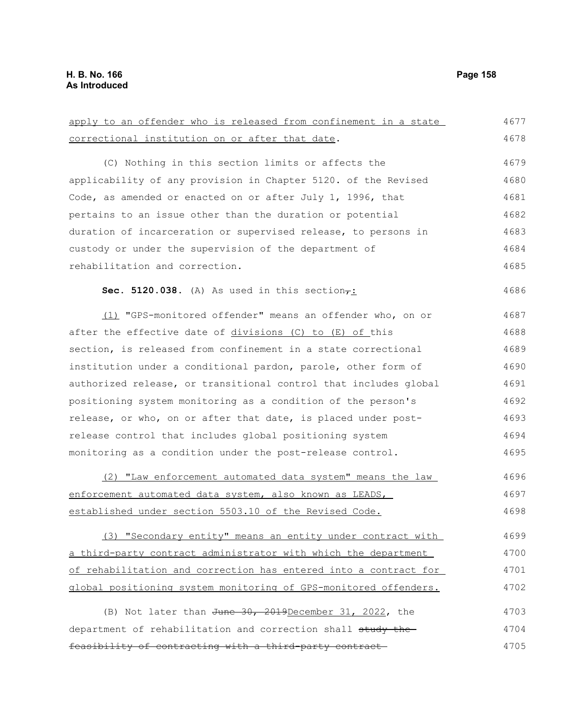apply to an offender who is released from confinement in a state correctional institution on or after that date.

(C) Nothing in this section limits or affects the applicability of any provision in Chapter 5120. of the Revised Code, as amended or enacted on or after July 1, 1996, that pertains to an issue other than the duration or potential duration of incarceration or supervised release, to persons in custody or under the supervision of the department of rehabilitation and correction.

**Sec. 5120.038.** (A) As used in this section, :

(1) "GPS-monitored offender" means an offender who, on or after the effective date of divisions (C) to (E) of this section, is released from confinement in a state correctional institution under a conditional pardon, parole, other form of authorized release, or transitional control that includes global positioning system monitoring as a condition of the person's release, or who, on or after that date, is placed under post-release control that includes global positioning system monitoring as a condition under the post-release control.

(2) "Law enforcement automated data system" means the law enforcement automated data system, also known as LEADS, established under section 5503.10 of the Revised Code.

(3) "Secondary entity" means an entity under contract with a third-party contract administrator with which the department of rehabilitation and correction has entered into a contract for global positioning system monitoring of GPS-monitored offenders.

(B) Not later than ~~June 30, 2019~~December 31, 2022, the department of rehabilitation and correction shall ~~study the feasibility of contracting with a third-party contract~~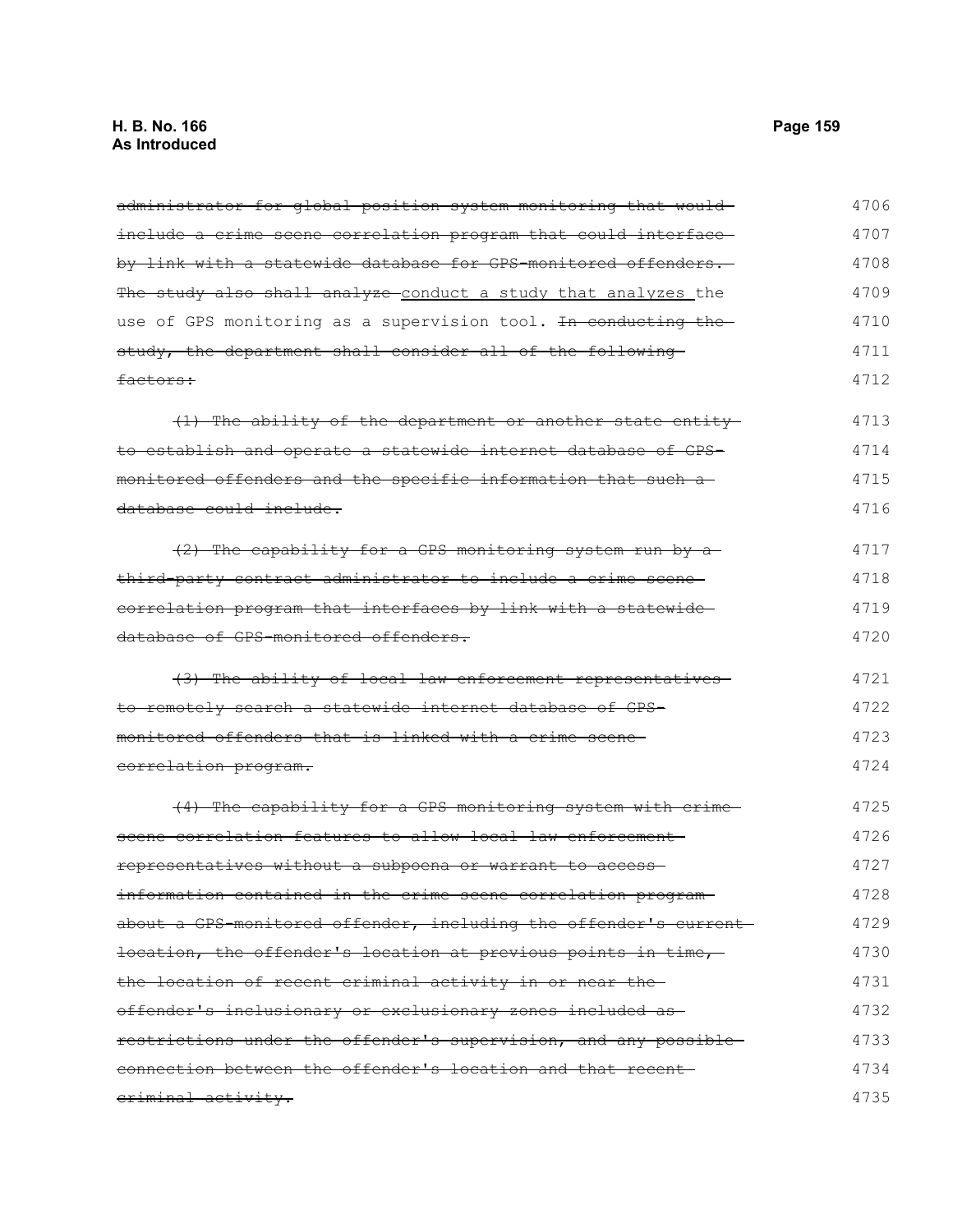~~administrator for global position system monitoring that would include a crime scene correlation program that could interface by link with a statewide database for GPS-monitored offenders. The study also shall analyze~~ conduct a study that analyzes the use of GPS monitoring as a supervision tool. ~~In conducting the study, the department shall consider all of the following factors:~~

~~(1) The ability of the department or another state entity to establish and operate a statewide internet database of GPS-monitored offenders and the specific information that such a database could include.~~

~~(2) The capability for a GPS monitoring system run by a third-party contract administrator to include a crime scene correlation program that interfaces by link with a statewide database of GPS-monitored offenders.~~

~~(3) The ability of local law enforcement representatives to remotely search a statewide internet database of GPS-monitored offenders that is linked with a crime scene correlation program.~~

~~(4) The capability for a GPS monitoring system with crime scene correlation features to allow local law enforcement representatives without a subpoena or warrant to access information contained in the crime scene correlation program about a GPS-monitored offender, including the offender's current location, the offender's location at previous points in time, the location of recent criminal activity in or near the offender's inclusionary or exclusionary zones included as restrictions under the offender's supervision, and any possible connection between the offender's location and that recent criminal activity.~~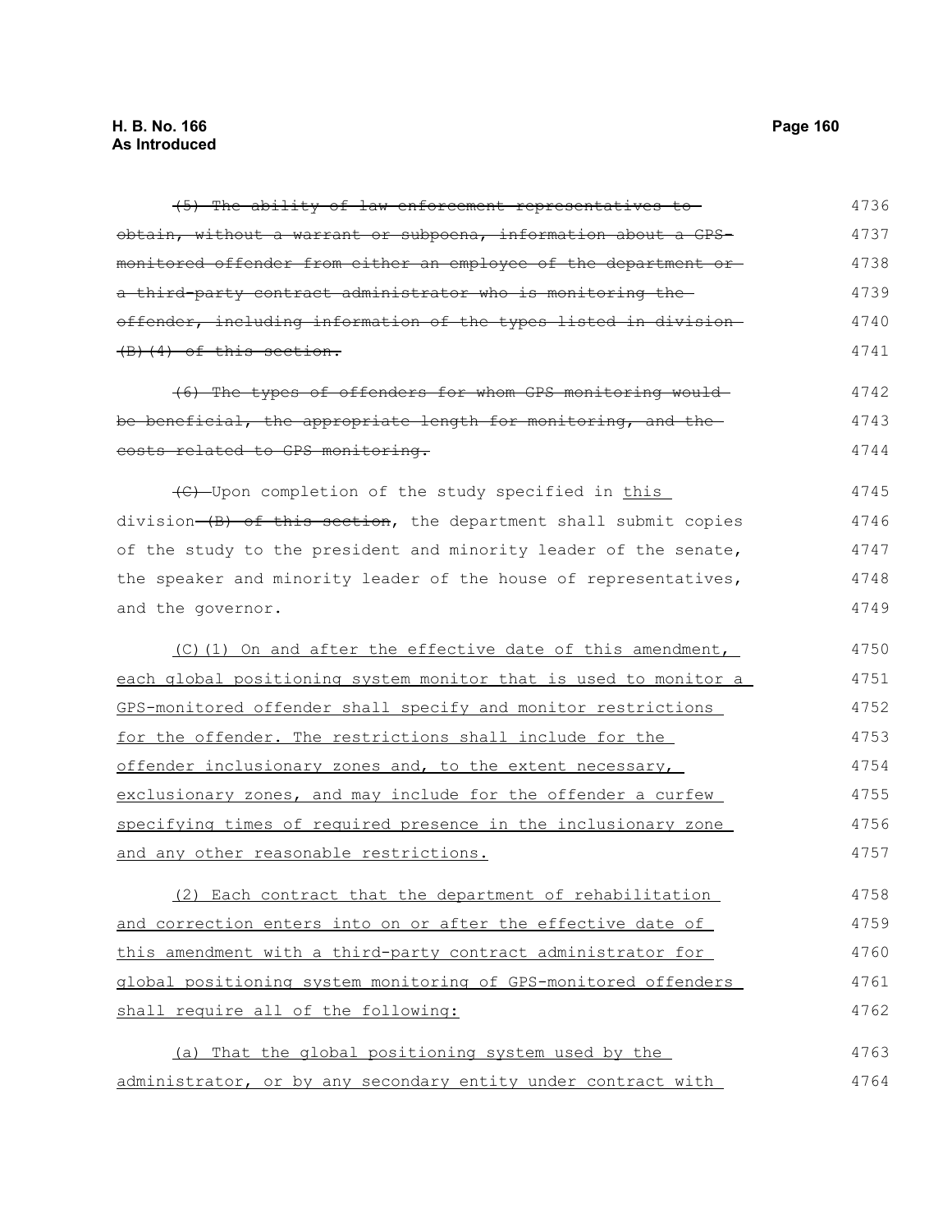~~(5) The ability of law enforcement representatives to obtain, without a warrant or subpoena, information about a GPS-monitored offender from either an employee of the department or a third-party contract administrator who is monitoring the offender, including information of the types listed in division (B)(4) of this section.~~

~~(6) The types of offenders for whom GPS monitoring would be beneficial, the appropriate length for monitoring, and the costs related to GPS monitoring.~~

~~(C)~~ Upon completion of the study specified in <u>this</u> division ~~(B) of this section~~, the department shall submit copies of the study to the president and minority leader of the senate, the speaker and minority leader of the house of representatives, and the governor.

<u>(C)(1) On and after the effective date of this amendment, each global positioning system monitor that is used to monitor a GPS-monitored offender shall specify and monitor restrictions for the offender. The restrictions shall include for the offender inclusionary zones and, to the extent necessary, exclusionary zones, and may include for the offender a curfew specifying times of required presence in the inclusionary zone and any other reasonable restrictions.</u>

<u>(2) Each contract that the department of rehabilitation and correction enters into on or after the effective date of this amendment with a third-party contract administrator for global positioning system monitoring of GPS-monitored offenders shall require all of the following:</u>

<u>(a) That the global positioning system used by the administrator, or by any secondary entity under contract with</u>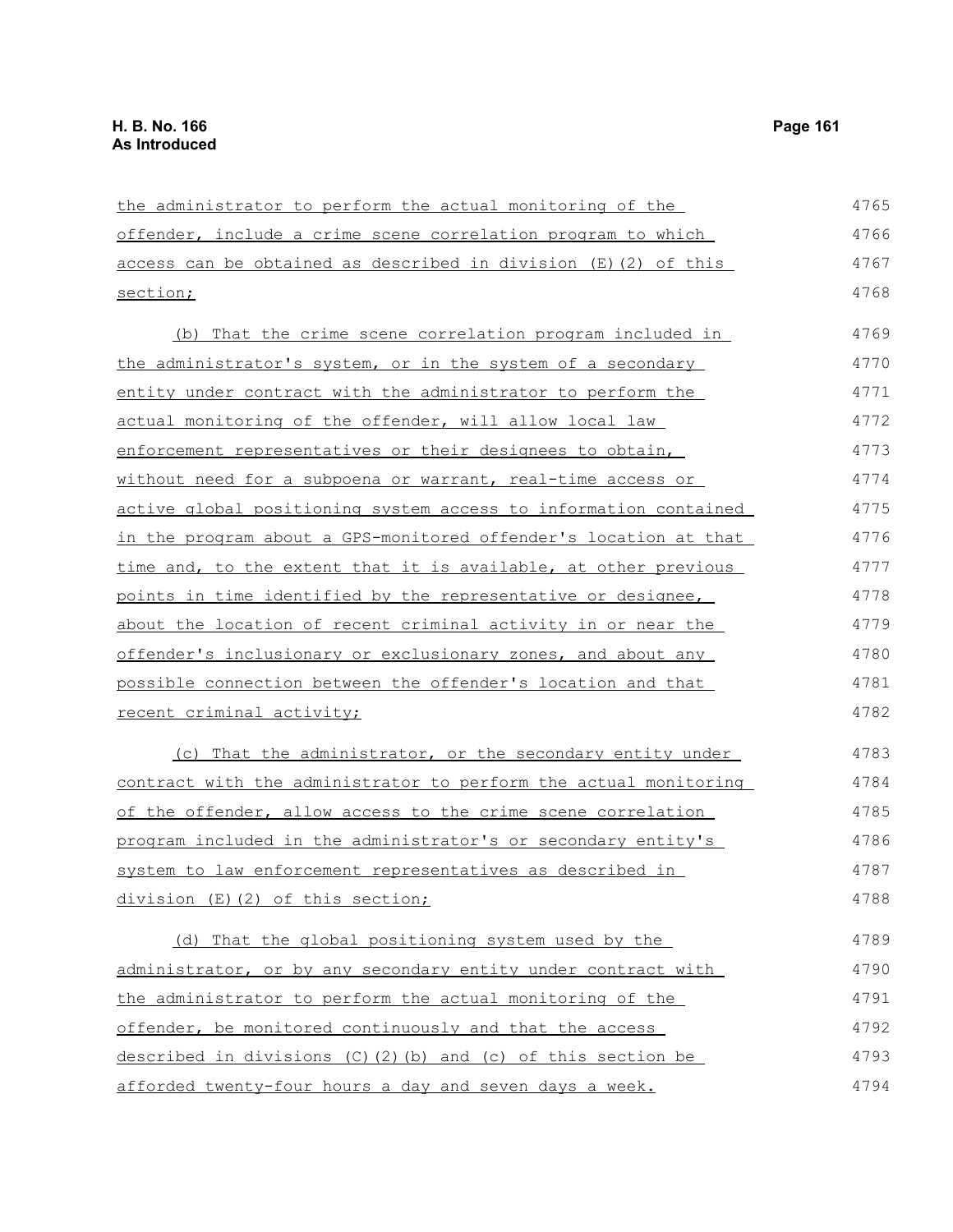the administrator to perform the actual monitoring of the offender, include a crime scene correlation program to which access can be obtained as described in division (E)(2) of this section;

(b) That the crime scene correlation program included in the administrator's system, or in the system of a secondary entity under contract with the administrator to perform the actual monitoring of the offender, will allow local law enforcement representatives or their designees to obtain, without need for a subpoena or warrant, real-time access or active global positioning system access to information contained in the program about a GPS-monitored offender's location at that time and, to the extent that it is available, at other previous points in time identified by the representative or designee, about the location of recent criminal activity in or near the offender's inclusionary or exclusionary zones, and about any possible connection between the offender's location and that recent criminal activity;

(c) That the administrator, or the secondary entity under contract with the administrator to perform the actual monitoring of the offender, allow access to the crime scene correlation program included in the administrator's or secondary entity's system to law enforcement representatives as described in division (E)(2) of this section;

(d) That the global positioning system used by the administrator, or by any secondary entity under contract with the administrator to perform the actual monitoring of the offender, be monitored continuously and that the access described in divisions (C)(2)(b) and (c) of this section be afforded twenty-four hours a day and seven days a week.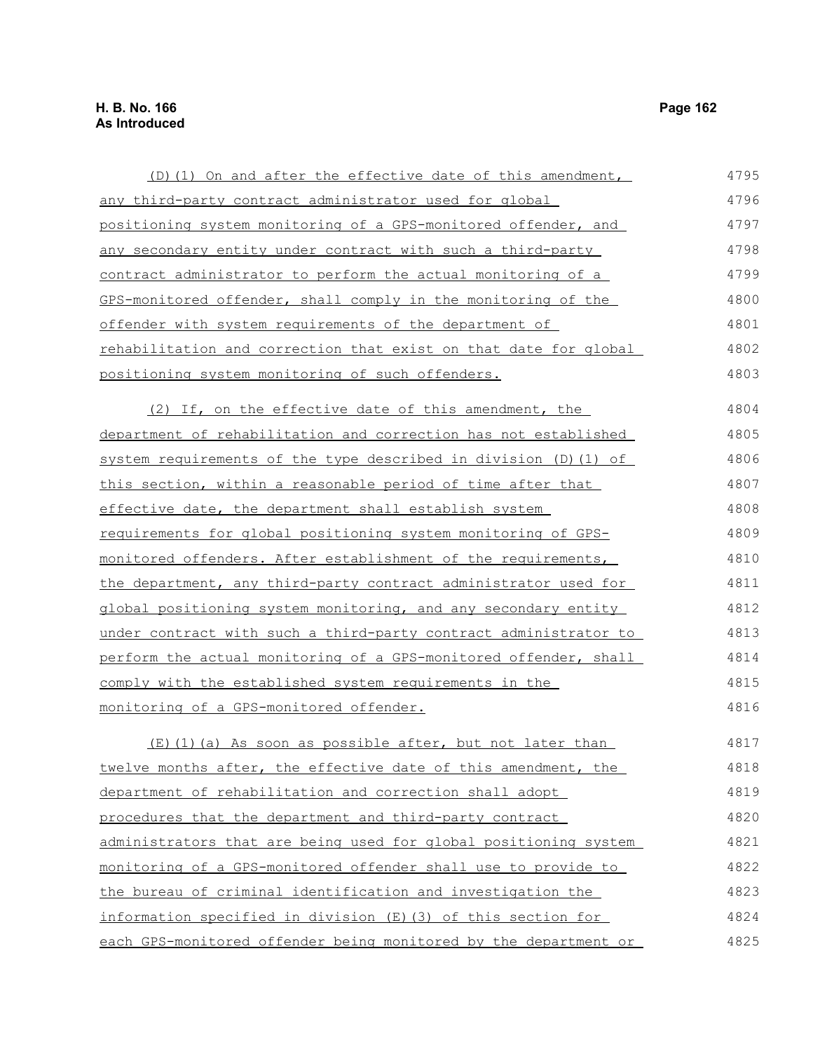(D)(1) On and after the effective date of this amendment, any third-party contract administrator used for global positioning system monitoring of a GPS-monitored offender, and any secondary entity under contract with such a third-party contract administrator to perform the actual monitoring of a GPS-monitored offender, shall comply in the monitoring of the offender with system requirements of the department of rehabilitation and correction that exist on that date for global positioning system monitoring of such offenders.

(2) If, on the effective date of this amendment, the department of rehabilitation and correction has not established system requirements of the type described in division (D)(1) of this section, within a reasonable period of time after that effective date, the department shall establish system requirements for global positioning system monitoring of GPS-monitored offenders. After establishment of the requirements, the department, any third-party contract administrator used for global positioning system monitoring, and any secondary entity under contract with such a third-party contract administrator to perform the actual monitoring of a GPS-monitored offender, shall comply with the established system requirements in the monitoring of a GPS-monitored offender.

(E)(1)(a) As soon as possible after, but not later than twelve months after, the effective date of this amendment, the department of rehabilitation and correction shall adopt procedures that the department and third-party contract administrators that are being used for global positioning system monitoring of a GPS-monitored offender shall use to provide to the bureau of criminal identification and investigation the information specified in division (E)(3) of this section for each GPS-monitored offender being monitored by the department or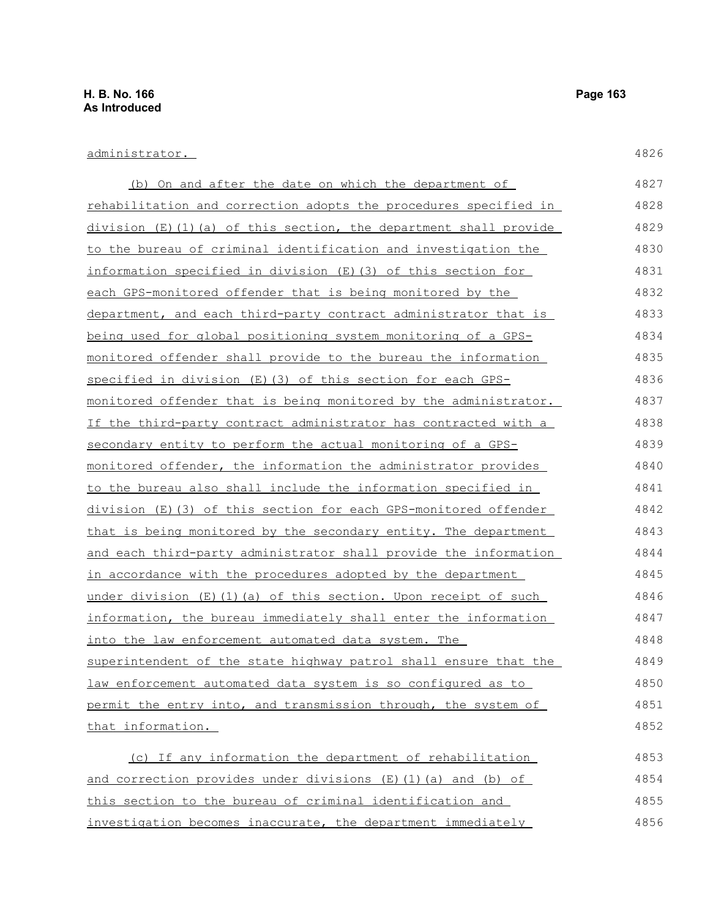administrator.

(b) On and after the date on which the department of rehabilitation and correction adopts the procedures specified in division (E)(1)(a) of this section, the department shall provide to the bureau of criminal identification and investigation the information specified in division (E)(3) of this section for each GPS-monitored offender that is being monitored by the department, and each third-party contract administrator that is being used for global positioning system monitoring of a GPS-monitored offender shall provide to the bureau the information specified in division (E)(3) of this section for each GPS-monitored offender that is being monitored by the administrator. If the third-party contract administrator has contracted with a secondary entity to perform the actual monitoring of a GPS-monitored offender, the information the administrator provides to the bureau also shall include the information specified in division (E)(3) of this section for each GPS-monitored offender that is being monitored by the secondary entity. The department and each third-party administrator shall provide the information in accordance with the procedures adopted by the department under division (E)(1)(a) of this section. Upon receipt of such information, the bureau immediately shall enter the information into the law enforcement automated data system. The superintendent of the state highway patrol shall ensure that the law enforcement automated data system is so configured as to permit the entry into, and transmission through, the system of that information.

(c) If any information the department of rehabilitation and correction provides under divisions (E)(1)(a) and (b) of this section to the bureau of criminal identification and investigation becomes inaccurate, the department immediately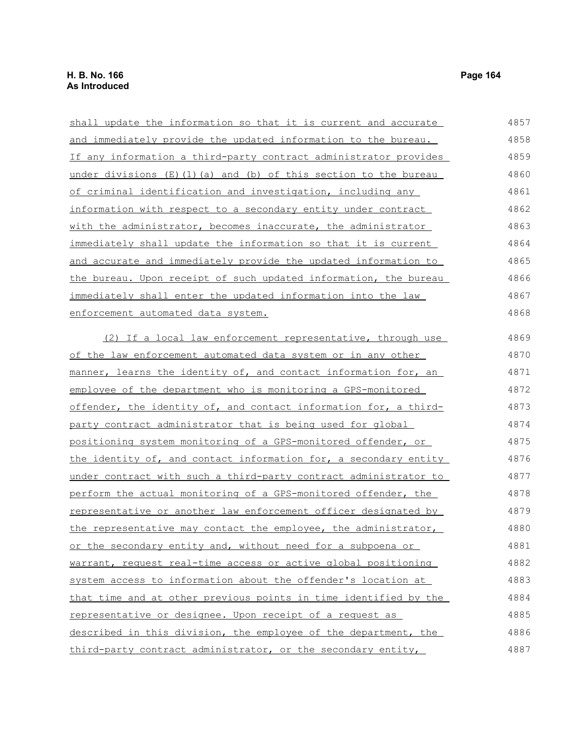shall update the information so that it is current and accurate and immediately provide the updated information to the bureau. If any information a third-party contract administrator provides under divisions (E)(1)(a) and (b) of this section to the bureau of criminal identification and investigation, including any information with respect to a secondary entity under contract with the administrator, becomes inaccurate, the administrator immediately shall update the information so that it is current and accurate and immediately provide the updated information to the bureau. Upon receipt of such updated information, the bureau immediately shall enter the updated information into the law enforcement automated data system.

(2) If a local law enforcement representative, through use of the law enforcement automated data system or in any other manner, learns the identity of, and contact information for, an employee of the department who is monitoring a GPS-monitored offender, the identity of, and contact information for, a third-party contract administrator that is being used for global positioning system monitoring of a GPS-monitored offender, or the identity of, and contact information for, a secondary entity under contract with such a third-party contract administrator to perform the actual monitoring of a GPS-monitored offender, the representative or another law enforcement officer designated by the representative may contact the employee, the administrator, or the secondary entity and, without need for a subpoena or warrant, request real-time access or active global positioning system access to information about the offender's location at that time and at other previous points in time identified by the representative or designee. Upon receipt of a request as described in this division, the employee of the department, the third-party contract administrator, or the secondary entity,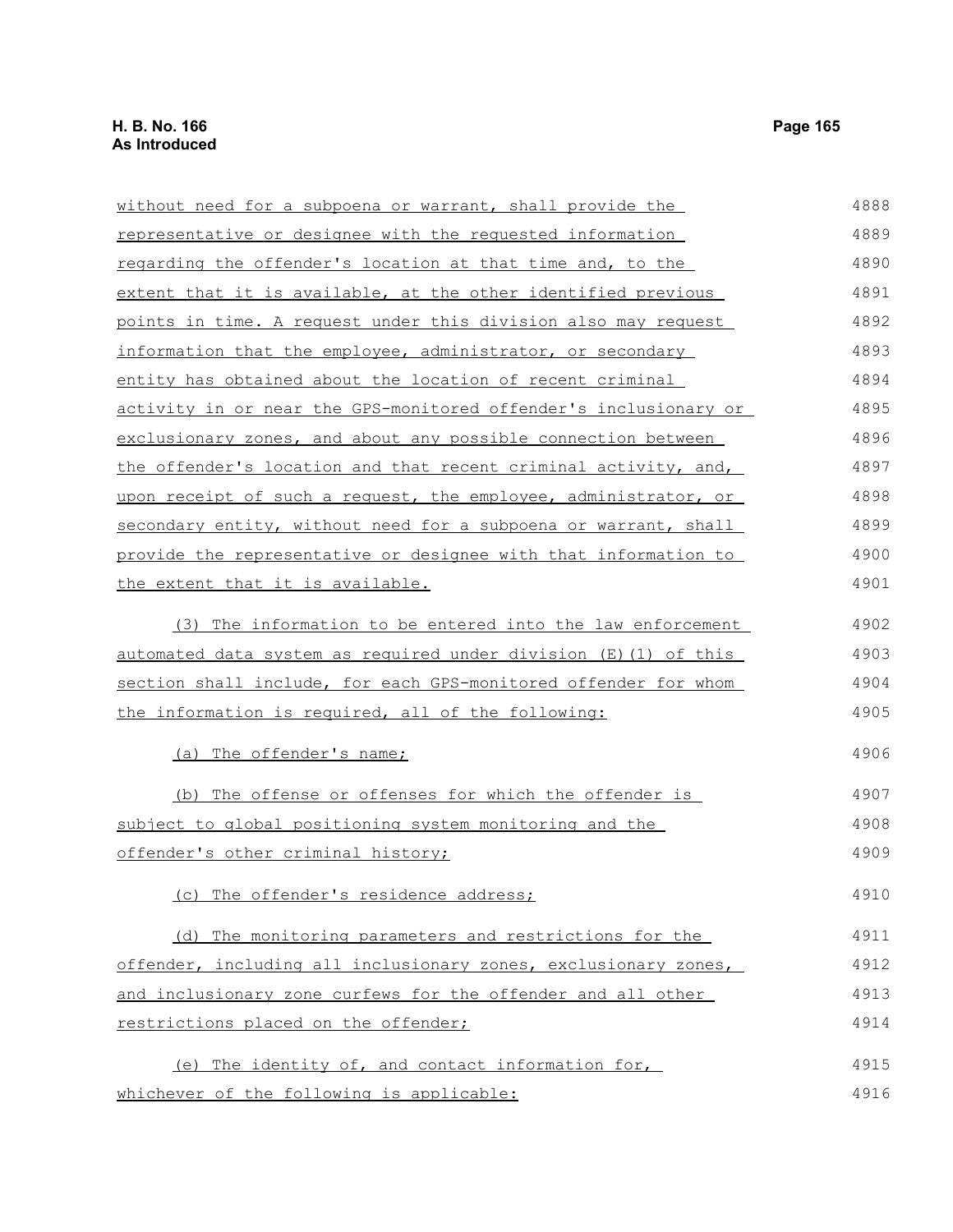without need for a subpoena or warrant, shall provide the representative or designee with the requested information regarding the offender's location at that time and, to the extent that it is available, at the other identified previous points in time. A request under this division also may request information that the employee, administrator, or secondary entity has obtained about the location of recent criminal activity in or near the GPS-monitored offender's inclusionary or exclusionary zones, and about any possible connection between the offender's location and that recent criminal activity, and, upon receipt of such a request, the employee, administrator, or secondary entity, without need for a subpoena or warrant, shall provide the representative or designee with that information to the extent that it is available.

(3) The information to be entered into the law enforcement automated data system as required under division (E)(1) of this section shall include, for each GPS-monitored offender for whom the information is required, all of the following:

(a) The offender's name;

(b) The offense or offenses for which the offender is subject to global positioning system monitoring and the offender's other criminal history;

(c) The offender's residence address;

(d) The monitoring parameters and restrictions for the offender, including all inclusionary zones, exclusionary zones, and inclusionary zone curfews for the offender and all other restrictions placed on the offender;

(e) The identity of, and contact information for, whichever of the following is applicable: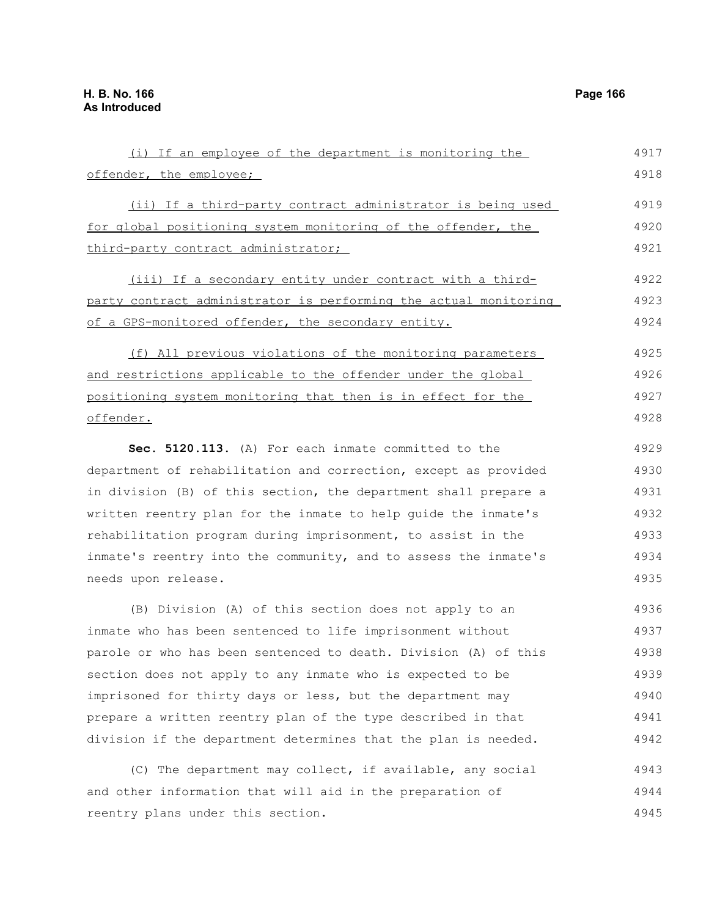(i) If an employee of the department is monitoring the offender, the employee;

(ii) If a third-party contract administrator is being used for global positioning system monitoring of the offender, the third-party contract administrator;

(iii) If a secondary entity under contract with a third-party contract administrator is performing the actual monitoring of a GPS-monitored offender, the secondary entity.

(f) All previous violations of the monitoring parameters and restrictions applicable to the offender under the global positioning system monitoring that then is in effect for the offender.

**Sec. 5120.113.** (A) For each inmate committed to the department of rehabilitation and correction, except as provided in division (B) of this section, the department shall prepare a written reentry plan for the inmate to help guide the inmate's rehabilitation program during imprisonment, to assist in the inmate's reentry into the community, and to assess the inmate's needs upon release.

(B) Division (A) of this section does not apply to an inmate who has been sentenced to life imprisonment without parole or who has been sentenced to death. Division (A) of this section does not apply to any inmate who is expected to be imprisoned for thirty days or less, but the department may prepare a written reentry plan of the type described in that division if the department determines that the plan is needed.

(C) The department may collect, if available, any social and other information that will aid in the preparation of reentry plans under this section.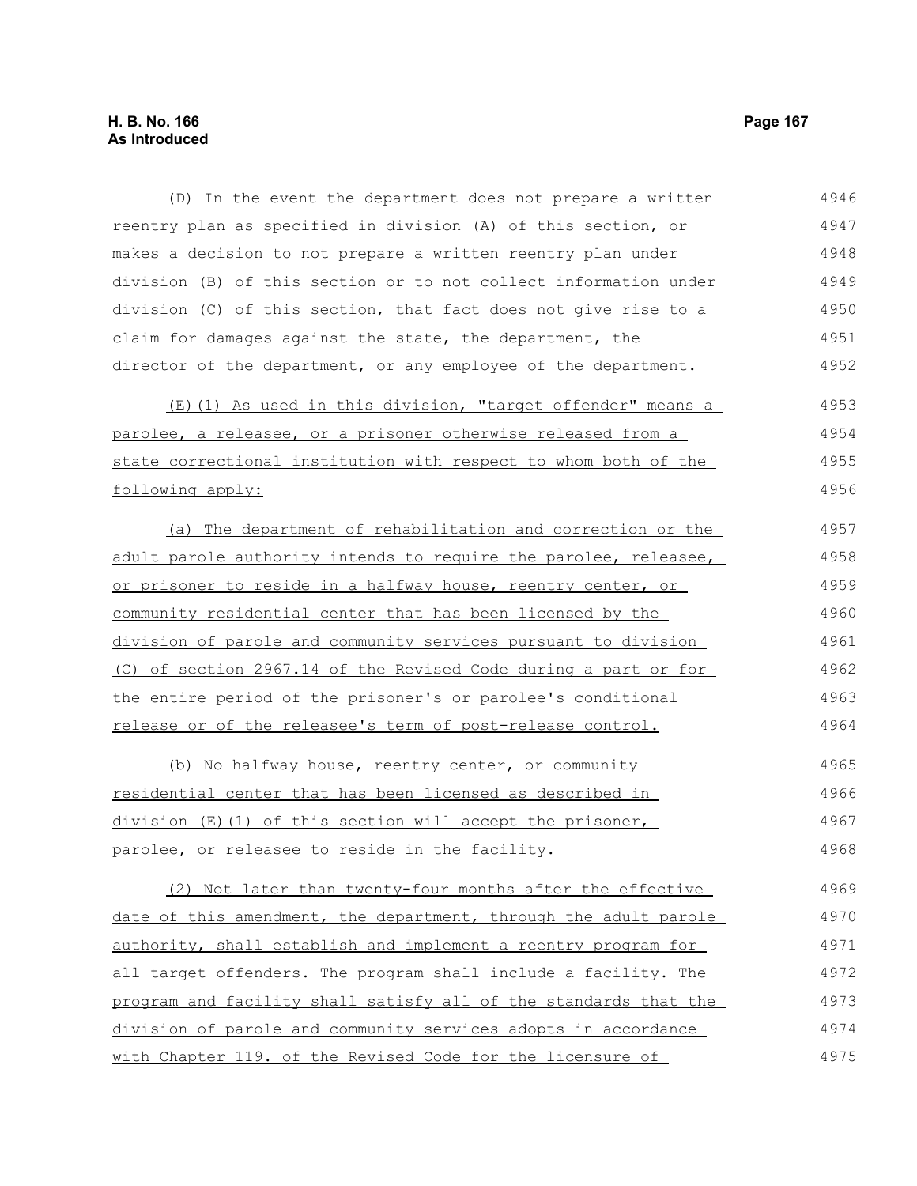(D) In the event the department does not prepare a written reentry plan as specified in division (A) of this section, or makes a decision to not prepare a written reentry plan under division (B) of this section or to not collect information under division (C) of this section, that fact does not give rise to a claim for damages against the state, the department, the director of the department, or any employee of the department.

<u>(E)(1) As used in this division, "target offender" means a parolee, a releasee, or a prisoner otherwise released from a state correctional institution with respect to whom both of the following apply:</u>

<u>(a) The department of rehabilitation and correction or the adult parole authority intends to require the parolee, releasee, or prisoner to reside in a halfway house, reentry center, or community residential center that has been licensed by the division of parole and community services pursuant to division (C) of section 2967.14 of the Revised Code during a part or for the entire period of the prisoner's or parolee's conditional release or of the releasee's term of post-release control.</u>

<u>(b) No halfway house, reentry center, or community residential center that has been licensed as described in division (E)(1) of this section will accept the prisoner, parolee, or releasee to reside in the facility.</u>

<u>(2) Not later than twenty-four months after the effective date of this amendment, the department, through the adult parole authority, shall establish and implement a reentry program for all target offenders. The program shall include a facility. The program and facility shall satisfy all of the standards that the division of parole and community services adopts in accordance with Chapter 119. of the Revised Code for the licensure of</u>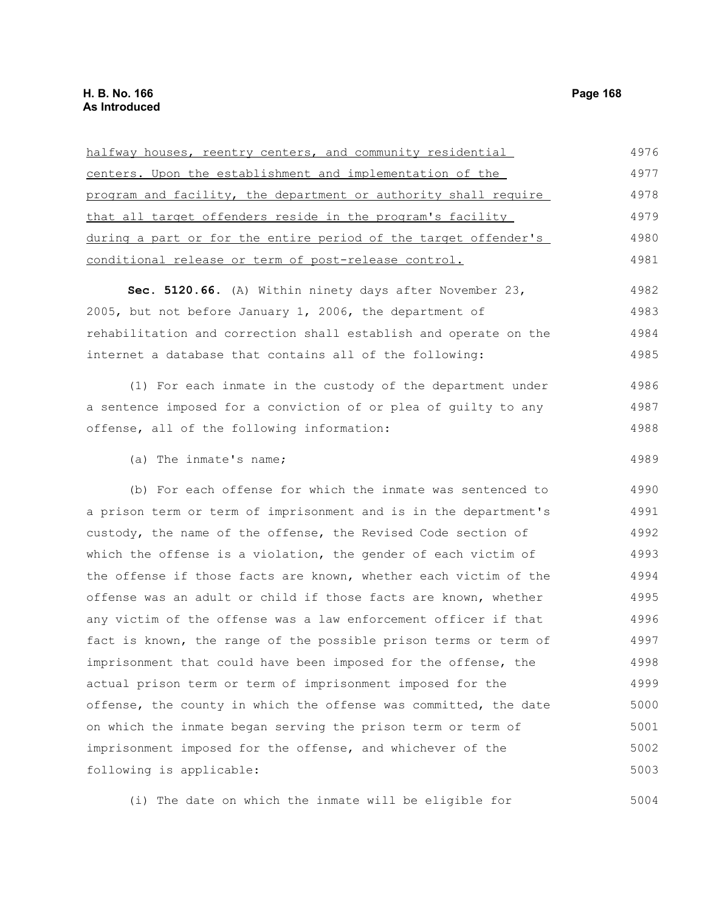halfway houses, reentry centers, and community residential centers. Upon the establishment and implementation of the program and facility, the department or authority shall require that all target offenders reside in the program's facility during a part or for the entire period of the target offender's conditional release or term of post-release control.

**Sec. 5120.66.** (A) Within ninety days after November 23, 2005, but not before January 1, 2006, the department of rehabilitation and correction shall establish and operate on the internet a database that contains all of the following:

(1) For each inmate in the custody of the department under a sentence imposed for a conviction of or plea of guilty to any offense, all of the following information:

(a) The inmate's name;

(b) For each offense for which the inmate was sentenced to a prison term or term of imprisonment and is in the department's custody, the name of the offense, the Revised Code section of which the offense is a violation, the gender of each victim of the offense if those facts are known, whether each victim of the offense was an adult or child if those facts are known, whether any victim of the offense was a law enforcement officer if that fact is known, the range of the possible prison terms or term of imprisonment that could have been imposed for the offense, the actual prison term or term of imprisonment imposed for the offense, the county in which the offense was committed, the date on which the inmate began serving the prison term or term of imprisonment imposed for the offense, and whichever of the following is applicable:

(i) The date on which the inmate will be eligible for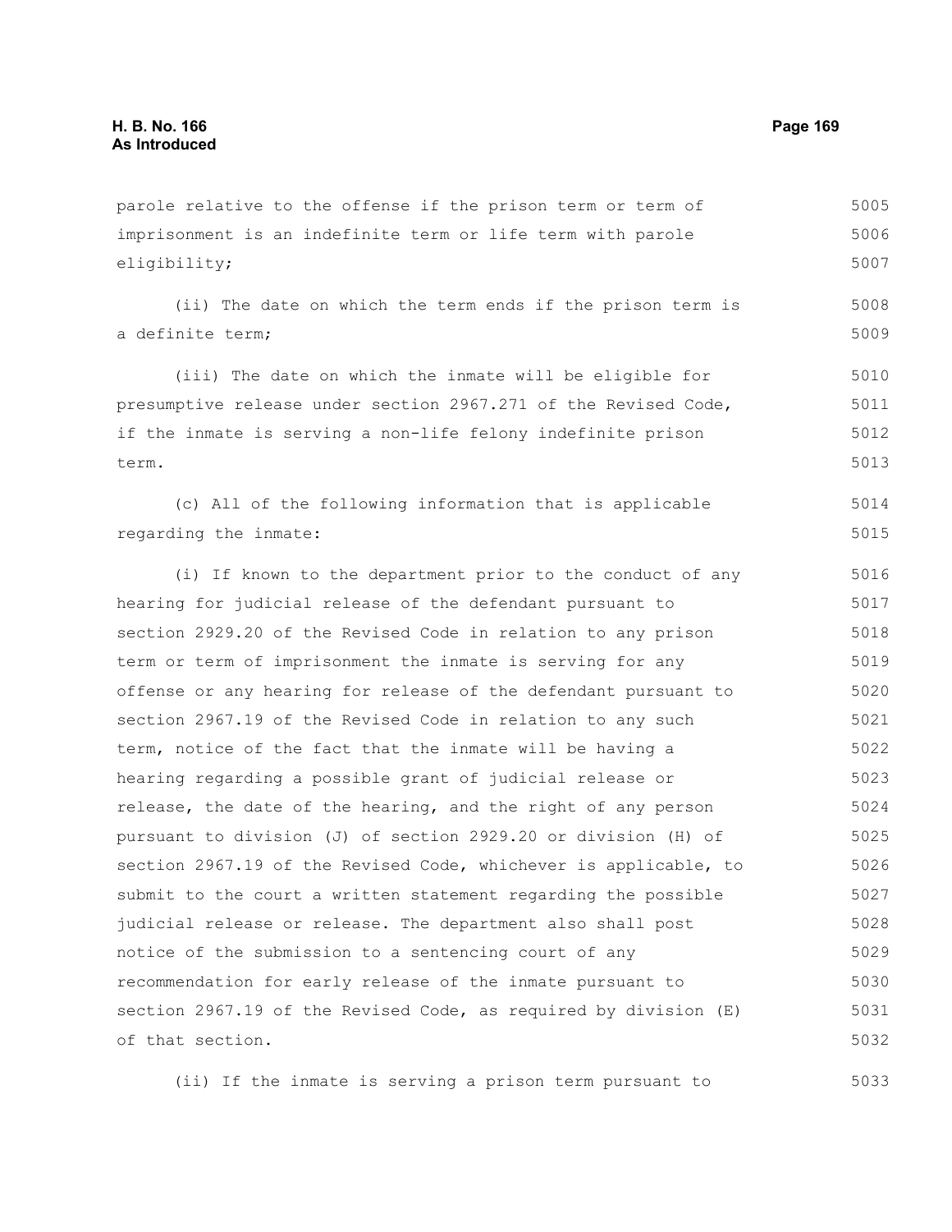parole relative to the offense if the prison term or term of imprisonment is an indefinite term or life term with parole eligibility;

(ii) The date on which the term ends if the prison term is a definite term;

(iii) The date on which the inmate will be eligible for presumptive release under section 2967.271 of the Revised Code, if the inmate is serving a non-life felony indefinite prison term.

(c) All of the following information that is applicable regarding the inmate:

(i) If known to the department prior to the conduct of any hearing for judicial release of the defendant pursuant to section 2929.20 of the Revised Code in relation to any prison term or term of imprisonment the inmate is serving for any offense or any hearing for release of the defendant pursuant to section 2967.19 of the Revised Code in relation to any such term, notice of the fact that the inmate will be having a hearing regarding a possible grant of judicial release or release, the date of the hearing, and the right of any person pursuant to division (J) of section 2929.20 or division (H) of section 2967.19 of the Revised Code, whichever is applicable, to submit to the court a written statement regarding the possible judicial release or release. The department also shall post notice of the submission to a sentencing court of any recommendation for early release of the inmate pursuant to section 2967.19 of the Revised Code, as required by division (E) of that section.

(ii) If the inmate is serving a prison term pursuant to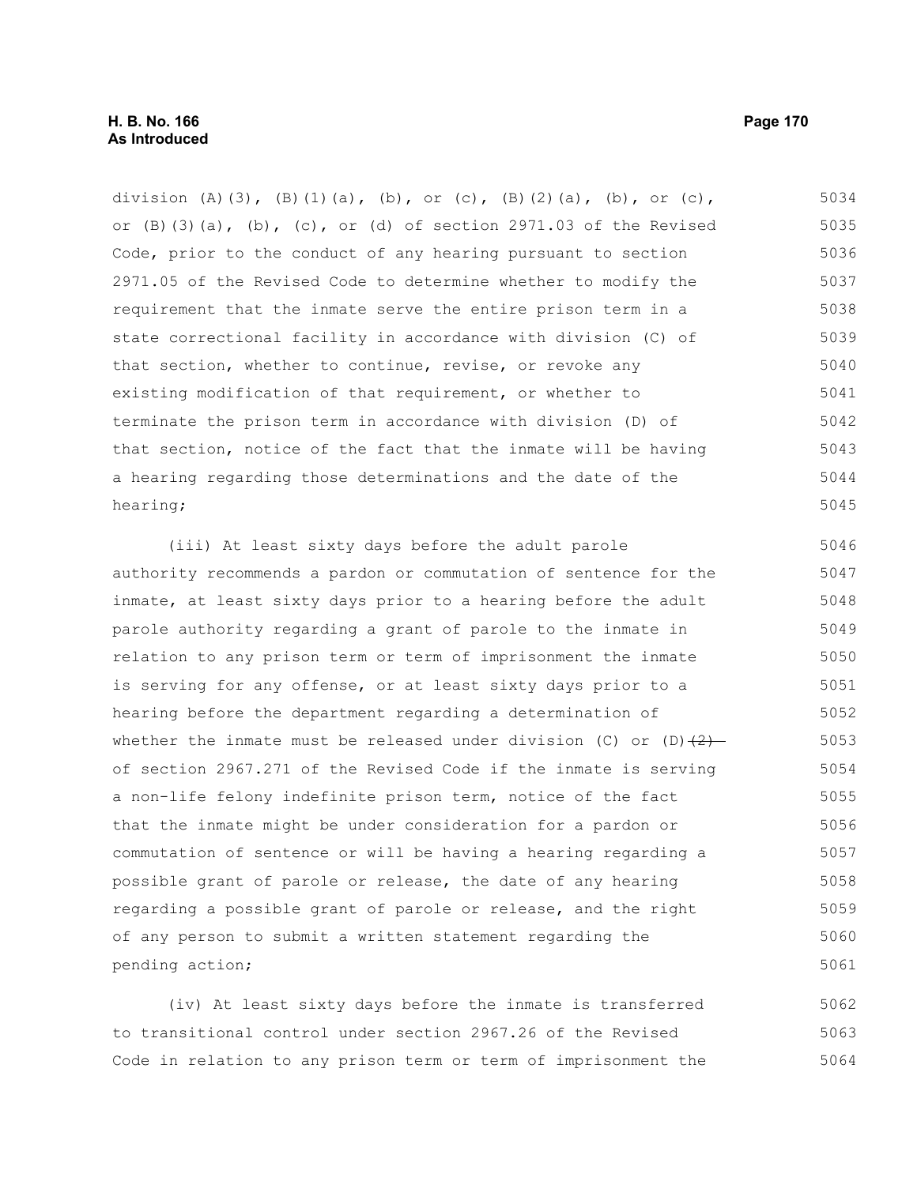division (A)(3), (B)(1)(a), (b), or (c), (B)(2)(a), (b), or (c), or (B)(3)(a), (b), (c), or (d) of section 2971.03 of the Revised Code, prior to the conduct of any hearing pursuant to section 2971.05 of the Revised Code to determine whether to modify the requirement that the inmate serve the entire prison term in a state correctional facility in accordance with division (C) of that section, whether to continue, revise, or revoke any existing modification of that requirement, or whether to terminate the prison term in accordance with division (D) of that section, notice of the fact that the inmate will be having a hearing regarding those determinations and the date of the hearing;

(iii) At least sixty days before the adult parole authority recommends a pardon or commutation of sentence for the inmate, at least sixty days prior to a hearing before the adult parole authority regarding a grant of parole to the inmate in relation to any prison term or term of imprisonment the inmate is serving for any offense, or at least sixty days prior to a hearing before the department regarding a determination of whether the inmate must be released under division (C) or (D)~~(2)~~ of section 2967.271 of the Revised Code if the inmate is serving a non-life felony indefinite prison term, notice of the fact that the inmate might be under consideration for a pardon or commutation of sentence or will be having a hearing regarding a possible grant of parole or release, the date of any hearing regarding a possible grant of parole or release, and the right of any person to submit a written statement regarding the pending action;

(iv) At least sixty days before the inmate is transferred to transitional control under section 2967.26 of the Revised Code in relation to any prison term or term of imprisonment the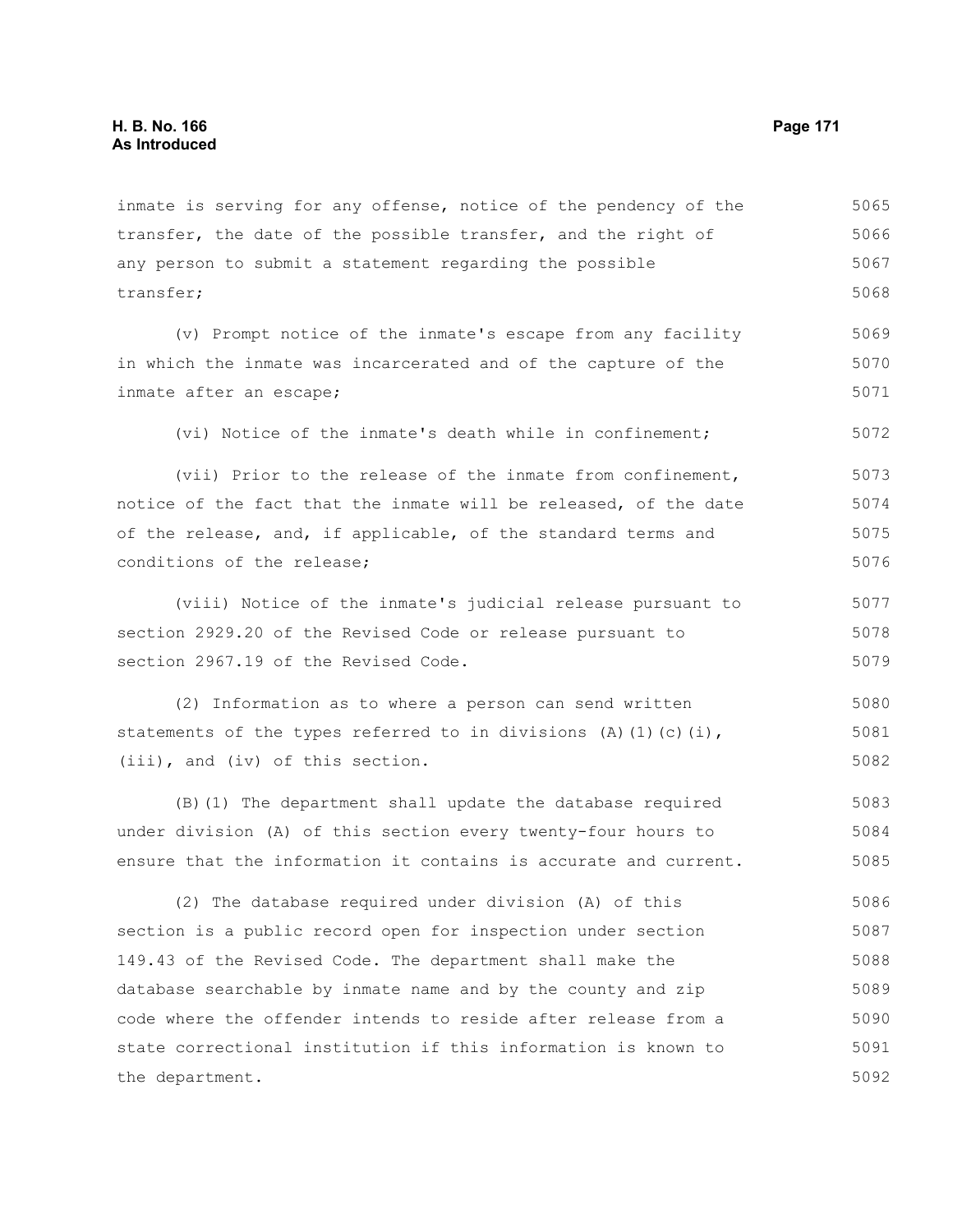inmate is serving for any offense, notice of the pendency of the transfer, the date of the possible transfer, and the right of any person to submit a statement regarding the possible transfer;

(v) Prompt notice of the inmate's escape from any facility in which the inmate was incarcerated and of the capture of the inmate after an escape;

(vi) Notice of the inmate's death while in confinement;

(vii) Prior to the release of the inmate from confinement, notice of the fact that the inmate will be released, of the date of the release, and, if applicable, of the standard terms and conditions of the release;

(viii) Notice of the inmate's judicial release pursuant to section 2929.20 of the Revised Code or release pursuant to section 2967.19 of the Revised Code.

(2) Information as to where a person can send written statements of the types referred to in divisions (A)(1)(c)(i), (iii), and (iv) of this section.

(B)(1) The department shall update the database required under division (A) of this section every twenty-four hours to ensure that the information it contains is accurate and current.

(2) The database required under division (A) of this section is a public record open for inspection under section 149.43 of the Revised Code. The department shall make the database searchable by inmate name and by the county and zip code where the offender intends to reside after release from a state correctional institution if this information is known to the department.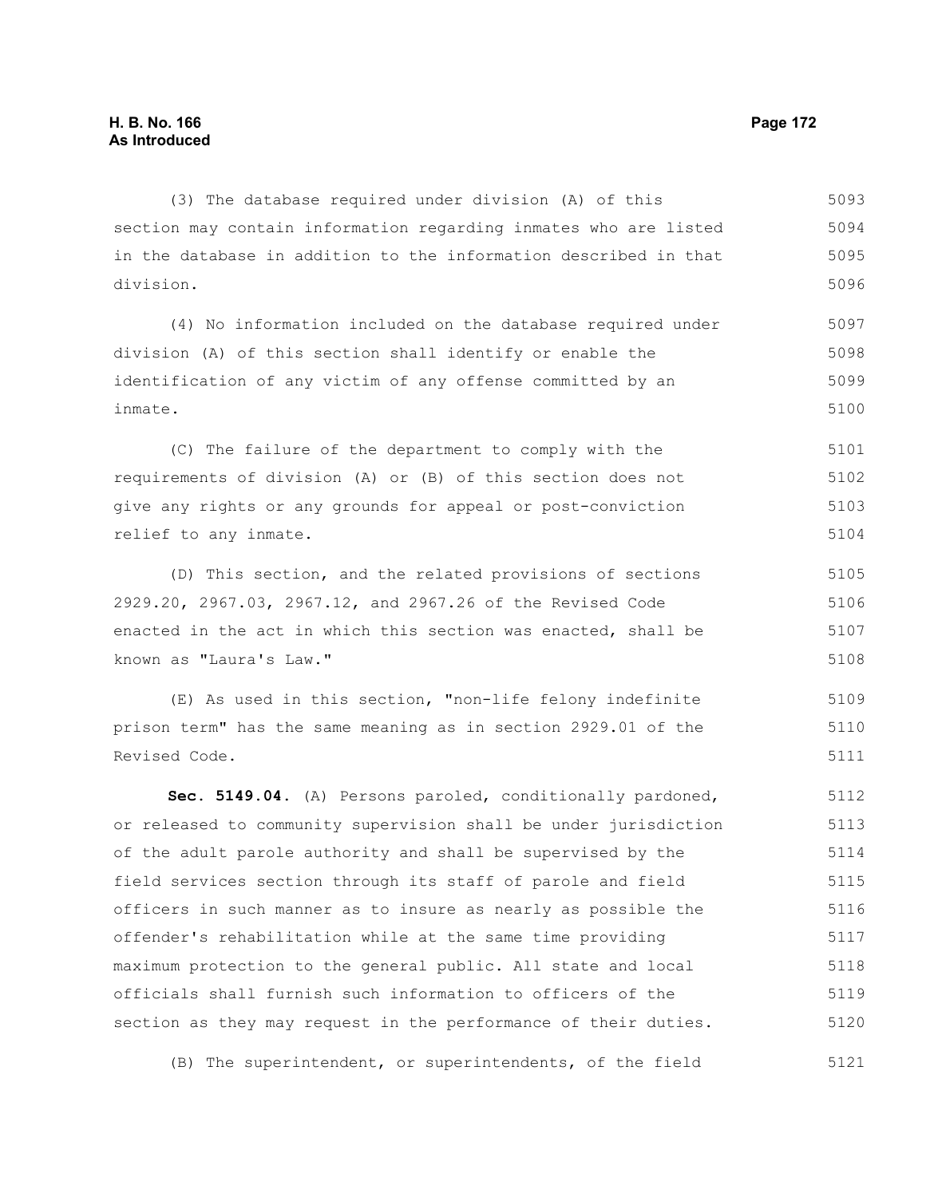(3) The database required under division (A) of this section may contain information regarding inmates who are listed in the database in addition to the information described in that division.

(4) No information included on the database required under division (A) of this section shall identify or enable the identification of any victim of any offense committed by an inmate.

(C) The failure of the department to comply with the requirements of division (A) or (B) of this section does not give any rights or any grounds for appeal or post-conviction relief to any inmate.

(D) This section, and the related provisions of sections 2929.20, 2967.03, 2967.12, and 2967.26 of the Revised Code enacted in the act in which this section was enacted, shall be known as "Laura's Law."

(E) As used in this section, "non-life felony indefinite prison term" has the same meaning as in section 2929.01 of the Revised Code.

**Sec. 5149.04.** (A) Persons paroled, conditionally pardoned, or released to community supervision shall be under jurisdiction of the adult parole authority and shall be supervised by the field services section through its staff of parole and field officers in such manner as to insure as nearly as possible the offender's rehabilitation while at the same time providing maximum protection to the general public. All state and local officials shall furnish such information to officers of the section as they may request in the performance of their duties.

(B) The superintendent, or superintendents, of the field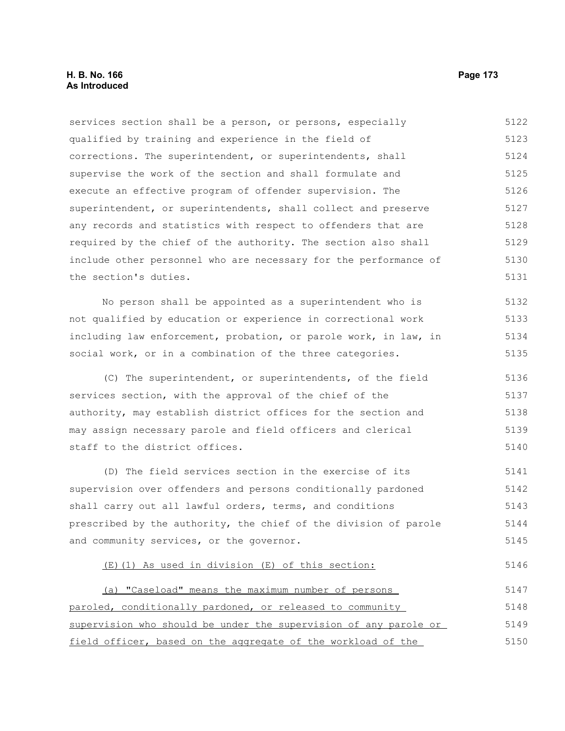services section shall be a person, or persons, especially qualified by training and experience in the field of corrections. The superintendent, or superintendents, shall supervise the work of the section and shall formulate and execute an effective program of offender supervision. The superintendent, or superintendents, shall collect and preserve any records and statistics with respect to offenders that are required by the chief of the authority. The section also shall include other personnel who are necessary for the performance of the section's duties.

No person shall be appointed as a superintendent who is not qualified by education or experience in correctional work including law enforcement, probation, or parole work, in law, in social work, or in a combination of the three categories.

(C) The superintendent, or superintendents, of the field services section, with the approval of the chief of the authority, may establish district offices for the section and may assign necessary parole and field officers and clerical staff to the district offices.

(D) The field services section in the exercise of its supervision over offenders and persons conditionally pardoned shall carry out all lawful orders, terms, and conditions prescribed by the authority, the chief of the division of parole and community services, or the governor.

<u>(E)(1) As used in division (E) of this section:</u>

<u>(a) "Caseload" means the maximum number of persons paroled, conditionally pardoned, or released to community supervision who should be under the supervision of any parole or field officer, based on the aggregate of the workload of the</u>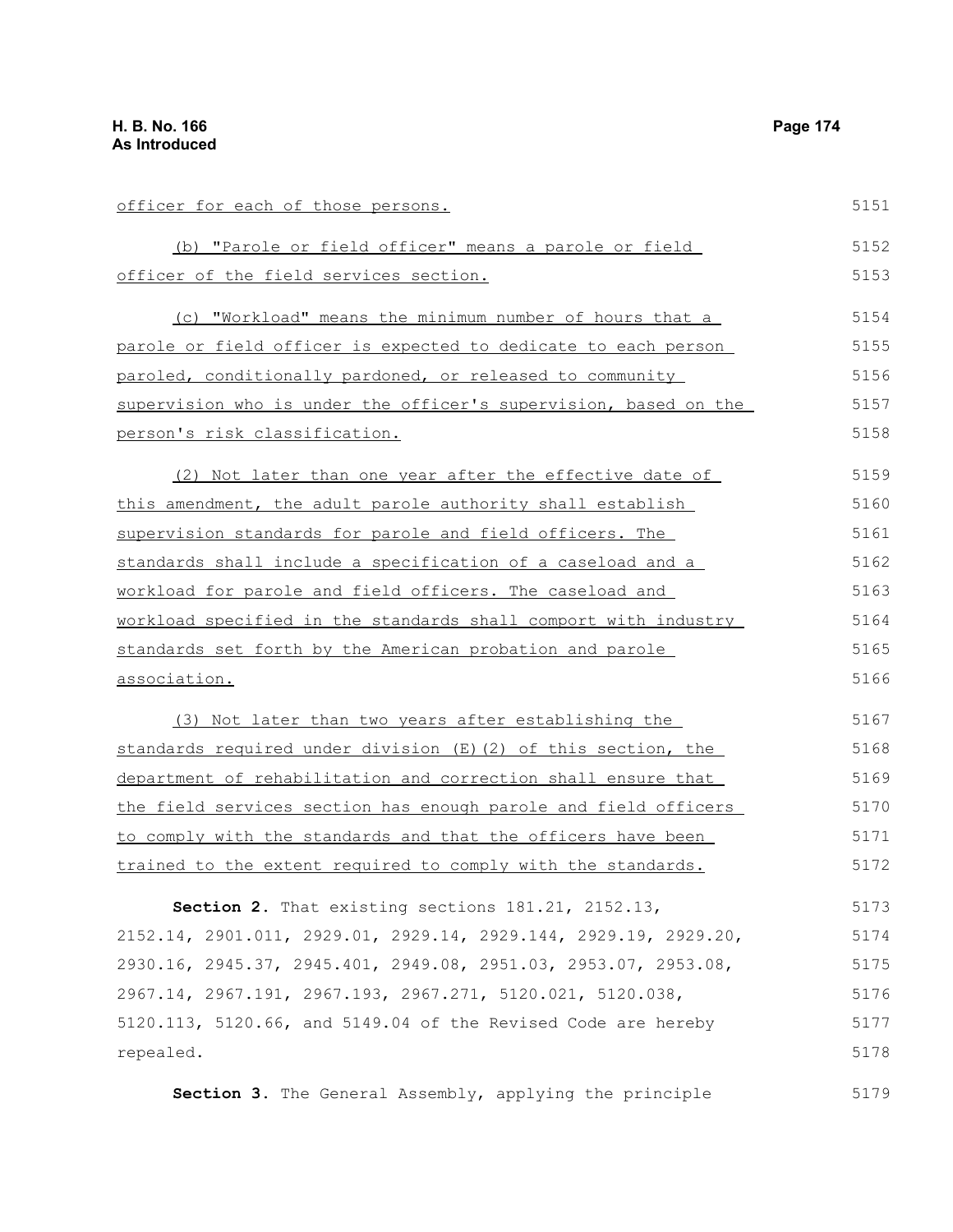officer for each of those persons.

(b) "Parole or field officer" means a parole or field officer of the field services section.

(c) "Workload" means the minimum number of hours that a parole or field officer is expected to dedicate to each person paroled, conditionally pardoned, or released to community supervision who is under the officer's supervision, based on the person's risk classification.

(2) Not later than one year after the effective date of this amendment, the adult parole authority shall establish supervision standards for parole and field officers. The standards shall include a specification of a caseload and a workload for parole and field officers. The caseload and workload specified in the standards shall comport with industry standards set forth by the American probation and parole association.

(3) Not later than two years after establishing the standards required under division (E)(2) of this section, the department of rehabilitation and correction shall ensure that the field services section has enough parole and field officers to comply with the standards and that the officers have been trained to the extent required to comply with the standards.

**Section 2.** That existing sections 181.21, 2152.13, 2152.14, 2901.011, 2929.01, 2929.14, 2929.144, 2929.19, 2929.20, 2930.16, 2945.37, 2945.401, 2949.08, 2951.03, 2953.07, 2953.08, 2967.14, 2967.191, 2967.193, 2967.271, 5120.021, 5120.038, 5120.113, 5120.66, and 5149.04 of the Revised Code are hereby repealed.

**Section 3.** The General Assembly, applying the principle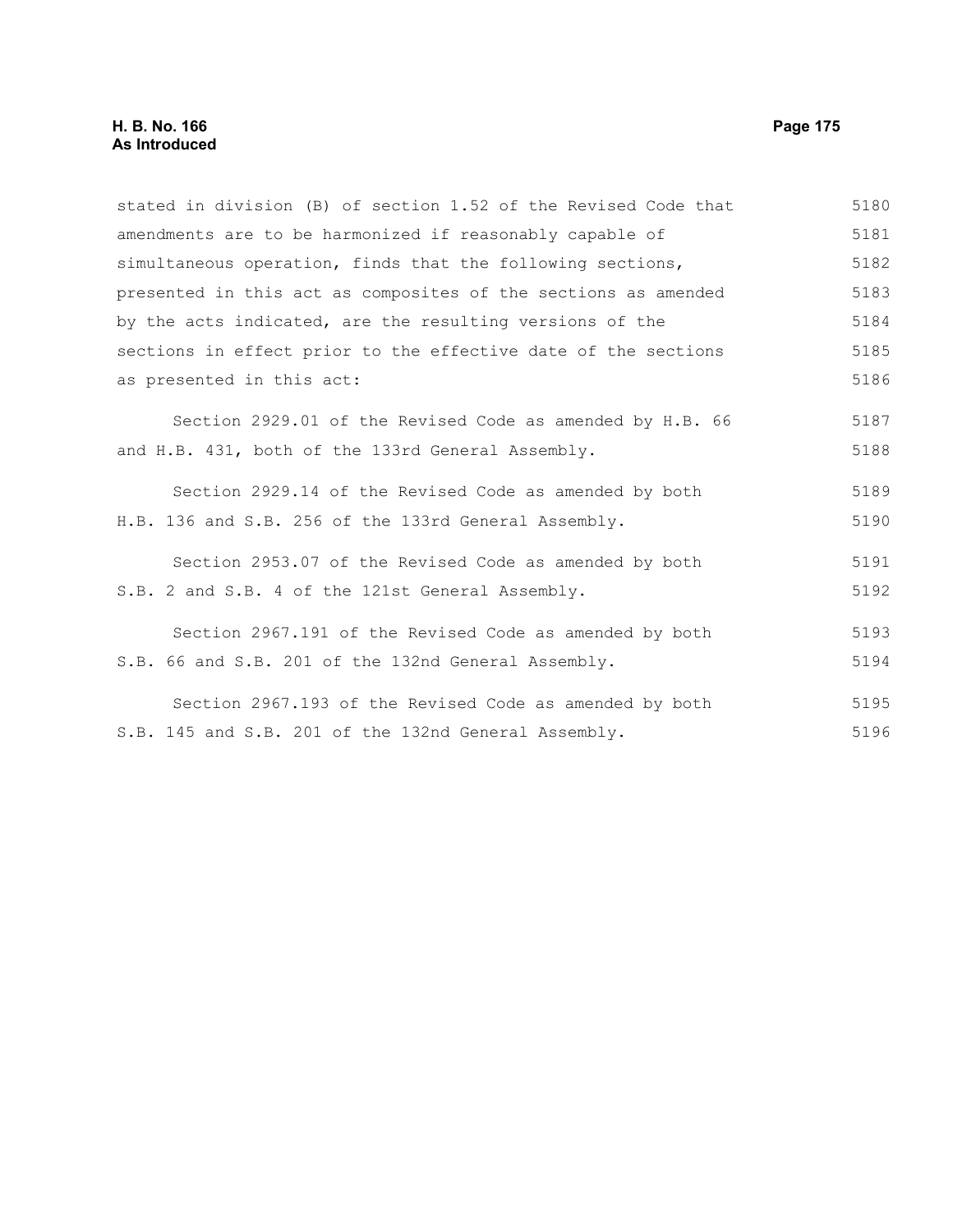stated in division (B) of section 1.52 of the Revised Code that amendments are to be harmonized if reasonably capable of simultaneous operation, finds that the following sections, presented in this act as composites of the sections as amended by the acts indicated, are the resulting versions of the sections in effect prior to the effective date of the sections as presented in this act:

Section 2929.01 of the Revised Code as amended by H.B. 66 and H.B. 431, both of the 133rd General Assembly.

Section 2929.14 of the Revised Code as amended by both H.B. 136 and S.B. 256 of the 133rd General Assembly.

Section 2953.07 of the Revised Code as amended by both S.B. 2 and S.B. 4 of the 121st General Assembly.

Section 2967.191 of the Revised Code as amended by both S.B. 66 and S.B. 201 of the 132nd General Assembly.

Section 2967.193 of the Revised Code as amended by both S.B. 145 and S.B. 201 of the 132nd General Assembly.